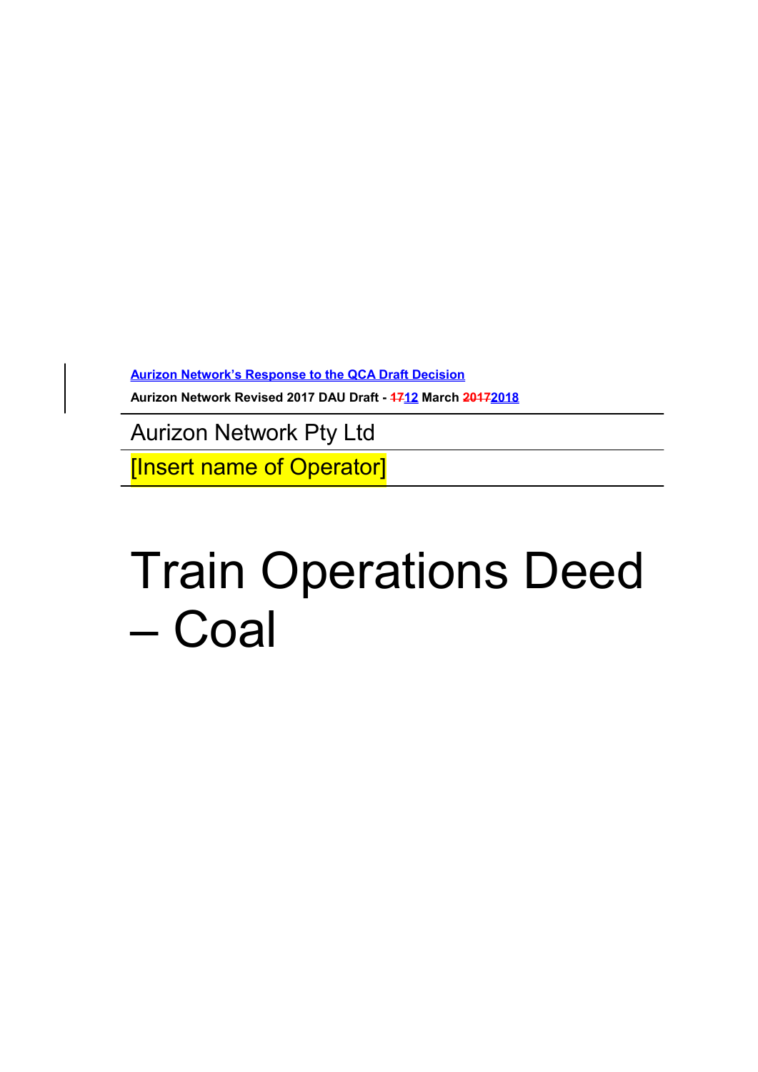**Aurizon Network's Response to the QCA Draft Decision**

**Aurizon Network Revised 2017 DAU Draft - ~~17~~12 March ~~2017~~2018**

Aurizon Network Pty Ltd

[Insert name of Operator]

# Train Operations Deed – Coal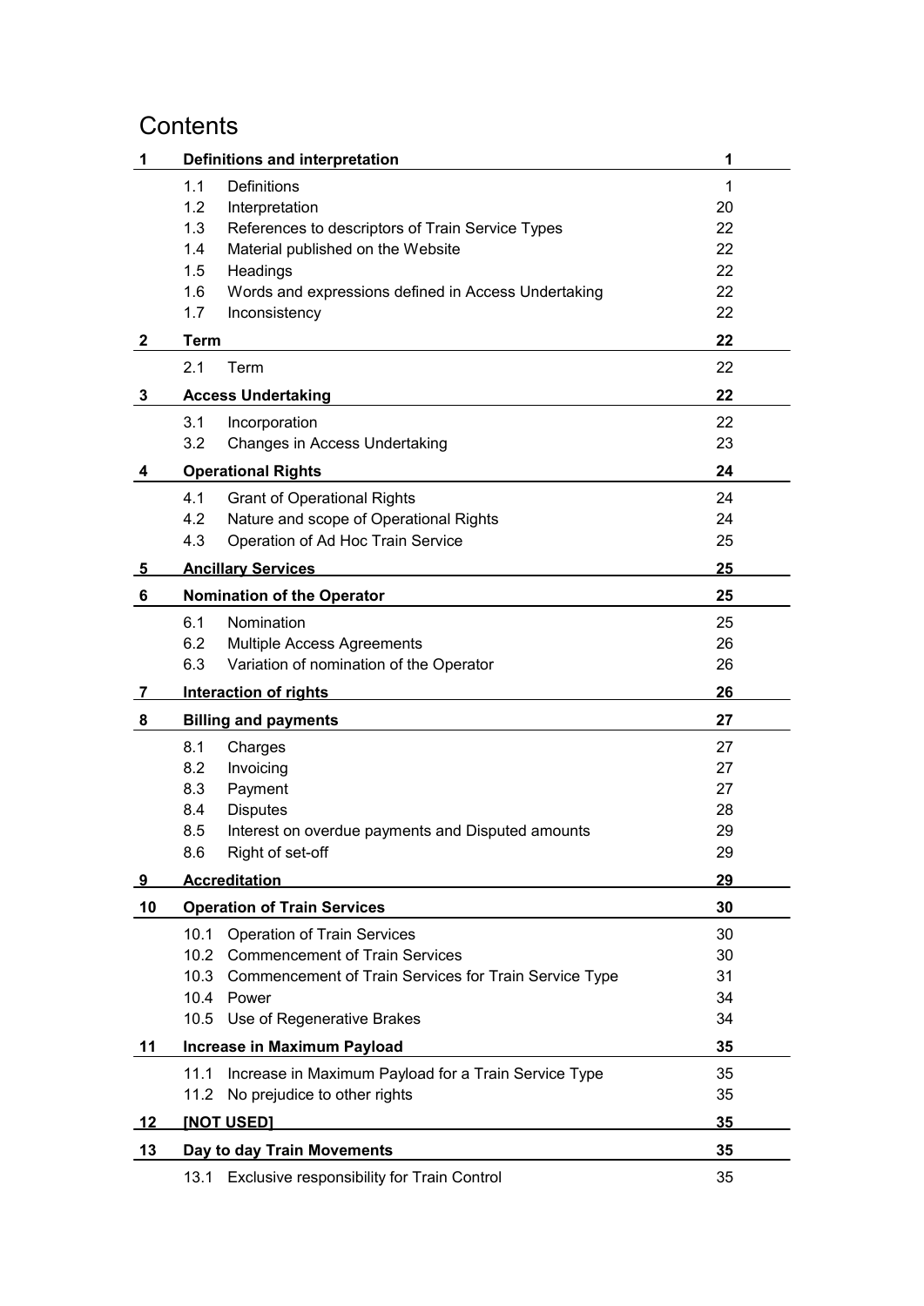# Contents

| | | |
|---|---|---|
| **1** | **Definitions and interpretation** | **1** |
| 1.1 | Definitions | 1 |
| 1.2 | Interpretation | 20 |
| 1.3 | References to descriptors of Train Service Types | 22 |
| 1.4 | Material published on the Website | 22 |
| 1.5 | Headings | 22 |
| 1.6 | Words and expressions defined in Access Undertaking | 22 |
| 1.7 | Inconsistency | 22 |
| **2** | **Term** | **22** |
| 2.1 | Term | 22 |
| **3** | **Access Undertaking** | **22** |
| 3.1 | Incorporation | 22 |
| 3.2 | Changes in Access Undertaking | 23 |
| **4** | **Operational Rights** | **24** |
| 4.1 | Grant of Operational Rights | 24 |
| 4.2 | Nature and scope of Operational Rights | 24 |
| 4.3 | Operation of Ad Hoc Train Service | 25 |
| **5** | **Ancillary Services** | **25** |
| **6** | **Nomination of the Operator** | **25** |
| 6.1 | Nomination | 25 |
| 6.2 | Multiple Access Agreements | 26 |
| 6.3 | Variation of nomination of the Operator | 26 |
| **7** | **Interaction of rights** | **26** |
| **8** | **Billing and payments** | **27** |
| 8.1 | Charges | 27 |
| 8.2 | Invoicing | 27 |
| 8.3 | Payment | 27 |
| 8.4 | Disputes | 28 |
| 8.5 | Interest on overdue payments and Disputed amounts | 29 |
| 8.6 | Right of set-off | 29 |
| **9** | **Accreditation** | **29** |
| **10** | **Operation of Train Services** | **30** |
| 10.1 | Operation of Train Services | 30 |
| 10.2 | Commencement of Train Services | 30 |
| 10.3 | Commencement of Train Services for Train Service Type | 31 |
| 10.4 | Power | 34 |
| 10.5 | Use of Regenerative Brakes | 34 |
| **11** | **Increase in Maximum Payload** | **35** |
| 11.1 | Increase in Maximum Payload for a Train Service Type | 35 |
| 11.2 | No prejudice to other rights | 35 |
| **12** | **[NOT USED]** | **35** |
| **13** | **Day to day Train Movements** | **35** |
| 13.1 | Exclusive responsibility for Train Control | 35 |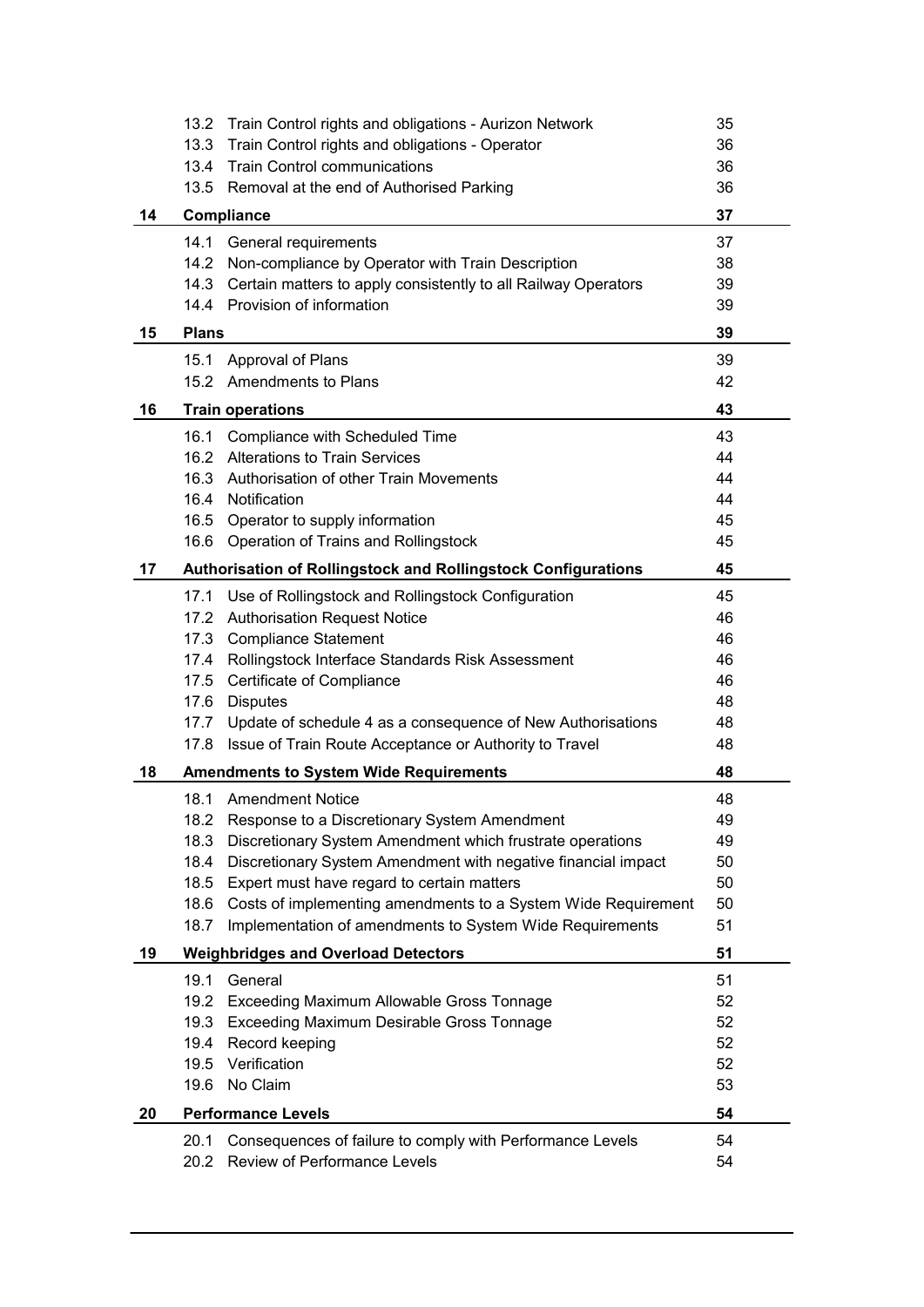| | | | |
|---|---|---|---|
| | 13.2 | Train Control rights and obligations - Aurizon Network | 35 |
| | 13.3 | Train Control rights and obligations - Operator | 36 |
| | 13.4 | Train Control communications | 36 |
| | 13.5 | Removal at the end of Authorised Parking | 36 |
| **14** | **Compliance** | | **37** |
| | 14.1 | General requirements | 37 |
| | 14.2 | Non-compliance by Operator with Train Description | 38 |
| | 14.3 | Certain matters to apply consistently to all Railway Operators | 39 |
| | 14.4 | Provision of information | 39 |
| **15** | **Plans** | | **39** |
| | 15.1 | Approval of Plans | 39 |
| | 15.2 | Amendments to Plans | 42 |
| **16** | **Train operations** | | **43** |
| | 16.1 | Compliance with Scheduled Time | 43 |
| | 16.2 | Alterations to Train Services | 44 |
| | 16.3 | Authorisation of other Train Movements | 44 |
| | 16.4 | Notification | 44 |
| | 16.5 | Operator to supply information | 45 |
| | 16.6 | Operation of Trains and Rollingstock | 45 |
| **17** | **Authorisation of Rollingstock and Rollingstock Configurations** | | **45** |
| | 17.1 | Use of Rollingstock and Rollingstock Configuration | 45 |
| | 17.2 | Authorisation Request Notice | 46 |
| | 17.3 | Compliance Statement | 46 |
| | 17.4 | Rollingstock Interface Standards Risk Assessment | 46 |
| | 17.5 | Certificate of Compliance | 46 |
| | 17.6 | Disputes | 48 |
| | 17.7 | Update of schedule 4 as a consequence of New Authorisations | 48 |
| | 17.8 | Issue of Train Route Acceptance or Authority to Travel | 48 |
| **18** | **Amendments to System Wide Requirements** | | **48** |
| | 18.1 | Amendment Notice | 48 |
| | 18.2 | Response to a Discretionary System Amendment | 49 |
| | 18.3 | Discretionary System Amendment which frustrate operations | 49 |
| | 18.4 | Discretionary System Amendment with negative financial impact | 50 |
| | 18.5 | Expert must have regard to certain matters | 50 |
| | 18.6 | Costs of implementing amendments to a System Wide Requirement | 50 |
| | 18.7 | Implementation of amendments to System Wide Requirements | 51 |
| **19** | **Weighbridges and Overload Detectors** | | **51** |
| | 19.1 | General | 51 |
| | 19.2 | Exceeding Maximum Allowable Gross Tonnage | 52 |
| | 19.3 | Exceeding Maximum Desirable Gross Tonnage | 52 |
| | 19.4 | Record keeping | 52 |
| | 19.5 | Verification | 52 |
| | 19.6 | No Claim | 53 |
| **20** | **Performance Levels** | | **54** |
| | 20.1 | Consequences of failure to comply with Performance Levels | 54 |
| | 20.2 | Review of Performance Levels | 54 |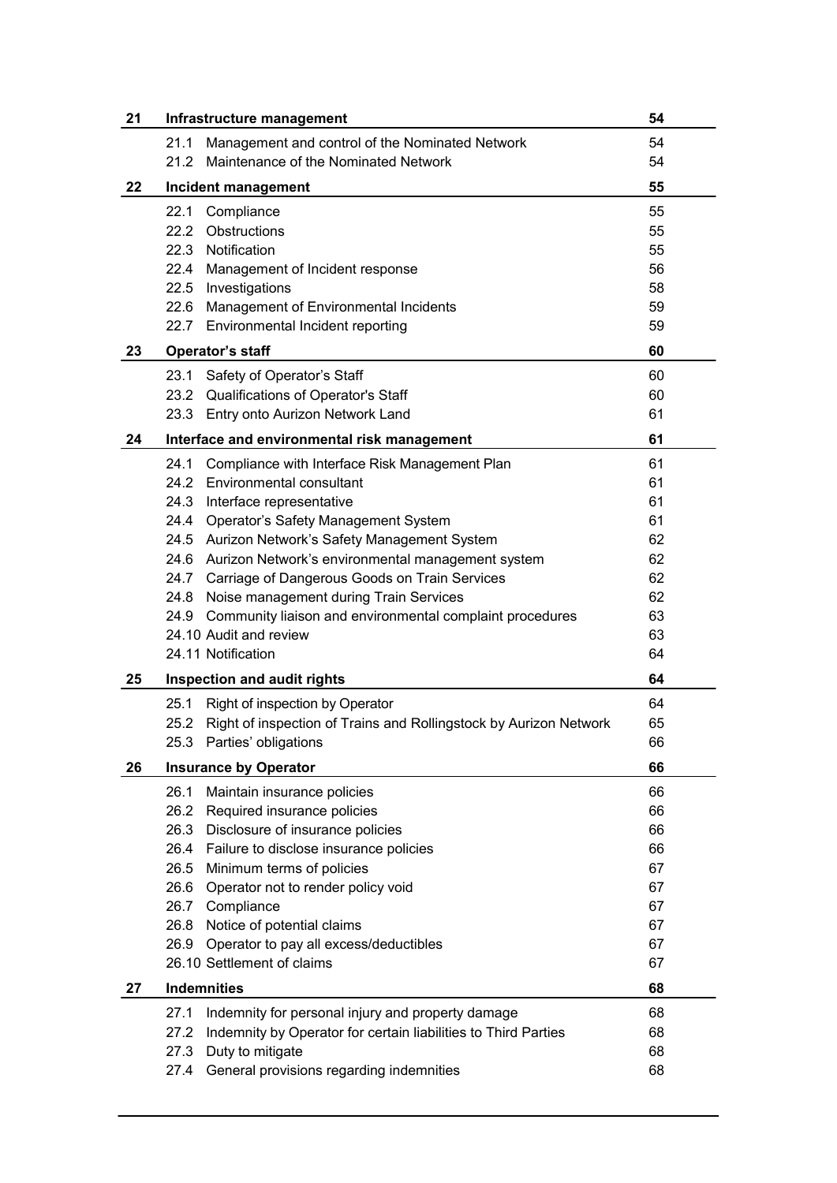| | | |
|---|---|---|
| **21** | **Infrastructure management** | **54** |
| | 21.1 Management and control of the Nominated Network | 54 |
| | 21.2 Maintenance of the Nominated Network | 54 |
| **22** | **Incident management** | **55** |
| | 22.1 Compliance | 55 |
| | 22.2 Obstructions | 55 |
| | 22.3 Notification | 55 |
| | 22.4 Management of Incident response | 56 |
| | 22.5 Investigations | 58 |
| | 22.6 Management of Environmental Incidents | 59 |
| | 22.7 Environmental Incident reporting | 59 |
| **23** | **Operator's staff** | **60** |
| | 23.1 Safety of Operator's Staff | 60 |
| | 23.2 Qualifications of Operator's Staff | 60 |
| | 23.3 Entry onto Aurizon Network Land | 61 |
| **24** | **Interface and environmental risk management** | **61** |
| | 24.1 Compliance with Interface Risk Management Plan | 61 |
| | 24.2 Environmental consultant | 61 |
| | 24.3 Interface representative | 61 |
| | 24.4 Operator's Safety Management System | 61 |
| | 24.5 Aurizon Network's Safety Management System | 62 |
| | 24.6 Aurizon Network's environmental management system | 62 |
| | 24.7 Carriage of Dangerous Goods on Train Services | 62 |
| | 24.8 Noise management during Train Services | 62 |
| | 24.9 Community liaison and environmental complaint procedures | 63 |
| | 24.10 Audit and review | 63 |
| | 24.11 Notification | 64 |
| **25** | **Inspection and audit rights** | **64** |
| | 25.1 Right of inspection by Operator | 64 |
| | 25.2 Right of inspection of Trains and Rollingstock by Aurizon Network | 65 |
| | 25.3 Parties' obligations | 66 |
| **26** | **Insurance by Operator** | **66** |
| | 26.1 Maintain insurance policies | 66 |
| | 26.2 Required insurance policies | 66 |
| | 26.3 Disclosure of insurance policies | 66 |
| | 26.4 Failure to disclose insurance policies | 66 |
| | 26.5 Minimum terms of policies | 67 |
| | 26.6 Operator not to render policy void | 67 |
| | 26.7 Compliance | 67 |
| | 26.8 Notice of potential claims | 67 |
| | 26.9 Operator to pay all excess/deductibles | 67 |
| | 26.10 Settlement of claims | 67 |
| **27** | **Indemnities** | **68** |
| | 27.1 Indemnity for personal injury and property damage | 68 |
| | 27.2 Indemnity by Operator for certain liabilities to Third Parties | 68 |
| | 27.3 Duty to mitigate | 68 |
| | 27.4 General provisions regarding indemnities | 68 |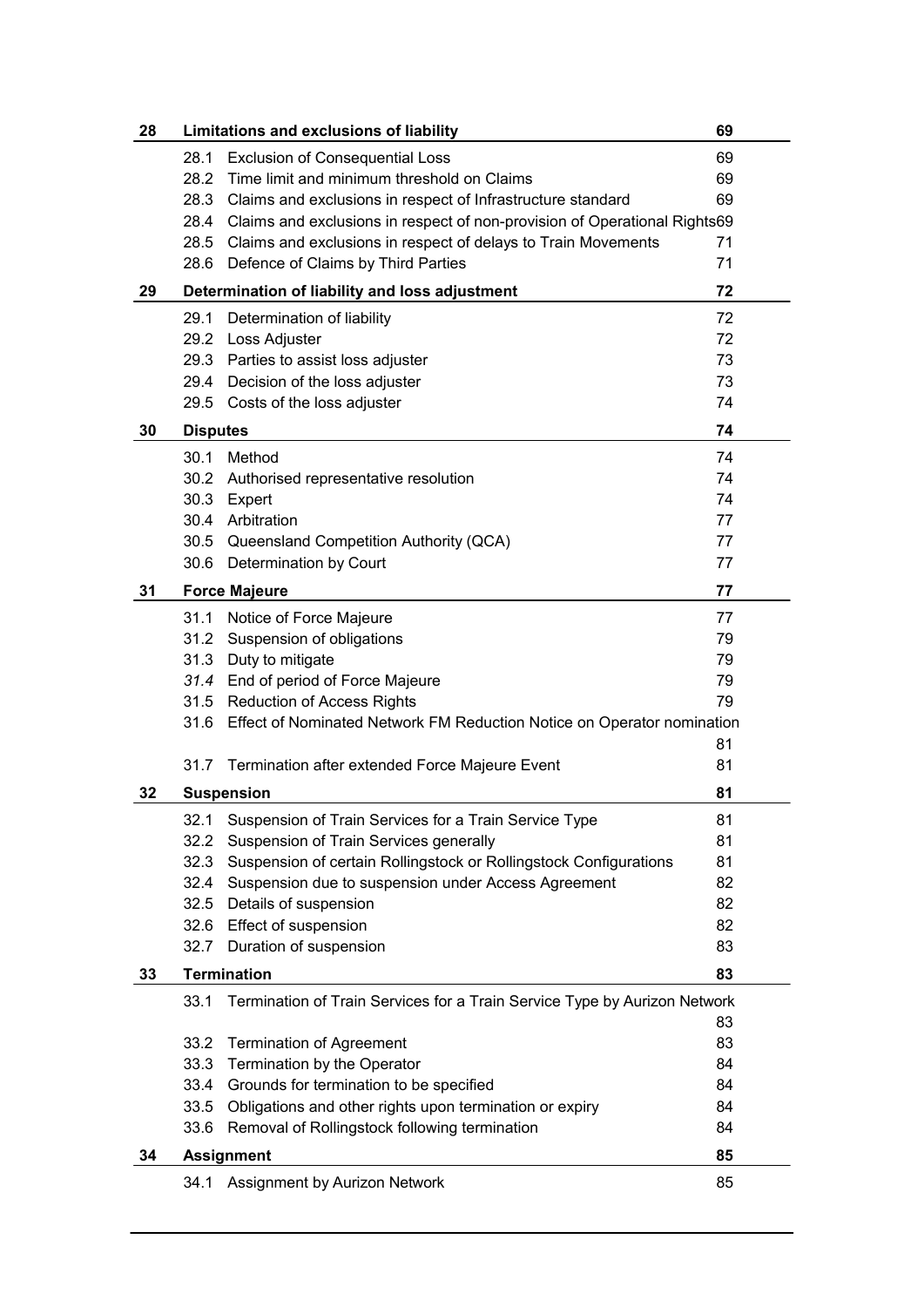| | | |
|---|---|---|
| **28** | **Limitations and exclusions of liability** | **69** |
| | 28.1 Exclusion of Consequential Loss | 69 |
| | 28.2 Time limit and minimum threshold on Claims | 69 |
| | 28.3 Claims and exclusions in respect of Infrastructure standard | 69 |
| | 28.4 Claims and exclusions in respect of non-provision of Operational Rights | 69 |
| | 28.5 Claims and exclusions in respect of delays to Train Movements | 71 |
| | 28.6 Defence of Claims by Third Parties | 71 |
| **29** | **Determination of liability and loss adjustment** | **72** |
| | 29.1 Determination of liability | 72 |
| | 29.2 Loss Adjuster | 72 |
| | 29.3 Parties to assist loss adjuster | 73 |
| | 29.4 Decision of the loss adjuster | 73 |
| | 29.5 Costs of the loss adjuster | 74 |
| **30** | **Disputes** | **74** |
| | 30.1 Method | 74 |
| | 30.2 Authorised representative resolution | 74 |
| | 30.3 Expert | 74 |
| | 30.4 Arbitration | 77 |
| | 30.5 Queensland Competition Authority (QCA) | 77 |
| | 30.6 Determination by Court | 77 |
| **31** | **Force Majeure** | **77** |
| | 31.1 Notice of Force Majeure | 77 |
| | 31.2 Suspension of obligations | 79 |
| | 31.3 Duty to mitigate | 79 |
| | *31.4* End of period of Force Majeure | 79 |
| | 31.5 Reduction of Access Rights | 79 |
| | 31.6 Effect of Nominated Network FM Reduction Notice on Operator nomination | 81 |
| | 31.7 Termination after extended Force Majeure Event | 81 |
| **32** | **Suspension** | **81** |
| | 32.1 Suspension of Train Services for a Train Service Type | 81 |
| | 32.2 Suspension of Train Services generally | 81 |
| | 32.3 Suspension of certain Rollingstock or Rollingstock Configurations | 81 |
| | 32.4 Suspension due to suspension under Access Agreement | 82 |
| | 32.5 Details of suspension | 82 |
| | 32.6 Effect of suspension | 82 |
| | 32.7 Duration of suspension | 83 |
| **33** | **Termination** | **83** |
| | 33.1 Termination of Train Services for a Train Service Type by Aurizon Network | 83 |
| | 33.2 Termination of Agreement | 83 |
| | 33.3 Termination by the Operator | 84 |
| | 33.4 Grounds for termination to be specified | 84 |
| | 33.5 Obligations and other rights upon termination or expiry | 84 |
| | 33.6 Removal of Rollingstock following termination | 84 |
| **34** | **Assignment** | **85** |
| | 34.1 Assignment by Aurizon Network | 85 |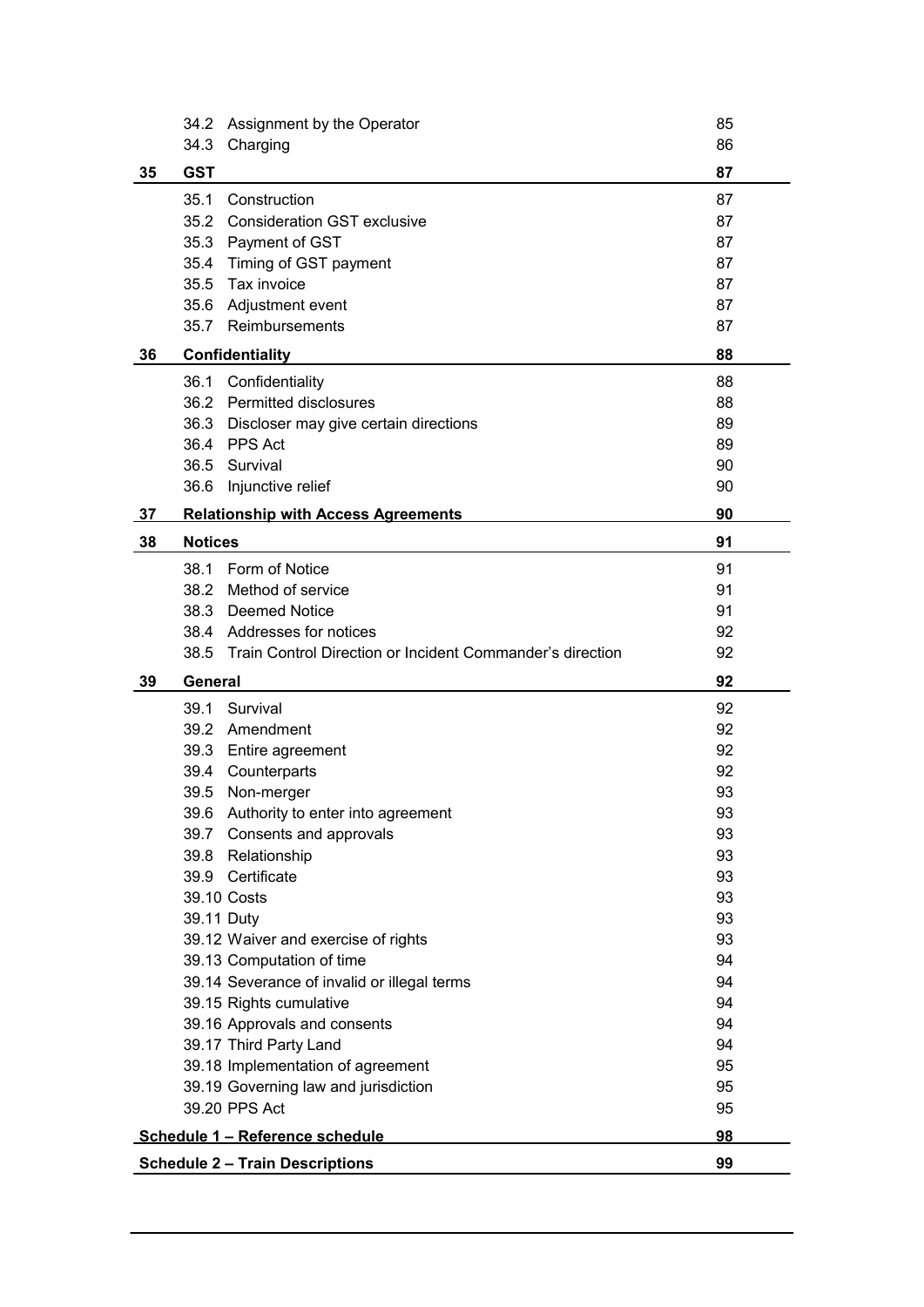| | | |
|---|---|---|
| | 34.2 Assignment by the Operator | 85 |
| | 34.3 Charging | 86 |
| **35** | **GST** | **87** |
| | 35.1 Construction | 87 |
| | 35.2 Consideration GST exclusive | 87 |
| | 35.3 Payment of GST | 87 |
| | 35.4 Timing of GST payment | 87 |
| | 35.5 Tax invoice | 87 |
| | 35.6 Adjustment event | 87 |
| | 35.7 Reimbursements | 87 |
| **36** | **Confidentiality** | **88** |
| | 36.1 Confidentiality | 88 |
| | 36.2 Permitted disclosures | 88 |
| | 36.3 Discloser may give certain directions | 89 |
| | 36.4 PPS Act | 89 |
| | 36.5 Survival | 90 |
| | 36.6 Injunctive relief | 90 |
| **37** | **Relationship with Access Agreements** | **90** |
| **38** | **Notices** | **91** |
| | 38.1 Form of Notice | 91 |
| | 38.2 Method of service | 91 |
| | 38.3 Deemed Notice | 91 |
| | 38.4 Addresses for notices | 92 |
| | 38.5 Train Control Direction or Incident Commander's direction | 92 |
| **39** | **General** | **92** |
| | 39.1 Survival | 92 |
| | 39.2 Amendment | 92 |
| | 39.3 Entire agreement | 92 |
| | 39.4 Counterparts | 92 |
| | 39.5 Non-merger | 93 |
| | 39.6 Authority to enter into agreement | 93 |
| | 39.7 Consents and approvals | 93 |
| | 39.8 Relationship | 93 |
| | 39.9 Certificate | 93 |
| | 39.10 Costs | 93 |
| | 39.11 Duty | 93 |
| | 39.12 Waiver and exercise of rights | 93 |
| | 39.13 Computation of time | 94 |
| | 39.14 Severance of invalid or illegal terms | 94 |
| | 39.15 Rights cumulative | 94 |
| | 39.16 Approvals and consents | 94 |
| | 39.17 Third Party Land | 94 |
| | 39.18 Implementation of agreement | 95 |
| | 39.19 Governing law and jurisdiction | 95 |
| | 39.20 PPS Act | 95 |
| **Schedule 1 – Reference schedule** | | **98** |
| **Schedule 2 – Train Descriptions** | | **99** |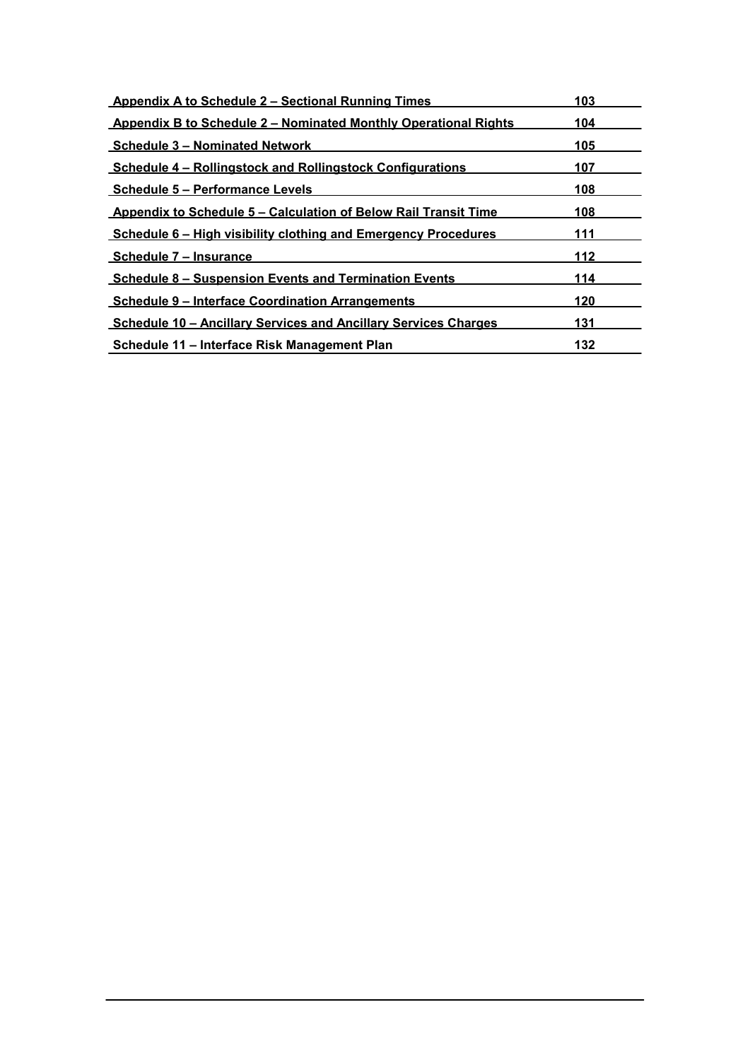| | |
|---|---|
| Appendix A to Schedule 2 – Sectional Running Times | 103 |
| Appendix B to Schedule 2 – Nominated Monthly Operational Rights | 104 |
| Schedule 3 – Nominated Network | 105 |
| Schedule 4 – Rollingstock and Rollingstock Configurations | 107 |
| Schedule 5 – Performance Levels | 108 |
| Appendix to Schedule 5 – Calculation of Below Rail Transit Time | 108 |
| Schedule 6 – High visibility clothing and Emergency Procedures | 111 |
| Schedule 7 – Insurance | 112 |
| Schedule 8 – Suspension Events and Termination Events | 114 |
| Schedule 9 – Interface Coordination Arrangements | 120 |
| Schedule 10 – Ancillary Services and Ancillary Services Charges | 131 |
| Schedule 11 – Interface Risk Management Plan | 132 |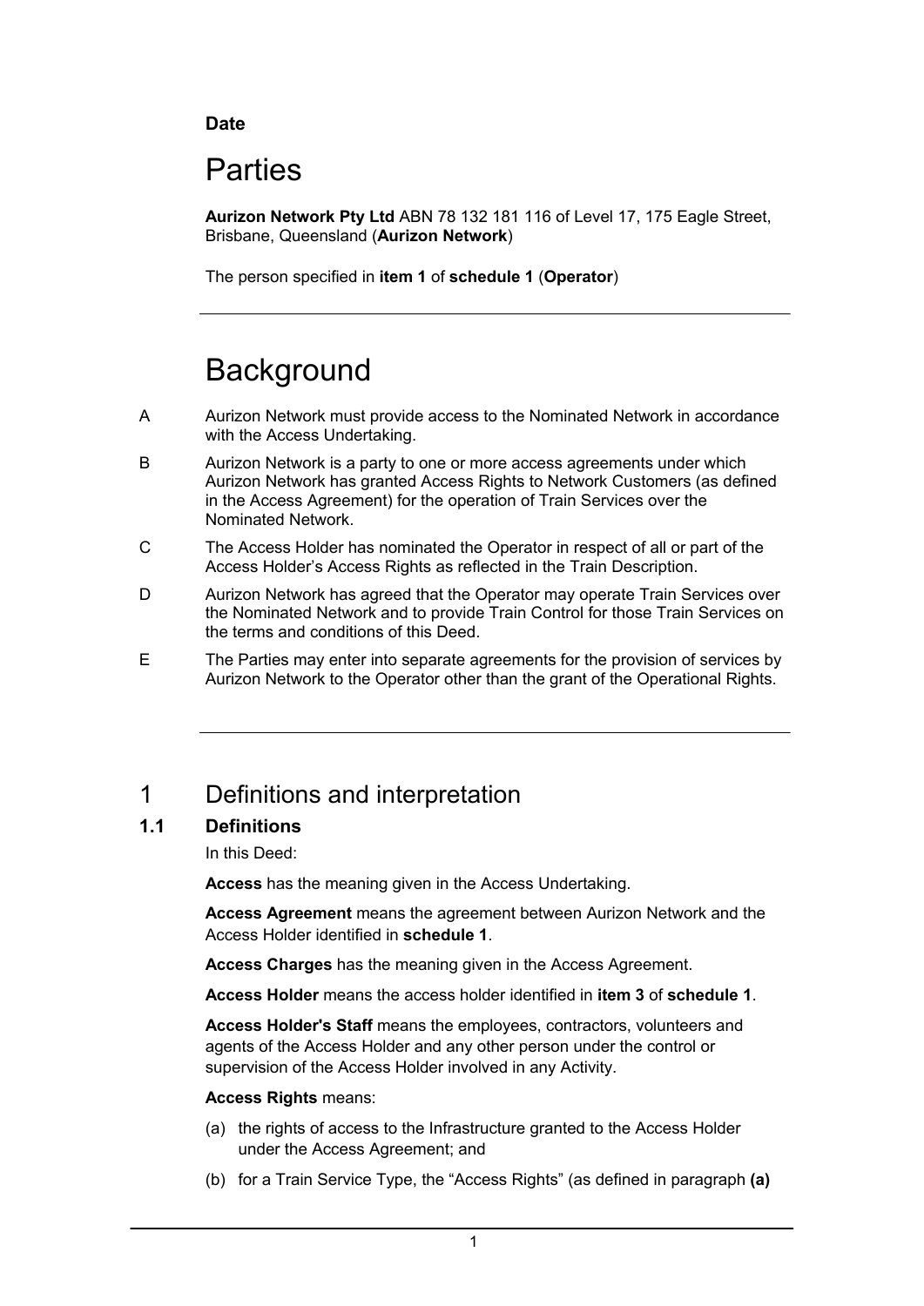**Date**

# Parties

**Aurizon Network Pty Ltd** ABN 78 132 181 116 of Level 17, 175 Eagle Street, Brisbane, Queensland (**Aurizon Network**)

The person specified in **item 1** of **schedule 1** (**Operator**)

---

# Background

A Aurizon Network must provide access to the Nominated Network in accordance with the Access Undertaking.

B Aurizon Network is a party to one or more access agreements under which Aurizon Network has granted Access Rights to Network Customers (as defined in the Access Agreement) for the operation of Train Services over the Nominated Network.

C The Access Holder has nominated the Operator in respect of all or part of the Access Holder's Access Rights as reflected in the Train Description.

D Aurizon Network has agreed that the Operator may operate Train Services over the Nominated Network and to provide Train Control for those Train Services on the terms and conditions of this Deed.

E The Parties may enter into separate agreements for the provision of services by Aurizon Network to the Operator other than the grant of the Operational Rights.

---

# 1 Definitions and interpretation

## 1.1 Definitions

In this Deed:

**Access** has the meaning given in the Access Undertaking.

**Access Agreement** means the agreement between Aurizon Network and the Access Holder identified in **schedule 1**.

**Access Charges** has the meaning given in the Access Agreement.

**Access Holder** means the access holder identified in **item 3** of **schedule 1**.

**Access Holder's Staff** means the employees, contractors, volunteers and agents of the Access Holder and any other person under the control or supervision of the Access Holder involved in any Activity.

**Access Rights** means:

(a) the rights of access to the Infrastructure granted to the Access Holder under the Access Agreement; and

(b) for a Train Service Type, the "Access Rights" (as defined in paragraph **(a)**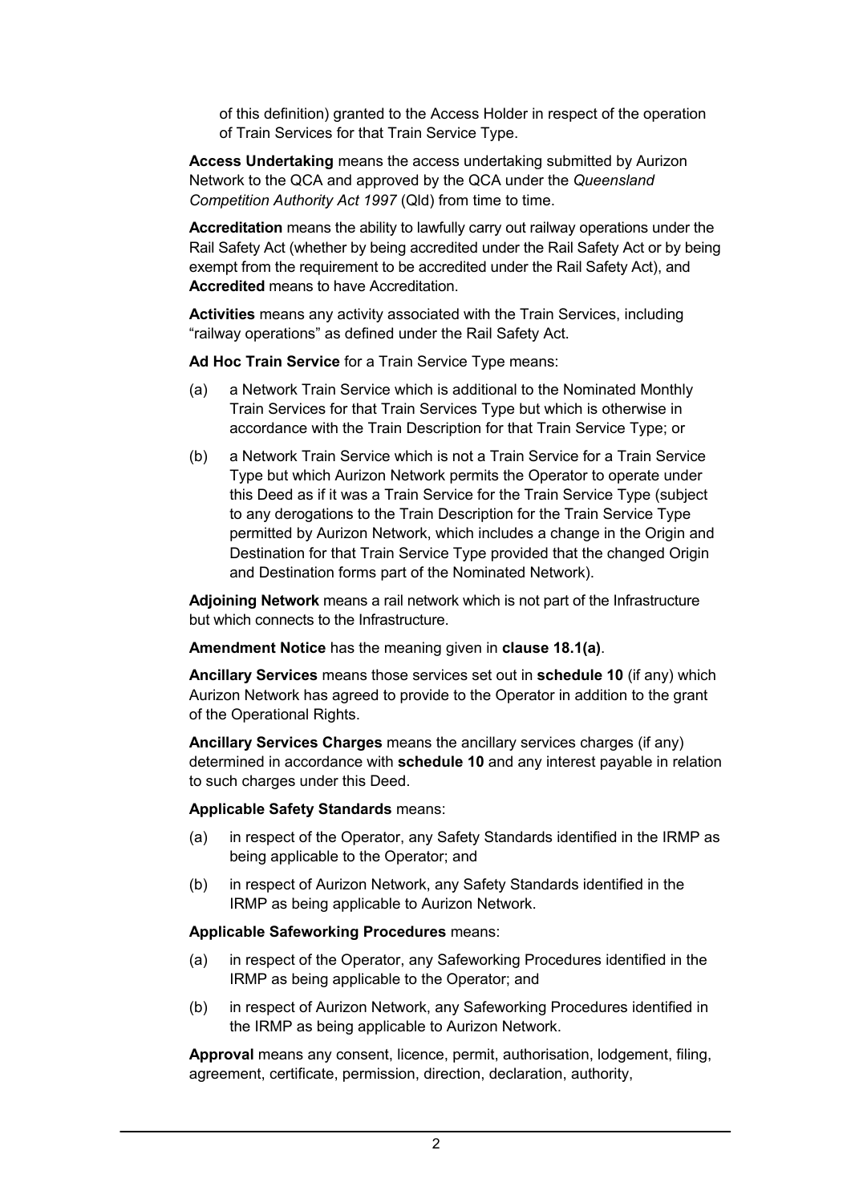of this definition) granted to the Access Holder in respect of the operation of Train Services for that Train Service Type.

**Access Undertaking** means the access undertaking submitted by Aurizon Network to the QCA and approved by the QCA under the *Queensland Competition Authority Act 1997* (Qld) from time to time.

**Accreditation** means the ability to lawfully carry out railway operations under the Rail Safety Act (whether by being accredited under the Rail Safety Act or by being exempt from the requirement to be accredited under the Rail Safety Act), and **Accredited** means to have Accreditation.

**Activities** means any activity associated with the Train Services, including "railway operations" as defined under the Rail Safety Act.

**Ad Hoc Train Service** for a Train Service Type means:

(a) a Network Train Service which is additional to the Nominated Monthly Train Services for that Train Services Type but which is otherwise in accordance with the Train Description for that Train Service Type; or

(b) a Network Train Service which is not a Train Service for a Train Service Type but which Aurizon Network permits the Operator to operate under this Deed as if it was a Train Service for the Train Service Type (subject to any derogations to the Train Description for the Train Service Type permitted by Aurizon Network, which includes a change in the Origin and Destination for that Train Service Type provided that the changed Origin and Destination forms part of the Nominated Network).

**Adjoining Network** means a rail network which is not part of the Infrastructure but which connects to the Infrastructure.

**Amendment Notice** has the meaning given in **clause 18.1(a)**.

**Ancillary Services** means those services set out in **schedule 10** (if any) which Aurizon Network has agreed to provide to the Operator in addition to the grant of the Operational Rights.

**Ancillary Services Charges** means the ancillary services charges (if any) determined in accordance with **schedule 10** and any interest payable in relation to such charges under this Deed.

**Applicable Safety Standards** means:

(a) in respect of the Operator, any Safety Standards identified in the IRMP as being applicable to the Operator; and

(b) in respect of Aurizon Network, any Safety Standards identified in the IRMP as being applicable to Aurizon Network.

**Applicable Safeworking Procedures** means:

(a) in respect of the Operator, any Safeworking Procedures identified in the IRMP as being applicable to the Operator; and

(b) in respect of Aurizon Network, any Safeworking Procedures identified in the IRMP as being applicable to Aurizon Network.

**Approval** means any consent, licence, permit, authorisation, lodgement, filing, agreement, certificate, permission, direction, declaration, authority,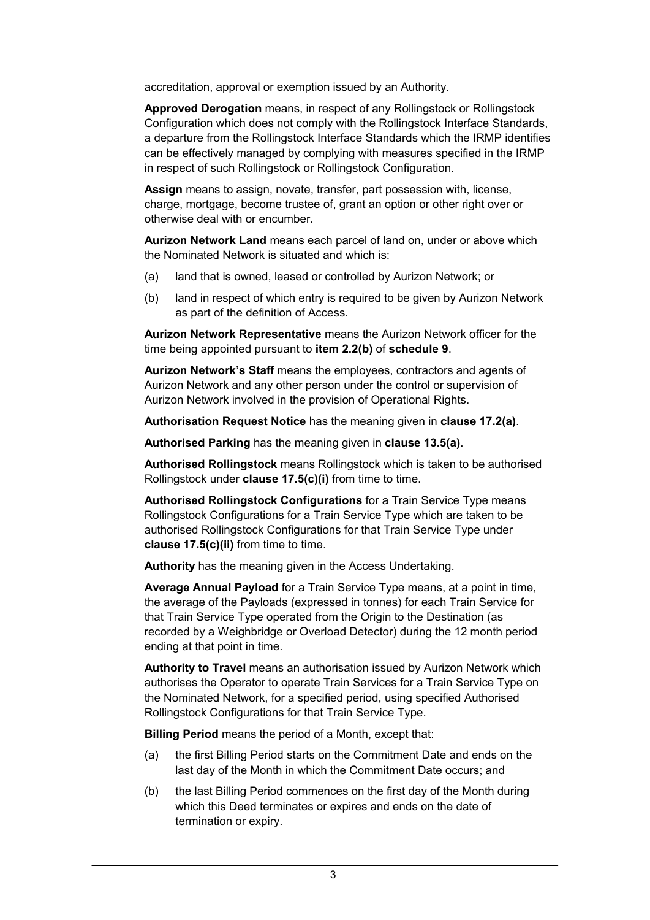accreditation, approval or exemption issued by an Authority.

**Approved Derogation** means, in respect of any Rollingstock or Rollingstock Configuration which does not comply with the Rollingstock Interface Standards, a departure from the Rollingstock Interface Standards which the IRMP identifies can be effectively managed by complying with measures specified in the IRMP in respect of such Rollingstock or Rollingstock Configuration.

**Assign** means to assign, novate, transfer, part possession with, license, charge, mortgage, become trustee of, grant an option or other right over or otherwise deal with or encumber.

**Aurizon Network Land** means each parcel of land on, under or above which the Nominated Network is situated and which is:

(a) land that is owned, leased or controlled by Aurizon Network; or

(b) land in respect of which entry is required to be given by Aurizon Network as part of the definition of Access.

**Aurizon Network Representative** means the Aurizon Network officer for the time being appointed pursuant to **item 2.2(b)** of **schedule 9**.

**Aurizon Network's Staff** means the employees, contractors and agents of Aurizon Network and any other person under the control or supervision of Aurizon Network involved in the provision of Operational Rights.

**Authorisation Request Notice** has the meaning given in **clause 17.2(a)**.

**Authorised Parking** has the meaning given in **clause 13.5(a)**.

**Authorised Rollingstock** means Rollingstock which is taken to be authorised Rollingstock under **clause 17.5(c)(i)** from time to time.

**Authorised Rollingstock Configurations** for a Train Service Type means Rollingstock Configurations for a Train Service Type which are taken to be authorised Rollingstock Configurations for that Train Service Type under **clause 17.5(c)(ii)** from time to time.

**Authority** has the meaning given in the Access Undertaking.

**Average Annual Payload** for a Train Service Type means, at a point in time, the average of the Payloads (expressed in tonnes) for each Train Service for that Train Service Type operated from the Origin to the Destination (as recorded by a Weighbridge or Overload Detector) during the 12 month period ending at that point in time.

**Authority to Travel** means an authorisation issued by Aurizon Network which authorises the Operator to operate Train Services for a Train Service Type on the Nominated Network, for a specified period, using specified Authorised Rollingstock Configurations for that Train Service Type.

**Billing Period** means the period of a Month, except that:

(a) the first Billing Period starts on the Commitment Date and ends on the last day of the Month in which the Commitment Date occurs; and

(b) the last Billing Period commences on the first day of the Month during which this Deed terminates or expires and ends on the date of termination or expiry.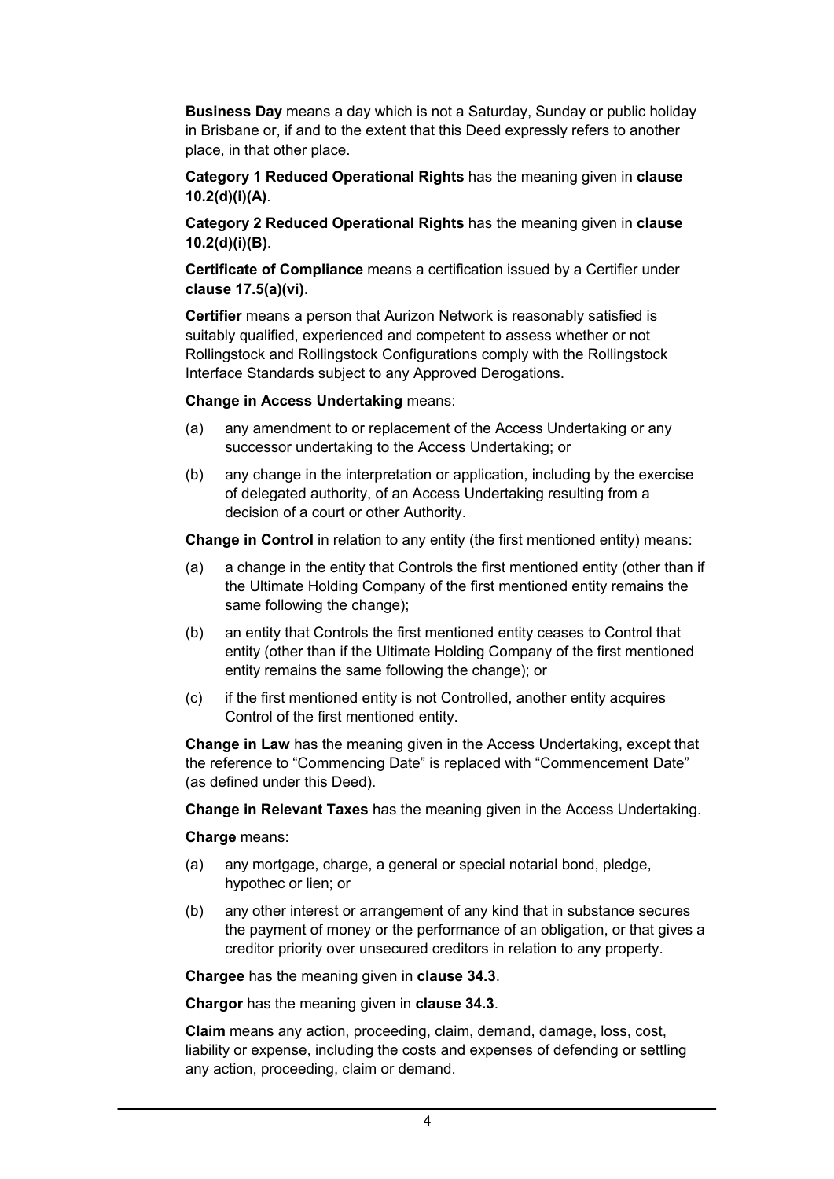**Business Day** means a day which is not a Saturday, Sunday or public holiday in Brisbane or, if and to the extent that this Deed expressly refers to another place, in that other place.

**Category 1 Reduced Operational Rights** has the meaning given in **clause 10.2(d)(i)(A)**.

**Category 2 Reduced Operational Rights** has the meaning given in **clause 10.2(d)(i)(B)**.

**Certificate of Compliance** means a certification issued by a Certifier under **clause 17.5(a)(vi)**.

**Certifier** means a person that Aurizon Network is reasonably satisfied is suitably qualified, experienced and competent to assess whether or not Rollingstock and Rollingstock Configurations comply with the Rollingstock Interface Standards subject to any Approved Derogations.

**Change in Access Undertaking** means:

(a) any amendment to or replacement of the Access Undertaking or any successor undertaking to the Access Undertaking; or

(b) any change in the interpretation or application, including by the exercise of delegated authority, of an Access Undertaking resulting from a decision of a court or other Authority.

**Change in Control** in relation to any entity (the first mentioned entity) means:

(a) a change in the entity that Controls the first mentioned entity (other than if the Ultimate Holding Company of the first mentioned entity remains the same following the change);

(b) an entity that Controls the first mentioned entity ceases to Control that entity (other than if the Ultimate Holding Company of the first mentioned entity remains the same following the change); or

(c) if the first mentioned entity is not Controlled, another entity acquires Control of the first mentioned entity.

**Change in Law** has the meaning given in the Access Undertaking, except that the reference to "Commencing Date" is replaced with "Commencement Date" (as defined under this Deed).

**Change in Relevant Taxes** has the meaning given in the Access Undertaking.

**Charge** means:

(a) any mortgage, charge, a general or special notarial bond, pledge, hypothec or lien; or

(b) any other interest or arrangement of any kind that in substance secures the payment of money or the performance of an obligation, or that gives a creditor priority over unsecured creditors in relation to any property.

**Chargee** has the meaning given in **clause 34.3**.

**Chargor** has the meaning given in **clause 34.3**.

**Claim** means any action, proceeding, claim, demand, damage, loss, cost, liability or expense, including the costs and expenses of defending or settling any action, proceeding, claim or demand.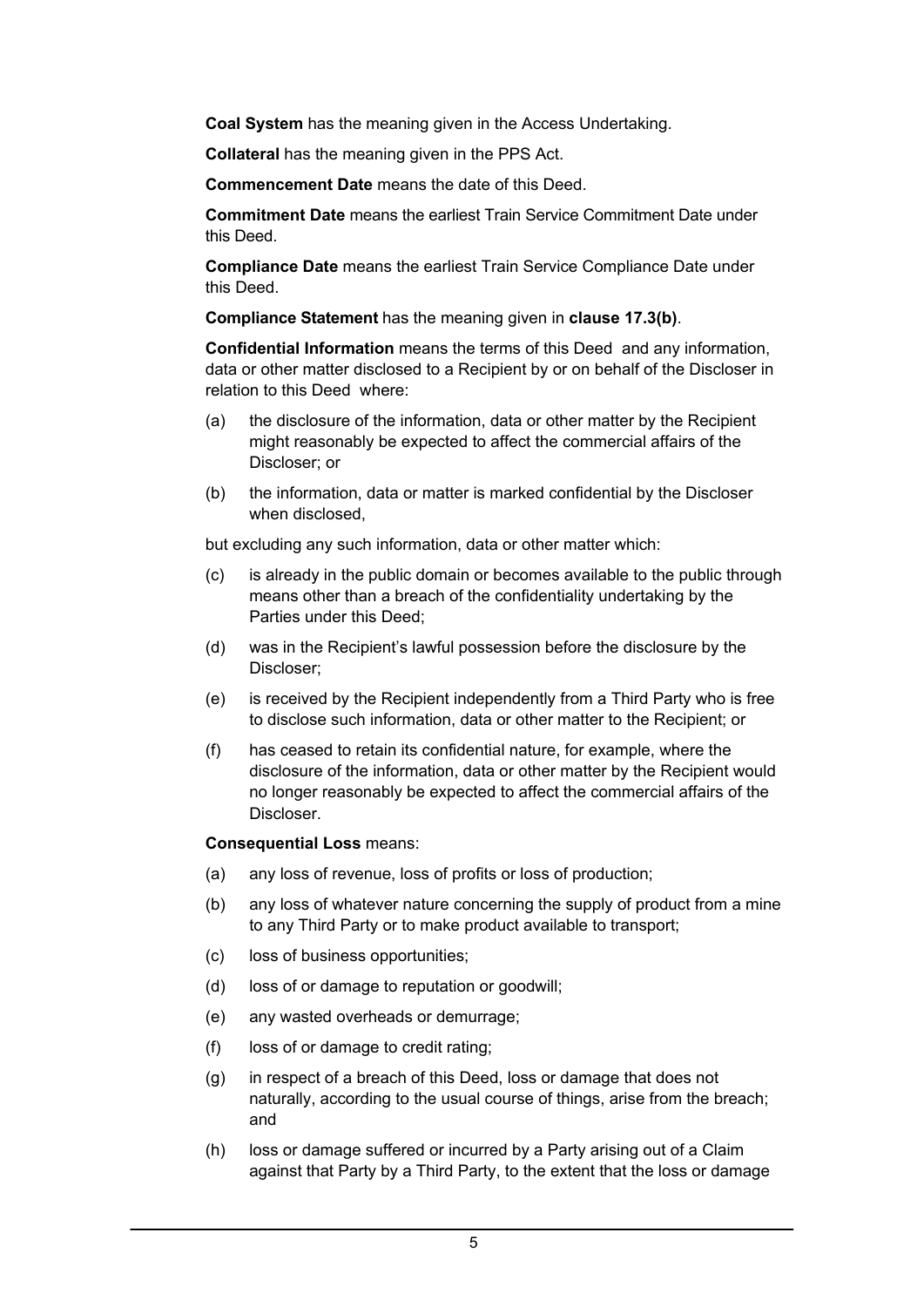**Coal System** has the meaning given in the Access Undertaking.

**Collateral** has the meaning given in the PPS Act.

**Commencement Date** means the date of this Deed.

**Commitment Date** means the earliest Train Service Commitment Date under this Deed.

**Compliance Date** means the earliest Train Service Compliance Date under this Deed.

**Compliance Statement** has the meaning given in **clause 17.3(b)**.

**Confidential Information** means the terms of this Deed and any information, data or other matter disclosed to a Recipient by or on behalf of the Discloser in relation to this Deed where:

(a) the disclosure of the information, data or other matter by the Recipient might reasonably be expected to affect the commercial affairs of the Discloser; or

(b) the information, data or matter is marked confidential by the Discloser when disclosed,

but excluding any such information, data or other matter which:

(c) is already in the public domain or becomes available to the public through means other than a breach of the confidentiality undertaking by the Parties under this Deed;

(d) was in the Recipient's lawful possession before the disclosure by the Discloser;

(e) is received by the Recipient independently from a Third Party who is free to disclose such information, data or other matter to the Recipient; or

(f) has ceased to retain its confidential nature, for example, where the disclosure of the information, data or other matter by the Recipient would no longer reasonably be expected to affect the commercial affairs of the Discloser.

**Consequential Loss** means:

(a) any loss of revenue, loss of profits or loss of production;

(b) any loss of whatever nature concerning the supply of product from a mine to any Third Party or to make product available to transport;

(c) loss of business opportunities;

(d) loss of or damage to reputation or goodwill;

(e) any wasted overheads or demurrage;

(f) loss of or damage to credit rating;

(g) in respect of a breach of this Deed, loss or damage that does not naturally, according to the usual course of things, arise from the breach; and

(h) loss or damage suffered or incurred by a Party arising out of a Claim against that Party by a Third Party, to the extent that the loss or damage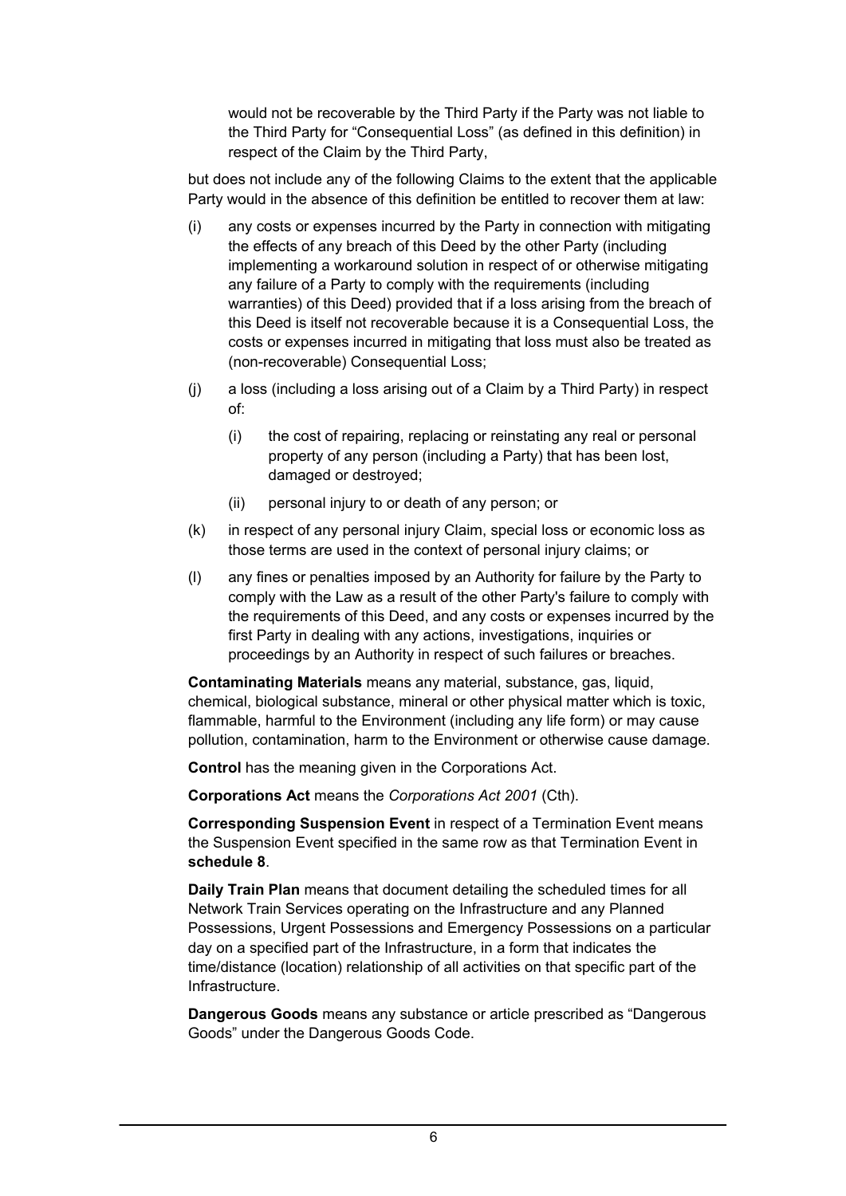would not be recoverable by the Third Party if the Party was not liable to the Third Party for "Consequential Loss" (as defined in this definition) in respect of the Claim by the Third Party,

but does not include any of the following Claims to the extent that the applicable Party would in the absence of this definition be entitled to recover them at law:

(i) any costs or expenses incurred by the Party in connection with mitigating the effects of any breach of this Deed by the other Party (including implementing a workaround solution in respect of or otherwise mitigating any failure of a Party to comply with the requirements (including warranties) of this Deed) provided that if a loss arising from the breach of this Deed is itself not recoverable because it is a Consequential Loss, the costs or expenses incurred in mitigating that loss must also be treated as (non-recoverable) Consequential Loss;

(j) a loss (including a loss arising out of a Claim by a Third Party) in respect of:

  (i) the cost of repairing, replacing or reinstating any real or personal property of any person (including a Party) that has been lost, damaged or destroyed;

  (ii) personal injury to or death of any person; or

(k) in respect of any personal injury Claim, special loss or economic loss as those terms are used in the context of personal injury claims; or

(l) any fines or penalties imposed by an Authority for failure by the Party to comply with the Law as a result of the other Party's failure to comply with the requirements of this Deed, and any costs or expenses incurred by the first Party in dealing with any actions, investigations, inquiries or proceedings by an Authority in respect of such failures or breaches.

**Contaminating Materials** means any material, substance, gas, liquid, chemical, biological substance, mineral or other physical matter which is toxic, flammable, harmful to the Environment (including any life form) or may cause pollution, contamination, harm to the Environment or otherwise cause damage.

**Control** has the meaning given in the Corporations Act.

**Corporations Act** means the *Corporations Act 2001* (Cth).

**Corresponding Suspension Event** in respect of a Termination Event means the Suspension Event specified in the same row as that Termination Event in **schedule 8**.

**Daily Train Plan** means that document detailing the scheduled times for all Network Train Services operating on the Infrastructure and any Planned Possessions, Urgent Possessions and Emergency Possessions on a particular day on a specified part of the Infrastructure, in a form that indicates the time/distance (location) relationship of all activities on that specific part of the Infrastructure.

**Dangerous Goods** means any substance or article prescribed as "Dangerous Goods" under the Dangerous Goods Code.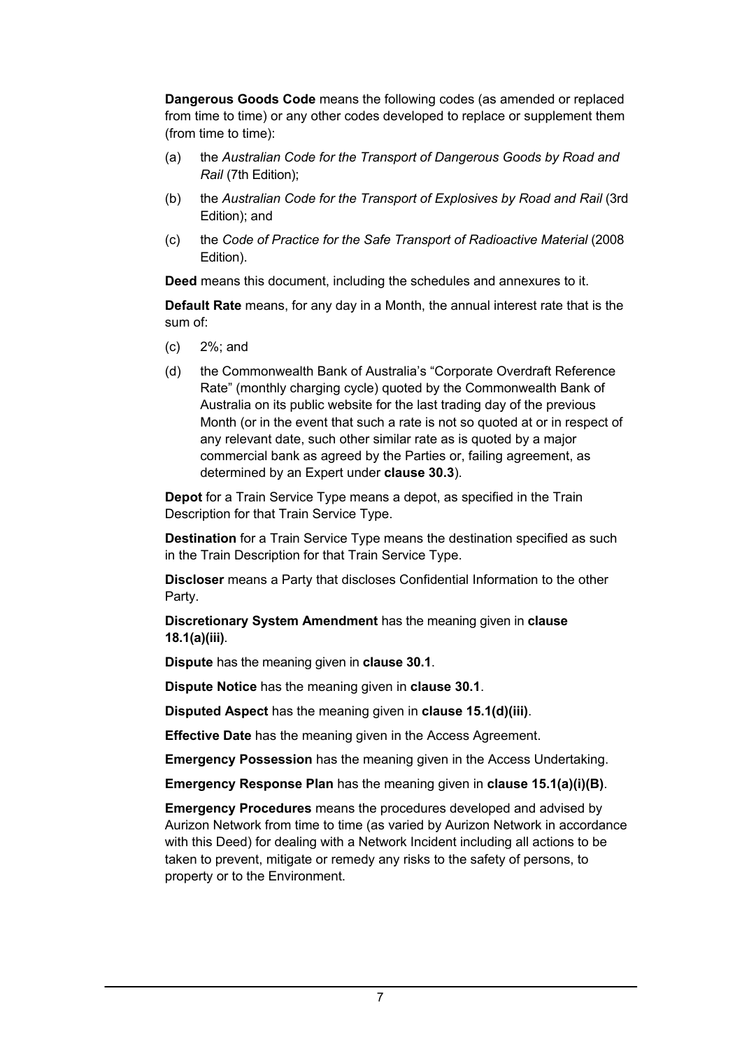**Dangerous Goods Code** means the following codes (as amended or replaced from time to time) or any other codes developed to replace or supplement them (from time to time):

(a) the *Australian Code for the Transport of Dangerous Goods by Road and Rail* (7th Edition);

(b) the *Australian Code for the Transport of Explosives by Road and Rail* (3rd Edition); and

(c) the *Code of Practice for the Safe Transport of Radioactive Material* (2008 Edition).

**Deed** means this document, including the schedules and annexures to it.

**Default Rate** means, for any day in a Month, the annual interest rate that is the sum of:

(c) 2%; and

(d) the Commonwealth Bank of Australia's "Corporate Overdraft Reference Rate" (monthly charging cycle) quoted by the Commonwealth Bank of Australia on its public website for the last trading day of the previous Month (or in the event that such a rate is not so quoted at or in respect of any relevant date, such other similar rate as is quoted by a major commercial bank as agreed by the Parties or, failing agreement, as determined by an Expert under **clause 30.3**).

**Depot** for a Train Service Type means a depot, as specified in the Train Description for that Train Service Type.

**Destination** for a Train Service Type means the destination specified as such in the Train Description for that Train Service Type.

**Discloser** means a Party that discloses Confidential Information to the other Party.

**Discretionary System Amendment** has the meaning given in **clause 18.1(a)(iii)**.

**Dispute** has the meaning given in **clause 30.1**.

**Dispute Notice** has the meaning given in **clause 30.1**.

**Disputed Aspect** has the meaning given in **clause 15.1(d)(iii)**.

**Effective Date** has the meaning given in the Access Agreement.

**Emergency Possession** has the meaning given in the Access Undertaking.

**Emergency Response Plan** has the meaning given in **clause 15.1(a)(i)(B)**.

**Emergency Procedures** means the procedures developed and advised by Aurizon Network from time to time (as varied by Aurizon Network in accordance with this Deed) for dealing with a Network Incident including all actions to be taken to prevent, mitigate or remedy any risks to the safety of persons, to property or to the Environment.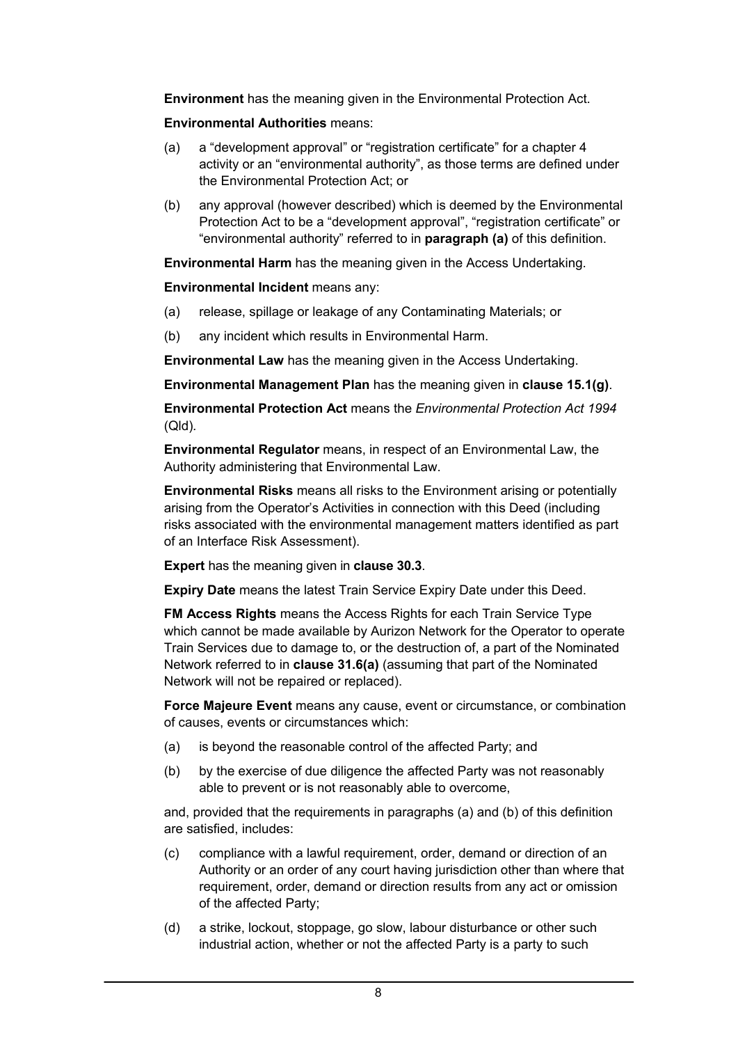**Environment** has the meaning given in the Environmental Protection Act.

**Environmental Authorities** means:

(a) a "development approval" or "registration certificate" for a chapter 4 activity or an "environmental authority", as those terms are defined under the Environmental Protection Act; or

(b) any approval (however described) which is deemed by the Environmental Protection Act to be a "development approval", "registration certificate" or "environmental authority" referred to in **paragraph (a)** of this definition.

**Environmental Harm** has the meaning given in the Access Undertaking.

**Environmental Incident** means any:

(a) release, spillage or leakage of any Contaminating Materials; or

(b) any incident which results in Environmental Harm.

**Environmental Law** has the meaning given in the Access Undertaking.

**Environmental Management Plan** has the meaning given in **clause 15.1(g)**.

**Environmental Protection Act** means the *Environmental Protection Act 1994* (Qld).

**Environmental Regulator** means, in respect of an Environmental Law, the Authority administering that Environmental Law.

**Environmental Risks** means all risks to the Environment arising or potentially arising from the Operator's Activities in connection with this Deed (including risks associated with the environmental management matters identified as part of an Interface Risk Assessment).

**Expert** has the meaning given in **clause 30.3**.

**Expiry Date** means the latest Train Service Expiry Date under this Deed.

**FM Access Rights** means the Access Rights for each Train Service Type which cannot be made available by Aurizon Network for the Operator to operate Train Services due to damage to, or the destruction of, a part of the Nominated Network referred to in **clause 31.6(a)** (assuming that part of the Nominated Network will not be repaired or replaced).

**Force Majeure Event** means any cause, event or circumstance, or combination of causes, events or circumstances which:

(a) is beyond the reasonable control of the affected Party; and

(b) by the exercise of due diligence the affected Party was not reasonably able to prevent or is not reasonably able to overcome,

and, provided that the requirements in paragraphs (a) and (b) of this definition are satisfied, includes:

(c) compliance with a lawful requirement, order, demand or direction of an Authority or an order of any court having jurisdiction other than where that requirement, order, demand or direction results from any act or omission of the affected Party;

(d) a strike, lockout, stoppage, go slow, labour disturbance or other such industrial action, whether or not the affected Party is a party to such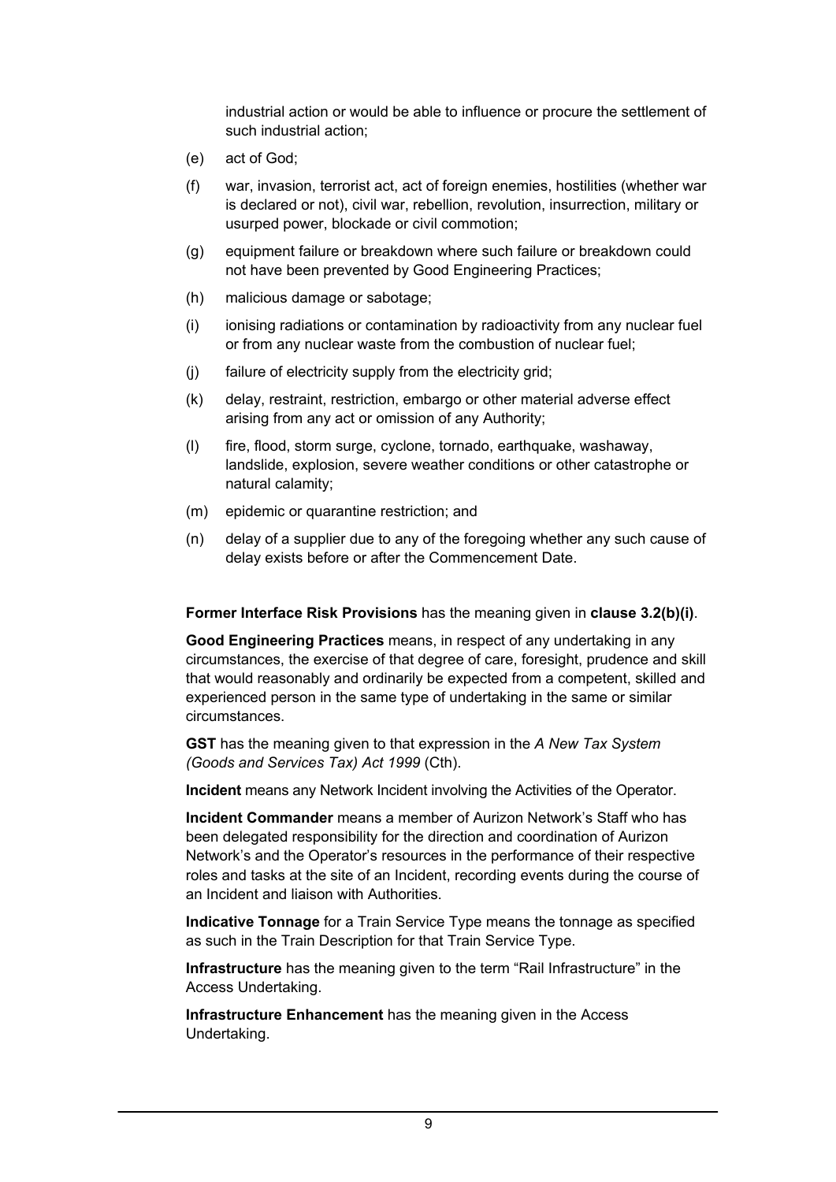industrial action or would be able to influence or procure the settlement of such industrial action;

(e) act of God;

(f) war, invasion, terrorist act, act of foreign enemies, hostilities (whether war is declared or not), civil war, rebellion, revolution, insurrection, military or usurped power, blockade or civil commotion;

(g) equipment failure or breakdown where such failure or breakdown could not have been prevented by Good Engineering Practices;

(h) malicious damage or sabotage;

(i) ionising radiations or contamination by radioactivity from any nuclear fuel or from any nuclear waste from the combustion of nuclear fuel;

(j) failure of electricity supply from the electricity grid;

(k) delay, restraint, restriction, embargo or other material adverse effect arising from any act or omission of any Authority;

(l) fire, flood, storm surge, cyclone, tornado, earthquake, washaway, landslide, explosion, severe weather conditions or other catastrophe or natural calamity;

(m) epidemic or quarantine restriction; and

(n) delay of a supplier due to any of the foregoing whether any such cause of delay exists before or after the Commencement Date.

**Former Interface Risk Provisions** has the meaning given in **clause 3.2(b)(i)**.

**Good Engineering Practices** means, in respect of any undertaking in any circumstances, the exercise of that degree of care, foresight, prudence and skill that would reasonably and ordinarily be expected from a competent, skilled and experienced person in the same type of undertaking in the same or similar circumstances.

**GST** has the meaning given to that expression in the *A New Tax System (Goods and Services Tax) Act 1999* (Cth).

**Incident** means any Network Incident involving the Activities of the Operator.

**Incident Commander** means a member of Aurizon Network's Staff who has been delegated responsibility for the direction and coordination of Aurizon Network's and the Operator's resources in the performance of their respective roles and tasks at the site of an Incident, recording events during the course of an Incident and liaison with Authorities.

**Indicative Tonnage** for a Train Service Type means the tonnage as specified as such in the Train Description for that Train Service Type.

**Infrastructure** has the meaning given to the term "Rail Infrastructure" in the Access Undertaking.

**Infrastructure Enhancement** has the meaning given in the Access Undertaking.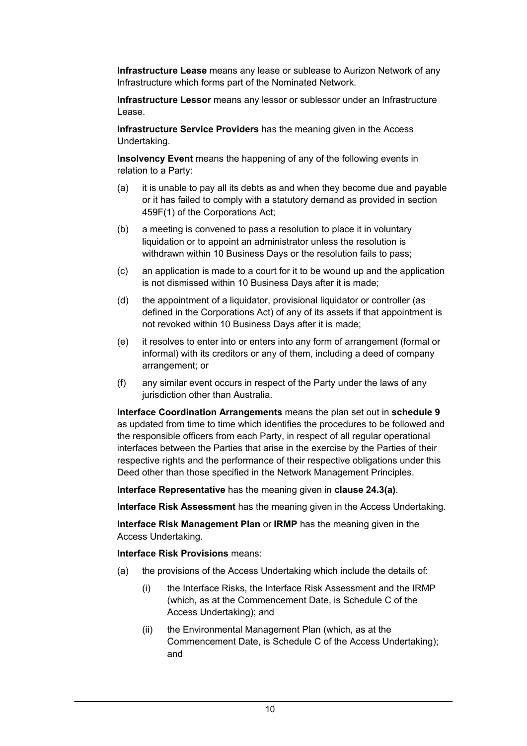**Infrastructure Lease** means any lease or sublease to Aurizon Network of any Infrastructure which forms part of the Nominated Network.

**Infrastructure Lessor** means any lessor or sublessor under an Infrastructure Lease.

**Infrastructure Service Providers** has the meaning given in the Access Undertaking.

**Insolvency Event** means the happening of any of the following events in relation to a Party:

(a) it is unable to pay all its debts as and when they become due and payable or it has failed to comply with a statutory demand as provided in section 459F(1) of the Corporations Act;

(b) a meeting is convened to pass a resolution to place it in voluntary liquidation or to appoint an administrator unless the resolution is withdrawn within 10 Business Days or the resolution fails to pass;

(c) an application is made to a court for it to be wound up and the application is not dismissed within 10 Business Days after it is made;

(d) the appointment of a liquidator, provisional liquidator or controller (as defined in the Corporations Act) of any of its assets if that appointment is not revoked within 10 Business Days after it is made;

(e) it resolves to enter into or enters into any form of arrangement (formal or informal) with its creditors or any of them, including a deed of company arrangement; or

(f) any similar event occurs in respect of the Party under the laws of any jurisdiction other than Australia.

**Interface Coordination Arrangements** means the plan set out in **schedule 9** as updated from time to time which identifies the procedures to be followed and the responsible officers from each Party, in respect of all regular operational interfaces between the Parties that arise in the exercise by the Parties of their respective rights and the performance of their respective obligations under this Deed other than those specified in the Network Management Principles.

**Interface Representative** has the meaning given in **clause 24.3(a)**.

**Interface Risk Assessment** has the meaning given in the Access Undertaking.

**Interface Risk Management Plan** or **IRMP** has the meaning given in the Access Undertaking.

**Interface Risk Provisions** means:

(a) the provisions of the Access Undertaking which include the details of:

  (i) the Interface Risks, the Interface Risk Assessment and the IRMP (which, as at the Commencement Date, is Schedule C of the Access Undertaking); and

  (ii) the Environmental Management Plan (which, as at the Commencement Date, is Schedule C of the Access Undertaking); and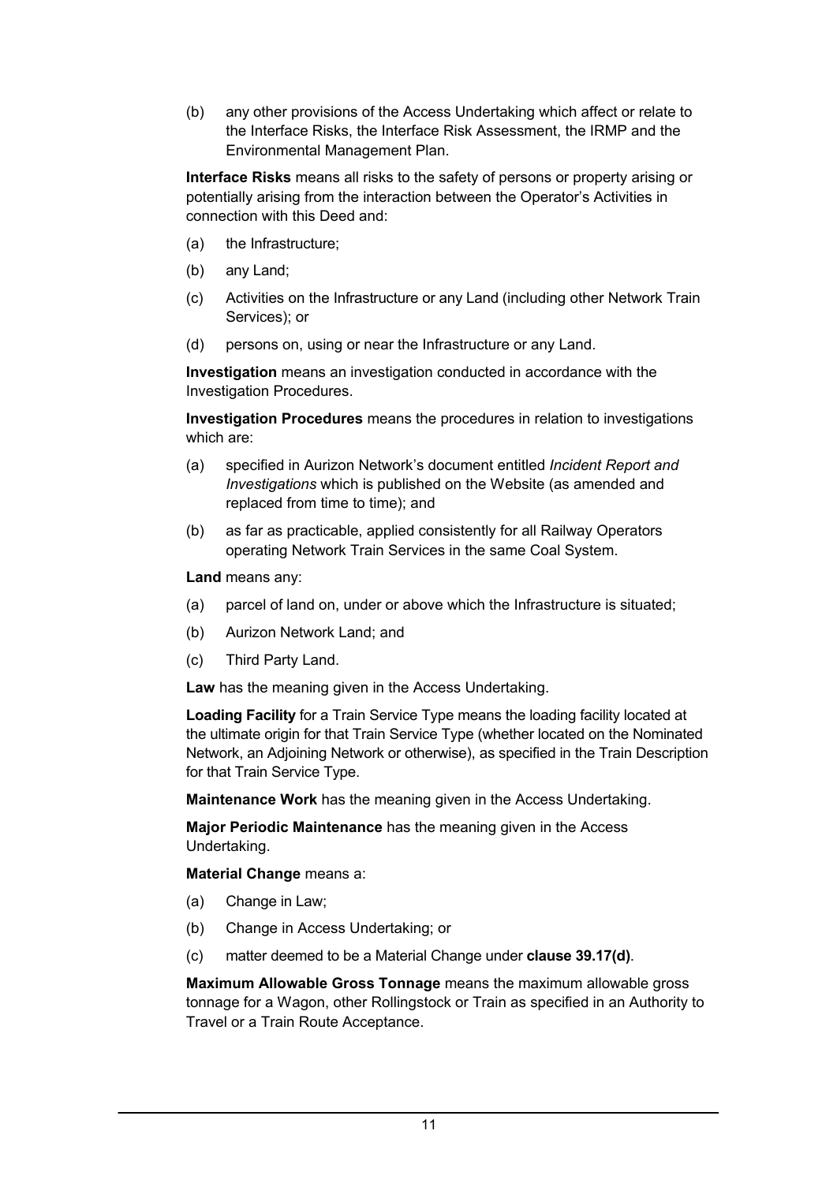(b) any other provisions of the Access Undertaking which affect or relate to the Interface Risks, the Interface Risk Assessment, the IRMP and the Environmental Management Plan.

**Interface Risks** means all risks to the safety of persons or property arising or potentially arising from the interaction between the Operator's Activities in connection with this Deed and:

(a) the Infrastructure;

(b) any Land;

(c) Activities on the Infrastructure or any Land (including other Network Train Services); or

(d) persons on, using or near the Infrastructure or any Land.

**Investigation** means an investigation conducted in accordance with the Investigation Procedures.

**Investigation Procedures** means the procedures in relation to investigations which are:

(a) specified in Aurizon Network's document entitled *Incident Report and Investigations* which is published on the Website (as amended and replaced from time to time); and

(b) as far as practicable, applied consistently for all Railway Operators operating Network Train Services in the same Coal System.

**Land** means any:

(a) parcel of land on, under or above which the Infrastructure is situated;

(b) Aurizon Network Land; and

(c) Third Party Land.

**Law** has the meaning given in the Access Undertaking.

**Loading Facility** for a Train Service Type means the loading facility located at the ultimate origin for that Train Service Type (whether located on the Nominated Network, an Adjoining Network or otherwise), as specified in the Train Description for that Train Service Type.

**Maintenance Work** has the meaning given in the Access Undertaking.

**Major Periodic Maintenance** has the meaning given in the Access Undertaking.

**Material Change** means a:

(a) Change in Law;

(b) Change in Access Undertaking; or

(c) matter deemed to be a Material Change under **clause 39.17(d)**.

**Maximum Allowable Gross Tonnage** means the maximum allowable gross tonnage for a Wagon, other Rollingstock or Train as specified in an Authority to Travel or a Train Route Acceptance.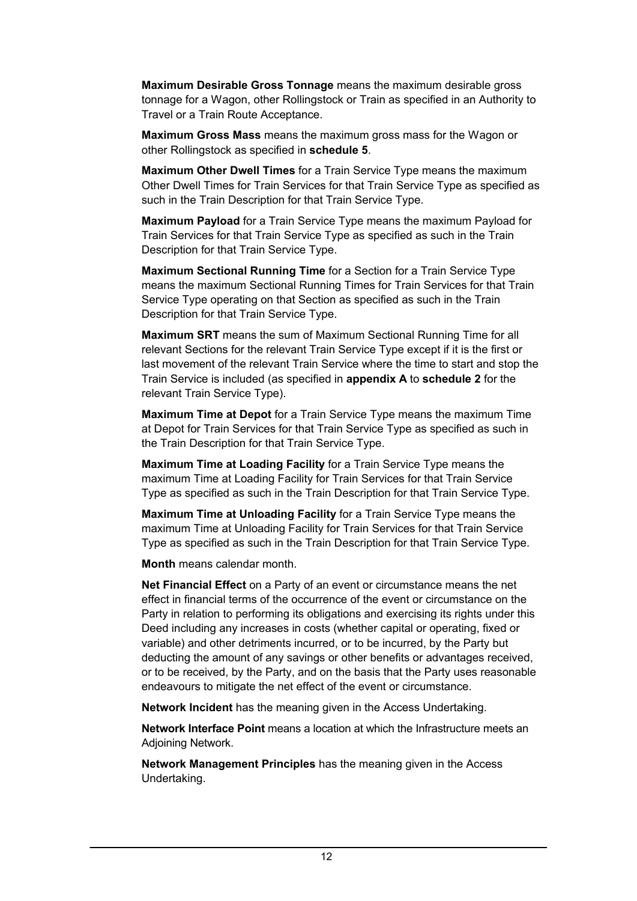**Maximum Desirable Gross Tonnage** means the maximum desirable gross tonnage for a Wagon, other Rollingstock or Train as specified in an Authority to Travel or a Train Route Acceptance.

**Maximum Gross Mass** means the maximum gross mass for the Wagon or other Rollingstock as specified in **schedule 5**.

**Maximum Other Dwell Times** for a Train Service Type means the maximum Other Dwell Times for Train Services for that Train Service Type as specified as such in the Train Description for that Train Service Type.

**Maximum Payload** for a Train Service Type means the maximum Payload for Train Services for that Train Service Type as specified as such in the Train Description for that Train Service Type.

**Maximum Sectional Running Time** for a Section for a Train Service Type means the maximum Sectional Running Times for Train Services for that Train Service Type operating on that Section as specified as such in the Train Description for that Train Service Type.

**Maximum SRT** means the sum of Maximum Sectional Running Time for all relevant Sections for the relevant Train Service Type except if it is the first or last movement of the relevant Train Service where the time to start and stop the Train Service is included (as specified in **appendix A** to **schedule 2** for the relevant Train Service Type).

**Maximum Time at Depot** for a Train Service Type means the maximum Time at Depot for Train Services for that Train Service Type as specified as such in the Train Description for that Train Service Type.

**Maximum Time at Loading Facility** for a Train Service Type means the maximum Time at Loading Facility for Train Services for that Train Service Type as specified as such in the Train Description for that Train Service Type.

**Maximum Time at Unloading Facility** for a Train Service Type means the maximum Time at Unloading Facility for Train Services for that Train Service Type as specified as such in the Train Description for that Train Service Type.

**Month** means calendar month.

**Net Financial Effect** on a Party of an event or circumstance means the net effect in financial terms of the occurrence of the event or circumstance on the Party in relation to performing its obligations and exercising its rights under this Deed including any increases in costs (whether capital or operating, fixed or variable) and other detriments incurred, or to be incurred, by the Party but deducting the amount of any savings or other benefits or advantages received, or to be received, by the Party, and on the basis that the Party uses reasonable endeavours to mitigate the net effect of the event or circumstance.

**Network Incident** has the meaning given in the Access Undertaking.

**Network Interface Point** means a location at which the Infrastructure meets an Adjoining Network.

**Network Management Principles** has the meaning given in the Access Undertaking.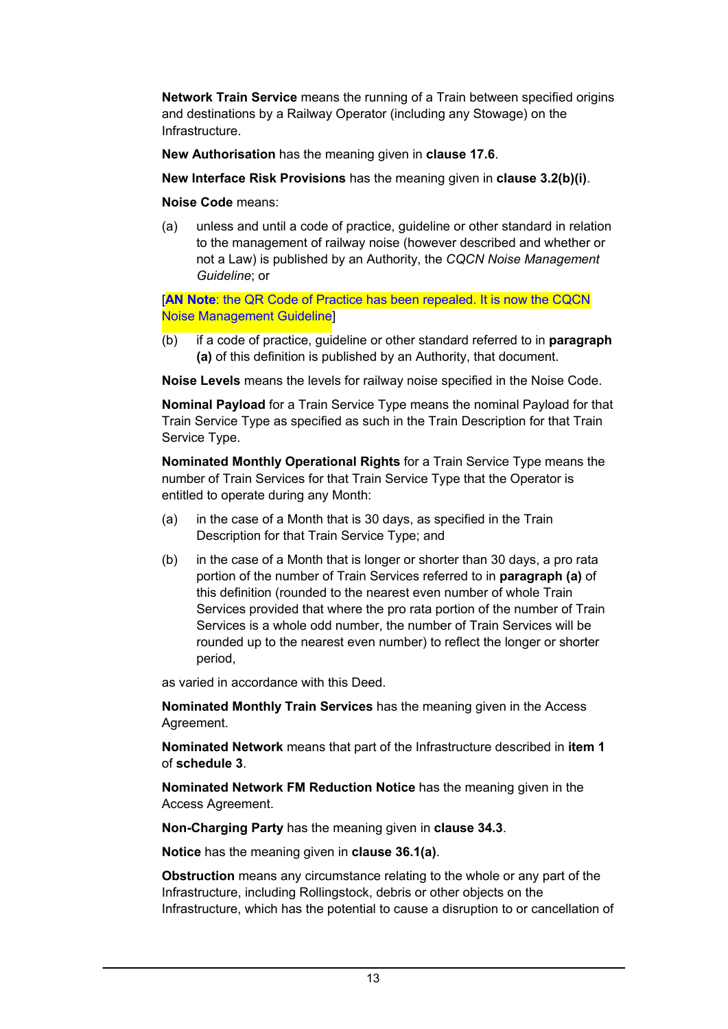**Network Train Service** means the running of a Train between specified origins and destinations by a Railway Operator (including any Stowage) on the Infrastructure.

**New Authorisation** has the meaning given in **clause 17.6**.

**New Interface Risk Provisions** has the meaning given in **clause 3.2(b)(i)**.

**Noise Code** means:

(a) unless and until a code of practice, guideline or other standard in relation to the management of railway noise (however described and whether or not a Law) is published by an Authority, the *CQCN Noise Management Guideline*; or

[**AN Note**: the QR Code of Practice has been repealed. It is now the CQCN Noise Management Guideline]

(b) if a code of practice, guideline or other standard referred to in **paragraph (a)** of this definition is published by an Authority, that document.

**Noise Levels** means the levels for railway noise specified in the Noise Code.

**Nominal Payload** for a Train Service Type means the nominal Payload for that Train Service Type as specified as such in the Train Description for that Train Service Type.

**Nominated Monthly Operational Rights** for a Train Service Type means the number of Train Services for that Train Service Type that the Operator is entitled to operate during any Month:

(a) in the case of a Month that is 30 days, as specified in the Train Description for that Train Service Type; and

(b) in the case of a Month that is longer or shorter than 30 days, a pro rata portion of the number of Train Services referred to in **paragraph (a)** of this definition (rounded to the nearest even number of whole Train Services provided that where the pro rata portion of the number of Train Services is a whole odd number, the number of Train Services will be rounded up to the nearest even number) to reflect the longer or shorter period,

as varied in accordance with this Deed.

**Nominated Monthly Train Services** has the meaning given in the Access Agreement.

**Nominated Network** means that part of the Infrastructure described in **item 1** of **schedule 3**.

**Nominated Network FM Reduction Notice** has the meaning given in the Access Agreement.

**Non-Charging Party** has the meaning given in **clause 34.3**.

**Notice** has the meaning given in **clause 36.1(a)**.

**Obstruction** means any circumstance relating to the whole or any part of the Infrastructure, including Rollingstock, debris or other objects on the Infrastructure, which has the potential to cause a disruption to or cancellation of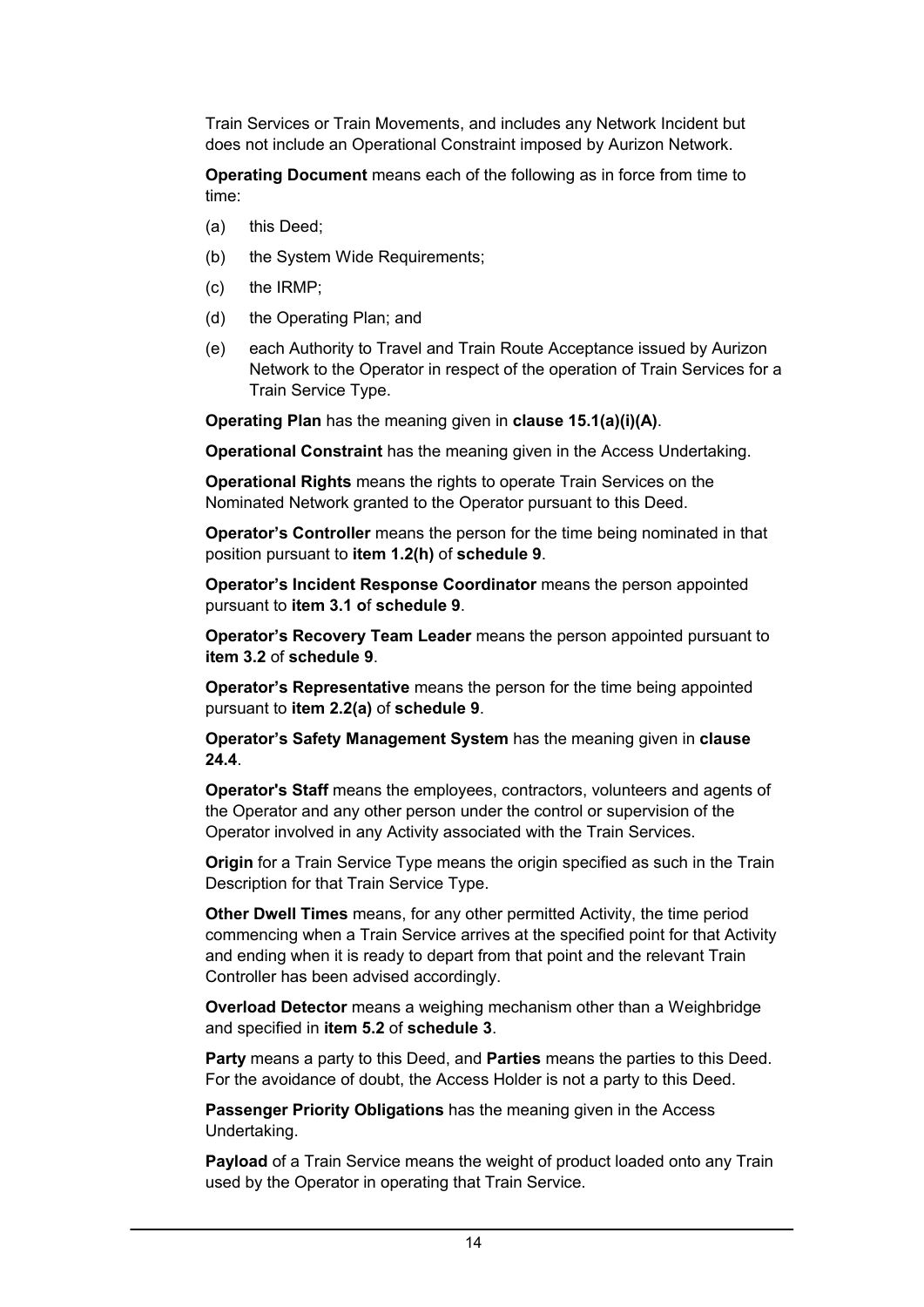Train Services or Train Movements, and includes any Network Incident but does not include an Operational Constraint imposed by Aurizon Network.

**Operating Document** means each of the following as in force from time to time:

(a) this Deed;

(b) the System Wide Requirements;

(c) the IRMP;

(d) the Operating Plan; and

(e) each Authority to Travel and Train Route Acceptance issued by Aurizon Network to the Operator in respect of the operation of Train Services for a Train Service Type.

**Operating Plan** has the meaning given in **clause 15.1(a)(i)(A)**.

**Operational Constraint** has the meaning given in the Access Undertaking.

**Operational Rights** means the rights to operate Train Services on the Nominated Network granted to the Operator pursuant to this Deed.

**Operator's Controller** means the person for the time being nominated in that position pursuant to **item 1.2(h)** of **schedule 9**.

**Operator's Incident Response Coordinator** means the person appointed pursuant to **item 3.1 of schedule 9**.

**Operator's Recovery Team Leader** means the person appointed pursuant to **item 3.2** of **schedule 9**.

**Operator's Representative** means the person for the time being appointed pursuant to **item 2.2(a)** of **schedule 9**.

**Operator's Safety Management System** has the meaning given in **clause 24.4**.

**Operator's Staff** means the employees, contractors, volunteers and agents of the Operator and any other person under the control or supervision of the Operator involved in any Activity associated with the Train Services.

**Origin** for a Train Service Type means the origin specified as such in the Train Description for that Train Service Type.

**Other Dwell Times** means, for any other permitted Activity, the time period commencing when a Train Service arrives at the specified point for that Activity and ending when it is ready to depart from that point and the relevant Train Controller has been advised accordingly.

**Overload Detector** means a weighing mechanism other than a Weighbridge and specified in **item 5.2** of **schedule 3**.

**Party** means a party to this Deed, and **Parties** means the parties to this Deed. For the avoidance of doubt, the Access Holder is not a party to this Deed.

**Passenger Priority Obligations** has the meaning given in the Access Undertaking.

**Payload** of a Train Service means the weight of product loaded onto any Train used by the Operator in operating that Train Service.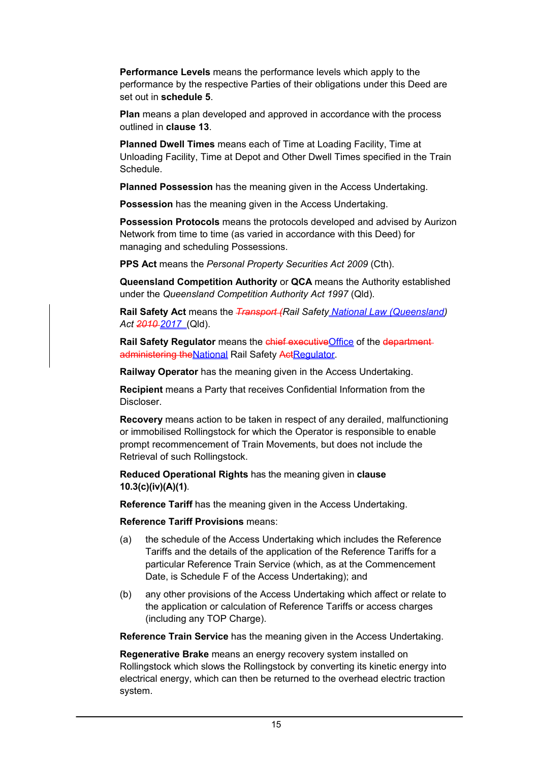**Performance Levels** means the performance levels which apply to the performance by the respective Parties of their obligations under this Deed are set out in **schedule 5**.

**Plan** means a plan developed and approved in accordance with the process outlined in **clause 13**.

**Planned Dwell Times** means each of Time at Loading Facility, Time at Unloading Facility, Time at Depot and Other Dwell Times specified in the Train Schedule.

**Planned Possession** has the meaning given in the Access Undertaking.

**Possession** has the meaning given in the Access Undertaking.

**Possession Protocols** means the protocols developed and advised by Aurizon Network from time to time (as varied in accordance with this Deed) for managing and scheduling Possessions.

**PPS Act** means the *Personal Property Securities Act 2009* (Cth).

**Queensland Competition Authority** or **QCA** means the Authority established under the *Queensland Competition Authority Act 1997* (Qld).

**Rail Safety Act** means the ~~*Transport (*~~*Rail Safety* *National Law (Queensland)*) *Act* ~~*2010*~~ *2017* (Qld).

**Rail Safety Regulator** means the ~~chief executive~~Office of the ~~department administering the~~National Rail Safety ~~Act~~Regulator.

**Railway Operator** has the meaning given in the Access Undertaking.

**Recipient** means a Party that receives Confidential Information from the Discloser.

**Recovery** means action to be taken in respect of any derailed, malfunctioning or immobilised Rollingstock for which the Operator is responsible to enable prompt recommencement of Train Movements, but does not include the Retrieval of such Rollingstock.

**Reduced Operational Rights** has the meaning given in **clause 10.3(c)(iv)(A)(1)**.

**Reference Tariff** has the meaning given in the Access Undertaking.

**Reference Tariff Provisions** means:

(a) the schedule of the Access Undertaking which includes the Reference Tariffs and the details of the application of the Reference Tariffs for a particular Reference Train Service (which, as at the Commencement Date, is Schedule F of the Access Undertaking); and

(b) any other provisions of the Access Undertaking which affect or relate to the application or calculation of Reference Tariffs or access charges (including any TOP Charge).

**Reference Train Service** has the meaning given in the Access Undertaking.

**Regenerative Brake** means an energy recovery system installed on Rollingstock which slows the Rollingstock by converting its kinetic energy into electrical energy, which can then be returned to the overhead electric traction system.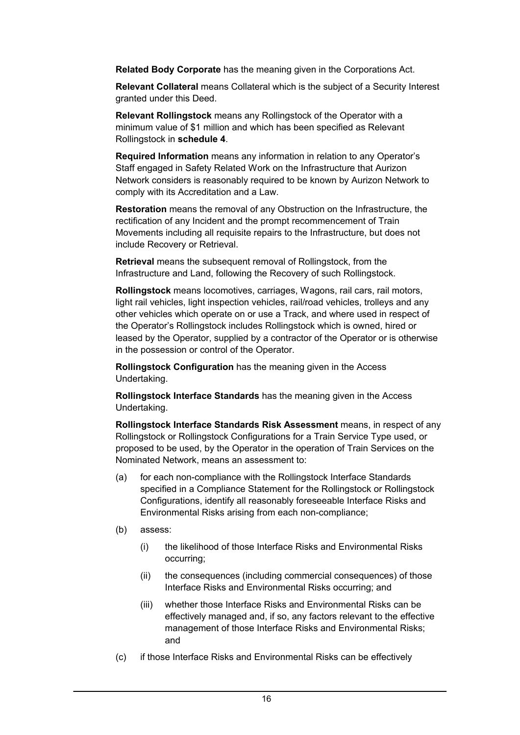**Related Body Corporate** has the meaning given in the Corporations Act.

**Relevant Collateral** means Collateral which is the subject of a Security Interest granted under this Deed.

**Relevant Rollingstock** means any Rollingstock of the Operator with a minimum value of $1 million and which has been specified as Relevant Rollingstock in **schedule 4**.

**Required Information** means any information in relation to any Operator's Staff engaged in Safety Related Work on the Infrastructure that Aurizon Network considers is reasonably required to be known by Aurizon Network to comply with its Accreditation and a Law.

**Restoration** means the removal of any Obstruction on the Infrastructure, the rectification of any Incident and the prompt recommencement of Train Movements including all requisite repairs to the Infrastructure, but does not include Recovery or Retrieval.

**Retrieval** means the subsequent removal of Rollingstock, from the Infrastructure and Land, following the Recovery of such Rollingstock.

**Rollingstock** means locomotives, carriages, Wagons, rail cars, rail motors, light rail vehicles, light inspection vehicles, rail/road vehicles, trolleys and any other vehicles which operate on or use a Track, and where used in respect of the Operator's Rollingstock includes Rollingstock which is owned, hired or leased by the Operator, supplied by a contractor of the Operator or is otherwise in the possession or control of the Operator.

**Rollingstock Configuration** has the meaning given in the Access Undertaking.

**Rollingstock Interface Standards** has the meaning given in the Access Undertaking.

**Rollingstock Interface Standards Risk Assessment** means, in respect of any Rollingstock or Rollingstock Configurations for a Train Service Type used, or proposed to be used, by the Operator in the operation of Train Services on the Nominated Network, means an assessment to:

(a) for each non-compliance with the Rollingstock Interface Standards specified in a Compliance Statement for the Rollingstock or Rollingstock Configurations, identify all reasonably foreseeable Interface Risks and Environmental Risks arising from each non-compliance;

(b) assess:

  (i) the likelihood of those Interface Risks and Environmental Risks occurring;

  (ii) the consequences (including commercial consequences) of those Interface Risks and Environmental Risks occurring; and

  (iii) whether those Interface Risks and Environmental Risks can be effectively managed and, if so, any factors relevant to the effective management of those Interface Risks and Environmental Risks; and

(c) if those Interface Risks and Environmental Risks can be effectively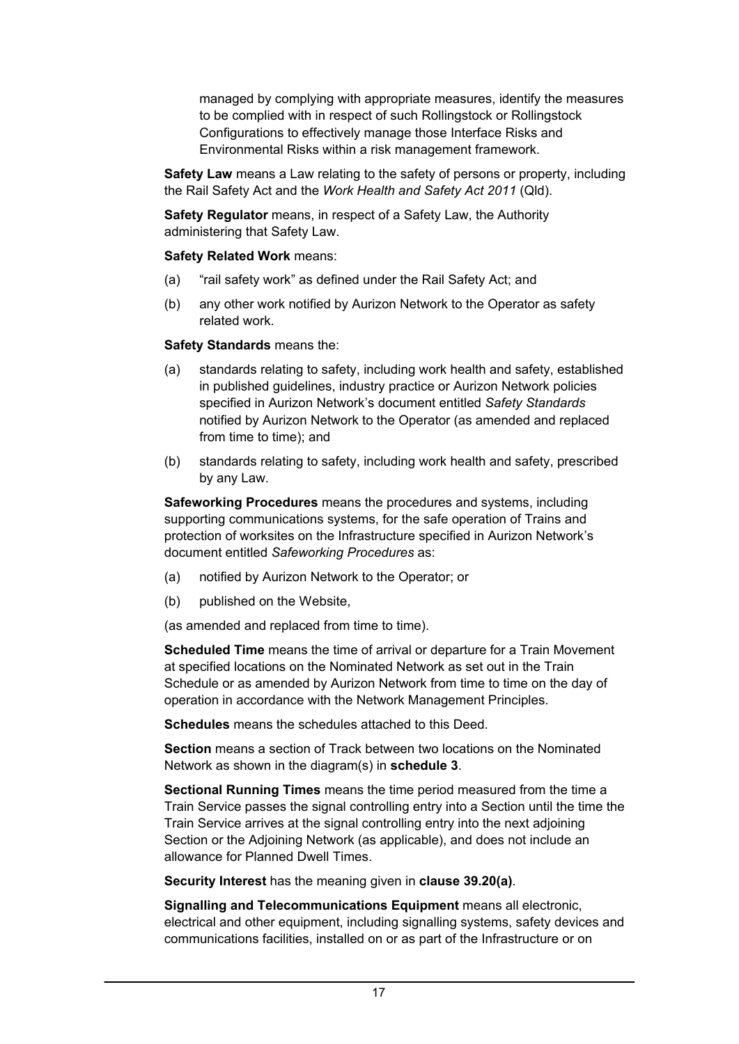managed by complying with appropriate measures, identify the measures to be complied with in respect of such Rollingstock or Rollingstock Configurations to effectively manage those Interface Risks and Environmental Risks within a risk management framework.

**Safety Law** means a Law relating to the safety of persons or property, including the Rail Safety Act and the *Work Health and Safety Act 2011* (Qld).

**Safety Regulator** means, in respect of a Safety Law, the Authority administering that Safety Law.

**Safety Related Work** means:

(a) "rail safety work" as defined under the Rail Safety Act; and

(b) any other work notified by Aurizon Network to the Operator as safety related work.

**Safety Standards** means the:

(a) standards relating to safety, including work health and safety, established in published guidelines, industry practice or Aurizon Network policies specified in Aurizon Network's document entitled *Safety Standards* notified by Aurizon Network to the Operator (as amended and replaced from time to time); and

(b) standards relating to safety, including work health and safety, prescribed by any Law.

**Safeworking Procedures** means the procedures and systems, including supporting communications systems, for the safe operation of Trains and protection of worksites on the Infrastructure specified in Aurizon Network's document entitled *Safeworking Procedures* as:

(a) notified by Aurizon Network to the Operator; or

(b) published on the Website,

(as amended and replaced from time to time).

**Scheduled Time** means the time of arrival or departure for a Train Movement at specified locations on the Nominated Network as set out in the Train Schedule or as amended by Aurizon Network from time to time on the day of operation in accordance with the Network Management Principles.

**Schedules** means the schedules attached to this Deed.

**Section** means a section of Track between two locations on the Nominated Network as shown in the diagram(s) in **schedule 3**.

**Sectional Running Times** means the time period measured from the time a Train Service passes the signal controlling entry into a Section until the time the Train Service arrives at the signal controlling entry into the next adjoining Section or the Adjoining Network (as applicable), and does not include an allowance for Planned Dwell Times.

**Security Interest** has the meaning given in **clause 39.20(a)**.

**Signalling and Telecommunications Equipment** means all electronic, electrical and other equipment, including signalling systems, safety devices and communications facilities, installed on or as part of the Infrastructure or on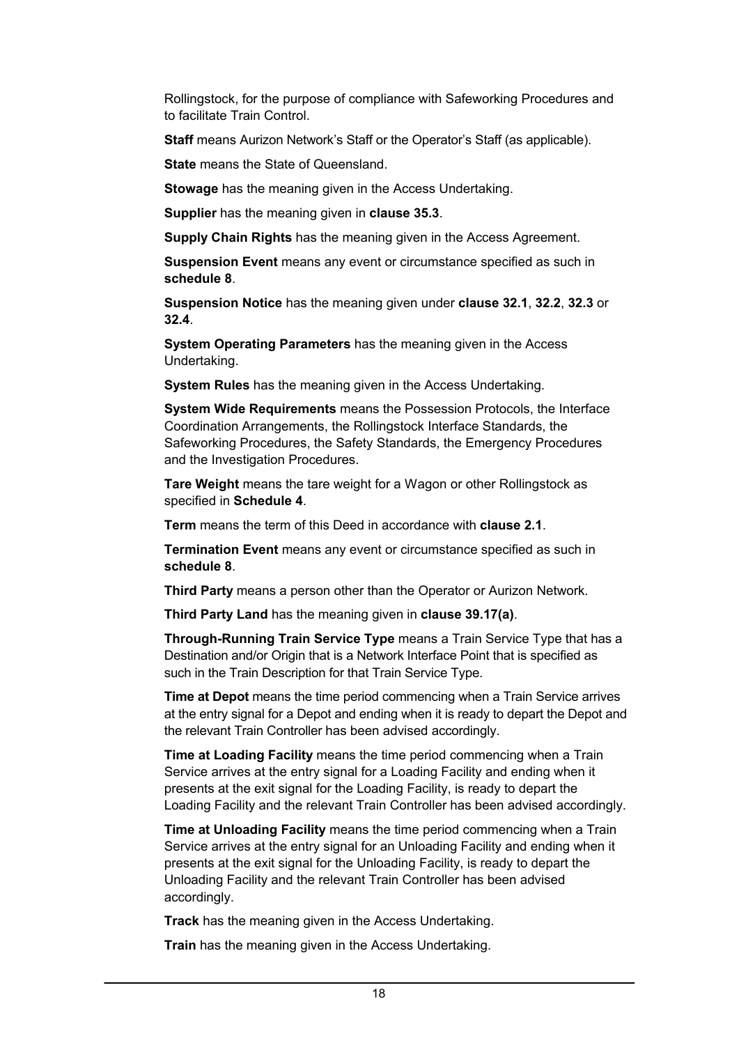Rollingstock, for the purpose of compliance with Safeworking Procedures and to facilitate Train Control.

**Staff** means Aurizon Network's Staff or the Operator's Staff (as applicable).

**State** means the State of Queensland.

**Stowage** has the meaning given in the Access Undertaking.

**Supplier** has the meaning given in **clause 35.3**.

**Supply Chain Rights** has the meaning given in the Access Agreement.

**Suspension Event** means any event or circumstance specified as such in **schedule 8**.

**Suspension Notice** has the meaning given under **clause 32.1**, **32.2**, **32.3** or **32.4**.

**System Operating Parameters** has the meaning given in the Access Undertaking.

**System Rules** has the meaning given in the Access Undertaking.

**System Wide Requirements** means the Possession Protocols, the Interface Coordination Arrangements, the Rollingstock Interface Standards, the Safeworking Procedures, the Safety Standards, the Emergency Procedures and the Investigation Procedures.

**Tare Weight** means the tare weight for a Wagon or other Rollingstock as specified in **Schedule 4**.

**Term** means the term of this Deed in accordance with **clause 2.1**.

**Termination Event** means any event or circumstance specified as such in **schedule 8**.

**Third Party** means a person other than the Operator or Aurizon Network.

**Third Party Land** has the meaning given in **clause 39.17(a)**.

**Through-Running Train Service Type** means a Train Service Type that has a Destination and/or Origin that is a Network Interface Point that is specified as such in the Train Description for that Train Service Type.

**Time at Depot** means the time period commencing when a Train Service arrives at the entry signal for a Depot and ending when it is ready to depart the Depot and the relevant Train Controller has been advised accordingly.

**Time at Loading Facility** means the time period commencing when a Train Service arrives at the entry signal for a Loading Facility and ending when it presents at the exit signal for the Loading Facility, is ready to depart the Loading Facility and the relevant Train Controller has been advised accordingly.

**Time at Unloading Facility** means the time period commencing when a Train Service arrives at the entry signal for an Unloading Facility and ending when it presents at the exit signal for the Unloading Facility, is ready to depart the Unloading Facility and the relevant Train Controller has been advised accordingly.

**Track** has the meaning given in the Access Undertaking.

**Train** has the meaning given in the Access Undertaking.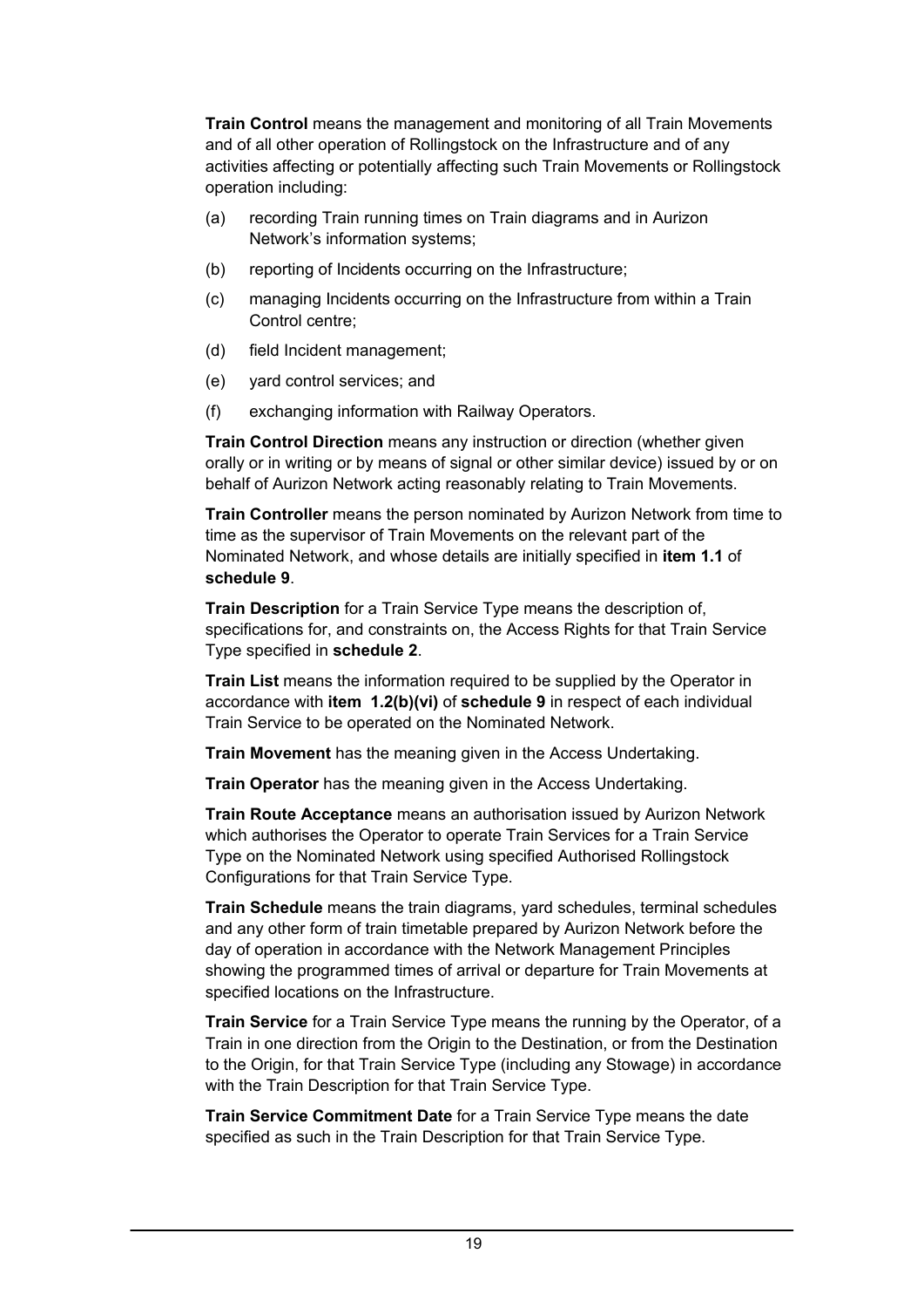**Train Control** means the management and monitoring of all Train Movements and of all other operation of Rollingstock on the Infrastructure and of any activities affecting or potentially affecting such Train Movements or Rollingstock operation including:

(a) recording Train running times on Train diagrams and in Aurizon Network's information systems;

(b) reporting of Incidents occurring on the Infrastructure;

(c) managing Incidents occurring on the Infrastructure from within a Train Control centre;

(d) field Incident management;

(e) yard control services; and

(f) exchanging information with Railway Operators.

**Train Control Direction** means any instruction or direction (whether given orally or in writing or by means of signal or other similar device) issued by or on behalf of Aurizon Network acting reasonably relating to Train Movements.

**Train Controller** means the person nominated by Aurizon Network from time to time as the supervisor of Train Movements on the relevant part of the Nominated Network, and whose details are initially specified in **item 1.1** of **schedule 9**.

**Train Description** for a Train Service Type means the description of, specifications for, and constraints on, the Access Rights for that Train Service Type specified in **schedule 2**.

**Train List** means the information required to be supplied by the Operator in accordance with **item 1.2(b)(vi)** of **schedule 9** in respect of each individual Train Service to be operated on the Nominated Network.

**Train Movement** has the meaning given in the Access Undertaking.

**Train Operator** has the meaning given in the Access Undertaking.

**Train Route Acceptance** means an authorisation issued by Aurizon Network which authorises the Operator to operate Train Services for a Train Service Type on the Nominated Network using specified Authorised Rollingstock Configurations for that Train Service Type.

**Train Schedule** means the train diagrams, yard schedules, terminal schedules and any other form of train timetable prepared by Aurizon Network before the day of operation in accordance with the Network Management Principles showing the programmed times of arrival or departure for Train Movements at specified locations on the Infrastructure.

**Train Service** for a Train Service Type means the running by the Operator, of a Train in one direction from the Origin to the Destination, or from the Destination to the Origin, for that Train Service Type (including any Stowage) in accordance with the Train Description for that Train Service Type.

**Train Service Commitment Date** for a Train Service Type means the date specified as such in the Train Description for that Train Service Type.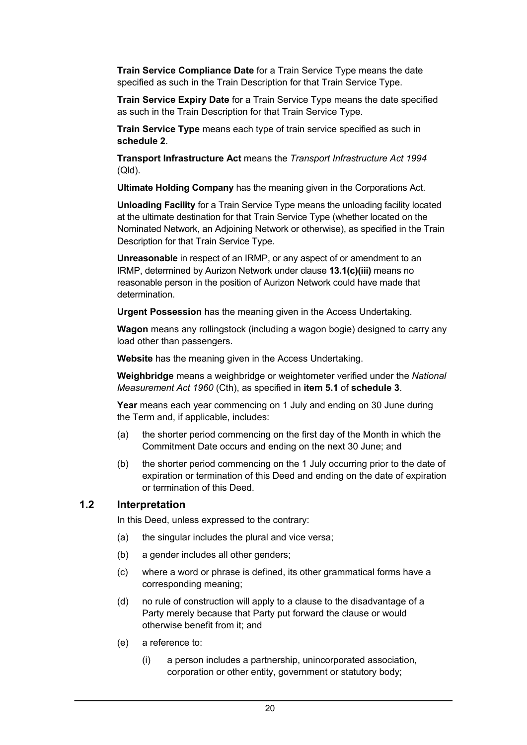**Train Service Compliance Date** for a Train Service Type means the date specified as such in the Train Description for that Train Service Type.

**Train Service Expiry Date** for a Train Service Type means the date specified as such in the Train Description for that Train Service Type.

**Train Service Type** means each type of train service specified as such in **schedule 2**.

**Transport Infrastructure Act** means the *Transport Infrastructure Act 1994* (Qld).

**Ultimate Holding Company** has the meaning given in the Corporations Act.

**Unloading Facility** for a Train Service Type means the unloading facility located at the ultimate destination for that Train Service Type (whether located on the Nominated Network, an Adjoining Network or otherwise), as specified in the Train Description for that Train Service Type.

**Unreasonable** in respect of an IRMP, or any aspect of or amendment to an IRMP, determined by Aurizon Network under clause **13.1(c)(iii)** means no reasonable person in the position of Aurizon Network could have made that determination.

**Urgent Possession** has the meaning given in the Access Undertaking.

**Wagon** means any rollingstock (including a wagon bogie) designed to carry any load other than passengers.

**Website** has the meaning given in the Access Undertaking.

**Weighbridge** means a weighbridge or weightometer verified under the *National Measurement Act 1960* (Cth), as specified in **item 5.1** of **schedule 3**.

**Year** means each year commencing on 1 July and ending on 30 June during the Term and, if applicable, includes:

(a) the shorter period commencing on the first day of the Month in which the Commitment Date occurs and ending on the next 30 June; and

(b) the shorter period commencing on the 1 July occurring prior to the date of expiration or termination of this Deed and ending on the date of expiration or termination of this Deed.

## 1.2 Interpretation

In this Deed, unless expressed to the contrary:

(a) the singular includes the plural and vice versa;

(b) a gender includes all other genders;

(c) where a word or phrase is defined, its other grammatical forms have a corresponding meaning;

(d) no rule of construction will apply to a clause to the disadvantage of a Party merely because that Party put forward the clause or would otherwise benefit from it; and

(e) a reference to:

(i) a person includes a partnership, unincorporated association, corporation or other entity, government or statutory body;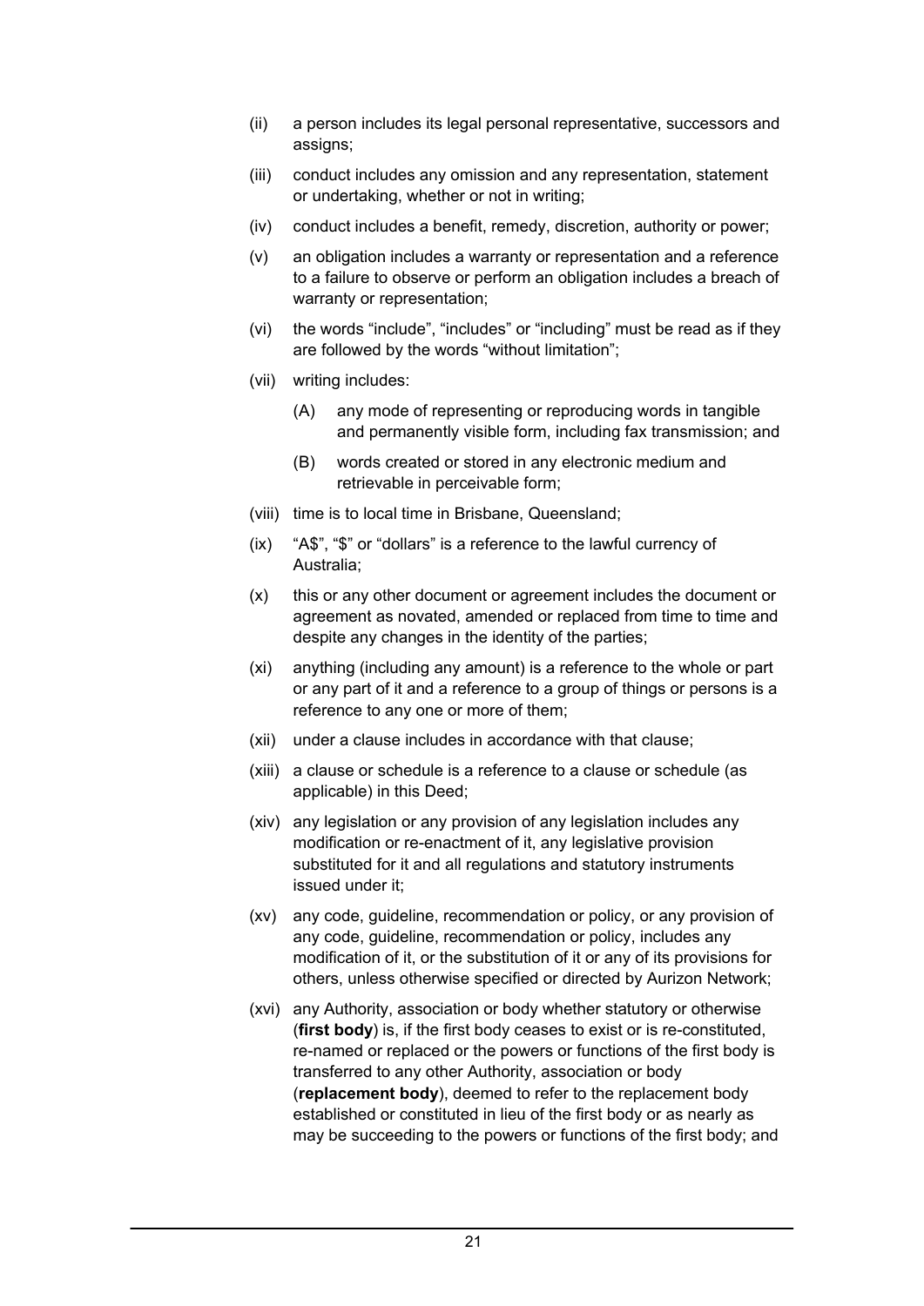(ii) a person includes its legal personal representative, successors and assigns;

(iii) conduct includes any omission and any representation, statement or undertaking, whether or not in writing;

(iv) conduct includes a benefit, remedy, discretion, authority or power;

(v) an obligation includes a warranty or representation and a reference to a failure to observe or perform an obligation includes a breach of warranty or representation;

(vi) the words "include", "includes" or "including" must be read as if they are followed by the words "without limitation";

(vii) writing includes:

  (A) any mode of representing or reproducing words in tangible and permanently visible form, including fax transmission; and

  (B) words created or stored in any electronic medium and retrievable in perceivable form;

(viii) time is to local time in Brisbane, Queensland;

(ix) "A$", "$" or "dollars" is a reference to the lawful currency of Australia;

(x) this or any other document or agreement includes the document or agreement as novated, amended or replaced from time to time and despite any changes in the identity of the parties;

(xi) anything (including any amount) is a reference to the whole or part or any part of it and a reference to a group of things or persons is a reference to any one or more of them;

(xii) under a clause includes in accordance with that clause;

(xiii) a clause or schedule is a reference to a clause or schedule (as applicable) in this Deed;

(xiv) any legislation or any provision of any legislation includes any modification or re-enactment of it, any legislative provision substituted for it and all regulations and statutory instruments issued under it;

(xv) any code, guideline, recommendation or policy, or any provision of any code, guideline, recommendation or policy, includes any modification of it, or the substitution of it or any of its provisions for others, unless otherwise specified or directed by Aurizon Network;

(xvi) any Authority, association or body whether statutory or otherwise (**first body**) is, if the first body ceases to exist or is re-constituted, re-named or replaced or the powers or functions of the first body is transferred to any other Authority, association or body (**replacement body**), deemed to refer to the replacement body established or constituted in lieu of the first body or as nearly as may be succeeding to the powers or functions of the first body; and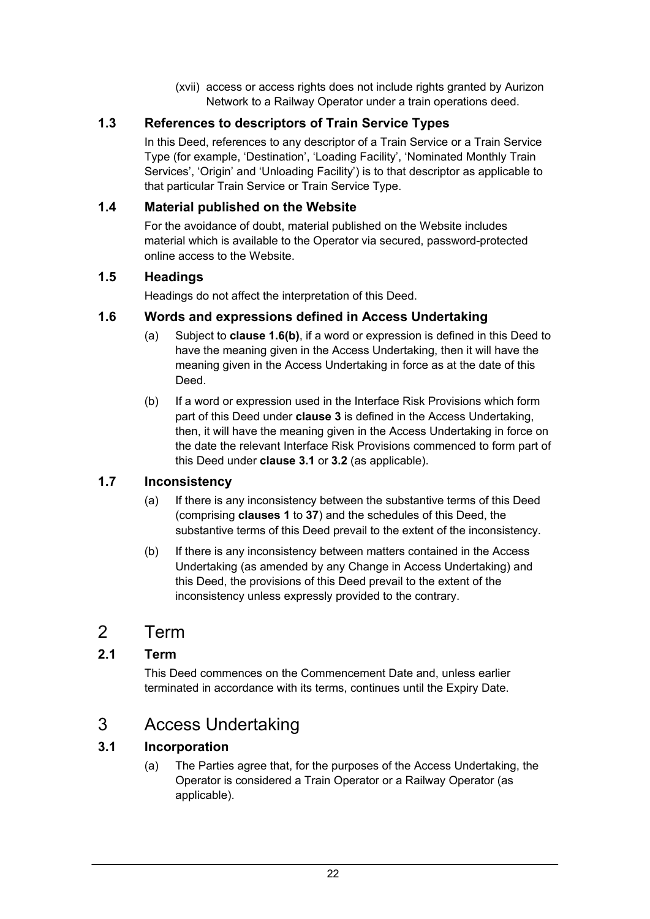(xvii) access or access rights does not include rights granted by Aurizon Network to a Railway Operator under a train operations deed.

### 1.3 References to descriptors of Train Service Types

In this Deed, references to any descriptor of a Train Service or a Train Service Type (for example, 'Destination', 'Loading Facility', 'Nominated Monthly Train Services', 'Origin' and 'Unloading Facility') is to that descriptor as applicable to that particular Train Service or Train Service Type.

### 1.4 Material published on the Website

For the avoidance of doubt, material published on the Website includes material which is available to the Operator via secured, password-protected online access to the Website.

### 1.5 Headings

Headings do not affect the interpretation of this Deed.

### 1.6 Words and expressions defined in Access Undertaking

(a) Subject to **clause 1.6(b)**, if a word or expression is defined in this Deed to have the meaning given in the Access Undertaking, then it will have the meaning given in the Access Undertaking in force as at the date of this Deed.

(b) If a word or expression used in the Interface Risk Provisions which form part of this Deed under **clause 3** is defined in the Access Undertaking, then, it will have the meaning given in the Access Undertaking in force on the date the relevant Interface Risk Provisions commenced to form part of this Deed under **clause 3.1** or **3.2** (as applicable).

### 1.7 Inconsistency

(a) If there is any inconsistency between the substantive terms of this Deed (comprising **clauses 1** to **37**) and the schedules of this Deed, the substantive terms of this Deed prevail to the extent of the inconsistency.

(b) If there is any inconsistency between matters contained in the Access Undertaking (as amended by any Change in Access Undertaking) and this Deed, the provisions of this Deed prevail to the extent of the inconsistency unless expressly provided to the contrary.

## 2 Term

### 2.1 Term

This Deed commences on the Commencement Date and, unless earlier terminated in accordance with its terms, continues until the Expiry Date.

## 3 Access Undertaking

### 3.1 Incorporation

(a) The Parties agree that, for the purposes of the Access Undertaking, the Operator is considered a Train Operator or a Railway Operator (as applicable).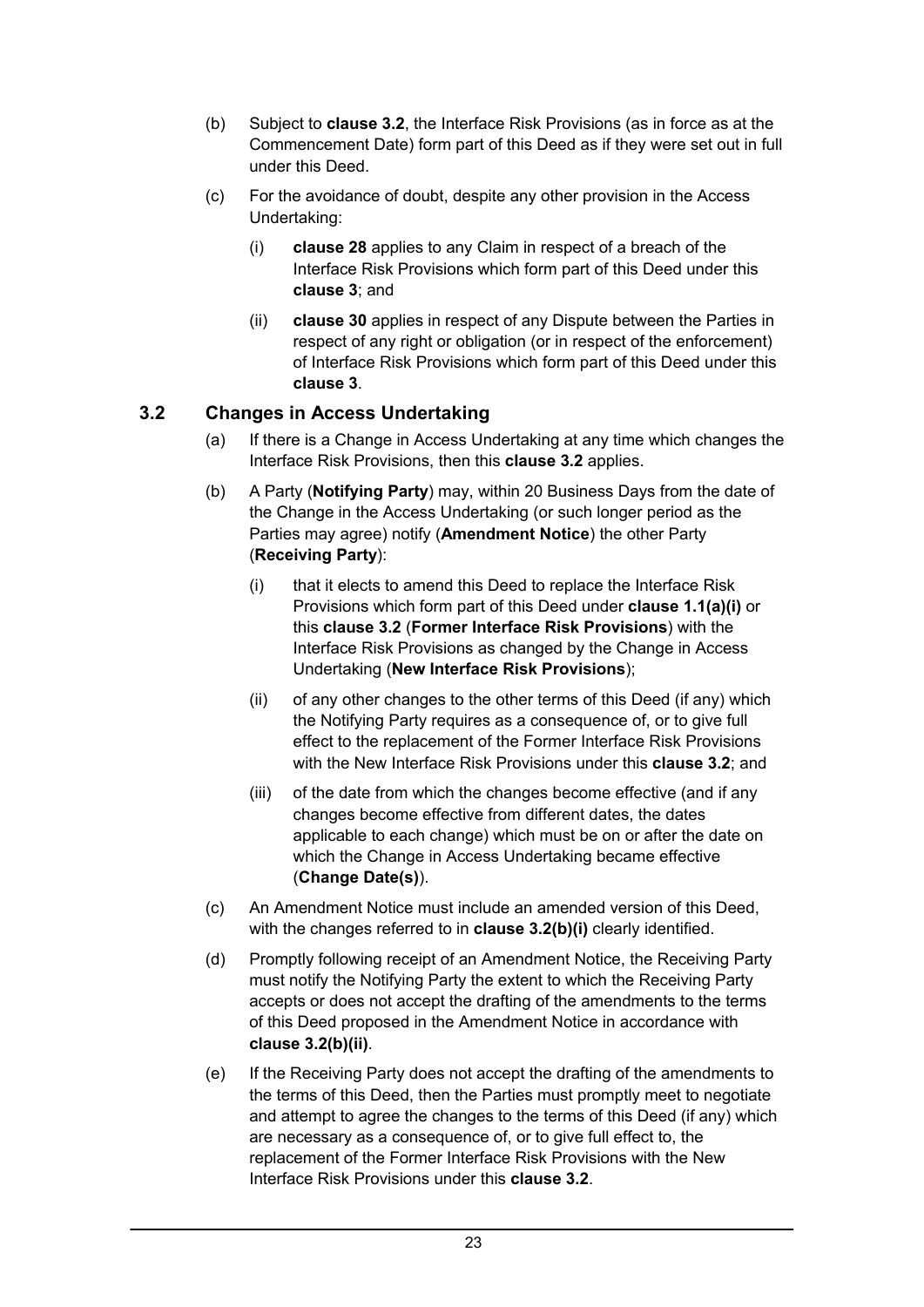(b) Subject to **clause 3.2**, the Interface Risk Provisions (as in force as at the Commencement Date) form part of this Deed as if they were set out in full under this Deed.

(c) For the avoidance of doubt, despite any other provision in the Access Undertaking:

   (i) **clause 28** applies to any Claim in respect of a breach of the Interface Risk Provisions which form part of this Deed under this **clause 3**; and

   (ii) **clause 30** applies in respect of any Dispute between the Parties in respect of any right or obligation (or in respect of the enforcement) of Interface Risk Provisions which form part of this Deed under this **clause 3**.

## 3.2 Changes in Access Undertaking

(a) If there is a Change in Access Undertaking at any time which changes the Interface Risk Provisions, then this **clause 3.2** applies.

(b) A Party (**Notifying Party**) may, within 20 Business Days from the date of the Change in the Access Undertaking (or such longer period as the Parties may agree) notify (**Amendment Notice**) the other Party (**Receiving Party**):

   (i) that it elects to amend this Deed to replace the Interface Risk Provisions which form part of this Deed under **clause 1.1(a)(i)** or this **clause 3.2** (**Former Interface Risk Provisions**) with the Interface Risk Provisions as changed by the Change in Access Undertaking (**New Interface Risk Provisions**);

   (ii) of any other changes to the other terms of this Deed (if any) which the Notifying Party requires as a consequence of, or to give full effect to the replacement of the Former Interface Risk Provisions with the New Interface Risk Provisions under this **clause 3.2**; and

   (iii) of the date from which the changes become effective (and if any changes become effective from different dates, the dates applicable to each change) which must be on or after the date on which the Change in Access Undertaking became effective (**Change Date(s)**).

(c) An Amendment Notice must include an amended version of this Deed, with the changes referred to in **clause 3.2(b)(i)** clearly identified.

(d) Promptly following receipt of an Amendment Notice, the Receiving Party must notify the Notifying Party the extent to which the Receiving Party accepts or does not accept the drafting of the amendments to the terms of this Deed proposed in the Amendment Notice in accordance with **clause 3.2(b)(ii)**.

(e) If the Receiving Party does not accept the drafting of the amendments to the terms of this Deed, then the Parties must promptly meet to negotiate and attempt to agree the changes to the terms of this Deed (if any) which are necessary as a consequence of, or to give full effect to, the replacement of the Former Interface Risk Provisions with the New Interface Risk Provisions under this **clause 3.2**.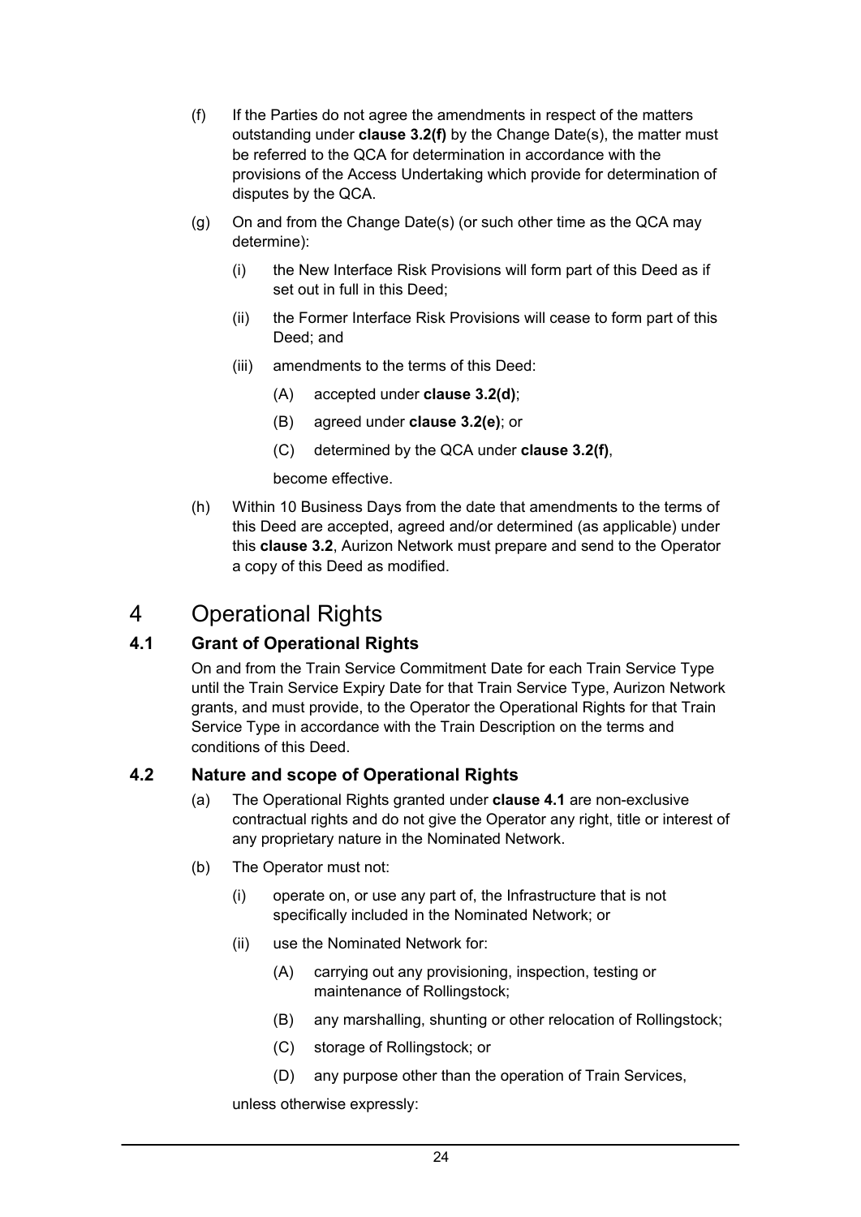(f) If the Parties do not agree the amendments in respect of the matters outstanding under **clause 3.2(f)** by the Change Date(s), the matter must be referred to the QCA for determination in accordance with the provisions of the Access Undertaking which provide for determination of disputes by the QCA.

(g) On and from the Change Date(s) (or such other time as the QCA may determine):

 (i) the New Interface Risk Provisions will form part of this Deed as if set out in full in this Deed;

 (ii) the Former Interface Risk Provisions will cease to form part of this Deed; and

 (iii) amendments to the terms of this Deed:

  (A) accepted under **clause 3.2(d)**;

  (B) agreed under **clause 3.2(e)**; or

  (C) determined by the QCA under **clause 3.2(f)**,

 become effective.

(h) Within 10 Business Days from the date that amendments to the terms of this Deed are accepted, agreed and/or determined (as applicable) under this **clause 3.2**, Aurizon Network must prepare and send to the Operator a copy of this Deed as modified.

# 4 Operational Rights

## 4.1 Grant of Operational Rights

On and from the Train Service Commitment Date for each Train Service Type until the Train Service Expiry Date for that Train Service Type, Aurizon Network grants, and must provide, to the Operator the Operational Rights for that Train Service Type in accordance with the Train Description on the terms and conditions of this Deed.

## 4.2 Nature and scope of Operational Rights

(a) The Operational Rights granted under **clause 4.1** are non-exclusive contractual rights and do not give the Operator any right, title or interest of any proprietary nature in the Nominated Network.

(b) The Operator must not:

 (i) operate on, or use any part of, the Infrastructure that is not specifically included in the Nominated Network; or

 (ii) use the Nominated Network for:

  (A) carrying out any provisioning, inspection, testing or maintenance of Rollingstock;

  (B) any marshalling, shunting or other relocation of Rollingstock;

  (C) storage of Rollingstock; or

  (D) any purpose other than the operation of Train Services,

unless otherwise expressly: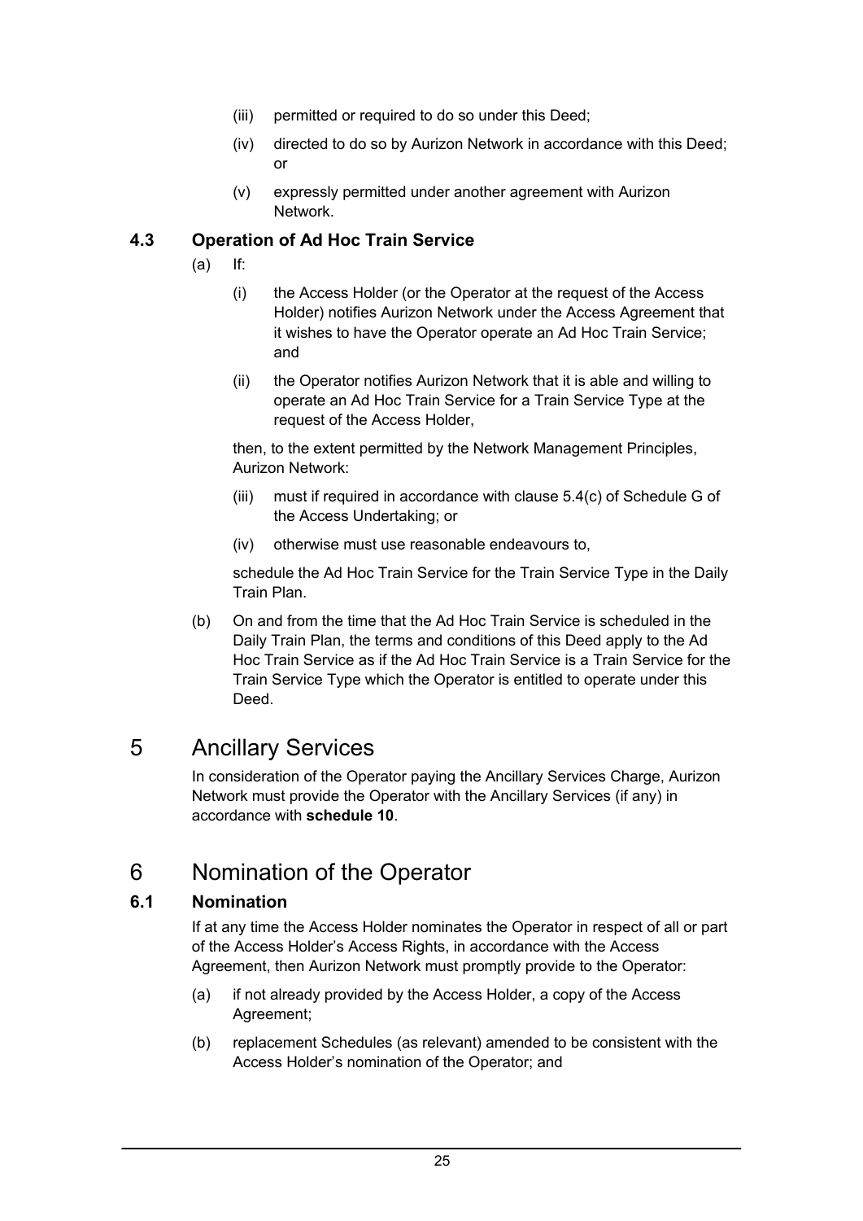(iii) permitted or required to do so under this Deed;

(iv) directed to do so by Aurizon Network in accordance with this Deed; or

(v) expressly permitted under another agreement with Aurizon Network.

### 4.3 Operation of Ad Hoc Train Service

(a) If:

(i) the Access Holder (or the Operator at the request of the Access Holder) notifies Aurizon Network under the Access Agreement that it wishes to have the Operator operate an Ad Hoc Train Service; and

(ii) the Operator notifies Aurizon Network that it is able and willing to operate an Ad Hoc Train Service for a Train Service Type at the request of the Access Holder,

then, to the extent permitted by the Network Management Principles, Aurizon Network:

(iii) must if required in accordance with clause 5.4(c) of Schedule G of the Access Undertaking; or

(iv) otherwise must use reasonable endeavours to,

schedule the Ad Hoc Train Service for the Train Service Type in the Daily Train Plan.

(b) On and from the time that the Ad Hoc Train Service is scheduled in the Daily Train Plan, the terms and conditions of this Deed apply to the Ad Hoc Train Service as if the Ad Hoc Train Service is a Train Service for the Train Service Type which the Operator is entitled to operate under this Deed.

## 5 Ancillary Services

In consideration of the Operator paying the Ancillary Services Charge, Aurizon Network must provide the Operator with the Ancillary Services (if any) in accordance with **schedule 10**.

## 6 Nomination of the Operator

### 6.1 Nomination

If at any time the Access Holder nominates the Operator in respect of all or part of the Access Holder's Access Rights, in accordance with the Access Agreement, then Aurizon Network must promptly provide to the Operator:

(a) if not already provided by the Access Holder, a copy of the Access Agreement;

(b) replacement Schedules (as relevant) amended to be consistent with the Access Holder's nomination of the Operator; and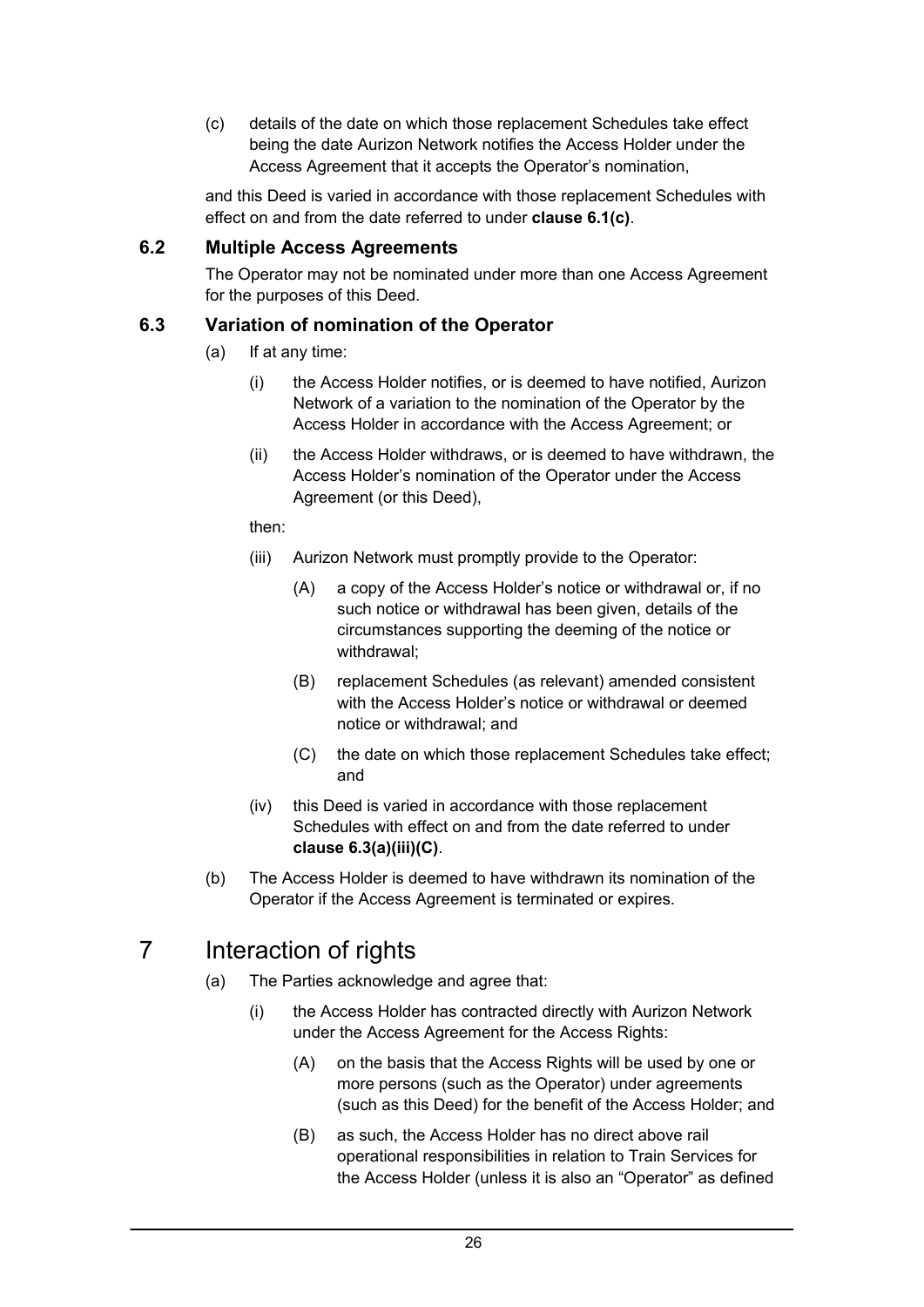(c) details of the date on which those replacement Schedules take effect being the date Aurizon Network notifies the Access Holder under the Access Agreement that it accepts the Operator's nomination,

and this Deed is varied in accordance with those replacement Schedules with effect on and from the date referred to under **clause 6.1(c)**.

### 6.2 Multiple Access Agreements

The Operator may not be nominated under more than one Access Agreement for the purposes of this Deed.

### 6.3 Variation of nomination of the Operator

(a) If at any time:

(i) the Access Holder notifies, or is deemed to have notified, Aurizon Network of a variation to the nomination of the Operator by the Access Holder in accordance with the Access Agreement; or

(ii) the Access Holder withdraws, or is deemed to have withdrawn, the Access Holder's nomination of the Operator under the Access Agreement (or this Deed),

then:

(iii) Aurizon Network must promptly provide to the Operator:

(A) a copy of the Access Holder's notice or withdrawal or, if no such notice or withdrawal has been given, details of the circumstances supporting the deeming of the notice or withdrawal;

(B) replacement Schedules (as relevant) amended consistent with the Access Holder's notice or withdrawal or deemed notice or withdrawal; and

(C) the date on which those replacement Schedules take effect; and

(iv) this Deed is varied in accordance with those replacement Schedules with effect on and from the date referred to under **clause 6.3(a)(iii)(C)**.

(b) The Access Holder is deemed to have withdrawn its nomination of the Operator if the Access Agreement is terminated or expires.

# 7 Interaction of rights

(a) The Parties acknowledge and agree that:

(i) the Access Holder has contracted directly with Aurizon Network under the Access Agreement for the Access Rights:

(A) on the basis that the Access Rights will be used by one or more persons (such as the Operator) under agreements (such as this Deed) for the benefit of the Access Holder; and

(B) as such, the Access Holder has no direct above rail operational responsibilities in relation to Train Services for the Access Holder (unless it is also an "Operator" as defined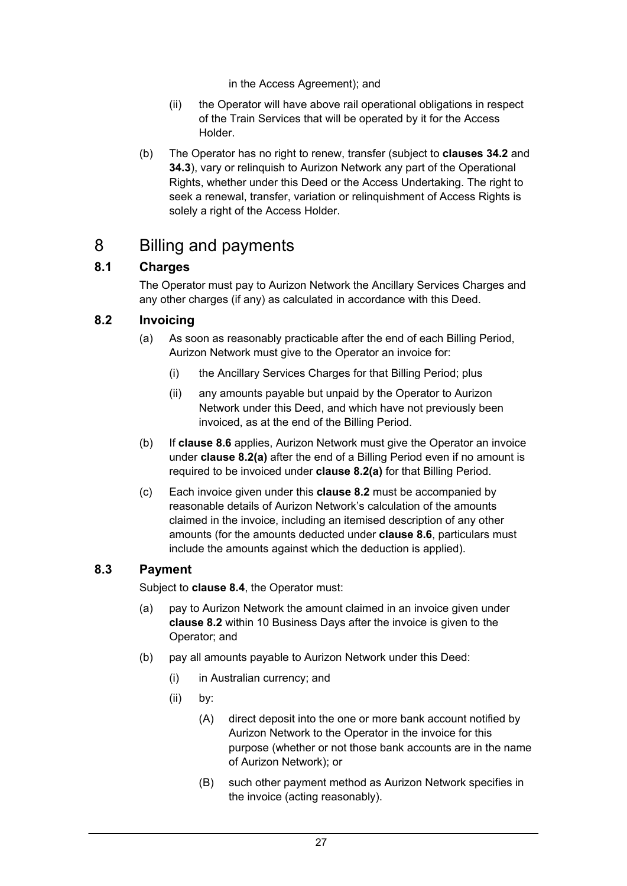in the Access Agreement); and

(ii) the Operator will have above rail operational obligations in respect of the Train Services that will be operated by it for the Access Holder.

(b) The Operator has no right to renew, transfer (subject to **clauses 34.2** and **34.3**), vary or relinquish to Aurizon Network any part of the Operational Rights, whether under this Deed or the Access Undertaking. The right to seek a renewal, transfer, variation or relinquishment of Access Rights is solely a right of the Access Holder.

# 8 Billing and payments

## 8.1 Charges

The Operator must pay to Aurizon Network the Ancillary Services Charges and any other charges (if any) as calculated in accordance with this Deed.

## 8.2 Invoicing

(a) As soon as reasonably practicable after the end of each Billing Period, Aurizon Network must give to the Operator an invoice for:

(i) the Ancillary Services Charges for that Billing Period; plus

(ii) any amounts payable but unpaid by the Operator to Aurizon Network under this Deed, and which have not previously been invoiced, as at the end of the Billing Period.

(b) If **clause 8.6** applies, Aurizon Network must give the Operator an invoice under **clause 8.2(a)** after the end of a Billing Period even if no amount is required to be invoiced under **clause 8.2(a)** for that Billing Period.

(c) Each invoice given under this **clause 8.2** must be accompanied by reasonable details of Aurizon Network's calculation of the amounts claimed in the invoice, including an itemised description of any other amounts (for the amounts deducted under **clause 8.6**, particulars must include the amounts against which the deduction is applied).

## 8.3 Payment

Subject to **clause 8.4**, the Operator must:

(a) pay to Aurizon Network the amount claimed in an invoice given under **clause 8.2** within 10 Business Days after the invoice is given to the Operator; and

(b) pay all amounts payable to Aurizon Network under this Deed:

(i) in Australian currency; and

(ii) by:

(A) direct deposit into the one or more bank account notified by Aurizon Network to the Operator in the invoice for this purpose (whether or not those bank accounts are in the name of Aurizon Network); or

(B) such other payment method as Aurizon Network specifies in the invoice (acting reasonably).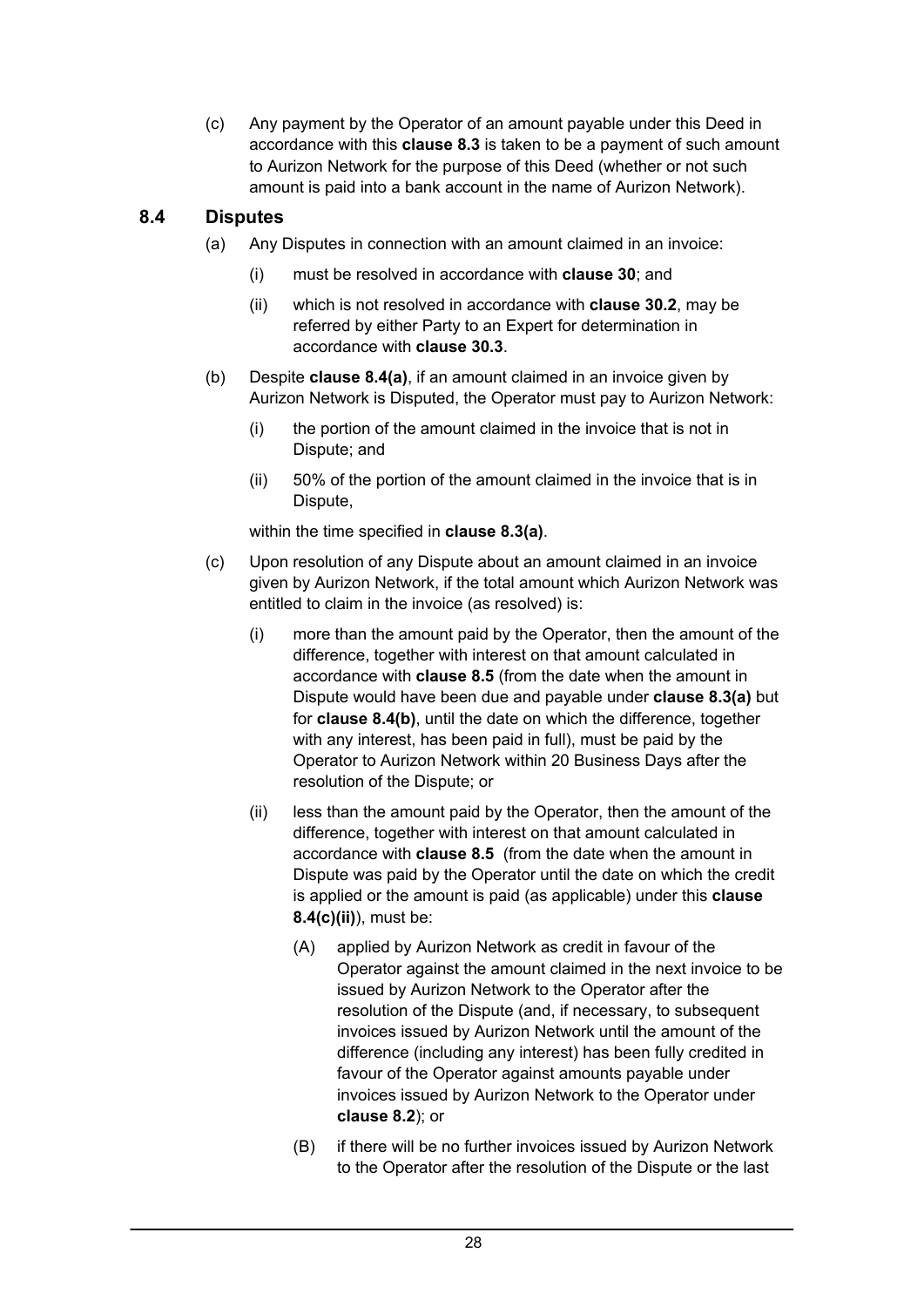(c) Any payment by the Operator of an amount payable under this Deed in accordance with this **clause 8.3** is taken to be a payment of such amount to Aurizon Network for the purpose of this Deed (whether or not such amount is paid into a bank account in the name of Aurizon Network).

### 8.4 Disputes

(a) Any Disputes in connection with an amount claimed in an invoice:

(i) must be resolved in accordance with **clause 30**; and

(ii) which is not resolved in accordance with **clause 30.2**, may be referred by either Party to an Expert for determination in accordance with **clause 30.3**.

(b) Despite **clause 8.4(a)**, if an amount claimed in an invoice given by Aurizon Network is Disputed, the Operator must pay to Aurizon Network:

(i) the portion of the amount claimed in the invoice that is not in Dispute; and

(ii) 50% of the portion of the amount claimed in the invoice that is in Dispute,

within the time specified in **clause 8.3(a)**.

(c) Upon resolution of any Dispute about an amount claimed in an invoice given by Aurizon Network, if the total amount which Aurizon Network was entitled to claim in the invoice (as resolved) is:

(i) more than the amount paid by the Operator, then the amount of the difference, together with interest on that amount calculated in accordance with **clause 8.5** (from the date when the amount in Dispute would have been due and payable under **clause 8.3(a)** but for **clause 8.4(b)**, until the date on which the difference, together with any interest, has been paid in full), must be paid by the Operator to Aurizon Network within 20 Business Days after the resolution of the Dispute; or

(ii) less than the amount paid by the Operator, then the amount of the difference, together with interest on that amount calculated in accordance with **clause 8.5** (from the date when the amount in Dispute was paid by the Operator until the date on which the credit is applied or the amount is paid (as applicable) under this **clause 8.4(c)(ii)**), must be:

(A) applied by Aurizon Network as credit in favour of the Operator against the amount claimed in the next invoice to be issued by Aurizon Network to the Operator after the resolution of the Dispute (and, if necessary, to subsequent invoices issued by Aurizon Network until the amount of the difference (including any interest) has been fully credited in favour of the Operator against amounts payable under invoices issued by Aurizon Network to the Operator under **clause 8.2**); or

(B) if there will be no further invoices issued by Aurizon Network to the Operator after the resolution of the Dispute or the last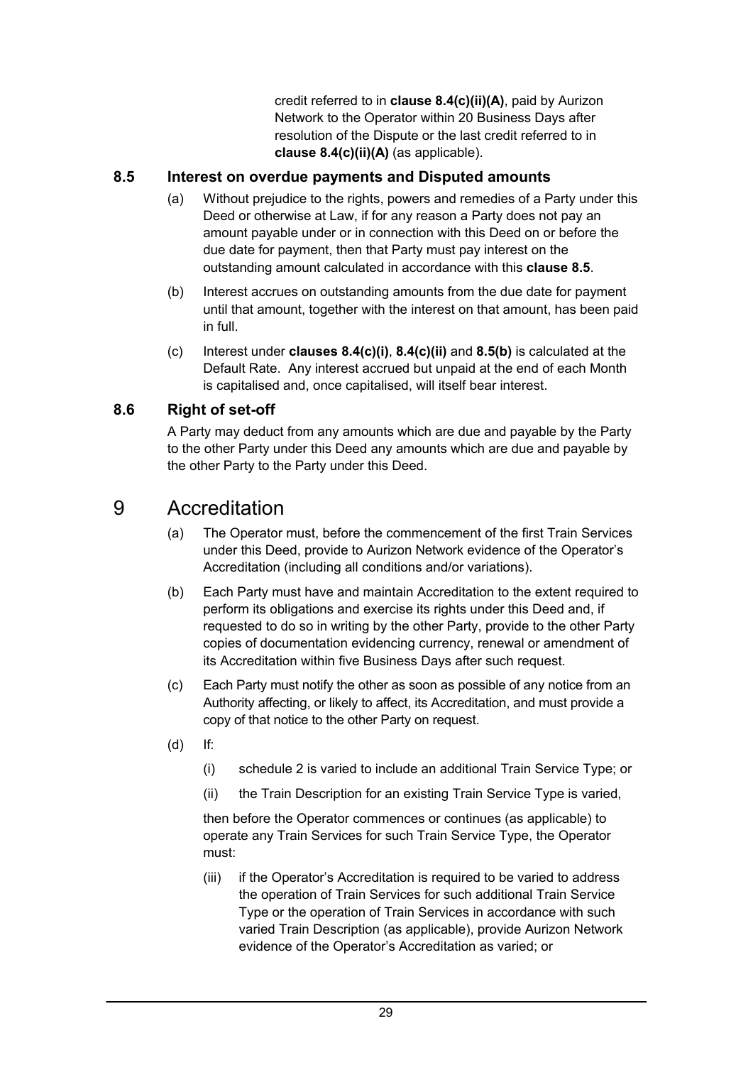credit referred to in **clause 8.4(c)(ii)(A)**, paid by Aurizon Network to the Operator within 20 Business Days after resolution of the Dispute or the last credit referred to in **clause 8.4(c)(ii)(A)** (as applicable).

### 8.5 Interest on overdue payments and Disputed amounts

(a) Without prejudice to the rights, powers and remedies of a Party under this Deed or otherwise at Law, if for any reason a Party does not pay an amount payable under or in connection with this Deed on or before the due date for payment, then that Party must pay interest on the outstanding amount calculated in accordance with this **clause 8.5**.

(b) Interest accrues on outstanding amounts from the due date for payment until that amount, together with the interest on that amount, has been paid in full.

(c) Interest under **clauses 8.4(c)(i)**, **8.4(c)(ii)** and **8.5(b)** is calculated at the Default Rate. Any interest accrued but unpaid at the end of each Month is capitalised and, once capitalised, will itself bear interest.

### 8.6 Right of set-off

A Party may deduct from any amounts which are due and payable by the Party to the other Party under this Deed any amounts which are due and payable by the other Party to the Party under this Deed.

## 9 Accreditation

(a) The Operator must, before the commencement of the first Train Services under this Deed, provide to Aurizon Network evidence of the Operator's Accreditation (including all conditions and/or variations).

(b) Each Party must have and maintain Accreditation to the extent required to perform its obligations and exercise its rights under this Deed and, if requested to do so in writing by the other Party, provide to the other Party copies of documentation evidencing currency, renewal or amendment of its Accreditation within five Business Days after such request.

(c) Each Party must notify the other as soon as possible of any notice from an Authority affecting, or likely to affect, its Accreditation, and must provide a copy of that notice to the other Party on request.

(d) If:

(i) schedule 2 is varied to include an additional Train Service Type; or

(ii) the Train Description for an existing Train Service Type is varied,

then before the Operator commences or continues (as applicable) to operate any Train Services for such Train Service Type, the Operator must:

(iii) if the Operator's Accreditation is required to be varied to address the operation of Train Services for such additional Train Service Type or the operation of Train Services in accordance with such varied Train Description (as applicable), provide Aurizon Network evidence of the Operator's Accreditation as varied; or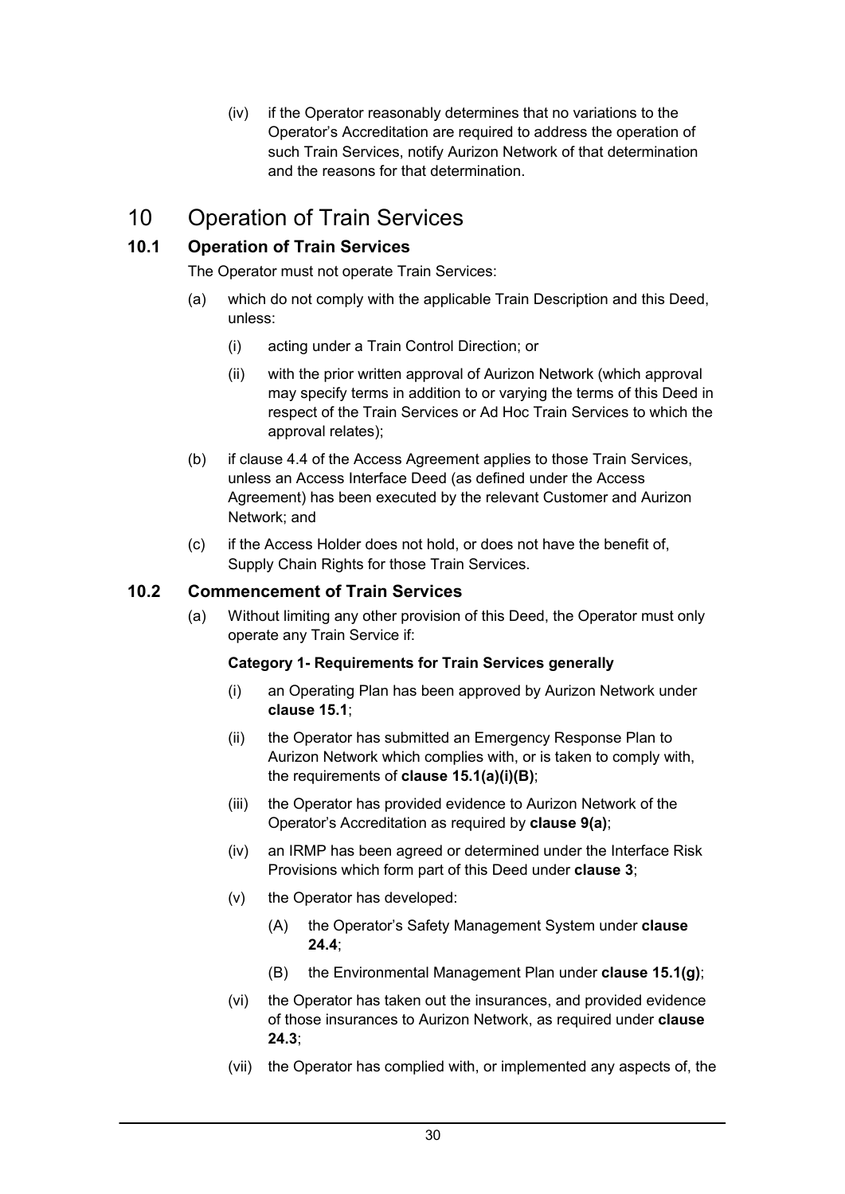(iv) if the Operator reasonably determines that no variations to the Operator's Accreditation are required to address the operation of such Train Services, notify Aurizon Network of that determination and the reasons for that determination.

# 10 Operation of Train Services

## 10.1 Operation of Train Services

The Operator must not operate Train Services:

(a) which do not comply with the applicable Train Description and this Deed, unless:

(i) acting under a Train Control Direction; or

(ii) with the prior written approval of Aurizon Network (which approval may specify terms in addition to or varying the terms of this Deed in respect of the Train Services or Ad Hoc Train Services to which the approval relates);

(b) if clause 4.4 of the Access Agreement applies to those Train Services, unless an Access Interface Deed (as defined under the Access Agreement) has been executed by the relevant Customer and Aurizon Network; and

(c) if the Access Holder does not hold, or does not have the benefit of, Supply Chain Rights for those Train Services.

## 10.2 Commencement of Train Services

(a) Without limiting any other provision of this Deed, the Operator must only operate any Train Service if:

**Category 1- Requirements for Train Services generally**

(i) an Operating Plan has been approved by Aurizon Network under **clause 15.1**;

(ii) the Operator has submitted an Emergency Response Plan to Aurizon Network which complies with, or is taken to comply with, the requirements of **clause 15.1(a)(i)(B)**;

(iii) the Operator has provided evidence to Aurizon Network of the Operator's Accreditation as required by **clause 9(a)**;

(iv) an IRMP has been agreed or determined under the Interface Risk Provisions which form part of this Deed under **clause 3**;

(v) the Operator has developed:

(A) the Operator's Safety Management System under **clause 24.4**;

(B) the Environmental Management Plan under **clause 15.1(g)**;

(vi) the Operator has taken out the insurances, and provided evidence of those insurances to Aurizon Network, as required under **clause 24.3**;

(vii) the Operator has complied with, or implemented any aspects of, the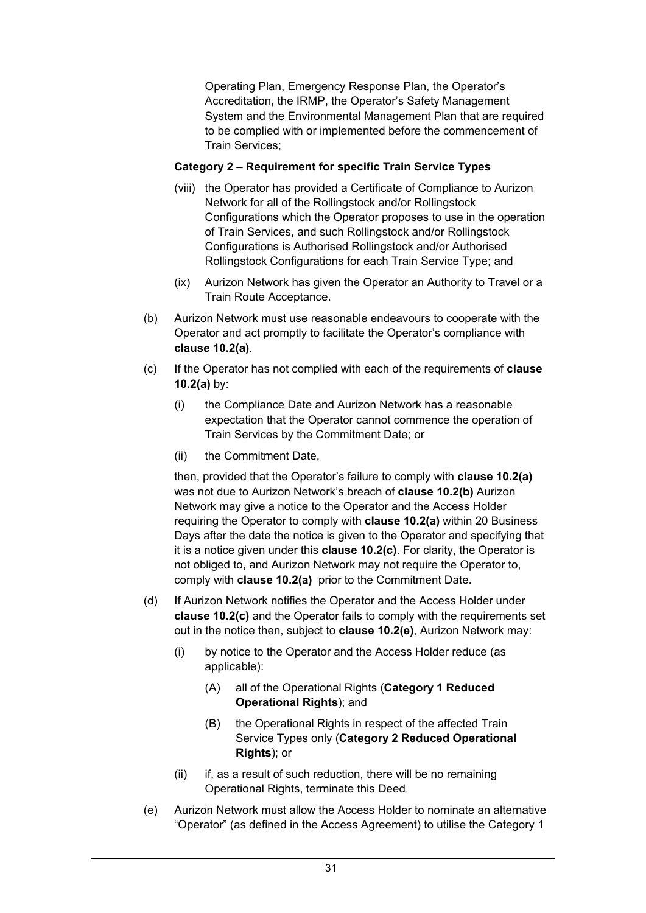Operating Plan, Emergency Response Plan, the Operator's Accreditation, the IRMP, the Operator's Safety Management System and the Environmental Management Plan that are required to be complied with or implemented before the commencement of Train Services;

**Category 2 – Requirement for specific Train Service Types**

(viii) the Operator has provided a Certificate of Compliance to Aurizon Network for all of the Rollingstock and/or Rollingstock Configurations which the Operator proposes to use in the operation of Train Services, and such Rollingstock and/or Rollingstock Configurations is Authorised Rollingstock and/or Authorised Rollingstock Configurations for each Train Service Type; and

(ix) Aurizon Network has given the Operator an Authority to Travel or a Train Route Acceptance.

(b) Aurizon Network must use reasonable endeavours to cooperate with the Operator and act promptly to facilitate the Operator's compliance with **clause 10.2(a)**.

(c) If the Operator has not complied with each of the requirements of **clause 10.2(a)** by:

(i) the Compliance Date and Aurizon Network has a reasonable expectation that the Operator cannot commence the operation of Train Services by the Commitment Date; or

(ii) the Commitment Date,

then, provided that the Operator's failure to comply with **clause 10.2(a)** was not due to Aurizon Network's breach of **clause 10.2(b)** Aurizon Network may give a notice to the Operator and the Access Holder requiring the Operator to comply with **clause 10.2(a)** within 20 Business Days after the date the notice is given to the Operator and specifying that it is a notice given under this **clause 10.2(c)**. For clarity, the Operator is not obliged to, and Aurizon Network may not require the Operator to, comply with **clause 10.2(a)** prior to the Commitment Date.

(d) If Aurizon Network notifies the Operator and the Access Holder under **clause 10.2(c)** and the Operator fails to comply with the requirements set out in the notice then, subject to **clause 10.2(e)**, Aurizon Network may:

(i) by notice to the Operator and the Access Holder reduce (as applicable):

(A) all of the Operational Rights (**Category 1 Reduced Operational Rights**); and

(B) the Operational Rights in respect of the affected Train Service Types only (**Category 2 Reduced Operational Rights**); or

(ii) if, as a result of such reduction, there will be no remaining Operational Rights, terminate this Deed.

(e) Aurizon Network must allow the Access Holder to nominate an alternative "Operator" (as defined in the Access Agreement) to utilise the Category 1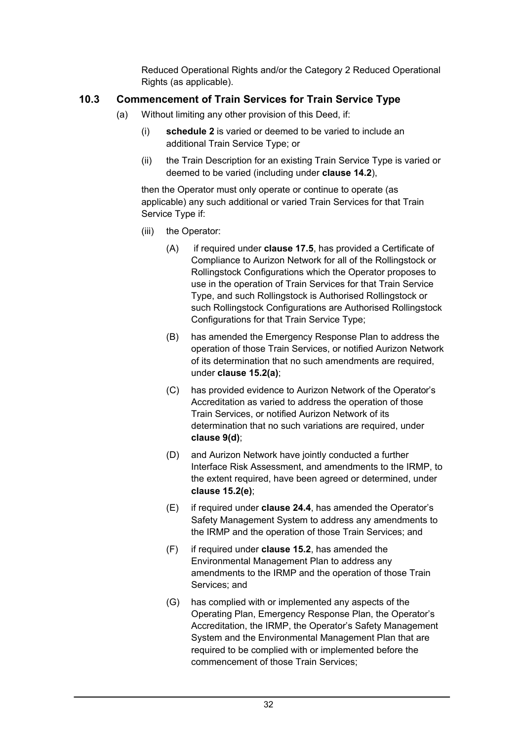Reduced Operational Rights and/or the Category 2 Reduced Operational Rights (as applicable).

### 10.3 Commencement of Train Services for Train Service Type

(a) Without limiting any other provision of this Deed, if:

(i) **schedule 2** is varied or deemed to be varied to include an additional Train Service Type; or

(ii) the Train Description for an existing Train Service Type is varied or deemed to be varied (including under **clause 14.2**),

then the Operator must only operate or continue to operate (as applicable) any such additional or varied Train Services for that Train Service Type if:

(iii) the Operator:

(A) if required under **clause 17.5**, has provided a Certificate of Compliance to Aurizon Network for all of the Rollingstock or Rollingstock Configurations which the Operator proposes to use in the operation of Train Services for that Train Service Type, and such Rollingstock is Authorised Rollingstock or such Rollingstock Configurations are Authorised Rollingstock Configurations for that Train Service Type;

(B) has amended the Emergency Response Plan to address the operation of those Train Services, or notified Aurizon Network of its determination that no such amendments are required, under **clause 15.2(a)**;

(C) has provided evidence to Aurizon Network of the Operator's Accreditation as varied to address the operation of those Train Services, or notified Aurizon Network of its determination that no such variations are required, under **clause 9(d)**;

(D) and Aurizon Network have jointly conducted a further Interface Risk Assessment, and amendments to the IRMP, to the extent required, have been agreed or determined, under **clause 15.2(e)**;

(E) if required under **clause 24.4**, has amended the Operator's Safety Management System to address any amendments to the IRMP and the operation of those Train Services; and

(F) if required under **clause 15.2**, has amended the Environmental Management Plan to address any amendments to the IRMP and the operation of those Train Services; and

(G) has complied with or implemented any aspects of the Operating Plan, Emergency Response Plan, the Operator's Accreditation, the IRMP, the Operator's Safety Management System and the Environmental Management Plan that are required to be complied with or implemented before the commencement of those Train Services;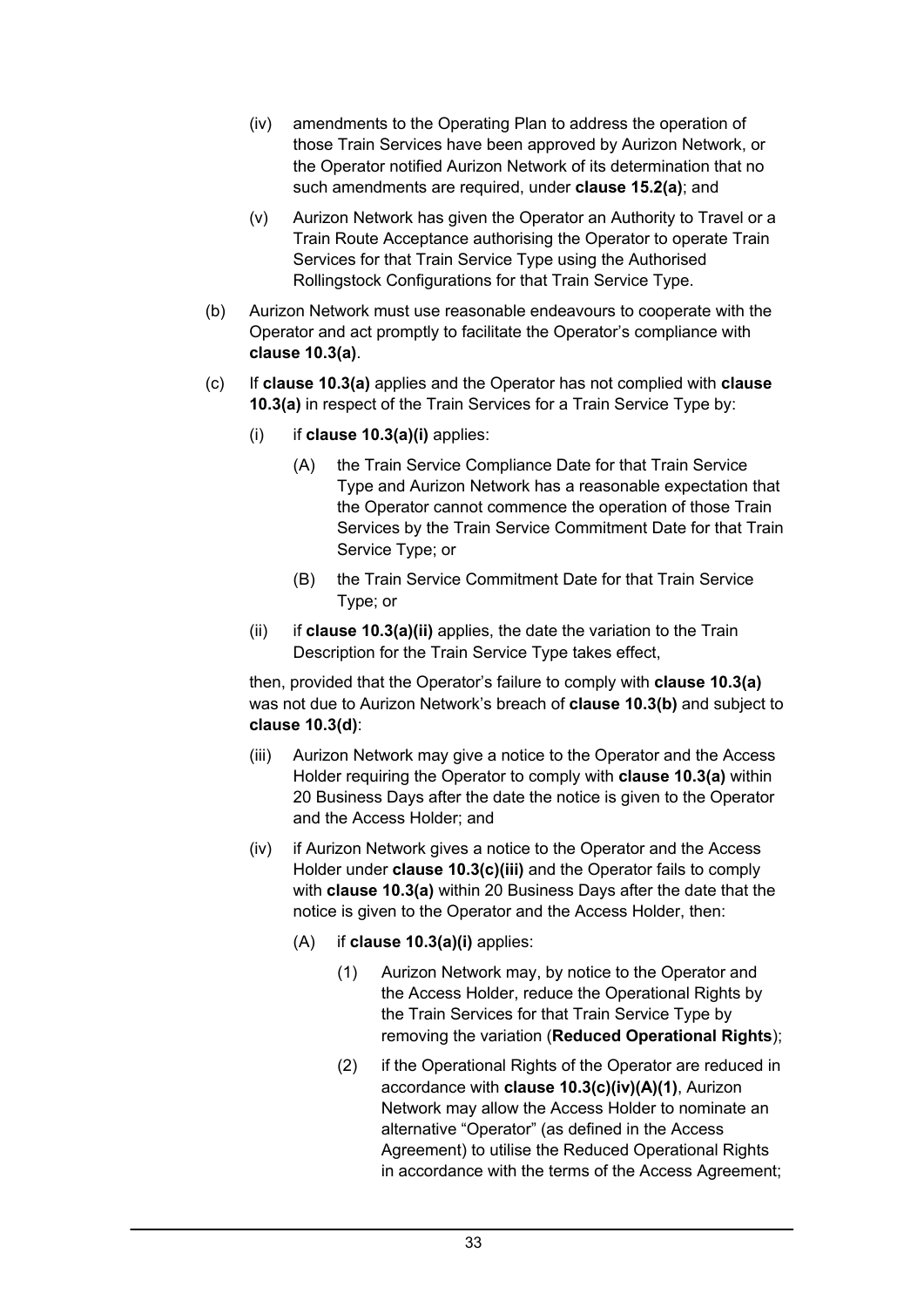(iv) amendments to the Operating Plan to address the operation of those Train Services have been approved by Aurizon Network, or the Operator notified Aurizon Network of its determination that no such amendments are required, under **clause 15.2(a)**; and

(v) Aurizon Network has given the Operator an Authority to Travel or a Train Route Acceptance authorising the Operator to operate Train Services for that Train Service Type using the Authorised Rollingstock Configurations for that Train Service Type.

(b) Aurizon Network must use reasonable endeavours to cooperate with the Operator and act promptly to facilitate the Operator's compliance with **clause 10.3(a)**.

(c) If **clause 10.3(a)** applies and the Operator has not complied with **clause 10.3(a)** in respect of the Train Services for a Train Service Type by:

(i) if **clause 10.3(a)(i)** applies:

(A) the Train Service Compliance Date for that Train Service Type and Aurizon Network has a reasonable expectation that the Operator cannot commence the operation of those Train Services by the Train Service Commitment Date for that Train Service Type; or

(B) the Train Service Commitment Date for that Train Service Type; or

(ii) if **clause 10.3(a)(ii)** applies, the date the variation to the Train Description for the Train Service Type takes effect,

then, provided that the Operator's failure to comply with **clause 10.3(a)** was not due to Aurizon Network's breach of **clause 10.3(b)** and subject to **clause 10.3(d)**:

(iii) Aurizon Network may give a notice to the Operator and the Access Holder requiring the Operator to comply with **clause 10.3(a)** within 20 Business Days after the date the notice is given to the Operator and the Access Holder; and

(iv) if Aurizon Network gives a notice to the Operator and the Access Holder under **clause 10.3(c)(iii)** and the Operator fails to comply with **clause 10.3(a)** within 20 Business Days after the date that the notice is given to the Operator and the Access Holder, then:

(A) if **clause 10.3(a)(i)** applies:

(1) Aurizon Network may, by notice to the Operator and the Access Holder, reduce the Operational Rights by the Train Services for that Train Service Type by removing the variation (**Reduced Operational Rights**);

(2) if the Operational Rights of the Operator are reduced in accordance with **clause 10.3(c)(iv)(A)(1)**, Aurizon Network may allow the Access Holder to nominate an alternative "Operator" (as defined in the Access Agreement) to utilise the Reduced Operational Rights in accordance with the terms of the Access Agreement;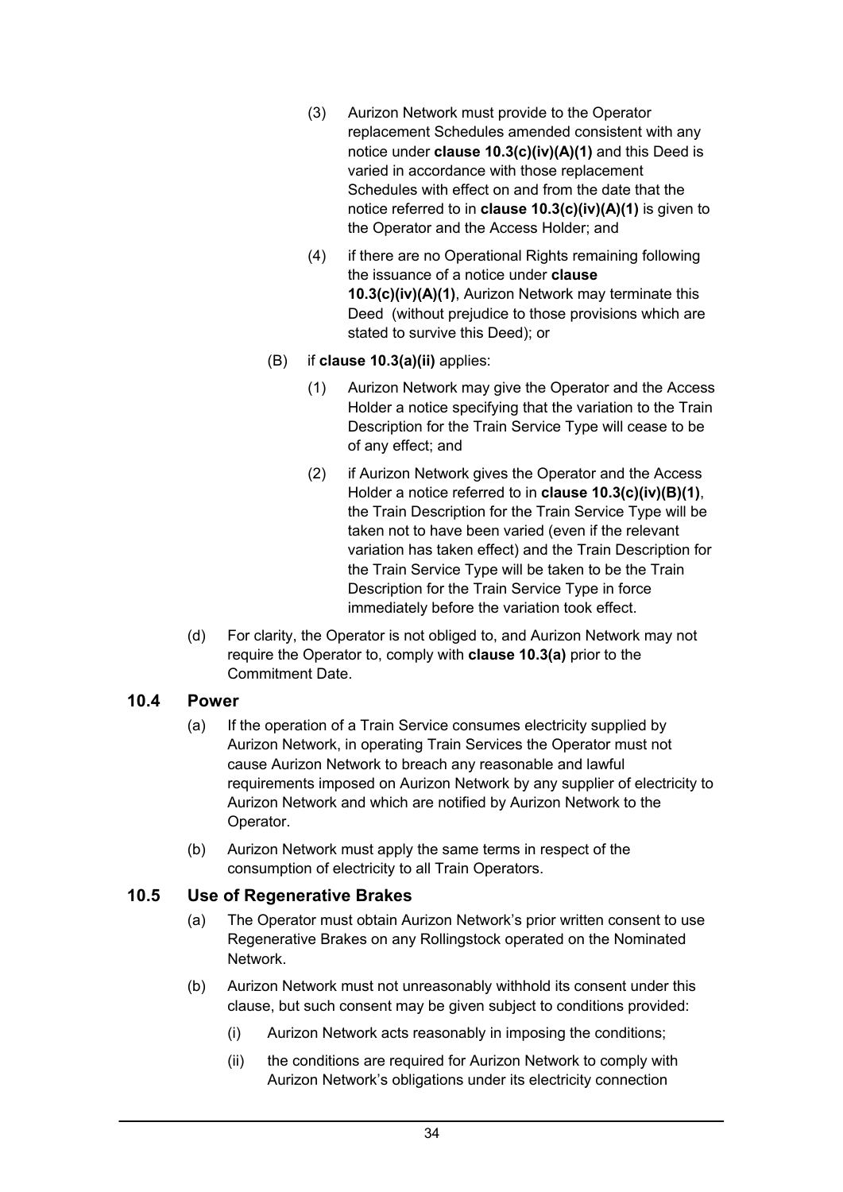(3) Aurizon Network must provide to the Operator replacement Schedules amended consistent with any notice under **clause 10.3(c)(iv)(A)(1)** and this Deed is varied in accordance with those replacement Schedules with effect on and from the date that the notice referred to in **clause 10.3(c)(iv)(A)(1)** is given to the Operator and the Access Holder; and

(4) if there are no Operational Rights remaining following the issuance of a notice under **clause 10.3(c)(iv)(A)(1)**, Aurizon Network may terminate this Deed (without prejudice to those provisions which are stated to survive this Deed); or

(B) if **clause 10.3(a)(ii)** applies:

(1) Aurizon Network may give the Operator and the Access Holder a notice specifying that the variation to the Train Description for the Train Service Type will cease to be of any effect; and

(2) if Aurizon Network gives the Operator and the Access Holder a notice referred to in **clause 10.3(c)(iv)(B)(1)**, the Train Description for the Train Service Type will be taken not to have been varied (even if the relevant variation has taken effect) and the Train Description for the Train Service Type will be taken to be the Train Description for the Train Service Type in force immediately before the variation took effect.

(d) For clarity, the Operator is not obliged to, and Aurizon Network may not require the Operator to, comply with **clause 10.3(a)** prior to the Commitment Date.

## 10.4 Power

(a) If the operation of a Train Service consumes electricity supplied by Aurizon Network, in operating Train Services the Operator must not cause Aurizon Network to breach any reasonable and lawful requirements imposed on Aurizon Network by any supplier of electricity to Aurizon Network and which are notified by Aurizon Network to the Operator.

(b) Aurizon Network must apply the same terms in respect of the consumption of electricity to all Train Operators.

## 10.5 Use of Regenerative Brakes

(a) The Operator must obtain Aurizon Network's prior written consent to use Regenerative Brakes on any Rollingstock operated on the Nominated Network.

(b) Aurizon Network must not unreasonably withhold its consent under this clause, but such consent may be given subject to conditions provided:

(i) Aurizon Network acts reasonably in imposing the conditions;

(ii) the conditions are required for Aurizon Network to comply with Aurizon Network's obligations under its electricity connection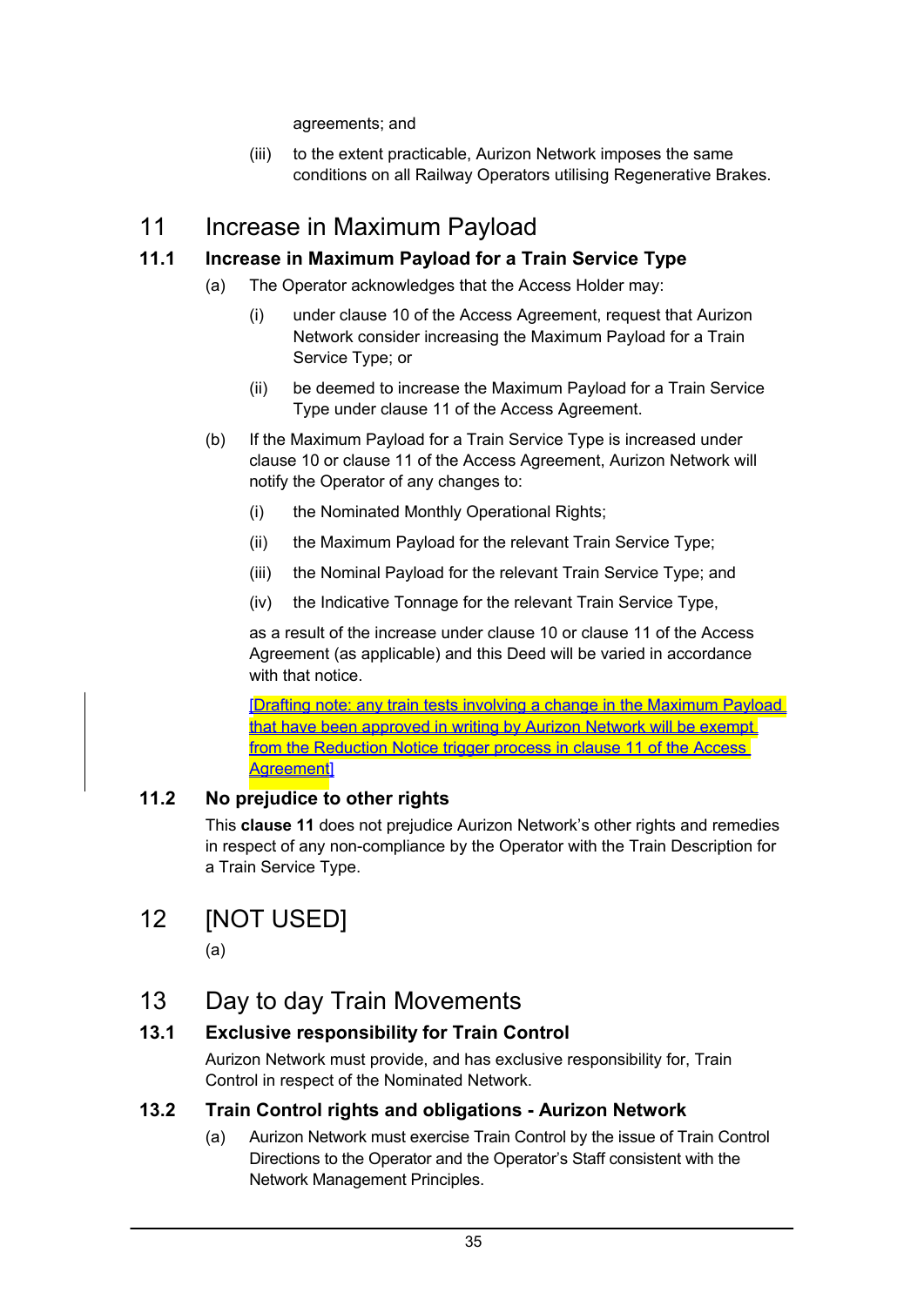agreements; and

(iii) to the extent practicable, Aurizon Network imposes the same conditions on all Railway Operators utilising Regenerative Brakes.

# 11 Increase in Maximum Payload

## 11.1 Increase in Maximum Payload for a Train Service Type

(a) The Operator acknowledges that the Access Holder may:

(i) under clause 10 of the Access Agreement, request that Aurizon Network consider increasing the Maximum Payload for a Train Service Type; or

(ii) be deemed to increase the Maximum Payload for a Train Service Type under clause 11 of the Access Agreement.

(b) If the Maximum Payload for a Train Service Type is increased under clause 10 or clause 11 of the Access Agreement, Aurizon Network will notify the Operator of any changes to:

(i) the Nominated Monthly Operational Rights;

(ii) the Maximum Payload for the relevant Train Service Type;

(iii) the Nominal Payload for the relevant Train Service Type; and

(iv) the Indicative Tonnage for the relevant Train Service Type,

as a result of the increase under clause 10 or clause 11 of the Access Agreement (as applicable) and this Deed will be varied in accordance with that notice.

[Drafting note: any train tests involving a change in the Maximum Payload that have been approved in writing by Aurizon Network will be exempt from the Reduction Notice trigger process in clause 11 of the Access Agreement]

## 11.2 No prejudice to other rights

This **clause 11** does not prejudice Aurizon Network's other rights and remedies in respect of any non-compliance by the Operator with the Train Description for a Train Service Type.

# 12 [NOT USED]

(a)

# 13 Day to day Train Movements

## 13.1 Exclusive responsibility for Train Control

Aurizon Network must provide, and has exclusive responsibility for, Train Control in respect of the Nominated Network.

## 13.2 Train Control rights and obligations - Aurizon Network

(a) Aurizon Network must exercise Train Control by the issue of Train Control Directions to the Operator and the Operator's Staff consistent with the Network Management Principles.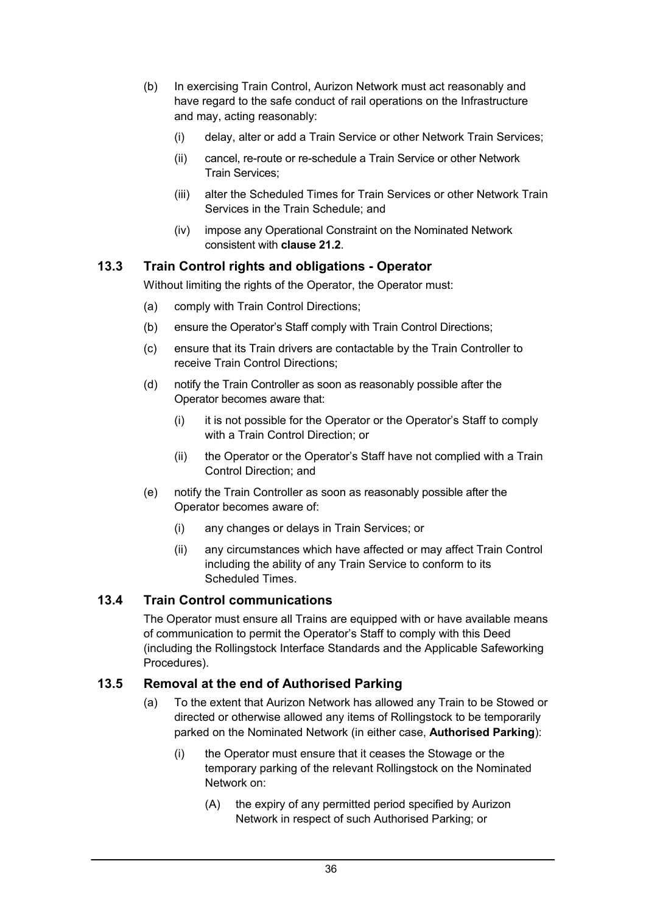(b) In exercising Train Control, Aurizon Network must act reasonably and have regard to the safe conduct of rail operations on the Infrastructure and may, acting reasonably:

   (i) delay, alter or add a Train Service or other Network Train Services;

   (ii) cancel, re-route or re-schedule a Train Service or other Network Train Services;

   (iii) alter the Scheduled Times for Train Services or other Network Train Services in the Train Schedule; and

   (iv) impose any Operational Constraint on the Nominated Network consistent with **clause 21.2**.

### 13.3 Train Control rights and obligations - Operator

Without limiting the rights of the Operator, the Operator must:

(a) comply with Train Control Directions;

(b) ensure the Operator's Staff comply with Train Control Directions;

(c) ensure that its Train drivers are contactable by the Train Controller to receive Train Control Directions;

(d) notify the Train Controller as soon as reasonably possible after the Operator becomes aware that:

   (i) it is not possible for the Operator or the Operator's Staff to comply with a Train Control Direction; or

   (ii) the Operator or the Operator's Staff have not complied with a Train Control Direction; and

(e) notify the Train Controller as soon as reasonably possible after the Operator becomes aware of:

   (i) any changes or delays in Train Services; or

   (ii) any circumstances which have affected or may affect Train Control including the ability of any Train Service to conform to its Scheduled Times.

### 13.4 Train Control communications

The Operator must ensure all Trains are equipped with or have available means of communication to permit the Operator's Staff to comply with this Deed (including the Rollingstock Interface Standards and the Applicable Safeworking Procedures).

### 13.5 Removal at the end of Authorised Parking

(a) To the extent that Aurizon Network has allowed any Train to be Stowed or directed or otherwise allowed any items of Rollingstock to be temporarily parked on the Nominated Network (in either case, **Authorised Parking**):

   (i) the Operator must ensure that it ceases the Stowage or the temporary parking of the relevant Rollingstock on the Nominated Network on:

      (A) the expiry of any permitted period specified by Aurizon Network in respect of such Authorised Parking; or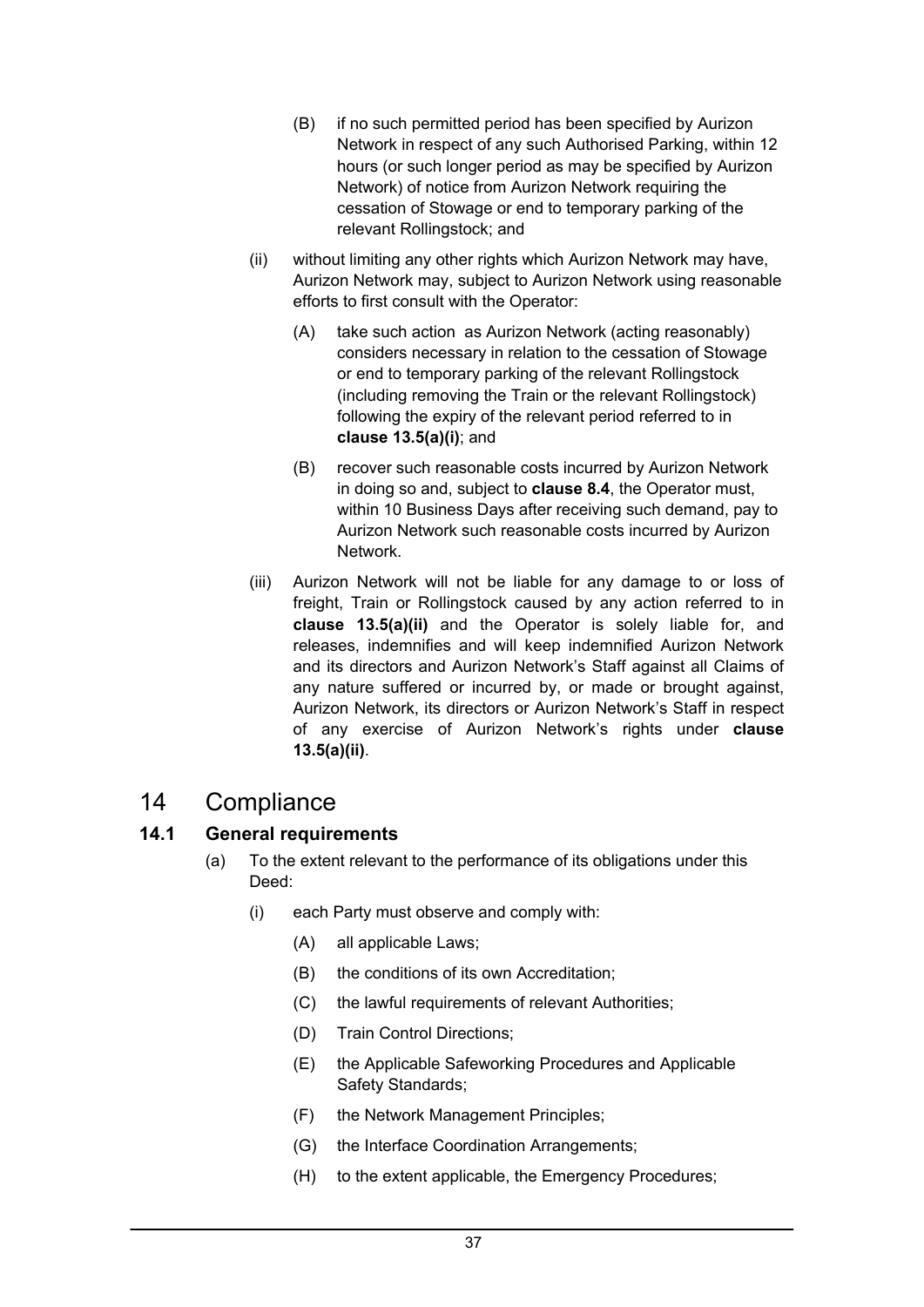(B) if no such permitted period has been specified by Aurizon Network in respect of any such Authorised Parking, within 12 hours (or such longer period as may be specified by Aurizon Network) of notice from Aurizon Network requiring the cessation of Stowage or end to temporary parking of the relevant Rollingstock; and

(ii) without limiting any other rights which Aurizon Network may have, Aurizon Network may, subject to Aurizon Network using reasonable efforts to first consult with the Operator:

(A) take such action as Aurizon Network (acting reasonably) considers necessary in relation to the cessation of Stowage or end to temporary parking of the relevant Rollingstock (including removing the Train or the relevant Rollingstock) following the expiry of the relevant period referred to in **clause 13.5(a)(i)**; and

(B) recover such reasonable costs incurred by Aurizon Network in doing so and, subject to **clause 8.4**, the Operator must, within 10 Business Days after receiving such demand, pay to Aurizon Network such reasonable costs incurred by Aurizon Network.

(iii) Aurizon Network will not be liable for any damage to or loss of freight, Train or Rollingstock caused by any action referred to in **clause 13.5(a)(ii)** and the Operator is solely liable for, and releases, indemnifies and will keep indemnified Aurizon Network and its directors and Aurizon Network's Staff against all Claims of any nature suffered or incurred by, or made or brought against, Aurizon Network, its directors or Aurizon Network's Staff in respect of any exercise of Aurizon Network's rights under **clause 13.5(a)(ii)**.

# 14 Compliance

## 14.1 General requirements

(a) To the extent relevant to the performance of its obligations under this Deed:

(i) each Party must observe and comply with:

(A) all applicable Laws;

(B) the conditions of its own Accreditation;

(C) the lawful requirements of relevant Authorities;

(D) Train Control Directions;

(E) the Applicable Safeworking Procedures and Applicable Safety Standards;

(F) the Network Management Principles;

(G) the Interface Coordination Arrangements;

(H) to the extent applicable, the Emergency Procedures;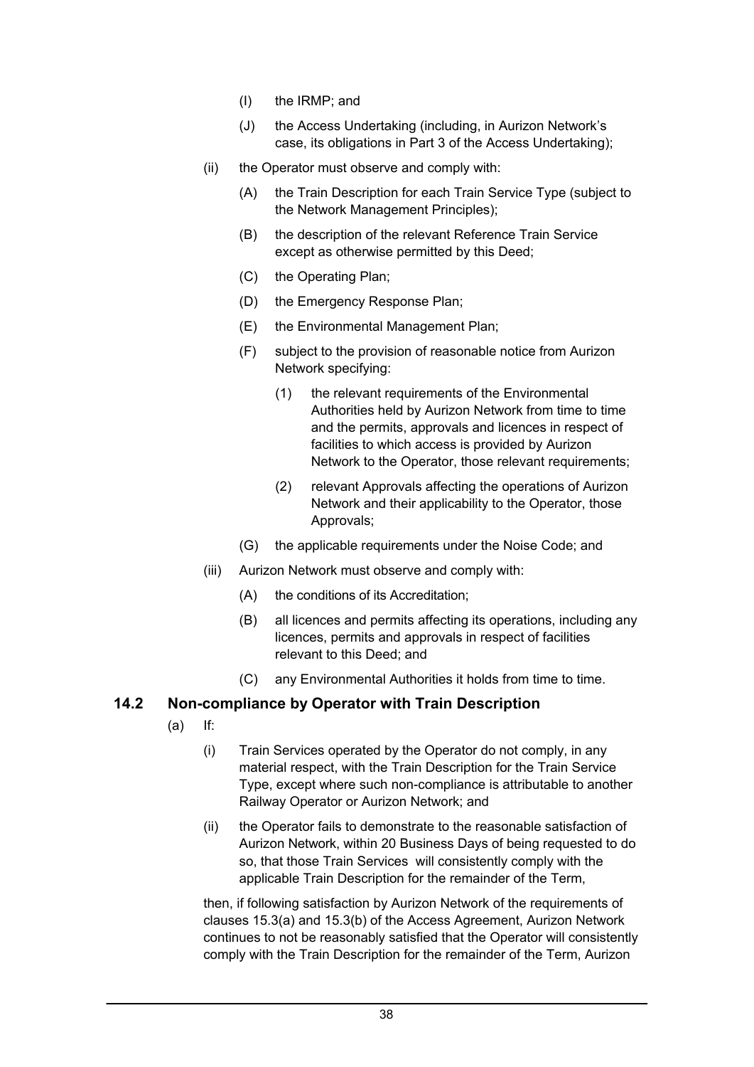(I) the IRMP; and

(J) the Access Undertaking (including, in Aurizon Network's case, its obligations in Part 3 of the Access Undertaking);

(ii) the Operator must observe and comply with:

(A) the Train Description for each Train Service Type (subject to the Network Management Principles);

(B) the description of the relevant Reference Train Service except as otherwise permitted by this Deed;

(C) the Operating Plan;

(D) the Emergency Response Plan;

(E) the Environmental Management Plan;

(F) subject to the provision of reasonable notice from Aurizon Network specifying:

(1) the relevant requirements of the Environmental Authorities held by Aurizon Network from time to time and the permits, approvals and licences in respect of facilities to which access is provided by Aurizon Network to the Operator, those relevant requirements;

(2) relevant Approvals affecting the operations of Aurizon Network and their applicability to the Operator, those Approvals;

(G) the applicable requirements under the Noise Code; and

(iii) Aurizon Network must observe and comply with:

(A) the conditions of its Accreditation;

(B) all licences and permits affecting its operations, including any licences, permits and approvals in respect of facilities relevant to this Deed; and

(C) any Environmental Authorities it holds from time to time.

### 14.2 Non-compliance by Operator with Train Description

(a) If:

(i) Train Services operated by the Operator do not comply, in any material respect, with the Train Description for the Train Service Type, except where such non-compliance is attributable to another Railway Operator or Aurizon Network; and

(ii) the Operator fails to demonstrate to the reasonable satisfaction of Aurizon Network, within 20 Business Days of being requested to do so, that those Train Services will consistently comply with the applicable Train Description for the remainder of the Term,

then, if following satisfaction by Aurizon Network of the requirements of clauses 15.3(a) and 15.3(b) of the Access Agreement, Aurizon Network continues to not be reasonably satisfied that the Operator will consistently comply with the Train Description for the remainder of the Term, Aurizon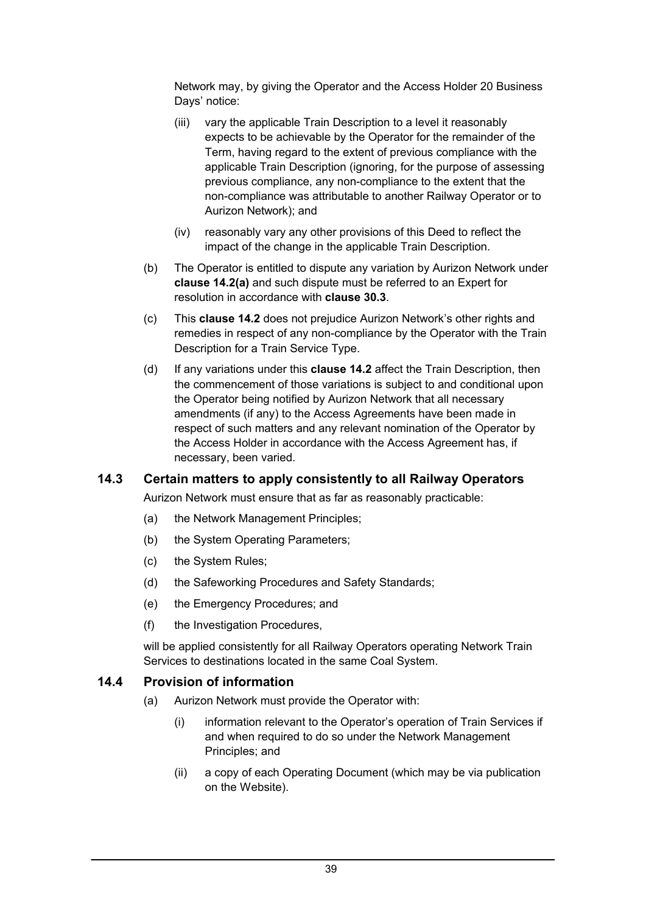Network may, by giving the Operator and the Access Holder 20 Business Days' notice:

(iii) vary the applicable Train Description to a level it reasonably expects to be achievable by the Operator for the remainder of the Term, having regard to the extent of previous compliance with the applicable Train Description (ignoring, for the purpose of assessing previous compliance, any non-compliance to the extent that the non-compliance was attributable to another Railway Operator or to Aurizon Network); and

(iv) reasonably vary any other provisions of this Deed to reflect the impact of the change in the applicable Train Description.

(b) The Operator is entitled to dispute any variation by Aurizon Network under **clause 14.2(a)** and such dispute must be referred to an Expert for resolution in accordance with **clause 30.3**.

(c) This **clause 14.2** does not prejudice Aurizon Network's other rights and remedies in respect of any non-compliance by the Operator with the Train Description for a Train Service Type.

(d) If any variations under this **clause 14.2** affect the Train Description, then the commencement of those variations is subject to and conditional upon the Operator being notified by Aurizon Network that all necessary amendments (if any) to the Access Agreements have been made in respect of such matters and any relevant nomination of the Operator by the Access Holder in accordance with the Access Agreement has, if necessary, been varied.

## 14.3 Certain matters to apply consistently to all Railway Operators

Aurizon Network must ensure that as far as reasonably practicable:

(a) the Network Management Principles;

(b) the System Operating Parameters;

(c) the System Rules;

(d) the Safeworking Procedures and Safety Standards;

(e) the Emergency Procedures; and

(f) the Investigation Procedures,

will be applied consistently for all Railway Operators operating Network Train Services to destinations located in the same Coal System.

## 14.4 Provision of information

(a) Aurizon Network must provide the Operator with:

(i) information relevant to the Operator's operation of Train Services if and when required to do so under the Network Management Principles; and

(ii) a copy of each Operating Document (which may be via publication on the Website).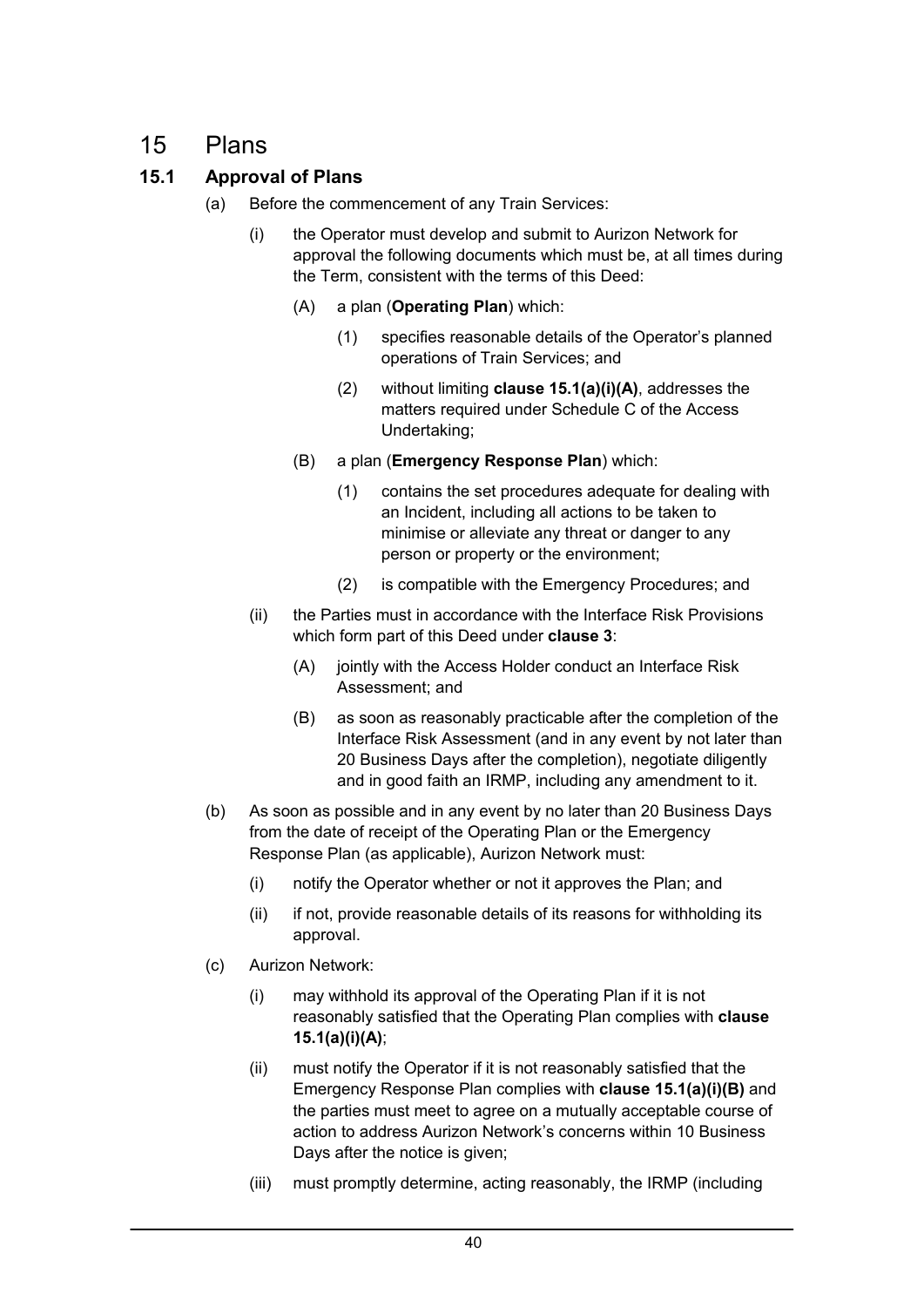# 15 Plans

## 15.1 Approval of Plans

(a) Before the commencement of any Train Services:

(i) the Operator must develop and submit to Aurizon Network for approval the following documents which must be, at all times during the Term, consistent with the terms of this Deed:

(A) a plan (**Operating Plan**) which:

(1) specifies reasonable details of the Operator's planned operations of Train Services; and

(2) without limiting **clause 15.1(a)(i)(A)**, addresses the matters required under Schedule C of the Access Undertaking;

(B) a plan (**Emergency Response Plan**) which:

(1) contains the set procedures adequate for dealing with an Incident, including all actions to be taken to minimise or alleviate any threat or danger to any person or property or the environment;

(2) is compatible with the Emergency Procedures; and

(ii) the Parties must in accordance with the Interface Risk Provisions which form part of this Deed under **clause 3**:

(A) jointly with the Access Holder conduct an Interface Risk Assessment; and

(B) as soon as reasonably practicable after the completion of the Interface Risk Assessment (and in any event by not later than 20 Business Days after the completion), negotiate diligently and in good faith an IRMP, including any amendment to it.

(b) As soon as possible and in any event by no later than 20 Business Days from the date of receipt of the Operating Plan or the Emergency Response Plan (as applicable), Aurizon Network must:

(i) notify the Operator whether or not it approves the Plan; and

(ii) if not, provide reasonable details of its reasons for withholding its approval.

(c) Aurizon Network:

(i) may withhold its approval of the Operating Plan if it is not reasonably satisfied that the Operating Plan complies with **clause 15.1(a)(i)(A)**;

(ii) must notify the Operator if it is not reasonably satisfied that the Emergency Response Plan complies with **clause 15.1(a)(i)(B)** and the parties must meet to agree on a mutually acceptable course of action to address Aurizon Network's concerns within 10 Business Days after the notice is given;

(iii) must promptly determine, acting reasonably, the IRMP (including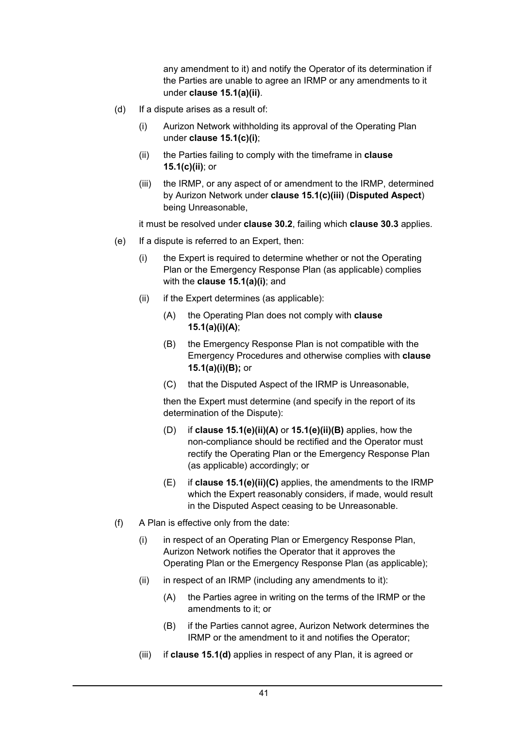any amendment to it) and notify the Operator of its determination if the Parties are unable to agree an IRMP or any amendments to it under **clause 15.1(a)(ii)**.

(d) If a dispute arises as a result of:

   (i) Aurizon Network withholding its approval of the Operating Plan under **clause 15.1(c)(i)**;

   (ii) the Parties failing to comply with the timeframe in **clause 15.1(c)(ii)**; or

   (iii) the IRMP, or any aspect of or amendment to the IRMP, determined by Aurizon Network under **clause 15.1(c)(iii)** (**Disputed Aspect**) being Unreasonable,

   it must be resolved under **clause 30.2**, failing which **clause 30.3** applies.

(e) If a dispute is referred to an Expert, then:

   (i) the Expert is required to determine whether or not the Operating Plan or the Emergency Response Plan (as applicable) complies with the **clause 15.1(a)(i)**; and

   (ii) if the Expert determines (as applicable):

      (A) the Operating Plan does not comply with **clause 15.1(a)(i)(A)**;

      (B) the Emergency Response Plan is not compatible with the Emergency Procedures and otherwise complies with **clause 15.1(a)(i)(B);** or

      (C) that the Disputed Aspect of the IRMP is Unreasonable,

   then the Expert must determine (and specify in the report of its determination of the Dispute):

      (D) if **clause 15.1(e)(ii)(A)** or **15.1(e)(ii)(B)** applies, how the non-compliance should be rectified and the Operator must rectify the Operating Plan or the Emergency Response Plan (as applicable) accordingly; or

      (E) if **clause 15.1(e)(ii)(C)** applies, the amendments to the IRMP which the Expert reasonably considers, if made, would result in the Disputed Aspect ceasing to be Unreasonable.

(f) A Plan is effective only from the date:

   (i) in respect of an Operating Plan or Emergency Response Plan, Aurizon Network notifies the Operator that it approves the Operating Plan or the Emergency Response Plan (as applicable);

   (ii) in respect of an IRMP (including any amendments to it):

      (A) the Parties agree in writing on the terms of the IRMP or the amendments to it; or

      (B) if the Parties cannot agree, Aurizon Network determines the IRMP or the amendment to it and notifies the Operator;

   (iii) if **clause 15.1(d)** applies in respect of any Plan, it is agreed or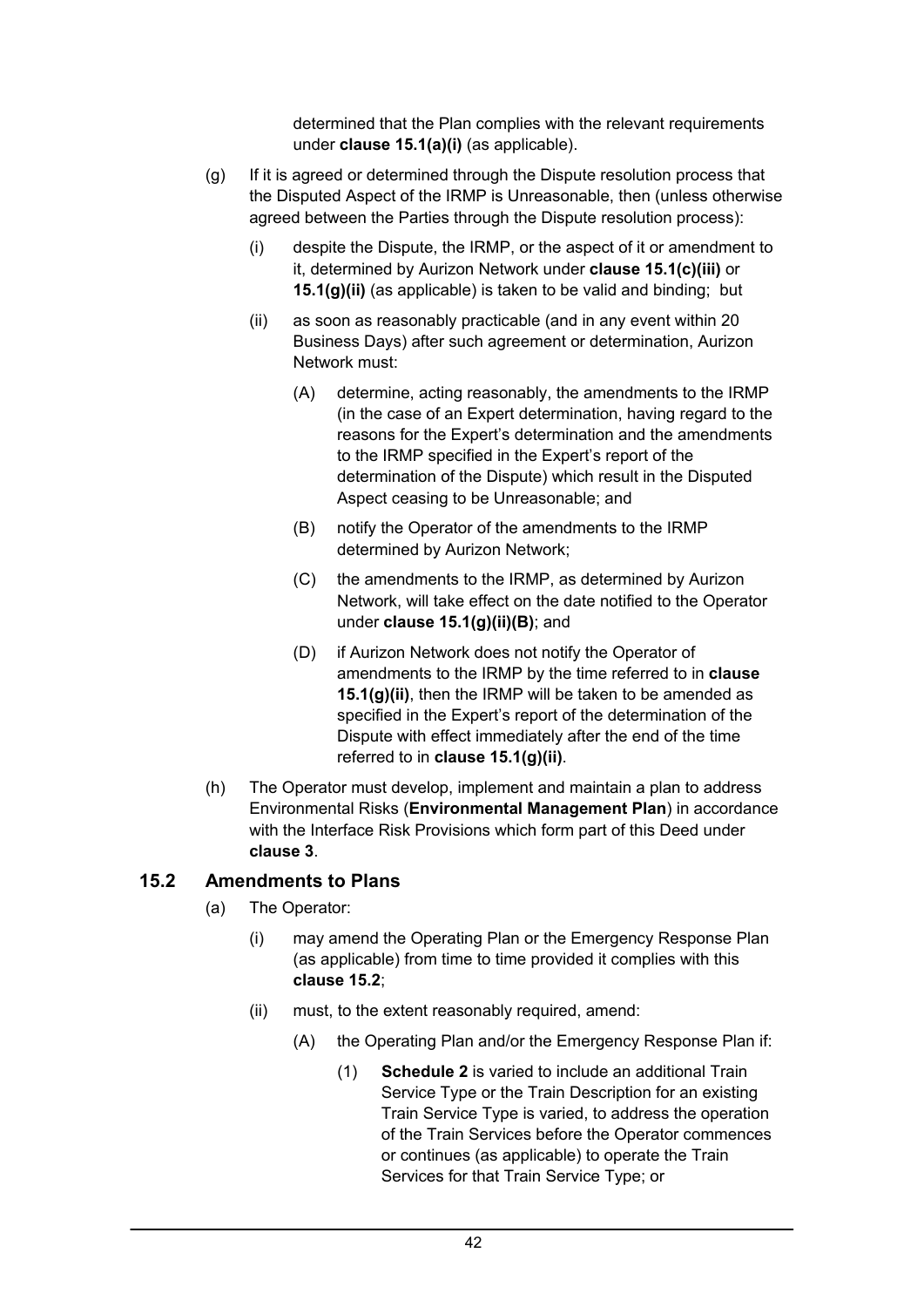determined that the Plan complies with the relevant requirements under **clause 15.1(a)(i)** (as applicable).

(g) If it is agreed or determined through the Dispute resolution process that the Disputed Aspect of the IRMP is Unreasonable, then (unless otherwise agreed between the Parties through the Dispute resolution process):

(i) despite the Dispute, the IRMP, or the aspect of it or amendment to it, determined by Aurizon Network under **clause 15.1(c)(iii)** or **15.1(g)(ii)** (as applicable) is taken to be valid and binding; but

(ii) as soon as reasonably practicable (and in any event within 20 Business Days) after such agreement or determination, Aurizon Network must:

(A) determine, acting reasonably, the amendments to the IRMP (in the case of an Expert determination, having regard to the reasons for the Expert's determination and the amendments to the IRMP specified in the Expert's report of the determination of the Dispute) which result in the Disputed Aspect ceasing to be Unreasonable; and

(B) notify the Operator of the amendments to the IRMP determined by Aurizon Network;

(C) the amendments to the IRMP, as determined by Aurizon Network, will take effect on the date notified to the Operator under **clause 15.1(g)(ii)(B)**; and

(D) if Aurizon Network does not notify the Operator of amendments to the IRMP by the time referred to in **clause 15.1(g)(ii)**, then the IRMP will be taken to be amended as specified in the Expert's report of the determination of the Dispute with effect immediately after the end of the time referred to in **clause 15.1(g)(ii)**.

(h) The Operator must develop, implement and maintain a plan to address Environmental Risks (**Environmental Management Plan**) in accordance with the Interface Risk Provisions which form part of this Deed under **clause 3**.

## 15.2 Amendments to Plans

(a) The Operator:

(i) may amend the Operating Plan or the Emergency Response Plan (as applicable) from time to time provided it complies with this **clause 15.2**;

(ii) must, to the extent reasonably required, amend:

(A) the Operating Plan and/or the Emergency Response Plan if:

(1) **Schedule 2** is varied to include an additional Train Service Type or the Train Description for an existing Train Service Type is varied, to address the operation of the Train Services before the Operator commences or continues (as applicable) to operate the Train Services for that Train Service Type; or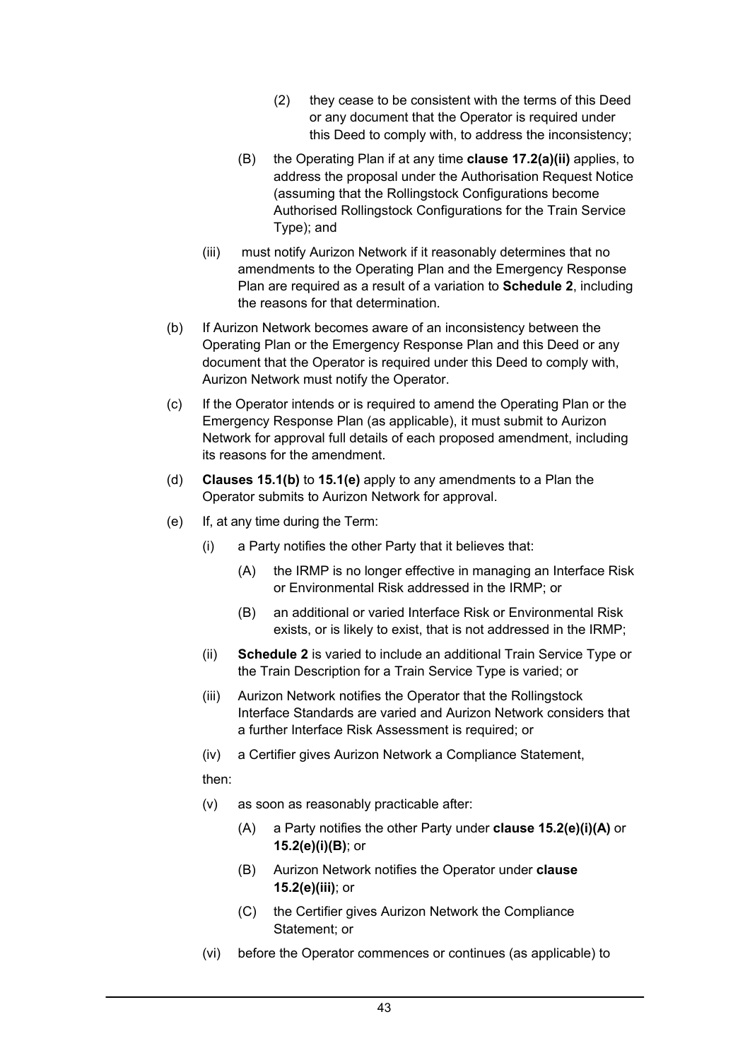(2) they cease to be consistent with the terms of this Deed or any document that the Operator is required under this Deed to comply with, to address the inconsistency;

(B) the Operating Plan if at any time **clause 17.2(a)(ii)** applies, to address the proposal under the Authorisation Request Notice (assuming that the Rollingstock Configurations become Authorised Rollingstock Configurations for the Train Service Type); and

(iii) must notify Aurizon Network if it reasonably determines that no amendments to the Operating Plan and the Emergency Response Plan are required as a result of a variation to **Schedule 2**, including the reasons for that determination.

(b) If Aurizon Network becomes aware of an inconsistency between the Operating Plan or the Emergency Response Plan and this Deed or any document that the Operator is required under this Deed to comply with, Aurizon Network must notify the Operator.

(c) If the Operator intends or is required to amend the Operating Plan or the Emergency Response Plan (as applicable), it must submit to Aurizon Network for approval full details of each proposed amendment, including its reasons for the amendment.

(d) **Clauses 15.1(b)** to **15.1(e)** apply to any amendments to a Plan the Operator submits to Aurizon Network for approval.

(e) If, at any time during the Term:

(i) a Party notifies the other Party that it believes that:

(A) the IRMP is no longer effective in managing an Interface Risk or Environmental Risk addressed in the IRMP; or

(B) an additional or varied Interface Risk or Environmental Risk exists, or is likely to exist, that is not addressed in the IRMP;

(ii) **Schedule 2** is varied to include an additional Train Service Type or the Train Description for a Train Service Type is varied; or

(iii) Aurizon Network notifies the Operator that the Rollingstock Interface Standards are varied and Aurizon Network considers that a further Interface Risk Assessment is required; or

(iv) a Certifier gives Aurizon Network a Compliance Statement,

then:

(v) as soon as reasonably practicable after:

(A) a Party notifies the other Party under **clause 15.2(e)(i)(A)** or **15.2(e)(i)(B)**; or

(B) Aurizon Network notifies the Operator under **clause 15.2(e)(iii)**; or

(C) the Certifier gives Aurizon Network the Compliance Statement; or

(vi) before the Operator commences or continues (as applicable) to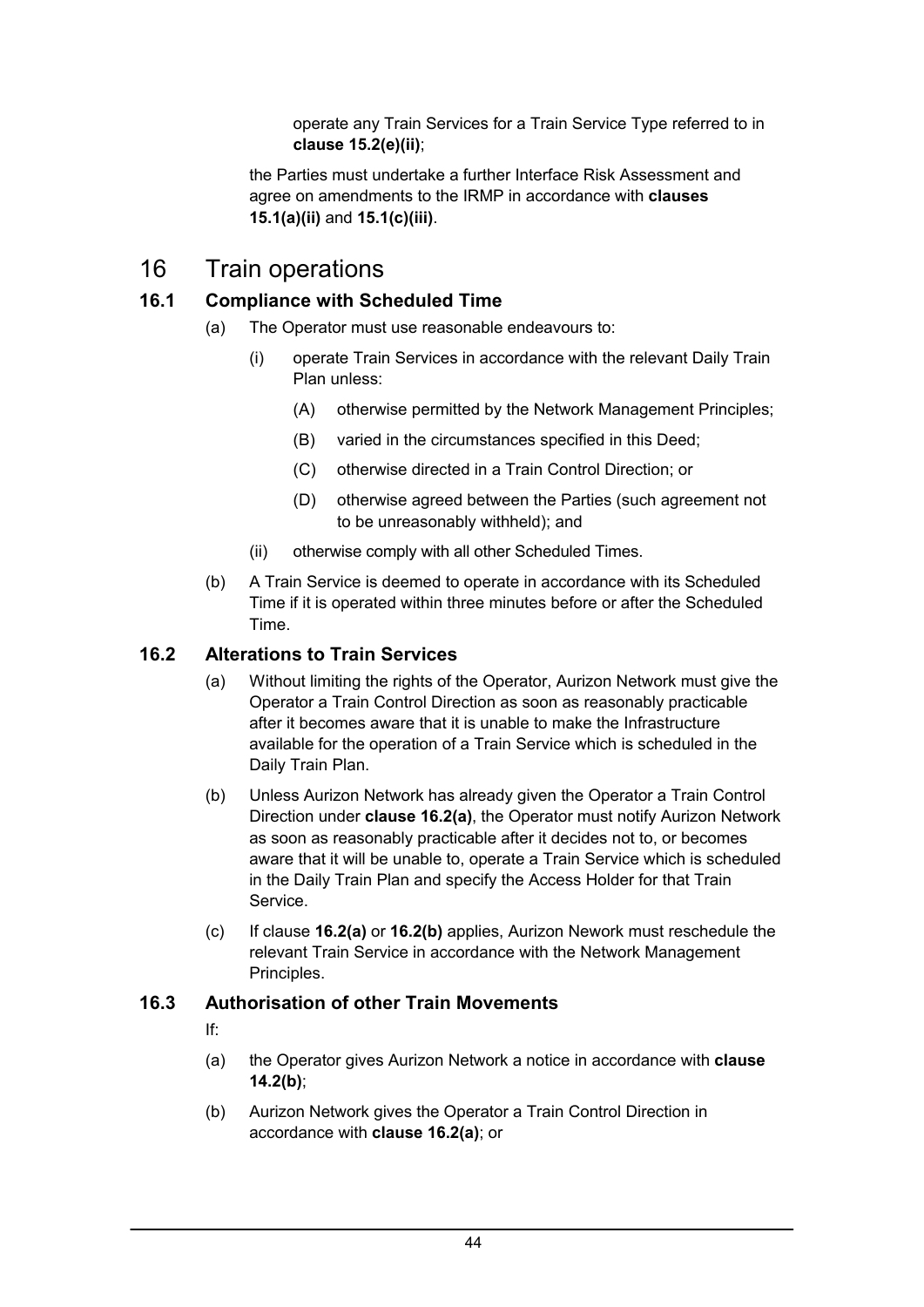operate any Train Services for a Train Service Type referred to in **clause 15.2(e)(ii)**;

the Parties must undertake a further Interface Risk Assessment and agree on amendments to the IRMP in accordance with **clauses 15.1(a)(ii)** and **15.1(c)(iii)**.

# 16 Train operations

## 16.1 Compliance with Scheduled Time

(a) The Operator must use reasonable endeavours to:

   (i) operate Train Services in accordance with the relevant Daily Train Plan unless:

      (A) otherwise permitted by the Network Management Principles;

      (B) varied in the circumstances specified in this Deed;

      (C) otherwise directed in a Train Control Direction; or

      (D) otherwise agreed between the Parties (such agreement not to be unreasonably withheld); and

   (ii) otherwise comply with all other Scheduled Times.

(b) A Train Service is deemed to operate in accordance with its Scheduled Time if it is operated within three minutes before or after the Scheduled Time.

## 16.2 Alterations to Train Services

(a) Without limiting the rights of the Operator, Aurizon Network must give the Operator a Train Control Direction as soon as reasonably practicable after it becomes aware that it is unable to make the Infrastructure available for the operation of a Train Service which is scheduled in the Daily Train Plan.

(b) Unless Aurizon Network has already given the Operator a Train Control Direction under **clause 16.2(a)**, the Operator must notify Aurizon Network as soon as reasonably practicable after it decides not to, or becomes aware that it will be unable to, operate a Train Service which is scheduled in the Daily Train Plan and specify the Access Holder for that Train Service.

(c) If clause **16.2(a)** or **16.2(b)** applies, Aurizon Nework must reschedule the relevant Train Service in accordance with the Network Management Principles.

## 16.3 Authorisation of other Train Movements

If:

(a) the Operator gives Aurizon Network a notice in accordance with **clause 14.2(b)**;

(b) Aurizon Network gives the Operator a Train Control Direction in accordance with **clause 16.2(a)**; or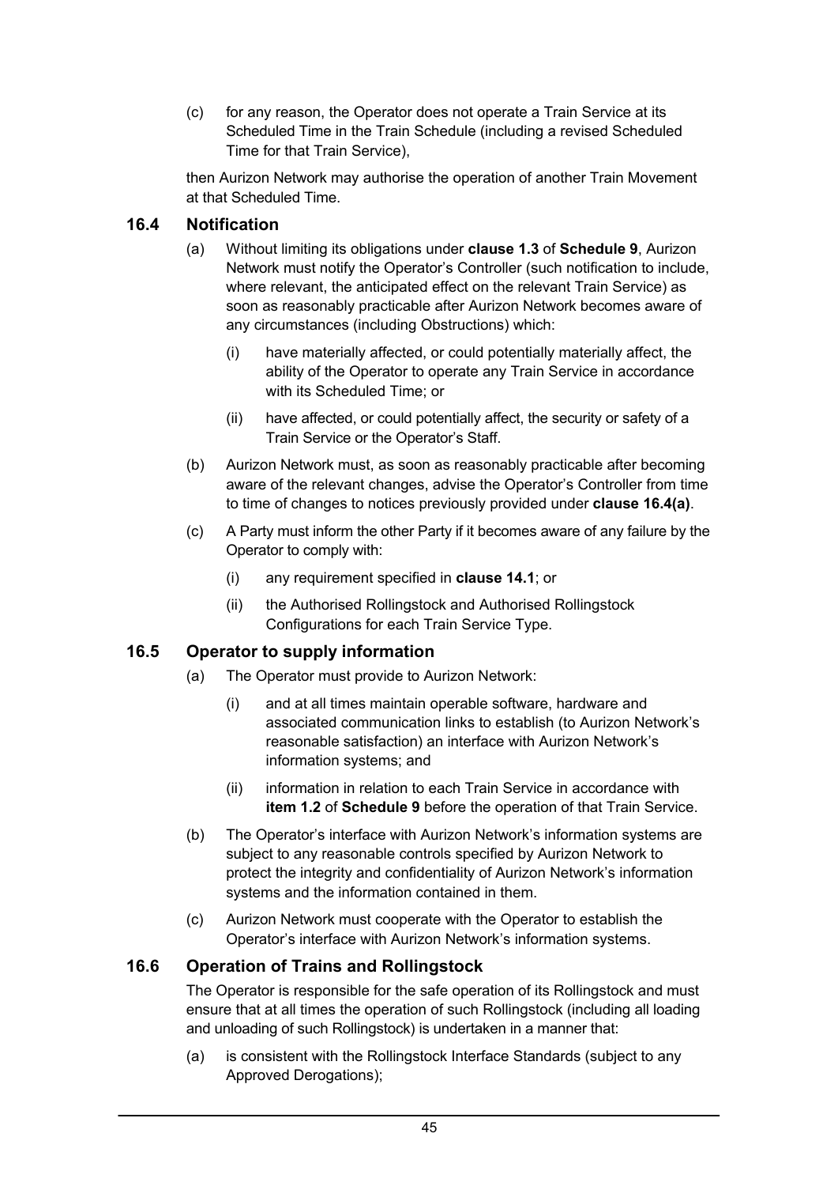(c) for any reason, the Operator does not operate a Train Service at its Scheduled Time in the Train Schedule (including a revised Scheduled Time for that Train Service),

then Aurizon Network may authorise the operation of another Train Movement at that Scheduled Time.

### 16.4 Notification

(a) Without limiting its obligations under **clause 1.3** of **Schedule 9**, Aurizon Network must notify the Operator's Controller (such notification to include, where relevant, the anticipated effect on the relevant Train Service) as soon as reasonably practicable after Aurizon Network becomes aware of any circumstances (including Obstructions) which:

   (i) have materially affected, or could potentially materially affect, the ability of the Operator to operate any Train Service in accordance with its Scheduled Time; or

   (ii) have affected, or could potentially affect, the security or safety of a Train Service or the Operator's Staff.

(b) Aurizon Network must, as soon as reasonably practicable after becoming aware of the relevant changes, advise the Operator's Controller from time to time of changes to notices previously provided under **clause 16.4(a)**.

(c) A Party must inform the other Party if it becomes aware of any failure by the Operator to comply with:

   (i) any requirement specified in **clause 14.1**; or

   (ii) the Authorised Rollingstock and Authorised Rollingstock Configurations for each Train Service Type.

### 16.5 Operator to supply information

(a) The Operator must provide to Aurizon Network:

   (i) and at all times maintain operable software, hardware and associated communication links to establish (to Aurizon Network's reasonable satisfaction) an interface with Aurizon Network's information systems; and

   (ii) information in relation to each Train Service in accordance with **item 1.2** of **Schedule 9** before the operation of that Train Service.

(b) The Operator's interface with Aurizon Network's information systems are subject to any reasonable controls specified by Aurizon Network to protect the integrity and confidentiality of Aurizon Network's information systems and the information contained in them.

(c) Aurizon Network must cooperate with the Operator to establish the Operator's interface with Aurizon Network's information systems.

### 16.6 Operation of Trains and Rollingstock

The Operator is responsible for the safe operation of its Rollingstock and must ensure that at all times the operation of such Rollingstock (including all loading and unloading of such Rollingstock) is undertaken in a manner that:

(a) is consistent with the Rollingstock Interface Standards (subject to any Approved Derogations);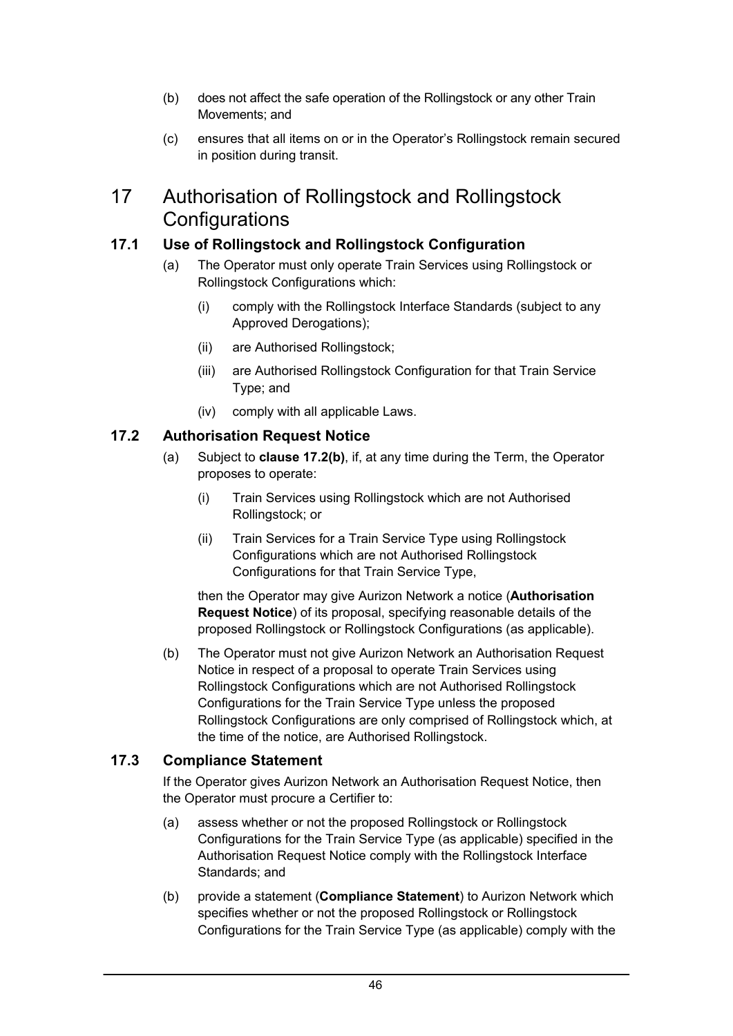(b) does not affect the safe operation of the Rollingstock or any other Train Movements; and

(c) ensures that all items on or in the Operator's Rollingstock remain secured in position during transit.

# 17 Authorisation of Rollingstock and Rollingstock Configurations

## 17.1 Use of Rollingstock and Rollingstock Configuration

(a) The Operator must only operate Train Services using Rollingstock or Rollingstock Configurations which:

(i) comply with the Rollingstock Interface Standards (subject to any Approved Derogations);

(ii) are Authorised Rollingstock;

(iii) are Authorised Rollingstock Configuration for that Train Service Type; and

(iv) comply with all applicable Laws.

## 17.2 Authorisation Request Notice

(a) Subject to **clause 17.2(b)**, if, at any time during the Term, the Operator proposes to operate:

(i) Train Services using Rollingstock which are not Authorised Rollingstock; or

(ii) Train Services for a Train Service Type using Rollingstock Configurations which are not Authorised Rollingstock Configurations for that Train Service Type,

then the Operator may give Aurizon Network a notice (**Authorisation Request Notice**) of its proposal, specifying reasonable details of the proposed Rollingstock or Rollingstock Configurations (as applicable).

(b) The Operator must not give Aurizon Network an Authorisation Request Notice in respect of a proposal to operate Train Services using Rollingstock Configurations which are not Authorised Rollingstock Configurations for the Train Service Type unless the proposed Rollingstock Configurations are only comprised of Rollingstock which, at the time of the notice, are Authorised Rollingstock.

## 17.3 Compliance Statement

If the Operator gives Aurizon Network an Authorisation Request Notice, then the Operator must procure a Certifier to:

(a) assess whether or not the proposed Rollingstock or Rollingstock Configurations for the Train Service Type (as applicable) specified in the Authorisation Request Notice comply with the Rollingstock Interface Standards; and

(b) provide a statement (**Compliance Statement**) to Aurizon Network which specifies whether or not the proposed Rollingstock or Rollingstock Configurations for the Train Service Type (as applicable) comply with the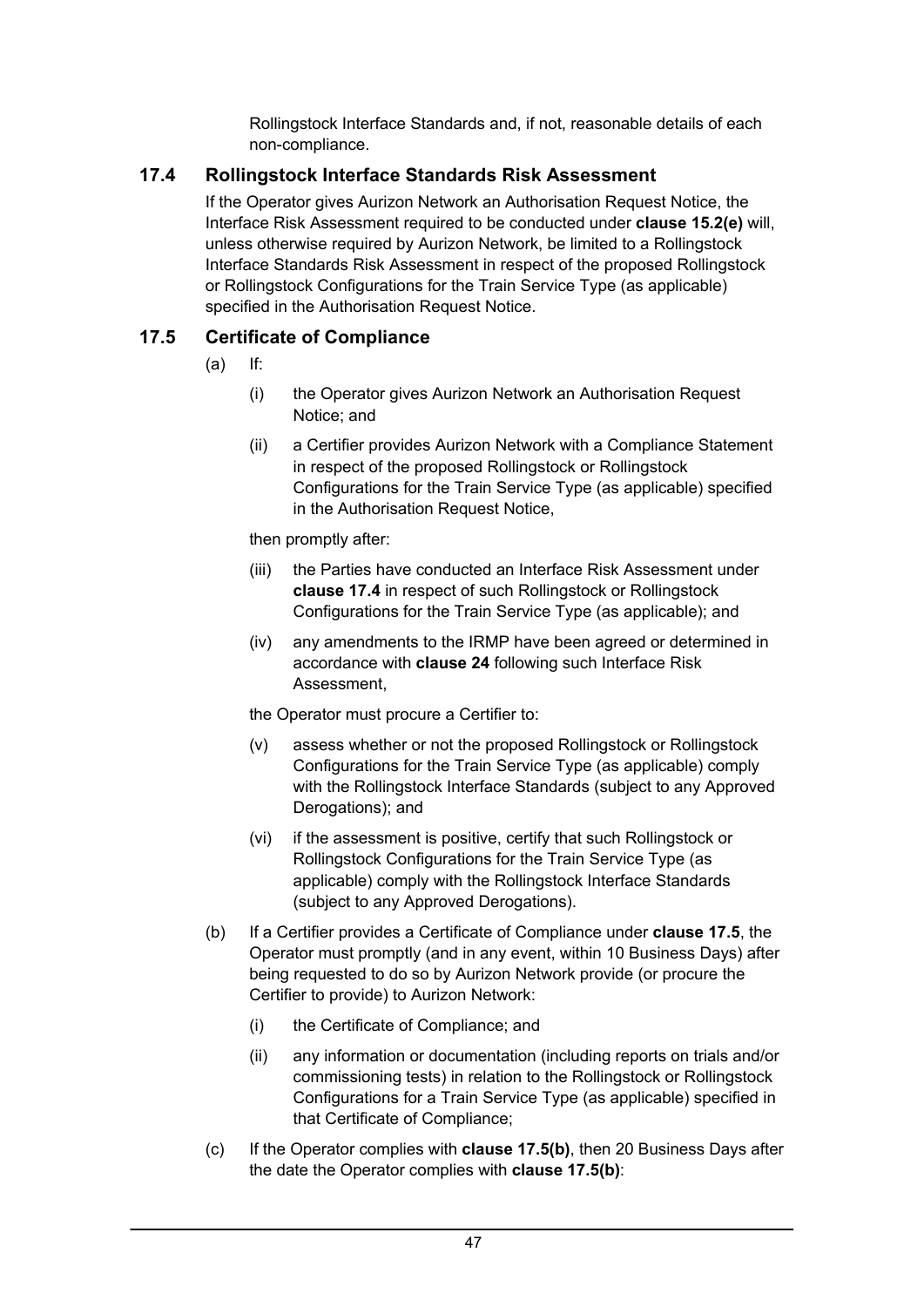Rollingstock Interface Standards and, if not, reasonable details of each non-compliance.

### 17.4 Rollingstock Interface Standards Risk Assessment

If the Operator gives Aurizon Network an Authorisation Request Notice, the Interface Risk Assessment required to be conducted under **clause 15.2(e)** will, unless otherwise required by Aurizon Network, be limited to a Rollingstock Interface Standards Risk Assessment in respect of the proposed Rollingstock or Rollingstock Configurations for the Train Service Type (as applicable) specified in the Authorisation Request Notice.

### 17.5 Certificate of Compliance

(a) If:

(i) the Operator gives Aurizon Network an Authorisation Request Notice; and

(ii) a Certifier provides Aurizon Network with a Compliance Statement in respect of the proposed Rollingstock or Rollingstock Configurations for the Train Service Type (as applicable) specified in the Authorisation Request Notice,

then promptly after:

(iii) the Parties have conducted an Interface Risk Assessment under **clause 17.4** in respect of such Rollingstock or Rollingstock Configurations for the Train Service Type (as applicable); and

(iv) any amendments to the IRMP have been agreed or determined in accordance with **clause 24** following such Interface Risk Assessment,

the Operator must procure a Certifier to:

(v) assess whether or not the proposed Rollingstock or Rollingstock Configurations for the Train Service Type (as applicable) comply with the Rollingstock Interface Standards (subject to any Approved Derogations); and

(vi) if the assessment is positive, certify that such Rollingstock or Rollingstock Configurations for the Train Service Type (as applicable) comply with the Rollingstock Interface Standards (subject to any Approved Derogations).

(b) If a Certifier provides a Certificate of Compliance under **clause 17.5**, the Operator must promptly (and in any event, within 10 Business Days) after being requested to do so by Aurizon Network provide (or procure the Certifier to provide) to Aurizon Network:

(i) the Certificate of Compliance; and

(ii) any information or documentation (including reports on trials and/or commissioning tests) in relation to the Rollingstock or Rollingstock Configurations for a Train Service Type (as applicable) specified in that Certificate of Compliance;

(c) If the Operator complies with **clause 17.5(b)**, then 20 Business Days after the date the Operator complies with **clause 17.5(b)**: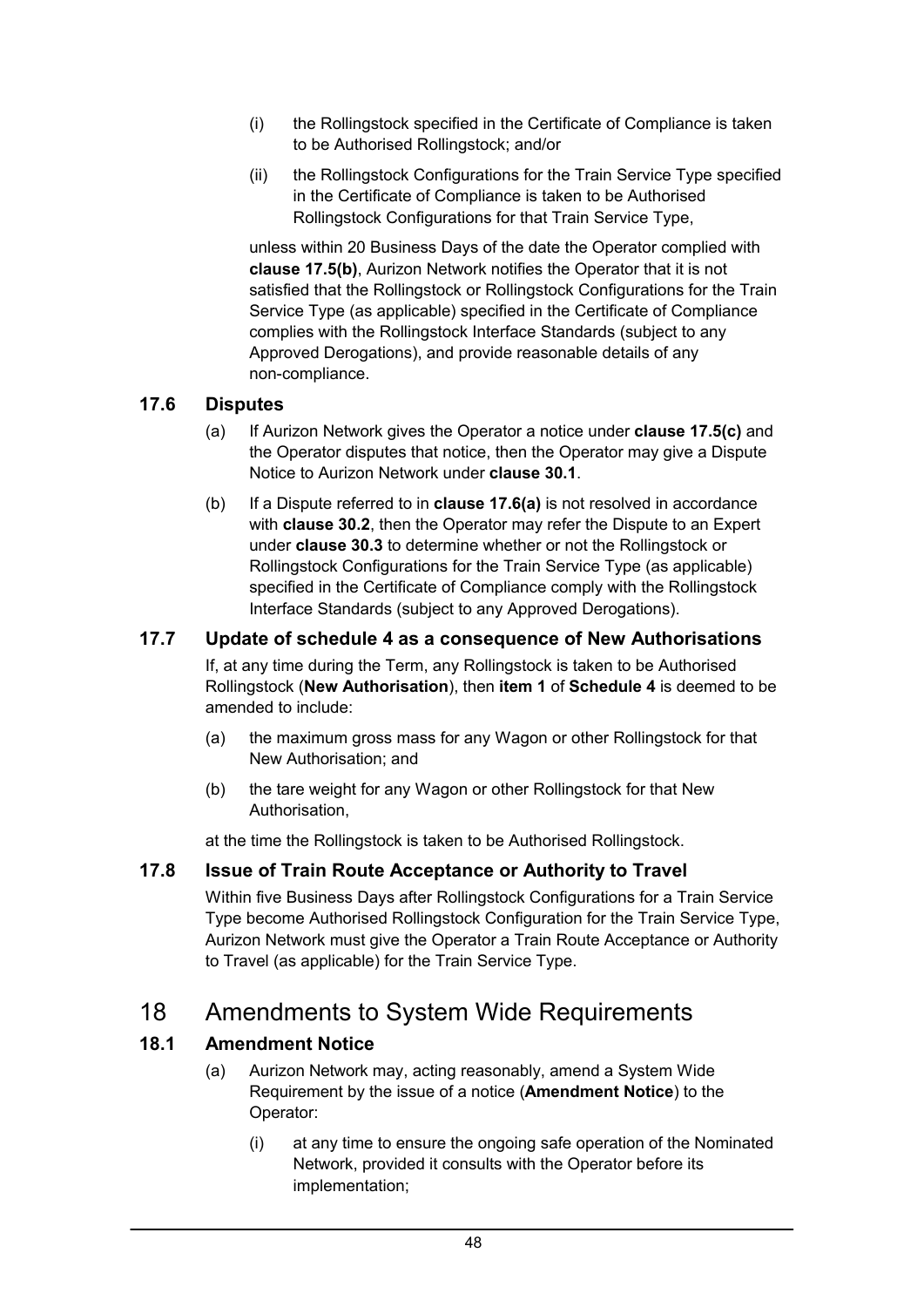(i) the Rollingstock specified in the Certificate of Compliance is taken to be Authorised Rollingstock; and/or

(ii) the Rollingstock Configurations for the Train Service Type specified in the Certificate of Compliance is taken to be Authorised Rollingstock Configurations for that Train Service Type,

unless within 20 Business Days of the date the Operator complied with **clause 17.5(b)**, Aurizon Network notifies the Operator that it is not satisfied that the Rollingstock or Rollingstock Configurations for the Train Service Type (as applicable) specified in the Certificate of Compliance complies with the Rollingstock Interface Standards (subject to any Approved Derogations), and provide reasonable details of any non-compliance.

### 17.6 Disputes

(a) If Aurizon Network gives the Operator a notice under **clause 17.5(c)** and the Operator disputes that notice, then the Operator may give a Dispute Notice to Aurizon Network under **clause 30.1**.

(b) If a Dispute referred to in **clause 17.6(a)** is not resolved in accordance with **clause 30.2**, then the Operator may refer the Dispute to an Expert under **clause 30.3** to determine whether or not the Rollingstock or Rollingstock Configurations for the Train Service Type (as applicable) specified in the Certificate of Compliance comply with the Rollingstock Interface Standards (subject to any Approved Derogations).

### 17.7 Update of schedule 4 as a consequence of New Authorisations

If, at any time during the Term, any Rollingstock is taken to be Authorised Rollingstock (**New Authorisation**), then **item 1** of **Schedule 4** is deemed to be amended to include:

(a) the maximum gross mass for any Wagon or other Rollingstock for that New Authorisation; and

(b) the tare weight for any Wagon or other Rollingstock for that New Authorisation,

at the time the Rollingstock is taken to be Authorised Rollingstock.

### 17.8 Issue of Train Route Acceptance or Authority to Travel

Within five Business Days after Rollingstock Configurations for a Train Service Type become Authorised Rollingstock Configuration for the Train Service Type, Aurizon Network must give the Operator a Train Route Acceptance or Authority to Travel (as applicable) for the Train Service Type.

## 18 Amendments to System Wide Requirements

### 18.1 Amendment Notice

(a) Aurizon Network may, acting reasonably, amend a System Wide Requirement by the issue of a notice (**Amendment Notice**) to the Operator:

(i) at any time to ensure the ongoing safe operation of the Nominated Network, provided it consults with the Operator before its implementation;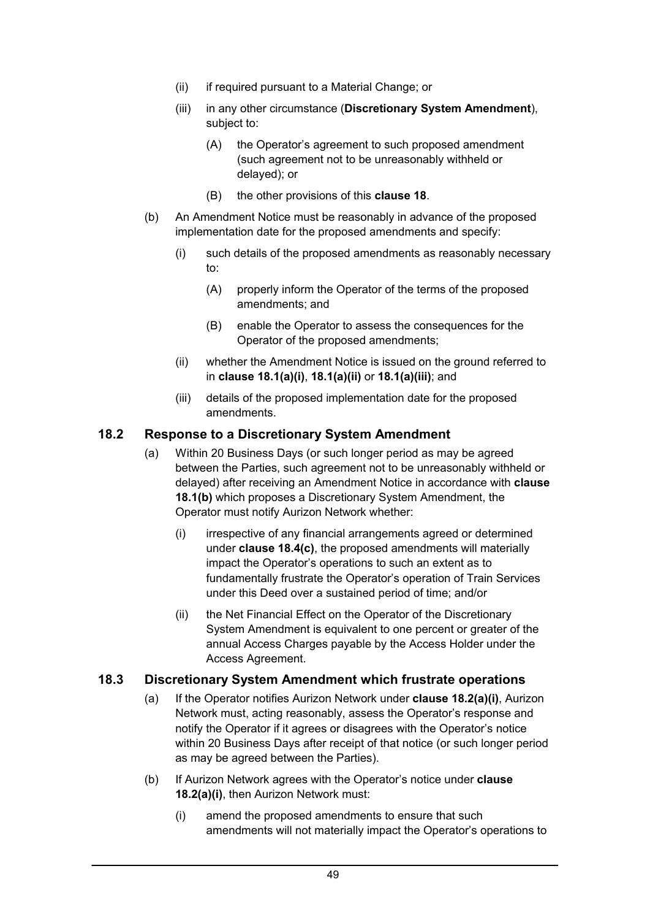(ii) if required pursuant to a Material Change; or

(iii) in any other circumstance (**Discretionary System Amendment**), subject to:

(A) the Operator's agreement to such proposed amendment (such agreement not to be unreasonably withheld or delayed); or

(B) the other provisions of this **clause 18**.

(b) An Amendment Notice must be reasonably in advance of the proposed implementation date for the proposed amendments and specify:

(i) such details of the proposed amendments as reasonably necessary to:

(A) properly inform the Operator of the terms of the proposed amendments; and

(B) enable the Operator to assess the consequences for the Operator of the proposed amendments;

(ii) whether the Amendment Notice is issued on the ground referred to in **clause 18.1(a)(i)**, **18.1(a)(ii)** or **18.1(a)(iii)**; and

(iii) details of the proposed implementation date for the proposed amendments.

## 18.2 Response to a Discretionary System Amendment

(a) Within 20 Business Days (or such longer period as may be agreed between the Parties, such agreement not to be unreasonably withheld or delayed) after receiving an Amendment Notice in accordance with **clause 18.1(b)** which proposes a Discretionary System Amendment, the Operator must notify Aurizon Network whether:

(i) irrespective of any financial arrangements agreed or determined under **clause 18.4(c)**, the proposed amendments will materially impact the Operator's operations to such an extent as to fundamentally frustrate the Operator's operation of Train Services under this Deed over a sustained period of time; and/or

(ii) the Net Financial Effect on the Operator of the Discretionary System Amendment is equivalent to one percent or greater of the annual Access Charges payable by the Access Holder under the Access Agreement.

## 18.3 Discretionary System Amendment which frustrate operations

(a) If the Operator notifies Aurizon Network under **clause 18.2(a)(i)**, Aurizon Network must, acting reasonably, assess the Operator's response and notify the Operator if it agrees or disagrees with the Operator's notice within 20 Business Days after receipt of that notice (or such longer period as may be agreed between the Parties).

(b) If Aurizon Network agrees with the Operator's notice under **clause 18.2(a)(i)**, then Aurizon Network must:

(i) amend the proposed amendments to ensure that such amendments will not materially impact the Operator's operations to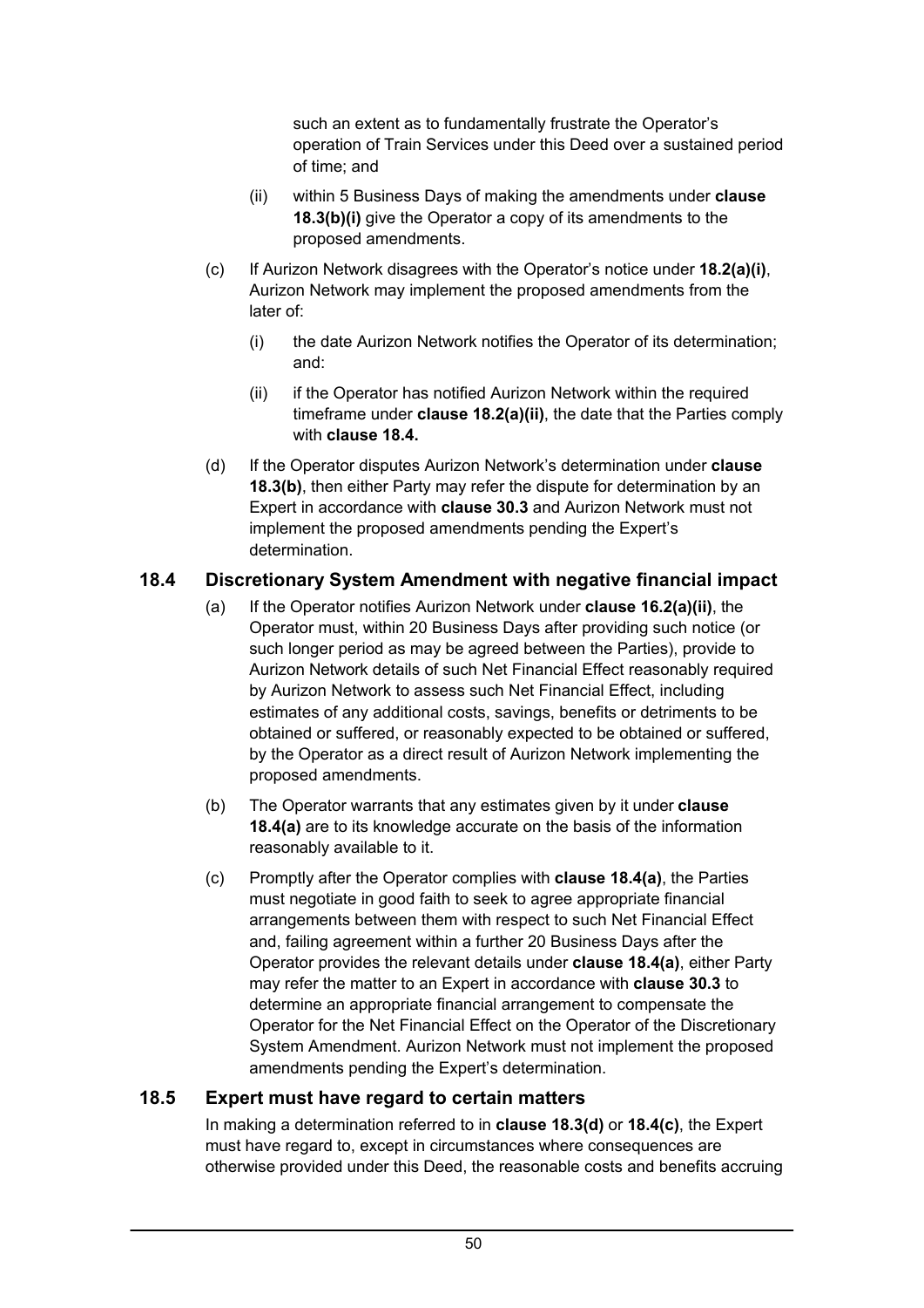such an extent as to fundamentally frustrate the Operator's operation of Train Services under this Deed over a sustained period of time; and

(ii) within 5 Business Days of making the amendments under **clause 18.3(b)(i)** give the Operator a copy of its amendments to the proposed amendments.

(c) If Aurizon Network disagrees with the Operator's notice under **18.2(a)(i)**, Aurizon Network may implement the proposed amendments from the later of:

(i) the date Aurizon Network notifies the Operator of its determination; and:

(ii) if the Operator has notified Aurizon Network within the required timeframe under **clause 18.2(a)(ii)**, the date that the Parties comply with **clause 18.4.**

(d) If the Operator disputes Aurizon Network's determination under **clause 18.3(b)**, then either Party may refer the dispute for determination by an Expert in accordance with **clause 30.3** and Aurizon Network must not implement the proposed amendments pending the Expert's determination.

## 18.4 Discretionary System Amendment with negative financial impact

(a) If the Operator notifies Aurizon Network under **clause 16.2(a)(ii)**, the Operator must, within 20 Business Days after providing such notice (or such longer period as may be agreed between the Parties), provide to Aurizon Network details of such Net Financial Effect reasonably required by Aurizon Network to assess such Net Financial Effect, including estimates of any additional costs, savings, benefits or detriments to be obtained or suffered, or reasonably expected to be obtained or suffered, by the Operator as a direct result of Aurizon Network implementing the proposed amendments.

(b) The Operator warrants that any estimates given by it under **clause 18.4(a)** are to its knowledge accurate on the basis of the information reasonably available to it.

(c) Promptly after the Operator complies with **clause 18.4(a)**, the Parties must negotiate in good faith to seek to agree appropriate financial arrangements between them with respect to such Net Financial Effect and, failing agreement within a further 20 Business Days after the Operator provides the relevant details under **clause 18.4(a)**, either Party may refer the matter to an Expert in accordance with **clause 30.3** to determine an appropriate financial arrangement to compensate the Operator for the Net Financial Effect on the Operator of the Discretionary System Amendment. Aurizon Network must not implement the proposed amendments pending the Expert's determination.

## 18.5 Expert must have regard to certain matters

In making a determination referred to in **clause 18.3(d)** or **18.4(c)**, the Expert must have regard to, except in circumstances where consequences are otherwise provided under this Deed, the reasonable costs and benefits accruing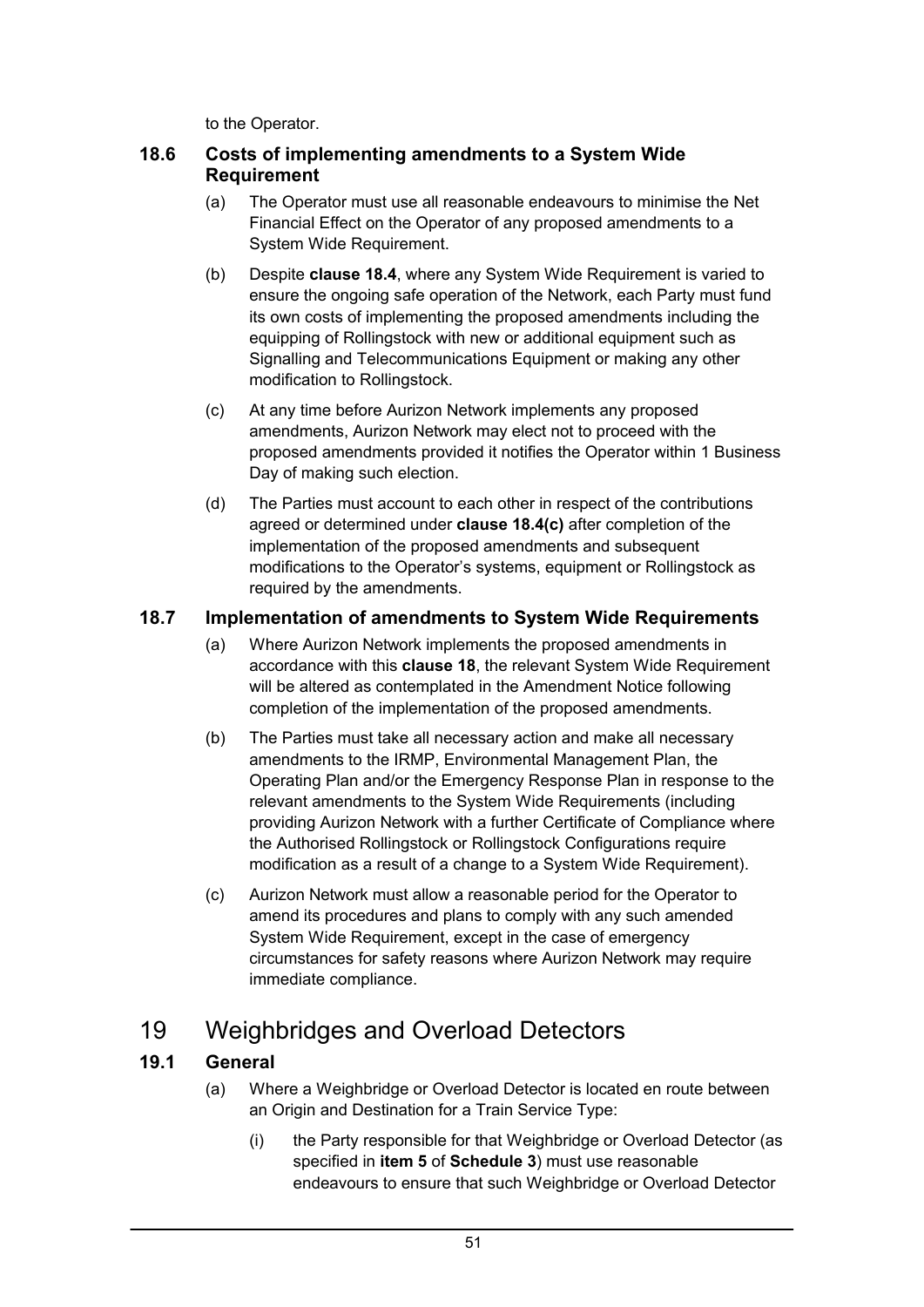to the Operator.

### 18.6 Costs of implementing amendments to a System Wide Requirement

(a) The Operator must use all reasonable endeavours to minimise the Net Financial Effect on the Operator of any proposed amendments to a System Wide Requirement.

(b) Despite **clause 18.4**, where any System Wide Requirement is varied to ensure the ongoing safe operation of the Network, each Party must fund its own costs of implementing the proposed amendments including the equipping of Rollingstock with new or additional equipment such as Signalling and Telecommunications Equipment or making any other modification to Rollingstock.

(c) At any time before Aurizon Network implements any proposed amendments, Aurizon Network may elect not to proceed with the proposed amendments provided it notifies the Operator within 1 Business Day of making such election.

(d) The Parties must account to each other in respect of the contributions agreed or determined under **clause 18.4(c)** after completion of the implementation of the proposed amendments and subsequent modifications to the Operator's systems, equipment or Rollingstock as required by the amendments.

### 18.7 Implementation of amendments to System Wide Requirements

(a) Where Aurizon Network implements the proposed amendments in accordance with this **clause 18**, the relevant System Wide Requirement will be altered as contemplated in the Amendment Notice following completion of the implementation of the proposed amendments.

(b) The Parties must take all necessary action and make all necessary amendments to the IRMP, Environmental Management Plan, the Operating Plan and/or the Emergency Response Plan in response to the relevant amendments to the System Wide Requirements (including providing Aurizon Network with a further Certificate of Compliance where the Authorised Rollingstock or Rollingstock Configurations require modification as a result of a change to a System Wide Requirement).

(c) Aurizon Network must allow a reasonable period for the Operator to amend its procedures and plans to comply with any such amended System Wide Requirement, except in the case of emergency circumstances for safety reasons where Aurizon Network may require immediate compliance.

## 19 Weighbridges and Overload Detectors

### 19.1 General

(a) Where a Weighbridge or Overload Detector is located en route between an Origin and Destination for a Train Service Type:

(i) the Party responsible for that Weighbridge or Overload Detector (as specified in **item 5** of **Schedule 3**) must use reasonable endeavours to ensure that such Weighbridge or Overload Detector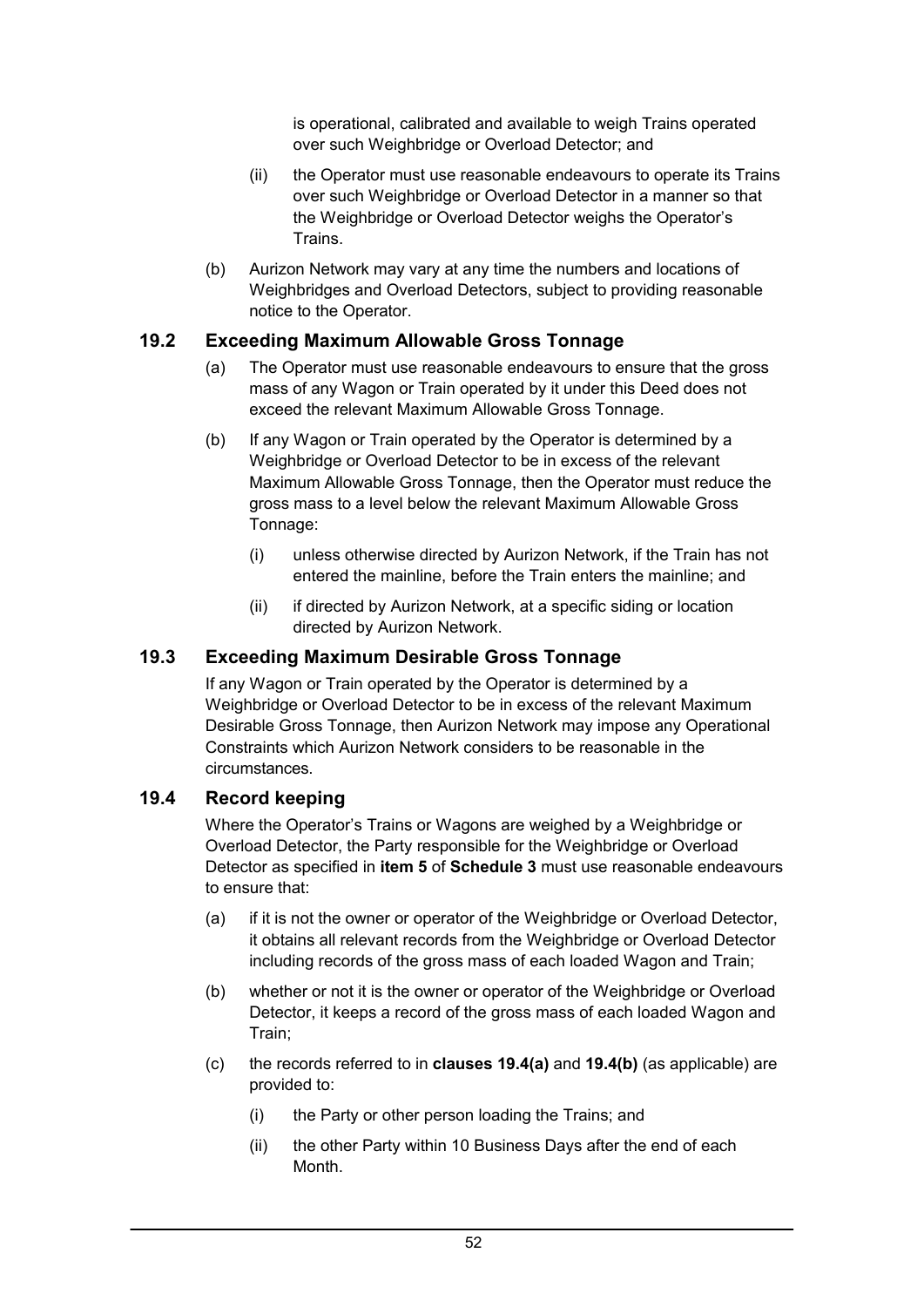is operational, calibrated and available to weigh Trains operated over such Weighbridge or Overload Detector; and

(ii) the Operator must use reasonable endeavours to operate its Trains over such Weighbridge or Overload Detector in a manner so that the Weighbridge or Overload Detector weighs the Operator's Trains.

(b) Aurizon Network may vary at any time the numbers and locations of Weighbridges and Overload Detectors, subject to providing reasonable notice to the Operator.

### 19.2 Exceeding Maximum Allowable Gross Tonnage

(a) The Operator must use reasonable endeavours to ensure that the gross mass of any Wagon or Train operated by it under this Deed does not exceed the relevant Maximum Allowable Gross Tonnage.

(b) If any Wagon or Train operated by the Operator is determined by a Weighbridge or Overload Detector to be in excess of the relevant Maximum Allowable Gross Tonnage, then the Operator must reduce the gross mass to a level below the relevant Maximum Allowable Gross Tonnage:

(i) unless otherwise directed by Aurizon Network, if the Train has not entered the mainline, before the Train enters the mainline; and

(ii) if directed by Aurizon Network, at a specific siding or location directed by Aurizon Network.

### 19.3 Exceeding Maximum Desirable Gross Tonnage

If any Wagon or Train operated by the Operator is determined by a Weighbridge or Overload Detector to be in excess of the relevant Maximum Desirable Gross Tonnage, then Aurizon Network may impose any Operational Constraints which Aurizon Network considers to be reasonable in the circumstances.

### 19.4 Record keeping

Where the Operator's Trains or Wagons are weighed by a Weighbridge or Overload Detector, the Party responsible for the Weighbridge or Overload Detector as specified in **item 5** of **Schedule 3** must use reasonable endeavours to ensure that:

(a) if it is not the owner or operator of the Weighbridge or Overload Detector, it obtains all relevant records from the Weighbridge or Overload Detector including records of the gross mass of each loaded Wagon and Train;

(b) whether or not it is the owner or operator of the Weighbridge or Overload Detector, it keeps a record of the gross mass of each loaded Wagon and Train;

(c) the records referred to in **clauses 19.4(a)** and **19.4(b)** (as applicable) are provided to:

(i) the Party or other person loading the Trains; and

(ii) the other Party within 10 Business Days after the end of each Month.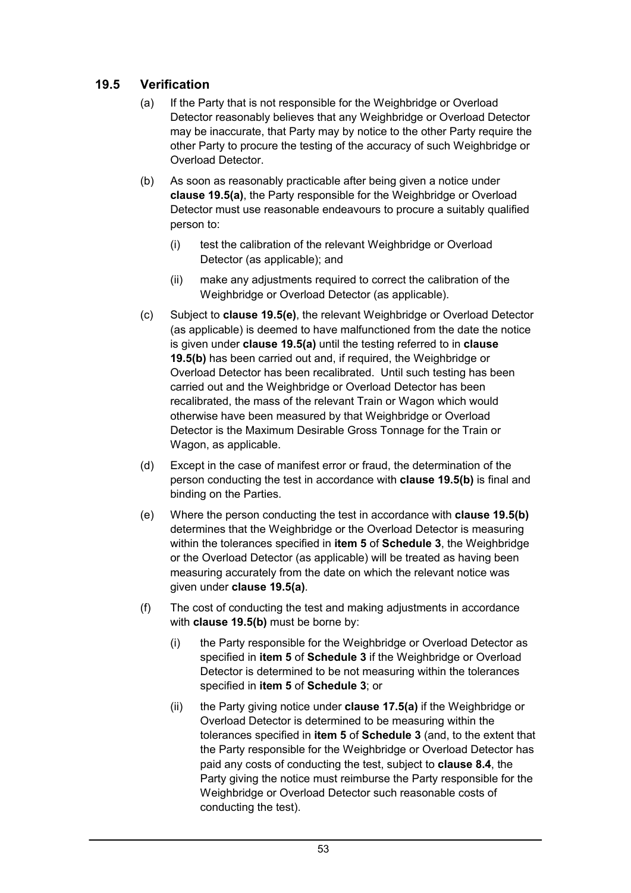## 19.5 Verification

(a) If the Party that is not responsible for the Weighbridge or Overload Detector reasonably believes that any Weighbridge or Overload Detector may be inaccurate, that Party may by notice to the other Party require the other Party to procure the testing of the accuracy of such Weighbridge or Overload Detector.

(b) As soon as reasonably practicable after being given a notice under **clause 19.5(a)**, the Party responsible for the Weighbridge or Overload Detector must use reasonable endeavours to procure a suitably qualified person to:

  (i) test the calibration of the relevant Weighbridge or Overload Detector (as applicable); and

  (ii) make any adjustments required to correct the calibration of the Weighbridge or Overload Detector (as applicable).

(c) Subject to **clause 19.5(e)**, the relevant Weighbridge or Overload Detector (as applicable) is deemed to have malfunctioned from the date the notice is given under **clause 19.5(a)** until the testing referred to in **clause 19.5(b)** has been carried out and, if required, the Weighbridge or Overload Detector has been recalibrated. Until such testing has been carried out and the Weighbridge or Overload Detector has been recalibrated, the mass of the relevant Train or Wagon which would otherwise have been measured by that Weighbridge or Overload Detector is the Maximum Desirable Gross Tonnage for the Train or Wagon, as applicable.

(d) Except in the case of manifest error or fraud, the determination of the person conducting the test in accordance with **clause 19.5(b)** is final and binding on the Parties.

(e) Where the person conducting the test in accordance with **clause 19.5(b)** determines that the Weighbridge or the Overload Detector is measuring within the tolerances specified in **item 5** of **Schedule 3**, the Weighbridge or the Overload Detector (as applicable) will be treated as having been measuring accurately from the date on which the relevant notice was given under **clause 19.5(a)**.

(f) The cost of conducting the test and making adjustments in accordance with **clause 19.5(b)** must be borne by:

  (i) the Party responsible for the Weighbridge or Overload Detector as specified in **item 5** of **Schedule 3** if the Weighbridge or Overload Detector is determined to be not measuring within the tolerances specified in **item 5** of **Schedule 3**; or

  (ii) the Party giving notice under **clause 17.5(a)** if the Weighbridge or Overload Detector is determined to be measuring within the tolerances specified in **item 5** of **Schedule 3** (and, to the extent that the Party responsible for the Weighbridge or Overload Detector has paid any costs of conducting the test, subject to **clause 8.4**, the Party giving the notice must reimburse the Party responsible for the Weighbridge or Overload Detector such reasonable costs of conducting the test).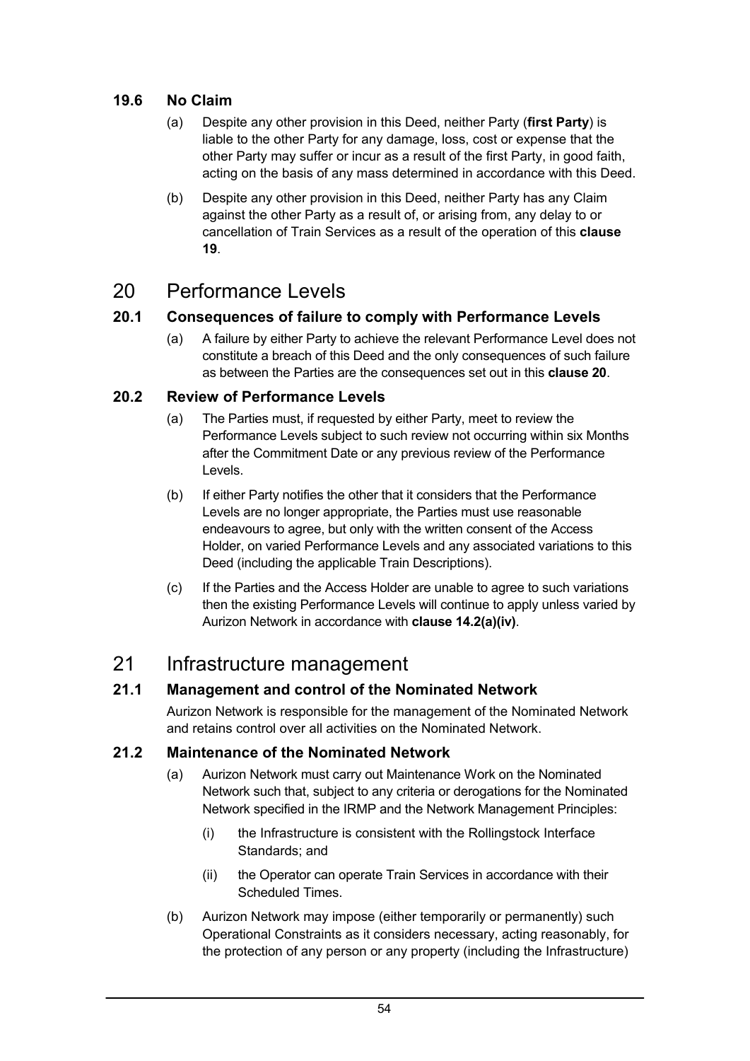### 19.6 No Claim

(a) Despite any other provision in this Deed, neither Party (**first Party**) is liable to the other Party for any damage, loss, cost or expense that the other Party may suffer or incur as a result of the first Party, in good faith, acting on the basis of any mass determined in accordance with this Deed.

(b) Despite any other provision in this Deed, neither Party has any Claim against the other Party as a result of, or arising from, any delay to or cancellation of Train Services as a result of the operation of this **clause 19**.

## 20 Performance Levels

### 20.1 Consequences of failure to comply with Performance Levels

(a) A failure by either Party to achieve the relevant Performance Level does not constitute a breach of this Deed and the only consequences of such failure as between the Parties are the consequences set out in this **clause 20**.

### 20.2 Review of Performance Levels

(a) The Parties must, if requested by either Party, meet to review the Performance Levels subject to such review not occurring within six Months after the Commitment Date or any previous review of the Performance Levels.

(b) If either Party notifies the other that it considers that the Performance Levels are no longer appropriate, the Parties must use reasonable endeavours to agree, but only with the written consent of the Access Holder, on varied Performance Levels and any associated variations to this Deed (including the applicable Train Descriptions).

(c) If the Parties and the Access Holder are unable to agree to such variations then the existing Performance Levels will continue to apply unless varied by Aurizon Network in accordance with **clause 14.2(a)(iv)**.

## 21 Infrastructure management

### 21.1 Management and control of the Nominated Network

Aurizon Network is responsible for the management of the Nominated Network and retains control over all activities on the Nominated Network.

### 21.2 Maintenance of the Nominated Network

(a) Aurizon Network must carry out Maintenance Work on the Nominated Network such that, subject to any criteria or derogations for the Nominated Network specified in the IRMP and the Network Management Principles:

(i) the Infrastructure is consistent with the Rollingstock Interface Standards; and

(ii) the Operator can operate Train Services in accordance with their Scheduled Times.

(b) Aurizon Network may impose (either temporarily or permanently) such Operational Constraints as it considers necessary, acting reasonably, for the protection of any person or any property (including the Infrastructure)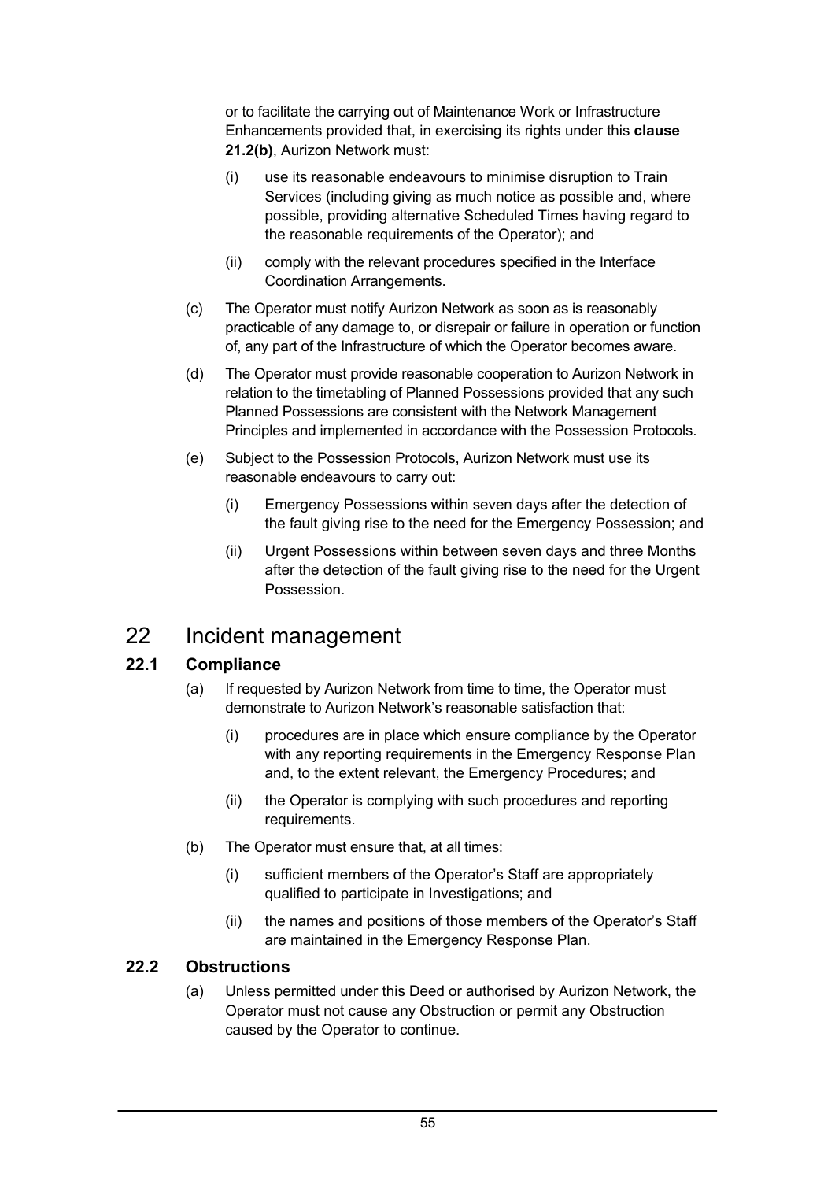or to facilitate the carrying out of Maintenance Work or Infrastructure Enhancements provided that, in exercising its rights under this **clause 21.2(b)**, Aurizon Network must:

(i) use its reasonable endeavours to minimise disruption to Train Services (including giving as much notice as possible and, where possible, providing alternative Scheduled Times having regard to the reasonable requirements of the Operator); and

(ii) comply with the relevant procedures specified in the Interface Coordination Arrangements.

(c) The Operator must notify Aurizon Network as soon as is reasonably practicable of any damage to, or disrepair or failure in operation or function of, any part of the Infrastructure of which the Operator becomes aware.

(d) The Operator must provide reasonable cooperation to Aurizon Network in relation to the timetabling of Planned Possessions provided that any such Planned Possessions are consistent with the Network Management Principles and implemented in accordance with the Possession Protocols.

(e) Subject to the Possession Protocols, Aurizon Network must use its reasonable endeavours to carry out:

(i) Emergency Possessions within seven days after the detection of the fault giving rise to the need for the Emergency Possession; and

(ii) Urgent Possessions within between seven days and three Months after the detection of the fault giving rise to the need for the Urgent Possession.

# 22 Incident management

## 22.1 Compliance

(a) If requested by Aurizon Network from time to time, the Operator must demonstrate to Aurizon Network's reasonable satisfaction that:

(i) procedures are in place which ensure compliance by the Operator with any reporting requirements in the Emergency Response Plan and, to the extent relevant, the Emergency Procedures; and

(ii) the Operator is complying with such procedures and reporting requirements.

(b) The Operator must ensure that, at all times:

(i) sufficient members of the Operator's Staff are appropriately qualified to participate in Investigations; and

(ii) the names and positions of those members of the Operator's Staff are maintained in the Emergency Response Plan.

## 22.2 Obstructions

(a) Unless permitted under this Deed or authorised by Aurizon Network, the Operator must not cause any Obstruction or permit any Obstruction caused by the Operator to continue.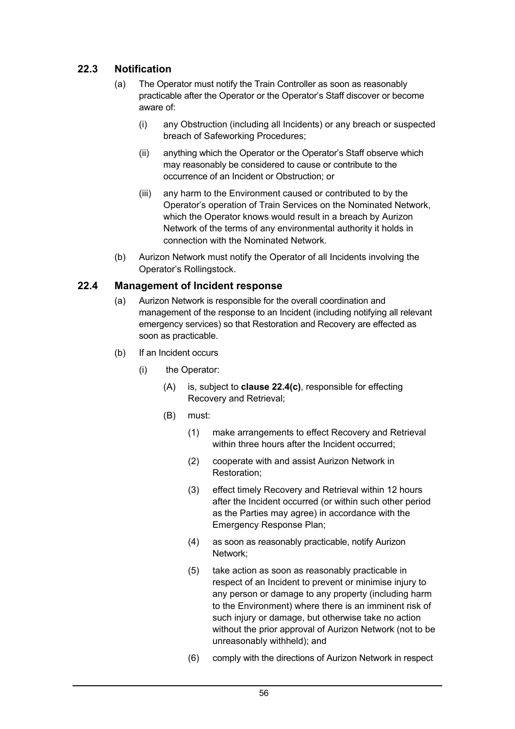### 22.3 Notification

(a) The Operator must notify the Train Controller as soon as reasonably practicable after the Operator or the Operator's Staff discover or become aware of:

(i) any Obstruction (including all Incidents) or any breach or suspected breach of Safeworking Procedures;

(ii) anything which the Operator or the Operator's Staff observe which may reasonably be considered to cause or contribute to the occurrence of an Incident or Obstruction; or

(iii) any harm to the Environment caused or contributed to by the Operator's operation of Train Services on the Nominated Network, which the Operator knows would result in a breach by Aurizon Network of the terms of any environmental authority it holds in connection with the Nominated Network.

(b) Aurizon Network must notify the Operator of all Incidents involving the Operator's Rollingstock.

### 22.4 Management of Incident response

(a) Aurizon Network is responsible for the overall coordination and management of the response to an Incident (including notifying all relevant emergency services) so that Restoration and Recovery are effected as soon as practicable.

(b) If an Incident occurs

(i) the Operator:

(A) is, subject to **clause 22.4(c)**, responsible for effecting Recovery and Retrieval;

(B) must:

(1) make arrangements to effect Recovery and Retrieval within three hours after the Incident occurred;

(2) cooperate with and assist Aurizon Network in Restoration;

(3) effect timely Recovery and Retrieval within 12 hours after the Incident occurred (or within such other period as the Parties may agree) in accordance with the Emergency Response Plan;

(4) as soon as reasonably practicable, notify Aurizon Network;

(5) take action as soon as reasonably practicable in respect of an Incident to prevent or minimise injury to any person or damage to any property (including harm to the Environment) where there is an imminent risk of such injury or damage, but otherwise take no action without the prior approval of Aurizon Network (not to be unreasonably withheld); and

(6) comply with the directions of Aurizon Network in respect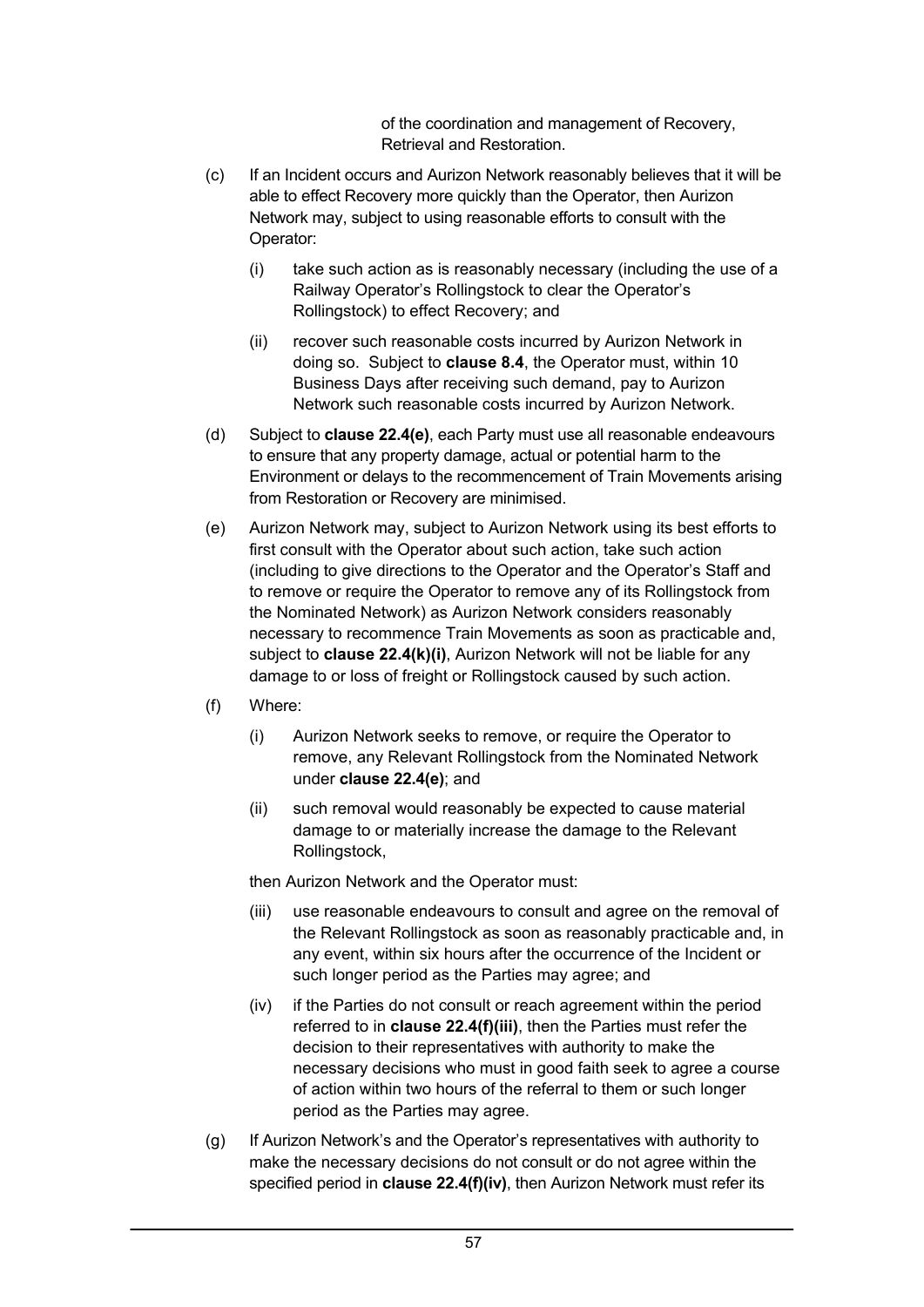of the coordination and management of Recovery, Retrieval and Restoration.

(c) If an Incident occurs and Aurizon Network reasonably believes that it will be able to effect Recovery more quickly than the Operator, then Aurizon Network may, subject to using reasonable efforts to consult with the Operator:

   (i) take such action as is reasonably necessary (including the use of a Railway Operator's Rollingstock to clear the Operator's Rollingstock) to effect Recovery; and

   (ii) recover such reasonable costs incurred by Aurizon Network in doing so. Subject to **clause 8.4**, the Operator must, within 10 Business Days after receiving such demand, pay to Aurizon Network such reasonable costs incurred by Aurizon Network.

(d) Subject to **clause 22.4(e)**, each Party must use all reasonable endeavours to ensure that any property damage, actual or potential harm to the Environment or delays to the recommencement of Train Movements arising from Restoration or Recovery are minimised.

(e) Aurizon Network may, subject to Aurizon Network using its best efforts to first consult with the Operator about such action, take such action (including to give directions to the Operator and the Operator's Staff and to remove or require the Operator to remove any of its Rollingstock from the Nominated Network) as Aurizon Network considers reasonably necessary to recommence Train Movements as soon as practicable and, subject to **clause 22.4(k)(i)**, Aurizon Network will not be liable for any damage to or loss of freight or Rollingstock caused by such action.

(f) Where:

   (i) Aurizon Network seeks to remove, or require the Operator to remove, any Relevant Rollingstock from the Nominated Network under **clause 22.4(e)**; and

   (ii) such removal would reasonably be expected to cause material damage to or materially increase the damage to the Relevant Rollingstock,

   then Aurizon Network and the Operator must:

   (iii) use reasonable endeavours to consult and agree on the removal of the Relevant Rollingstock as soon as reasonably practicable and, in any event, within six hours after the occurrence of the Incident or such longer period as the Parties may agree; and

   (iv) if the Parties do not consult or reach agreement within the period referred to in **clause 22.4(f)(iii)**, then the Parties must refer the decision to their representatives with authority to make the necessary decisions who must in good faith seek to agree a course of action within two hours of the referral to them or such longer period as the Parties may agree.

(g) If Aurizon Network's and the Operator's representatives with authority to make the necessary decisions do not consult or do not agree within the specified period in **clause 22.4(f)(iv)**, then Aurizon Network must refer its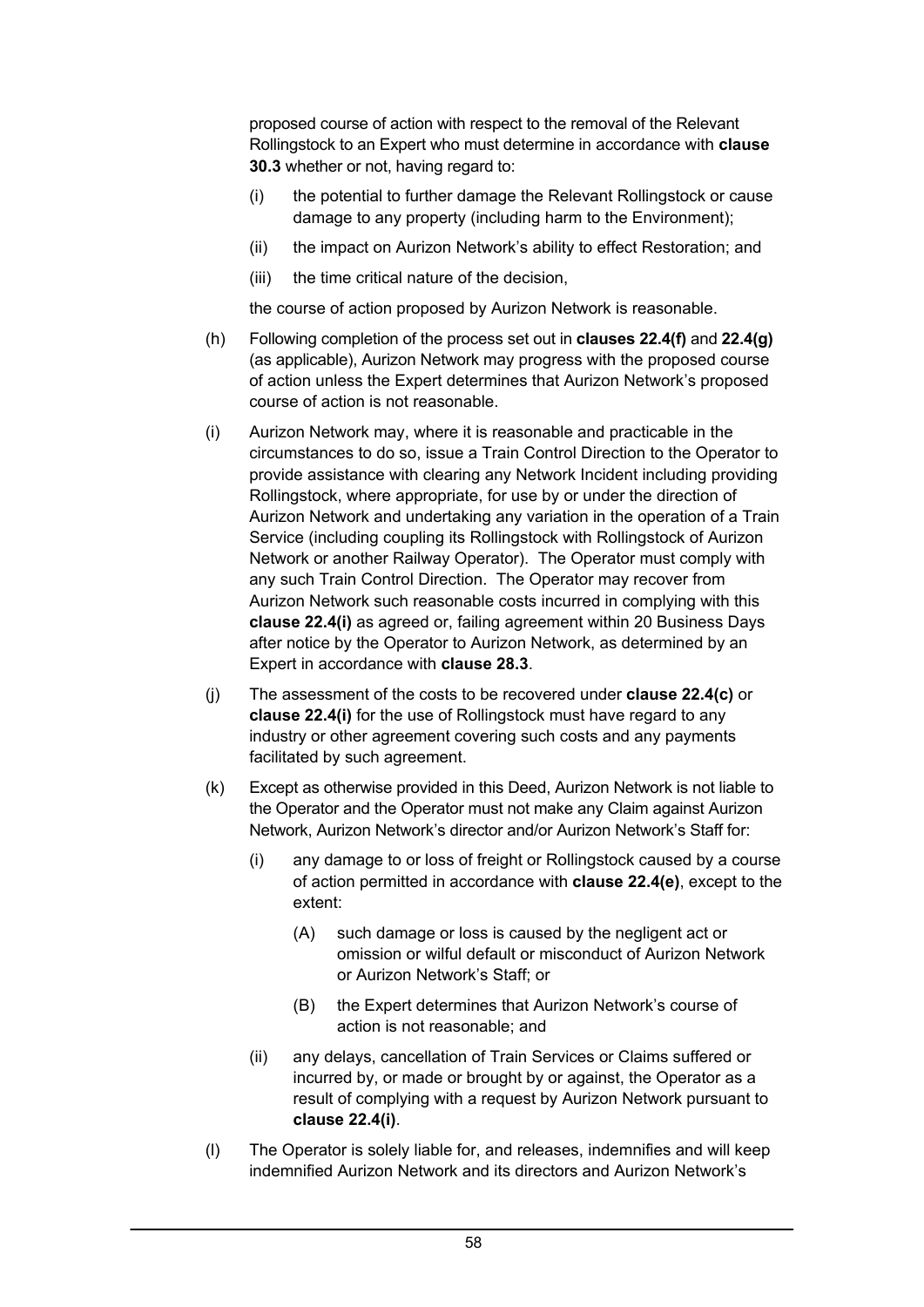proposed course of action with respect to the removal of the Relevant Rollingstock to an Expert who must determine in accordance with **clause 30.3** whether or not, having regard to:

(i) the potential to further damage the Relevant Rollingstock or cause damage to any property (including harm to the Environment);

(ii) the impact on Aurizon Network's ability to effect Restoration; and

(iii) the time critical nature of the decision,

the course of action proposed by Aurizon Network is reasonable.

(h) Following completion of the process set out in **clauses 22.4(f)** and **22.4(g)** (as applicable), Aurizon Network may progress with the proposed course of action unless the Expert determines that Aurizon Network's proposed course of action is not reasonable.

(i) Aurizon Network may, where it is reasonable and practicable in the circumstances to do so, issue a Train Control Direction to the Operator to provide assistance with clearing any Network Incident including providing Rollingstock, where appropriate, for use by or under the direction of Aurizon Network and undertaking any variation in the operation of a Train Service (including coupling its Rollingstock with Rollingstock of Aurizon Network or another Railway Operator). The Operator must comply with any such Train Control Direction. The Operator may recover from Aurizon Network such reasonable costs incurred in complying with this **clause 22.4(i)** as agreed or, failing agreement within 20 Business Days after notice by the Operator to Aurizon Network, as determined by an Expert in accordance with **clause 28.3**.

(j) The assessment of the costs to be recovered under **clause 22.4(c)** or **clause 22.4(i)** for the use of Rollingstock must have regard to any industry or other agreement covering such costs and any payments facilitated by such agreement.

(k) Except as otherwise provided in this Deed, Aurizon Network is not liable to the Operator and the Operator must not make any Claim against Aurizon Network, Aurizon Network's director and/or Aurizon Network's Staff for:

(i) any damage to or loss of freight or Rollingstock caused by a course of action permitted in accordance with **clause 22.4(e)**, except to the extent:

(A) such damage or loss is caused by the negligent act or omission or wilful default or misconduct of Aurizon Network or Aurizon Network's Staff; or

(B) the Expert determines that Aurizon Network's course of action is not reasonable; and

(ii) any delays, cancellation of Train Services or Claims suffered or incurred by, or made or brought by or against, the Operator as a result of complying with a request by Aurizon Network pursuant to **clause 22.4(i)**.

(l) The Operator is solely liable for, and releases, indemnifies and will keep indemnified Aurizon Network and its directors and Aurizon Network's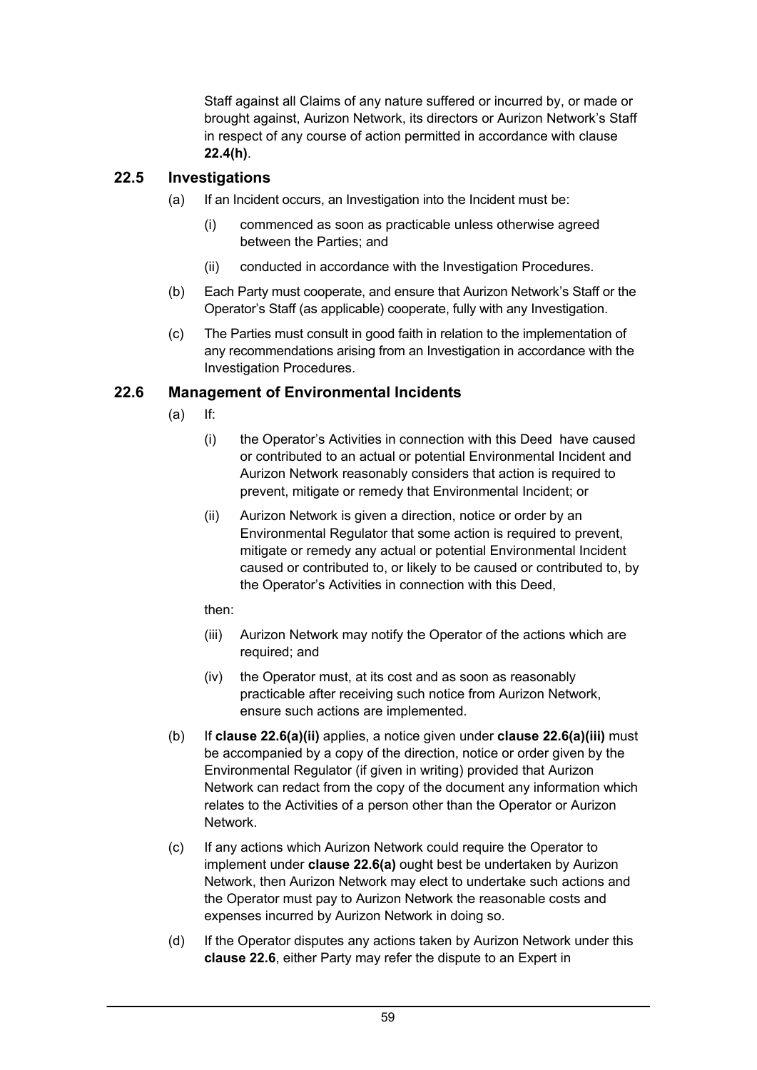Staff against all Claims of any nature suffered or incurred by, or made or brought against, Aurizon Network, its directors or Aurizon Network's Staff in respect of any course of action permitted in accordance with clause **22.4(h)**.

### 22.5 Investigations

(a) If an Incident occurs, an Investigation into the Incident must be:

(i) commenced as soon as practicable unless otherwise agreed between the Parties; and

(ii) conducted in accordance with the Investigation Procedures.

(b) Each Party must cooperate, and ensure that Aurizon Network's Staff or the Operator's Staff (as applicable) cooperate, fully with any Investigation.

(c) The Parties must consult in good faith in relation to the implementation of any recommendations arising from an Investigation in accordance with the Investigation Procedures.

### 22.6 Management of Environmental Incidents

(a) If:

(i) the Operator's Activities in connection with this Deed have caused or contributed to an actual or potential Environmental Incident and Aurizon Network reasonably considers that action is required to prevent, mitigate or remedy that Environmental Incident; or

(ii) Aurizon Network is given a direction, notice or order by an Environmental Regulator that some action is required to prevent, mitigate or remedy any actual or potential Environmental Incident caused or contributed to, or likely to be caused or contributed to, by the Operator's Activities in connection with this Deed,

then:

(iii) Aurizon Network may notify the Operator of the actions which are required; and

(iv) the Operator must, at its cost and as soon as reasonably practicable after receiving such notice from Aurizon Network, ensure such actions are implemented.

(b) If **clause 22.6(a)(ii)** applies, a notice given under **clause 22.6(a)(iii)** must be accompanied by a copy of the direction, notice or order given by the Environmental Regulator (if given in writing) provided that Aurizon Network can redact from the copy of the document any information which relates to the Activities of a person other than the Operator or Aurizon Network.

(c) If any actions which Aurizon Network could require the Operator to implement under **clause 22.6(a)** ought best be undertaken by Aurizon Network, then Aurizon Network may elect to undertake such actions and the Operator must pay to Aurizon Network the reasonable costs and expenses incurred by Aurizon Network in doing so.

(d) If the Operator disputes any actions taken by Aurizon Network under this **clause 22.6**, either Party may refer the dispute to an Expert in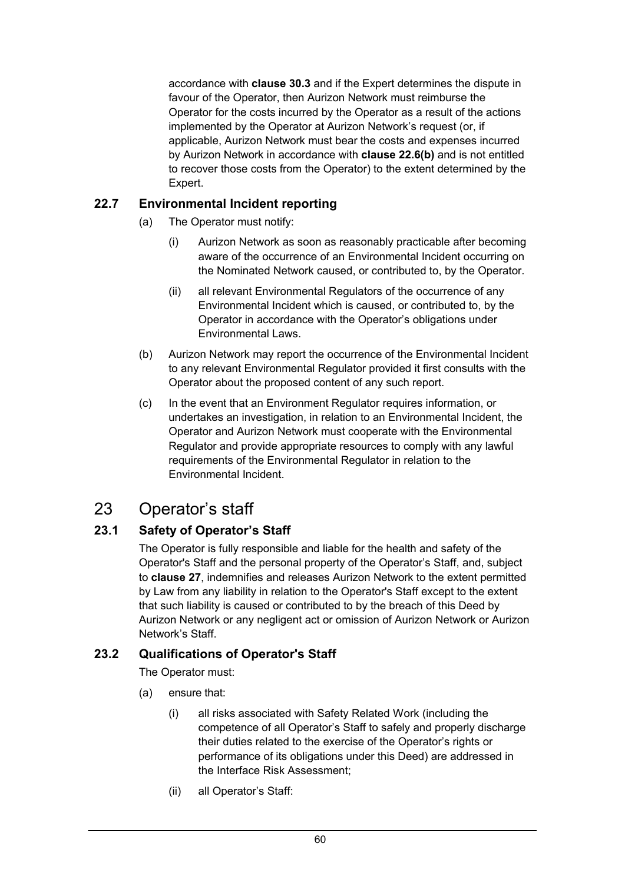accordance with **clause 30.3** and if the Expert determines the dispute in favour of the Operator, then Aurizon Network must reimburse the Operator for the costs incurred by the Operator as a result of the actions implemented by the Operator at Aurizon Network's request (or, if applicable, Aurizon Network must bear the costs and expenses incurred by Aurizon Network in accordance with **clause 22.6(b)** and is not entitled to recover those costs from the Operator) to the extent determined by the Expert.

### 22.7 Environmental Incident reporting

(a) The Operator must notify:

(i) Aurizon Network as soon as reasonably practicable after becoming aware of the occurrence of an Environmental Incident occurring on the Nominated Network caused, or contributed to, by the Operator.

(ii) all relevant Environmental Regulators of the occurrence of any Environmental Incident which is caused, or contributed to, by the Operator in accordance with the Operator's obligations under Environmental Laws.

(b) Aurizon Network may report the occurrence of the Environmental Incident to any relevant Environmental Regulator provided it first consults with the Operator about the proposed content of any such report.

(c) In the event that an Environment Regulator requires information, or undertakes an investigation, in relation to an Environmental Incident, the Operator and Aurizon Network must cooperate with the Environmental Regulator and provide appropriate resources to comply with any lawful requirements of the Environmental Regulator in relation to the Environmental Incident.

## 23 Operator's staff

### 23.1 Safety of Operator's Staff

The Operator is fully responsible and liable for the health and safety of the Operator's Staff and the personal property of the Operator's Staff, and, subject to **clause 27**, indemnifies and releases Aurizon Network to the extent permitted by Law from any liability in relation to the Operator's Staff except to the extent that such liability is caused or contributed to by the breach of this Deed by Aurizon Network or any negligent act or omission of Aurizon Network or Aurizon Network's Staff.

### 23.2 Qualifications of Operator's Staff

The Operator must:

(a) ensure that:

(i) all risks associated with Safety Related Work (including the competence of all Operator's Staff to safely and properly discharge their duties related to the exercise of the Operator's rights or performance of its obligations under this Deed) are addressed in the Interface Risk Assessment;

(ii) all Operator's Staff: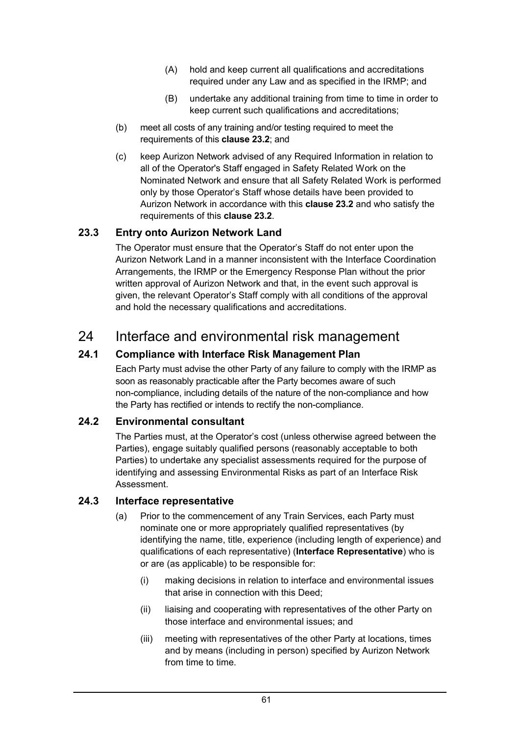(A) hold and keep current all qualifications and accreditations required under any Law and as specified in the IRMP; and

(B) undertake any additional training from time to time in order to keep current such qualifications and accreditations;

(b) meet all costs of any training and/or testing required to meet the requirements of this **clause 23.2**; and

(c) keep Aurizon Network advised of any Required Information in relation to all of the Operator's Staff engaged in Safety Related Work on the Nominated Network and ensure that all Safety Related Work is performed only by those Operator's Staff whose details have been provided to Aurizon Network in accordance with this **clause 23.2** and who satisfy the requirements of this **clause 23.2**.

### 23.3 Entry onto Aurizon Network Land

The Operator must ensure that the Operator's Staff do not enter upon the Aurizon Network Land in a manner inconsistent with the Interface Coordination Arrangements, the IRMP or the Emergency Response Plan without the prior written approval of Aurizon Network and that, in the event such approval is given, the relevant Operator's Staff comply with all conditions of the approval and hold the necessary qualifications and accreditations.

## 24 Interface and environmental risk management

### 24.1 Compliance with Interface Risk Management Plan

Each Party must advise the other Party of any failure to comply with the IRMP as soon as reasonably practicable after the Party becomes aware of such non-compliance, including details of the nature of the non-compliance and how the Party has rectified or intends to rectify the non-compliance.

### 24.2 Environmental consultant

The Parties must, at the Operator's cost (unless otherwise agreed between the Parties), engage suitably qualified persons (reasonably acceptable to both Parties) to undertake any specialist assessments required for the purpose of identifying and assessing Environmental Risks as part of an Interface Risk Assessment.

### 24.3 Interface representative

(a) Prior to the commencement of any Train Services, each Party must nominate one or more appropriately qualified representatives (by identifying the name, title, experience (including length of experience) and qualifications of each representative) (**Interface Representative**) who is or are (as applicable) to be responsible for:

(i) making decisions in relation to interface and environmental issues that arise in connection with this Deed;

(ii) liaising and cooperating with representatives of the other Party on those interface and environmental issues; and

(iii) meeting with representatives of the other Party at locations, times and by means (including in person) specified by Aurizon Network from time to time.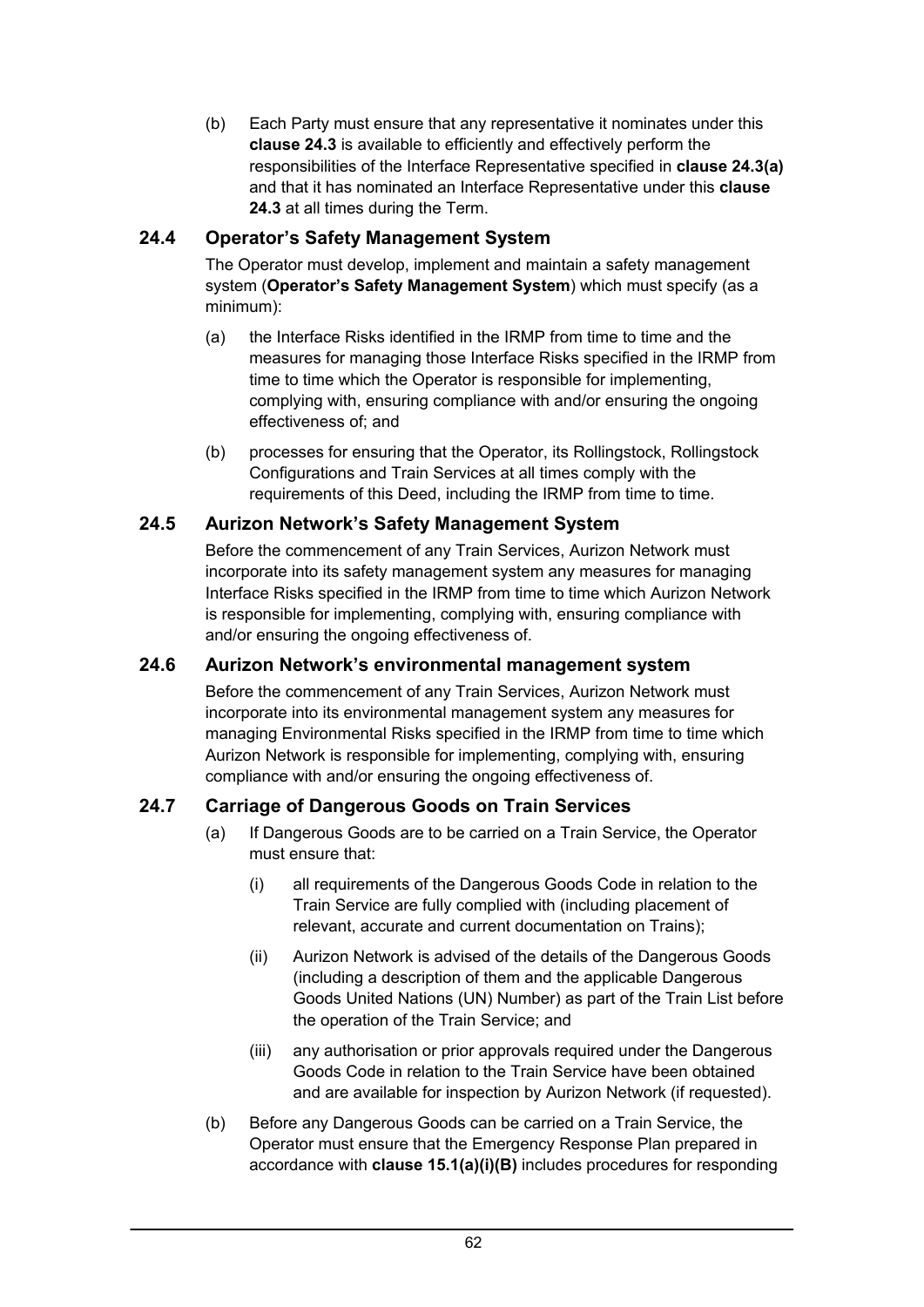(b) Each Party must ensure that any representative it nominates under this **clause 24.3** is available to efficiently and effectively perform the responsibilities of the Interface Representative specified in **clause 24.3(a)** and that it has nominated an Interface Representative under this **clause 24.3** at all times during the Term.

### 24.4 Operator's Safety Management System

The Operator must develop, implement and maintain a safety management system (**Operator's Safety Management System**) which must specify (as a minimum):

(a) the Interface Risks identified in the IRMP from time to time and the measures for managing those Interface Risks specified in the IRMP from time to time which the Operator is responsible for implementing, complying with, ensuring compliance with and/or ensuring the ongoing effectiveness of; and

(b) processes for ensuring that the Operator, its Rollingstock, Rollingstock Configurations and Train Services at all times comply with the requirements of this Deed, including the IRMP from time to time.

### 24.5 Aurizon Network's Safety Management System

Before the commencement of any Train Services, Aurizon Network must incorporate into its safety management system any measures for managing Interface Risks specified in the IRMP from time to time which Aurizon Network is responsible for implementing, complying with, ensuring compliance with and/or ensuring the ongoing effectiveness of.

### 24.6 Aurizon Network's environmental management system

Before the commencement of any Train Services, Aurizon Network must incorporate into its environmental management system any measures for managing Environmental Risks specified in the IRMP from time to time which Aurizon Network is responsible for implementing, complying with, ensuring compliance with and/or ensuring the ongoing effectiveness of.

### 24.7 Carriage of Dangerous Goods on Train Services

(a) If Dangerous Goods are to be carried on a Train Service, the Operator must ensure that:

(i) all requirements of the Dangerous Goods Code in relation to the Train Service are fully complied with (including placement of relevant, accurate and current documentation on Trains);

(ii) Aurizon Network is advised of the details of the Dangerous Goods (including a description of them and the applicable Dangerous Goods United Nations (UN) Number) as part of the Train List before the operation of the Train Service; and

(iii) any authorisation or prior approvals required under the Dangerous Goods Code in relation to the Train Service have been obtained and are available for inspection by Aurizon Network (if requested).

(b) Before any Dangerous Goods can be carried on a Train Service, the Operator must ensure that the Emergency Response Plan prepared in accordance with **clause 15.1(a)(i)(B)** includes procedures for responding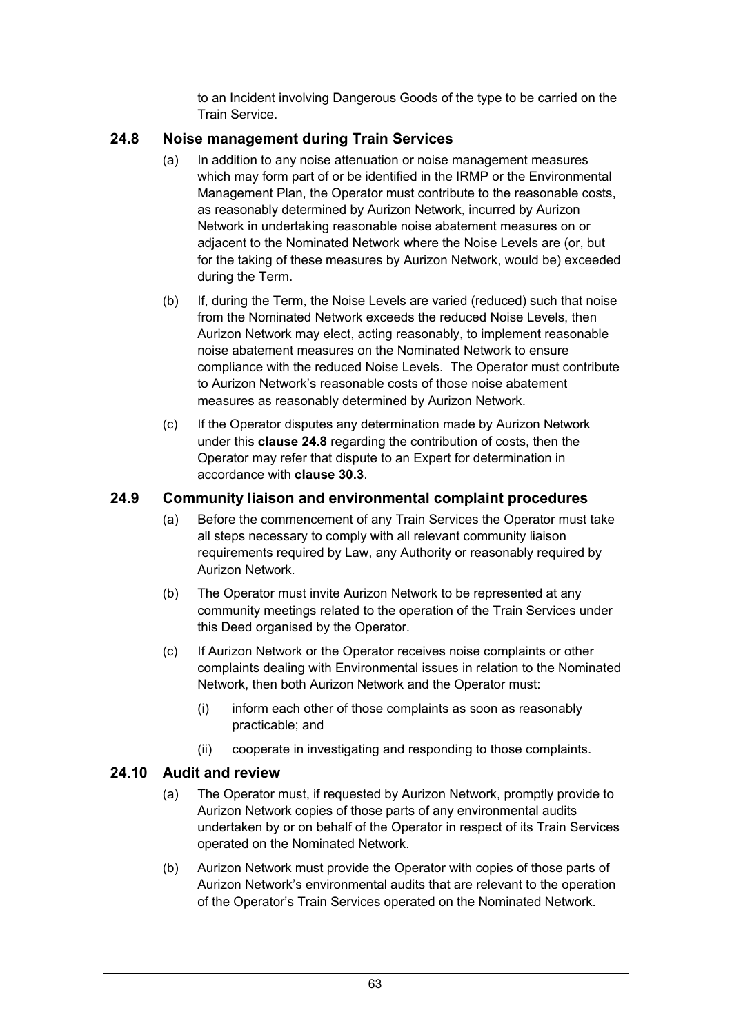to an Incident involving Dangerous Goods of the type to be carried on the Train Service.

### 24.8 Noise management during Train Services

(a) In addition to any noise attenuation or noise management measures which may form part of or be identified in the IRMP or the Environmental Management Plan, the Operator must contribute to the reasonable costs, as reasonably determined by Aurizon Network, incurred by Aurizon Network in undertaking reasonable noise abatement measures on or adjacent to the Nominated Network where the Noise Levels are (or, but for the taking of these measures by Aurizon Network, would be) exceeded during the Term.

(b) If, during the Term, the Noise Levels are varied (reduced) such that noise from the Nominated Network exceeds the reduced Noise Levels, then Aurizon Network may elect, acting reasonably, to implement reasonable noise abatement measures on the Nominated Network to ensure compliance with the reduced Noise Levels. The Operator must contribute to Aurizon Network's reasonable costs of those noise abatement measures as reasonably determined by Aurizon Network.

(c) If the Operator disputes any determination made by Aurizon Network under this **clause 24.8** regarding the contribution of costs, then the Operator may refer that dispute to an Expert for determination in accordance with **clause 30.3**.

### 24.9 Community liaison and environmental complaint procedures

(a) Before the commencement of any Train Services the Operator must take all steps necessary to comply with all relevant community liaison requirements required by Law, any Authority or reasonably required by Aurizon Network.

(b) The Operator must invite Aurizon Network to be represented at any community meetings related to the operation of the Train Services under this Deed organised by the Operator.

(c) If Aurizon Network or the Operator receives noise complaints or other complaints dealing with Environmental issues in relation to the Nominated Network, then both Aurizon Network and the Operator must:

  (i) inform each other of those complaints as soon as reasonably practicable; and

  (ii) cooperate in investigating and responding to those complaints.

### 24.10 Audit and review

(a) The Operator must, if requested by Aurizon Network, promptly provide to Aurizon Network copies of those parts of any environmental audits undertaken by or on behalf of the Operator in respect of its Train Services operated on the Nominated Network.

(b) Aurizon Network must provide the Operator with copies of those parts of Aurizon Network's environmental audits that are relevant to the operation of the Operator's Train Services operated on the Nominated Network.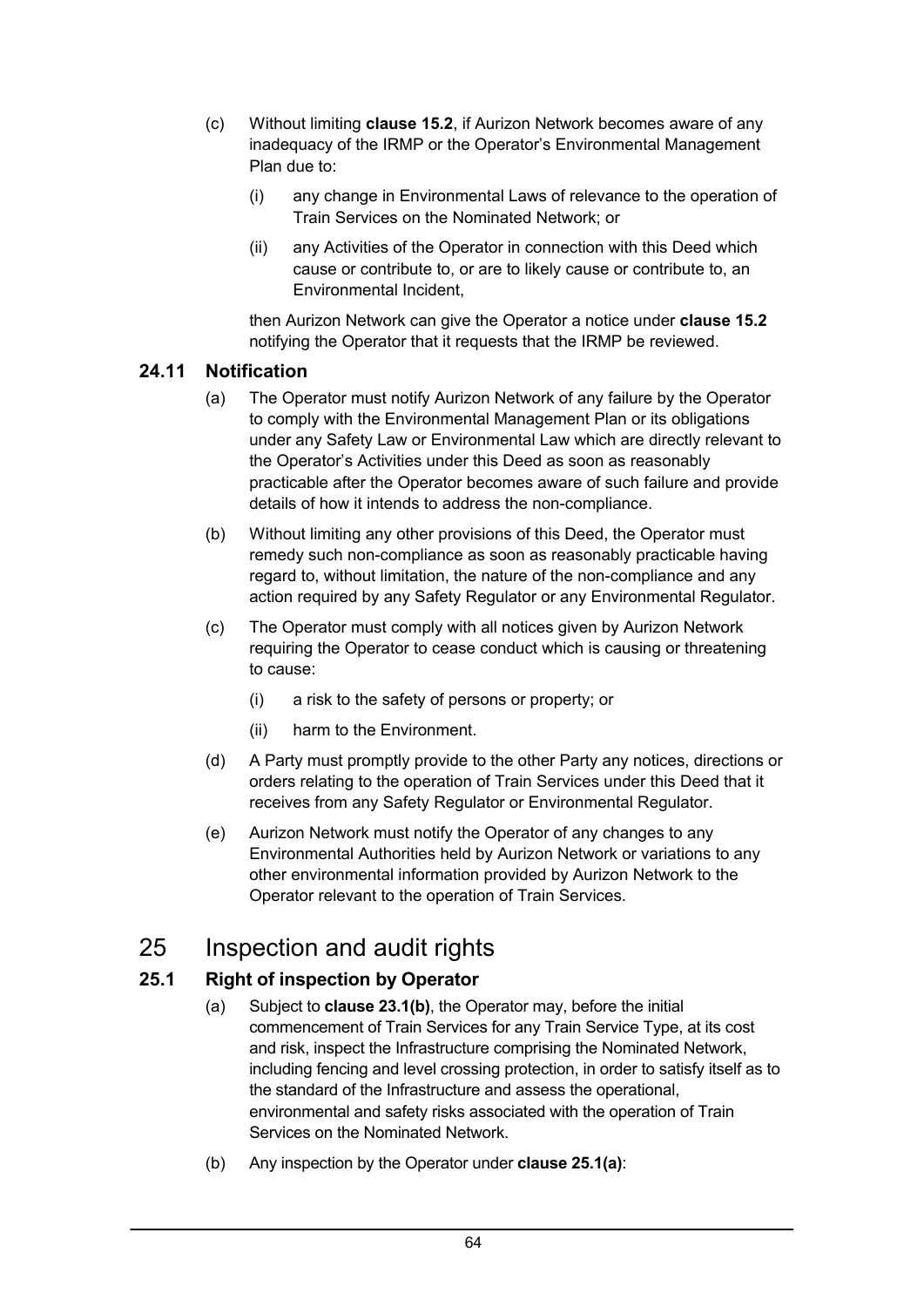(c) Without limiting **clause 15.2**, if Aurizon Network becomes aware of any inadequacy of the IRMP or the Operator's Environmental Management Plan due to:

(i) any change in Environmental Laws of relevance to the operation of Train Services on the Nominated Network; or

(ii) any Activities of the Operator in connection with this Deed which cause or contribute to, or are to likely cause or contribute to, an Environmental Incident,

then Aurizon Network can give the Operator a notice under **clause 15.2** notifying the Operator that it requests that the IRMP be reviewed.

### 24.11 Notification

(a) The Operator must notify Aurizon Network of any failure by the Operator to comply with the Environmental Management Plan or its obligations under any Safety Law or Environmental Law which are directly relevant to the Operator's Activities under this Deed as soon as reasonably practicable after the Operator becomes aware of such failure and provide details of how it intends to address the non-compliance.

(b) Without limiting any other provisions of this Deed, the Operator must remedy such non-compliance as soon as reasonably practicable having regard to, without limitation, the nature of the non-compliance and any action required by any Safety Regulator or any Environmental Regulator.

(c) The Operator must comply with all notices given by Aurizon Network requiring the Operator to cease conduct which is causing or threatening to cause:

(i) a risk to the safety of persons or property; or

(ii) harm to the Environment.

(d) A Party must promptly provide to the other Party any notices, directions or orders relating to the operation of Train Services under this Deed that it receives from any Safety Regulator or Environmental Regulator.

(e) Aurizon Network must notify the Operator of any changes to any Environmental Authorities held by Aurizon Network or variations to any other environmental information provided by Aurizon Network to the Operator relevant to the operation of Train Services.

## 25 Inspection and audit rights

### 25.1 Right of inspection by Operator

(a) Subject to **clause 23.1(b)**, the Operator may, before the initial commencement of Train Services for any Train Service Type, at its cost and risk, inspect the Infrastructure comprising the Nominated Network, including fencing and level crossing protection, in order to satisfy itself as to the standard of the Infrastructure and assess the operational, environmental and safety risks associated with the operation of Train Services on the Nominated Network.

(b) Any inspection by the Operator under **clause 25.1(a)**: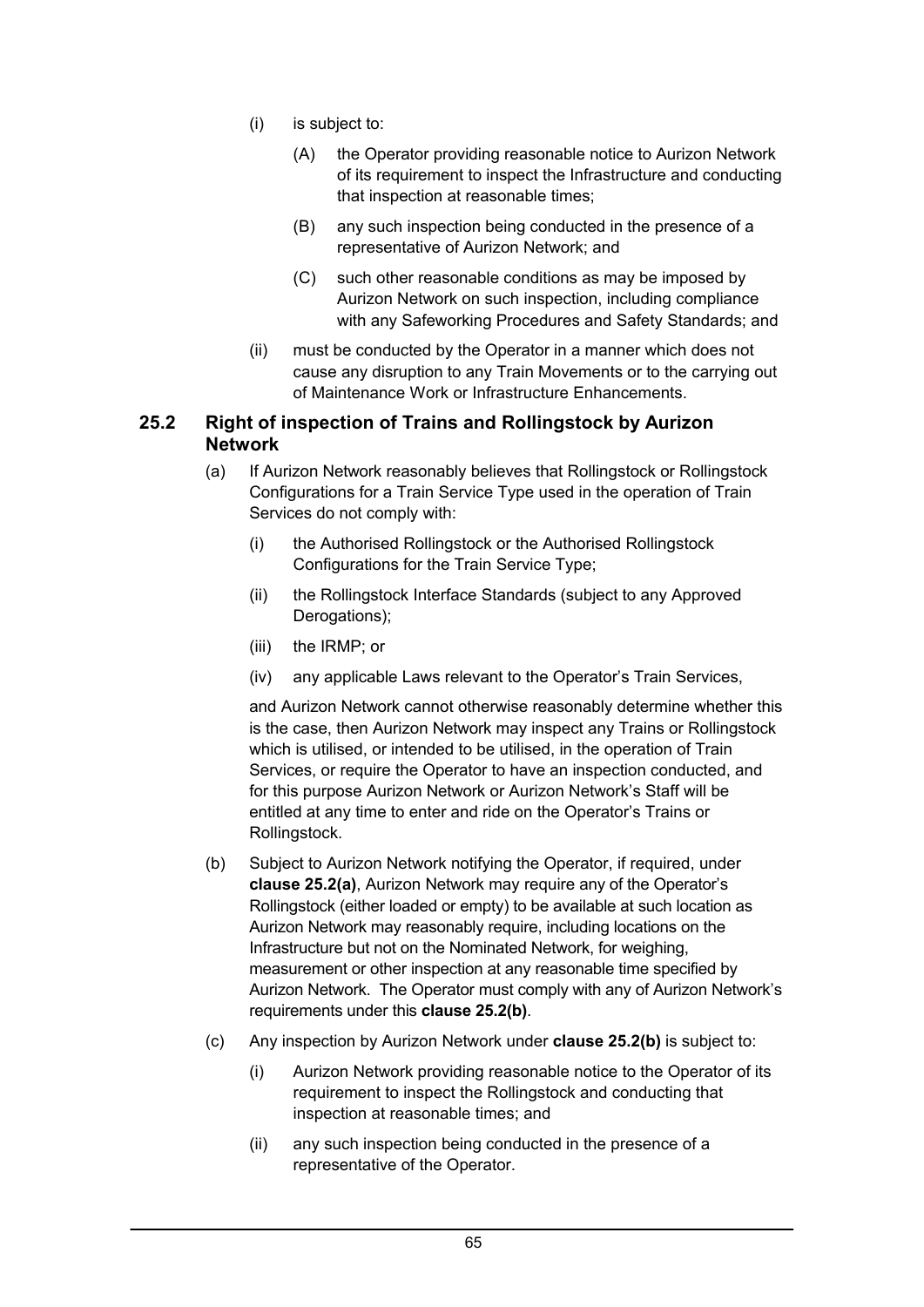(i) is subject to:

(A) the Operator providing reasonable notice to Aurizon Network of its requirement to inspect the Infrastructure and conducting that inspection at reasonable times;

(B) any such inspection being conducted in the presence of a representative of Aurizon Network; and

(C) such other reasonable conditions as may be imposed by Aurizon Network on such inspection, including compliance with any Safeworking Procedures and Safety Standards; and

(ii) must be conducted by the Operator in a manner which does not cause any disruption to any Train Movements or to the carrying out of Maintenance Work or Infrastructure Enhancements.

## 25.2 Right of inspection of Trains and Rollingstock by Aurizon Network

(a) If Aurizon Network reasonably believes that Rollingstock or Rollingstock Configurations for a Train Service Type used in the operation of Train Services do not comply with:

(i) the Authorised Rollingstock or the Authorised Rollingstock Configurations for the Train Service Type;

(ii) the Rollingstock Interface Standards (subject to any Approved Derogations);

(iii) the IRMP; or

(iv) any applicable Laws relevant to the Operator's Train Services,

and Aurizon Network cannot otherwise reasonably determine whether this is the case, then Aurizon Network may inspect any Trains or Rollingstock which is utilised, or intended to be utilised, in the operation of Train Services, or require the Operator to have an inspection conducted, and for this purpose Aurizon Network or Aurizon Network's Staff will be entitled at any time to enter and ride on the Operator's Trains or Rollingstock.

(b) Subject to Aurizon Network notifying the Operator, if required, under **clause 25.2(a)**, Aurizon Network may require any of the Operator's Rollingstock (either loaded or empty) to be available at such location as Aurizon Network may reasonably require, including locations on the Infrastructure but not on the Nominated Network, for weighing, measurement or other inspection at any reasonable time specified by Aurizon Network. The Operator must comply with any of Aurizon Network's requirements under this **clause 25.2(b)**.

(c) Any inspection by Aurizon Network under **clause 25.2(b)** is subject to:

(i) Aurizon Network providing reasonable notice to the Operator of its requirement to inspect the Rollingstock and conducting that inspection at reasonable times; and

(ii) any such inspection being conducted in the presence of a representative of the Operator.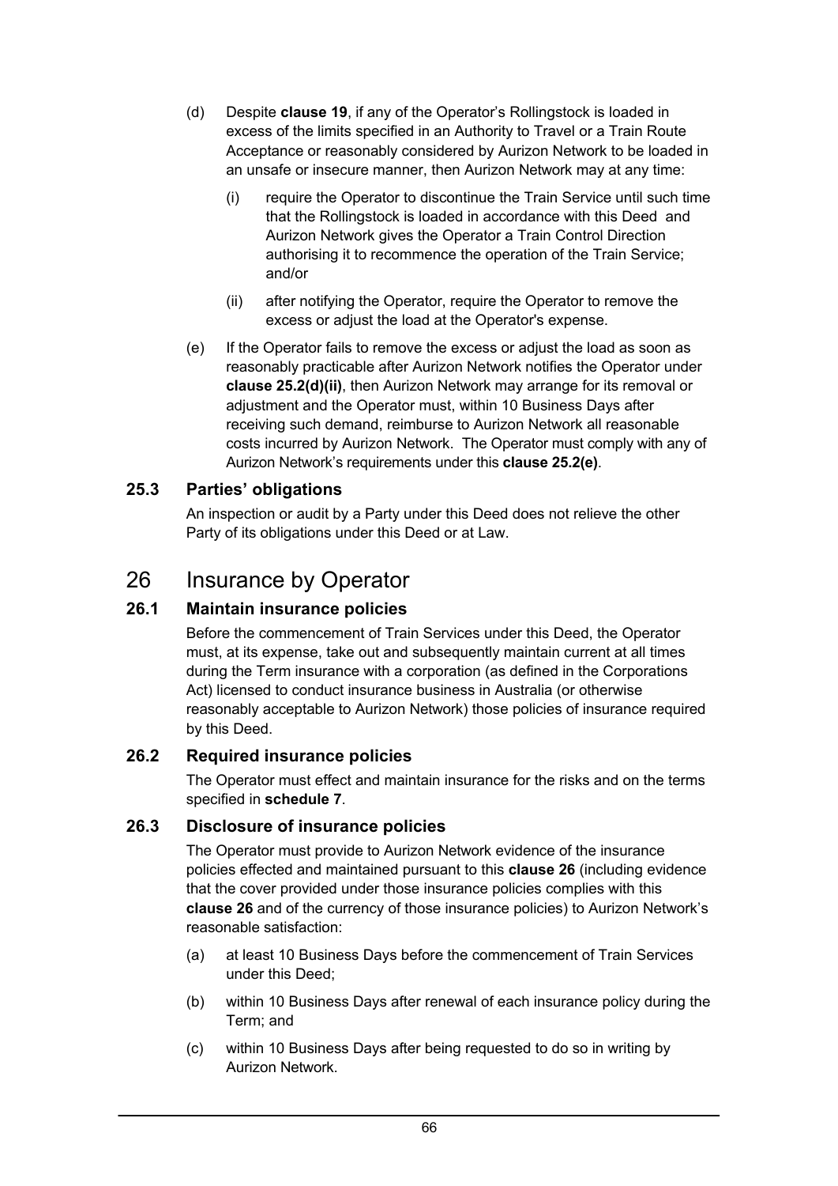(d) Despite **clause 19**, if any of the Operator's Rollingstock is loaded in excess of the limits specified in an Authority to Travel or a Train Route Acceptance or reasonably considered by Aurizon Network to be loaded in an unsafe or insecure manner, then Aurizon Network may at any time:

   (i) require the Operator to discontinue the Train Service until such time that the Rollingstock is loaded in accordance with this Deed and Aurizon Network gives the Operator a Train Control Direction authorising it to recommence the operation of the Train Service; and/or

   (ii) after notifying the Operator, require the Operator to remove the excess or adjust the load at the Operator's expense.

(e) If the Operator fails to remove the excess or adjust the load as soon as reasonably practicable after Aurizon Network notifies the Operator under **clause 25.2(d)(ii)**, then Aurizon Network may arrange for its removal or adjustment and the Operator must, within 10 Business Days after receiving such demand, reimburse to Aurizon Network all reasonable costs incurred by Aurizon Network. The Operator must comply with any of Aurizon Network's requirements under this **clause 25.2(e)**.

### 25.3 Parties' obligations

An inspection or audit by a Party under this Deed does not relieve the other Party of its obligations under this Deed or at Law.

## 26 Insurance by Operator

### 26.1 Maintain insurance policies

Before the commencement of Train Services under this Deed, the Operator must, at its expense, take out and subsequently maintain current at all times during the Term insurance with a corporation (as defined in the Corporations Act) licensed to conduct insurance business in Australia (or otherwise reasonably acceptable to Aurizon Network) those policies of insurance required by this Deed.

### 26.2 Required insurance policies

The Operator must effect and maintain insurance for the risks and on the terms specified in **schedule 7**.

### 26.3 Disclosure of insurance policies

The Operator must provide to Aurizon Network evidence of the insurance policies effected and maintained pursuant to this **clause 26** (including evidence that the cover provided under those insurance policies complies with this **clause 26** and of the currency of those insurance policies) to Aurizon Network's reasonable satisfaction:

(a) at least 10 Business Days before the commencement of Train Services under this Deed;

(b) within 10 Business Days after renewal of each insurance policy during the Term; and

(c) within 10 Business Days after being requested to do so in writing by Aurizon Network.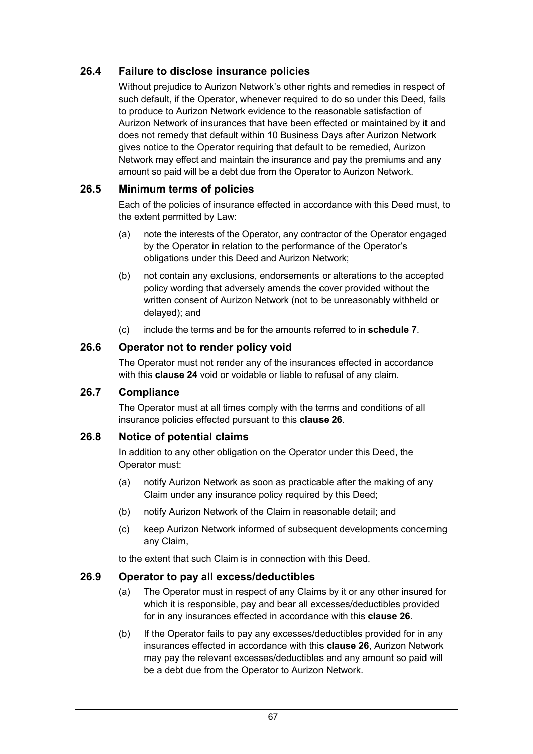### 26.4 Failure to disclose insurance policies

Without prejudice to Aurizon Network's other rights and remedies in respect of such default, if the Operator, whenever required to do so under this Deed, fails to produce to Aurizon Network evidence to the reasonable satisfaction of Aurizon Network of insurances that have been effected or maintained by it and does not remedy that default within 10 Business Days after Aurizon Network gives notice to the Operator requiring that default to be remedied, Aurizon Network may effect and maintain the insurance and pay the premiums and any amount so paid will be a debt due from the Operator to Aurizon Network.

### 26.5 Minimum terms of policies

Each of the policies of insurance effected in accordance with this Deed must, to the extent permitted by Law:

(a) note the interests of the Operator, any contractor of the Operator engaged by the Operator in relation to the performance of the Operator's obligations under this Deed and Aurizon Network;

(b) not contain any exclusions, endorsements or alterations to the accepted policy wording that adversely amends the cover provided without the written consent of Aurizon Network (not to be unreasonably withheld or delayed); and

(c) include the terms and be for the amounts referred to in **schedule 7**.

### 26.6 Operator not to render policy void

The Operator must not render any of the insurances effected in accordance with this **clause 24** void or voidable or liable to refusal of any claim.

### 26.7 Compliance

The Operator must at all times comply with the terms and conditions of all insurance policies effected pursuant to this **clause 26**.

### 26.8 Notice of potential claims

In addition to any other obligation on the Operator under this Deed, the Operator must:

(a) notify Aurizon Network as soon as practicable after the making of any Claim under any insurance policy required by this Deed;

(b) notify Aurizon Network of the Claim in reasonable detail; and

(c) keep Aurizon Network informed of subsequent developments concerning any Claim,

to the extent that such Claim is in connection with this Deed.

### 26.9 Operator to pay all excess/deductibles

(a) The Operator must in respect of any Claims by it or any other insured for which it is responsible, pay and bear all excesses/deductibles provided for in any insurances effected in accordance with this **clause 26**.

(b) If the Operator fails to pay any excesses/deductibles provided for in any insurances effected in accordance with this **clause 26**, Aurizon Network may pay the relevant excesses/deductibles and any amount so paid will be a debt due from the Operator to Aurizon Network.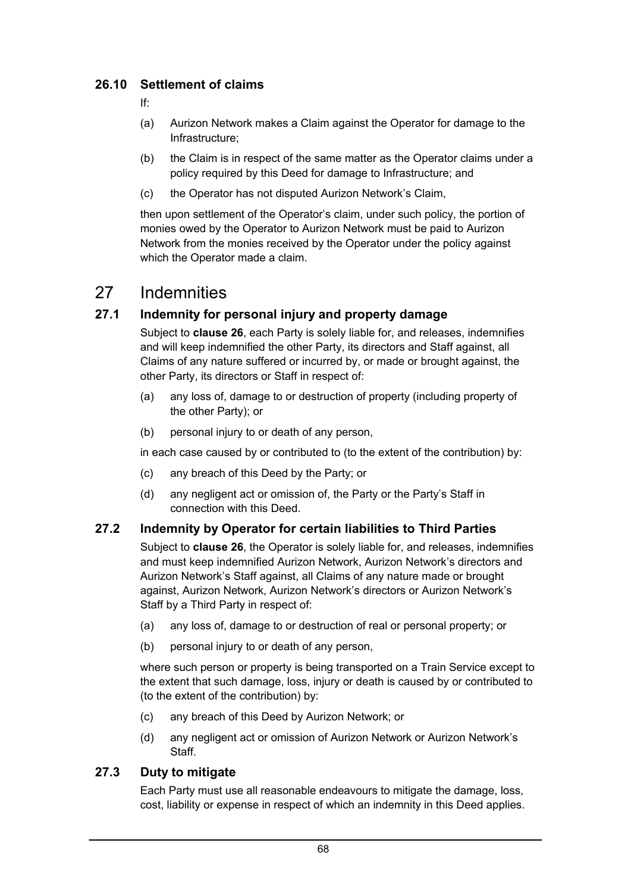### 26.10 Settlement of claims

If:

(a) Aurizon Network makes a Claim against the Operator for damage to the Infrastructure;

(b) the Claim is in respect of the same matter as the Operator claims under a policy required by this Deed for damage to Infrastructure; and

(c) the Operator has not disputed Aurizon Network's Claim,

then upon settlement of the Operator's claim, under such policy, the portion of monies owed by the Operator to Aurizon Network must be paid to Aurizon Network from the monies received by the Operator under the policy against which the Operator made a claim.

## 27 Indemnities

### 27.1 Indemnity for personal injury and property damage

Subject to **clause 26**, each Party is solely liable for, and releases, indemnifies and will keep indemnified the other Party, its directors and Staff against, all Claims of any nature suffered or incurred by, or made or brought against, the other Party, its directors or Staff in respect of:

(a) any loss of, damage to or destruction of property (including property of the other Party); or

(b) personal injury to or death of any person,

in each case caused by or contributed to (to the extent of the contribution) by:

(c) any breach of this Deed by the Party; or

(d) any negligent act or omission of, the Party or the Party's Staff in connection with this Deed.

### 27.2 Indemnity by Operator for certain liabilities to Third Parties

Subject to **clause 26**, the Operator is solely liable for, and releases, indemnifies and must keep indemnified Aurizon Network, Aurizon Network's directors and Aurizon Network's Staff against, all Claims of any nature made or brought against, Aurizon Network, Aurizon Network's directors or Aurizon Network's Staff by a Third Party in respect of:

(a) any loss of, damage to or destruction of real or personal property; or

(b) personal injury to or death of any person,

where such person or property is being transported on a Train Service except to the extent that such damage, loss, injury or death is caused by or contributed to (to the extent of the contribution) by:

(c) any breach of this Deed by Aurizon Network; or

(d) any negligent act or omission of Aurizon Network or Aurizon Network's Staff.

### 27.3 Duty to mitigate

Each Party must use all reasonable endeavours to mitigate the damage, loss, cost, liability or expense in respect of which an indemnity in this Deed applies.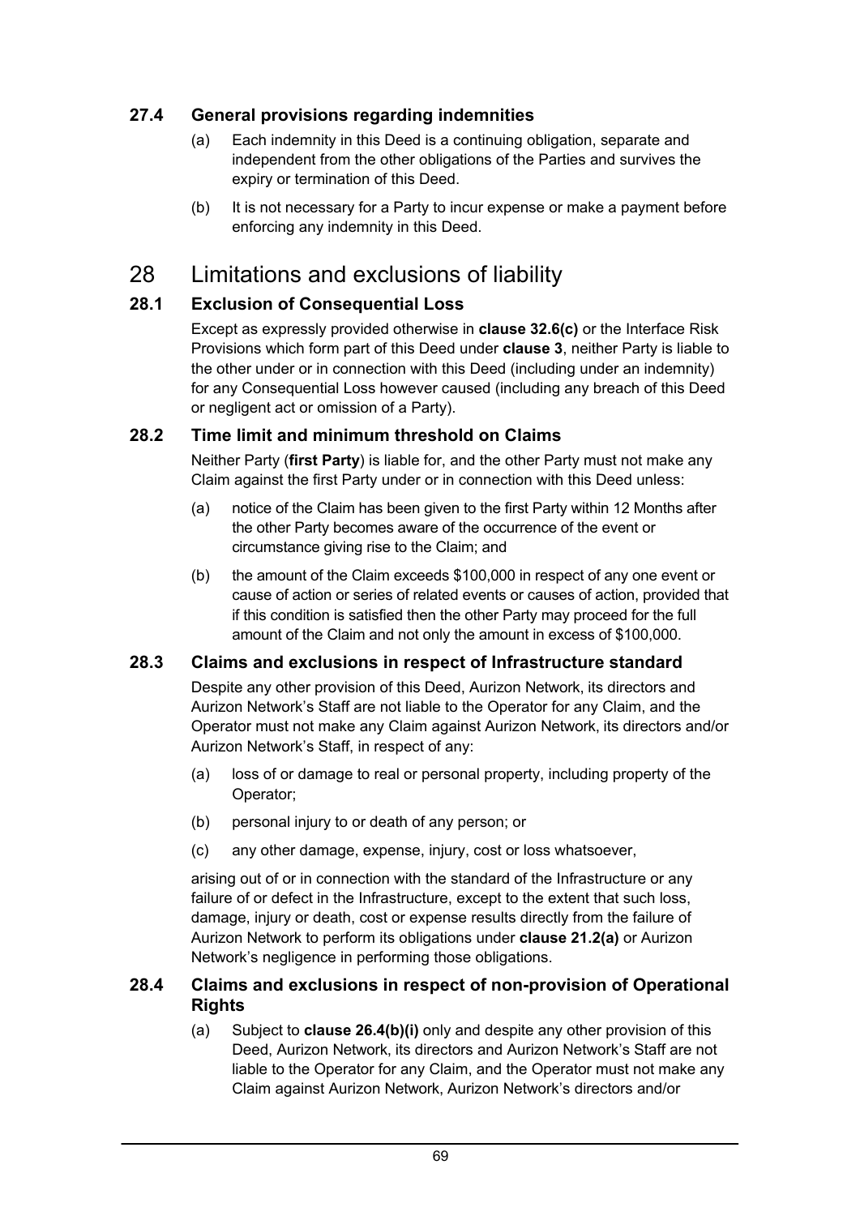### 27.4 General provisions regarding indemnities

(a) Each indemnity in this Deed is a continuing obligation, separate and independent from the other obligations of the Parties and survives the expiry or termination of this Deed.

(b) It is not necessary for a Party to incur expense or make a payment before enforcing any indemnity in this Deed.

# 28 Limitations and exclusions of liability

### 28.1 Exclusion of Consequential Loss

Except as expressly provided otherwise in **clause 32.6(c)** or the Interface Risk Provisions which form part of this Deed under **clause 3**, neither Party is liable to the other under or in connection with this Deed (including under an indemnity) for any Consequential Loss however caused (including any breach of this Deed or negligent act or omission of a Party).

### 28.2 Time limit and minimum threshold on Claims

Neither Party (**first Party**) is liable for, and the other Party must not make any Claim against the first Party under or in connection with this Deed unless:

(a) notice of the Claim has been given to the first Party within 12 Months after the other Party becomes aware of the occurrence of the event or circumstance giving rise to the Claim; and

(b) the amount of the Claim exceeds $100,000 in respect of any one event or cause of action or series of related events or causes of action, provided that if this condition is satisfied then the other Party may proceed for the full amount of the Claim and not only the amount in excess of $100,000.

### 28.3 Claims and exclusions in respect of Infrastructure standard

Despite any other provision of this Deed, Aurizon Network, its directors and Aurizon Network's Staff are not liable to the Operator for any Claim, and the Operator must not make any Claim against Aurizon Network, its directors and/or Aurizon Network's Staff, in respect of any:

(a) loss of or damage to real or personal property, including property of the Operator;

(b) personal injury to or death of any person; or

(c) any other damage, expense, injury, cost or loss whatsoever,

arising out of or in connection with the standard of the Infrastructure or any failure of or defect in the Infrastructure, except to the extent that such loss, damage, injury or death, cost or expense results directly from the failure of Aurizon Network to perform its obligations under **clause 21.2(a)** or Aurizon Network's negligence in performing those obligations.

### 28.4 Claims and exclusions in respect of non-provision of Operational Rights

(a) Subject to **clause 26.4(b)(i)** only and despite any other provision of this Deed, Aurizon Network, its directors and Aurizon Network's Staff are not liable to the Operator for any Claim, and the Operator must not make any Claim against Aurizon Network, Aurizon Network's directors and/or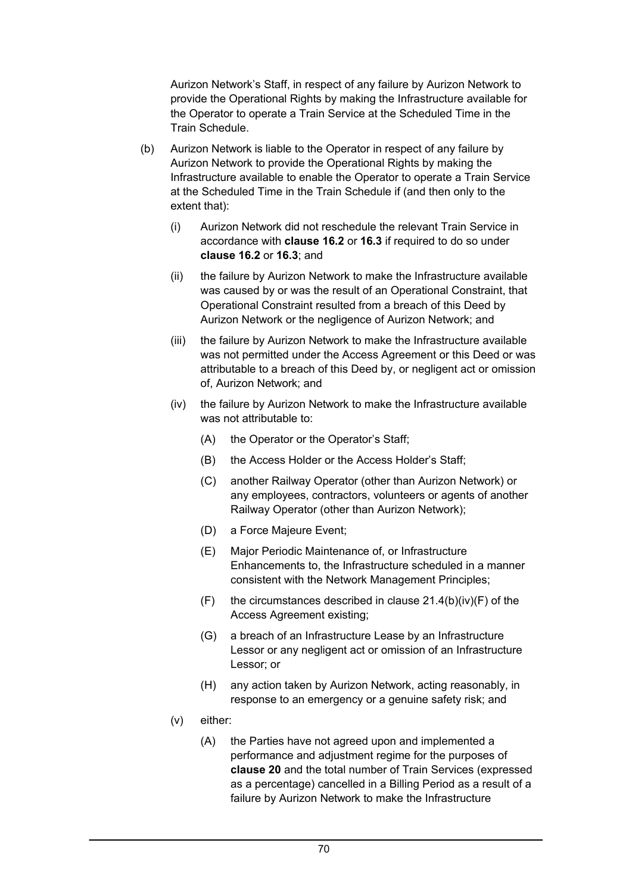Aurizon Network's Staff, in respect of any failure by Aurizon Network to provide the Operational Rights by making the Infrastructure available for the Operator to operate a Train Service at the Scheduled Time in the Train Schedule.

(b) Aurizon Network is liable to the Operator in respect of any failure by Aurizon Network to provide the Operational Rights by making the Infrastructure available to enable the Operator to operate a Train Service at the Scheduled Time in the Train Schedule if (and then only to the extent that):

   (i) Aurizon Network did not reschedule the relevant Train Service in accordance with **clause 16.2** or **16.3** if required to do so under **clause 16.2** or **16.3**; and

   (ii) the failure by Aurizon Network to make the Infrastructure available was caused by or was the result of an Operational Constraint, that Operational Constraint resulted from a breach of this Deed by Aurizon Network or the negligence of Aurizon Network; and

   (iii) the failure by Aurizon Network to make the Infrastructure available was not permitted under the Access Agreement or this Deed or was attributable to a breach of this Deed by, or negligent act or omission of, Aurizon Network; and

   (iv) the failure by Aurizon Network to make the Infrastructure available was not attributable to:

      (A) the Operator or the Operator's Staff;

      (B) the Access Holder or the Access Holder's Staff;

      (C) another Railway Operator (other than Aurizon Network) or any employees, contractors, volunteers or agents of another Railway Operator (other than Aurizon Network);

      (D) a Force Majeure Event;

      (E) Major Periodic Maintenance of, or Infrastructure Enhancements to, the Infrastructure scheduled in a manner consistent with the Network Management Principles;

      (F) the circumstances described in clause 21.4(b)(iv)(F) of the Access Agreement existing;

      (G) a breach of an Infrastructure Lease by an Infrastructure Lessor or any negligent act or omission of an Infrastructure Lessor; or

      (H) any action taken by Aurizon Network, acting reasonably, in response to an emergency or a genuine safety risk; and

   (v) either:

      (A) the Parties have not agreed upon and implemented a performance and adjustment regime for the purposes of **clause 20** and the total number of Train Services (expressed as a percentage) cancelled in a Billing Period as a result of a failure by Aurizon Network to make the Infrastructure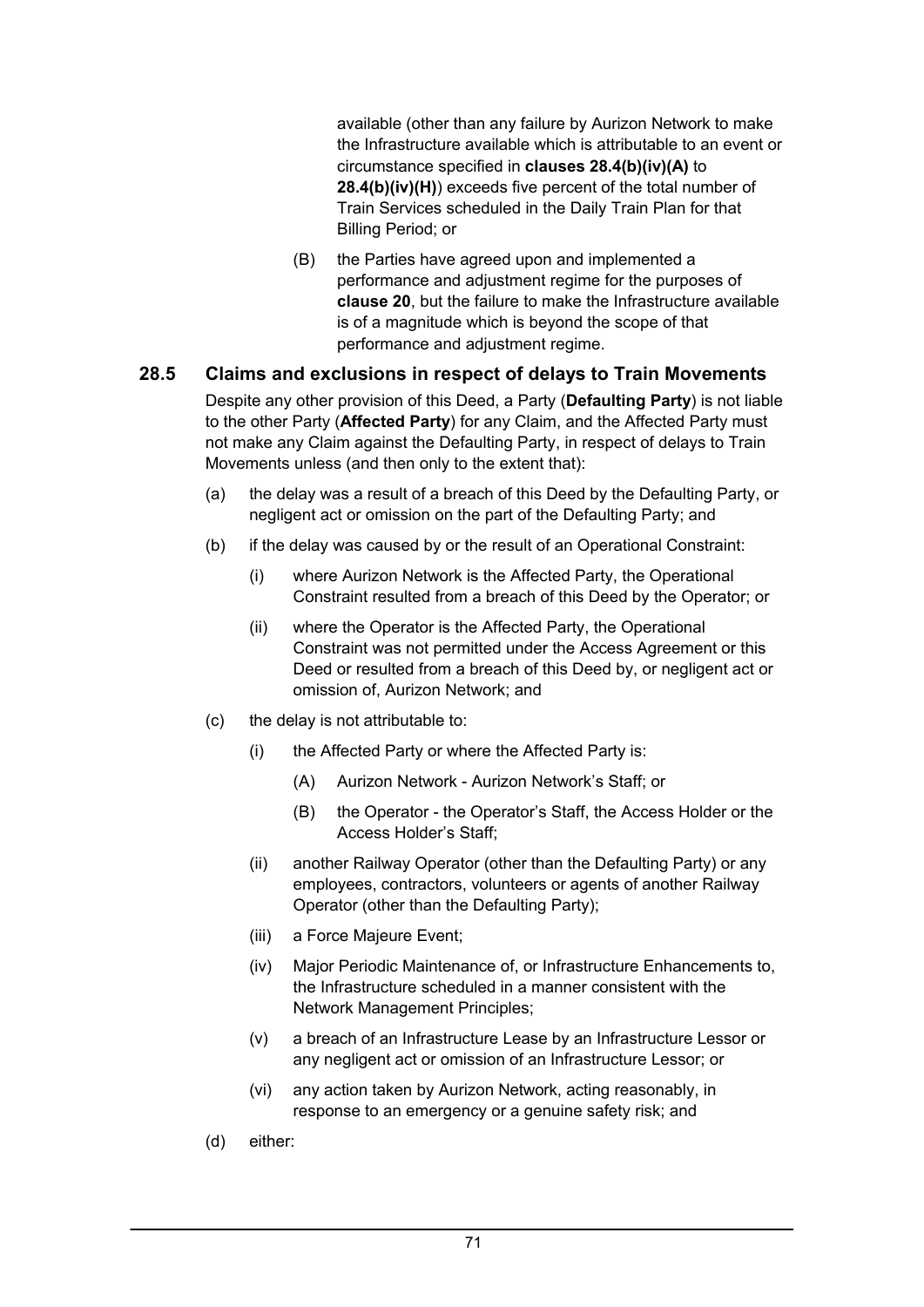available (other than any failure by Aurizon Network to make the Infrastructure available which is attributable to an event or circumstance specified in **clauses 28.4(b)(iv)(A)** to **28.4(b)(iv)(H)**) exceeds five percent of the total number of Train Services scheduled in the Daily Train Plan for that Billing Period; or

(B) the Parties have agreed upon and implemented a performance and adjustment regime for the purposes of **clause 20**, but the failure to make the Infrastructure available is of a magnitude which is beyond the scope of that performance and adjustment regime.

## 28.5 Claims and exclusions in respect of delays to Train Movements

Despite any other provision of this Deed, a Party (**Defaulting Party**) is not liable to the other Party (**Affected Party**) for any Claim, and the Affected Party must not make any Claim against the Defaulting Party, in respect of delays to Train Movements unless (and then only to the extent that):

(a) the delay was a result of a breach of this Deed by the Defaulting Party, or negligent act or omission on the part of the Defaulting Party; and

(b) if the delay was caused by or the result of an Operational Constraint:

(i) where Aurizon Network is the Affected Party, the Operational Constraint resulted from a breach of this Deed by the Operator; or

(ii) where the Operator is the Affected Party, the Operational Constraint was not permitted under the Access Agreement or this Deed or resulted from a breach of this Deed by, or negligent act or omission of, Aurizon Network; and

(c) the delay is not attributable to:

(i) the Affected Party or where the Affected Party is:

(A) Aurizon Network - Aurizon Network's Staff; or

(B) the Operator - the Operator's Staff, the Access Holder or the Access Holder's Staff;

(ii) another Railway Operator (other than the Defaulting Party) or any employees, contractors, volunteers or agents of another Railway Operator (other than the Defaulting Party);

(iii) a Force Majeure Event;

(iv) Major Periodic Maintenance of, or Infrastructure Enhancements to, the Infrastructure scheduled in a manner consistent with the Network Management Principles;

(v) a breach of an Infrastructure Lease by an Infrastructure Lessor or any negligent act or omission of an Infrastructure Lessor; or

(vi) any action taken by Aurizon Network, acting reasonably, in response to an emergency or a genuine safety risk; and

(d) either: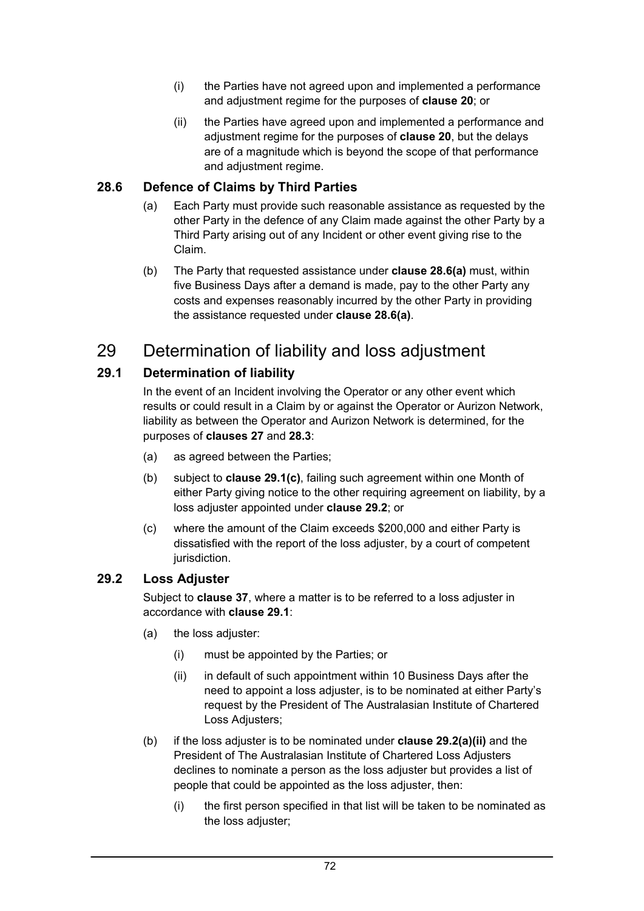(i) the Parties have not agreed upon and implemented a performance and adjustment regime for the purposes of **clause 20**; or

(ii) the Parties have agreed upon and implemented a performance and adjustment regime for the purposes of **clause 20**, but the delays are of a magnitude which is beyond the scope of that performance and adjustment regime.

### 28.6 Defence of Claims by Third Parties

(a) Each Party must provide such reasonable assistance as requested by the other Party in the defence of any Claim made against the other Party by a Third Party arising out of any Incident or other event giving rise to the Claim.

(b) The Party that requested assistance under **clause 28.6(a)** must, within five Business Days after a demand is made, pay to the other Party any costs and expenses reasonably incurred by the other Party in providing the assistance requested under **clause 28.6(a)**.

## 29 Determination of liability and loss adjustment

### 29.1 Determination of liability

In the event of an Incident involving the Operator or any other event which results or could result in a Claim by or against the Operator or Aurizon Network, liability as between the Operator and Aurizon Network is determined, for the purposes of **clauses 27** and **28.3**:

(a) as agreed between the Parties;

(b) subject to **clause 29.1(c)**, failing such agreement within one Month of either Party giving notice to the other requiring agreement on liability, by a loss adjuster appointed under **clause 29.2**; or

(c) where the amount of the Claim exceeds $200,000 and either Party is dissatisfied with the report of the loss adjuster, by a court of competent jurisdiction.

### 29.2 Loss Adjuster

Subject to **clause 37**, where a matter is to be referred to a loss adjuster in accordance with **clause 29.1**:

(a) the loss adjuster:

(i) must be appointed by the Parties; or

(ii) in default of such appointment within 10 Business Days after the need to appoint a loss adjuster, is to be nominated at either Party's request by the President of The Australasian Institute of Chartered Loss Adjusters;

(b) if the loss adjuster is to be nominated under **clause 29.2(a)(ii)** and the President of The Australasian Institute of Chartered Loss Adjusters declines to nominate a person as the loss adjuster but provides a list of people that could be appointed as the loss adjuster, then:

(i) the first person specified in that list will be taken to be nominated as the loss adjuster;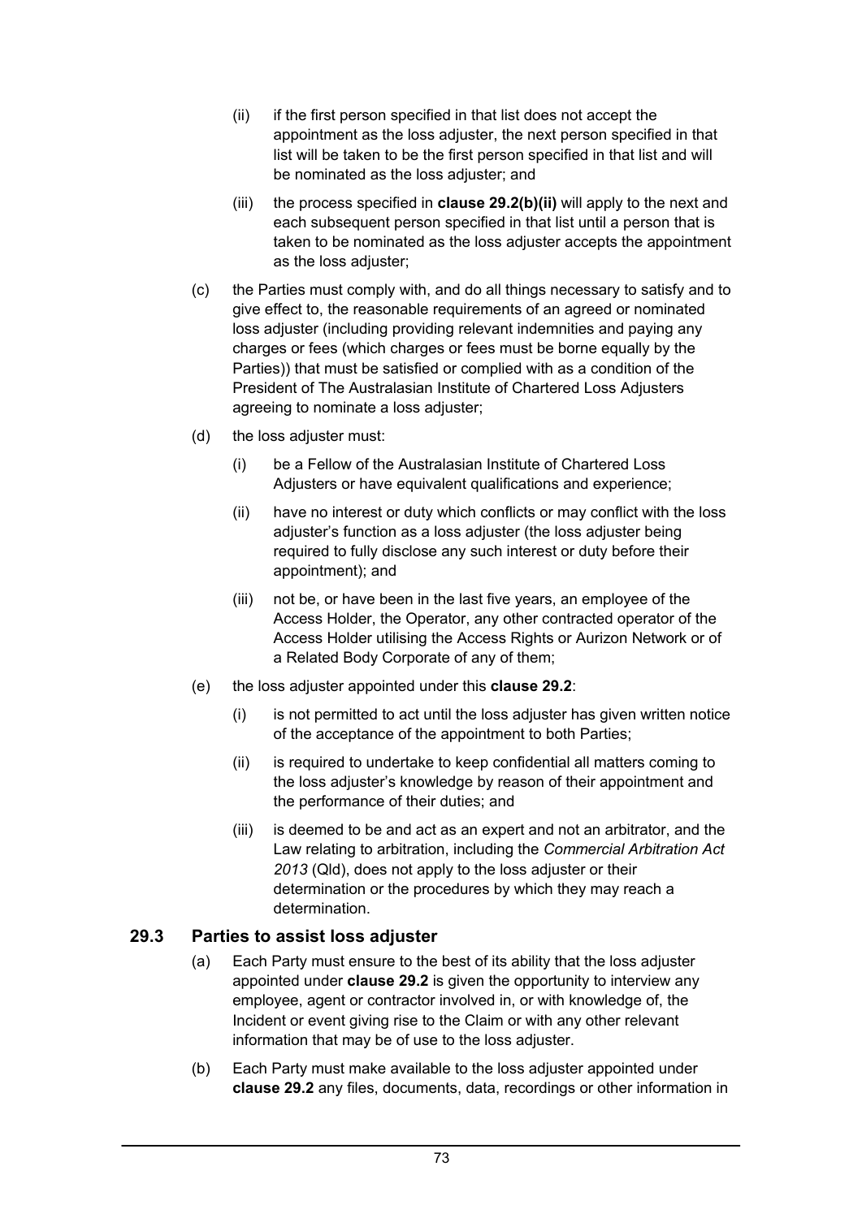(ii) if the first person specified in that list does not accept the appointment as the loss adjuster, the next person specified in that list will be taken to be the first person specified in that list and will be nominated as the loss adjuster; and

(iii) the process specified in **clause 29.2(b)(ii)** will apply to the next and each subsequent person specified in that list until a person that is taken to be nominated as the loss adjuster accepts the appointment as the loss adjuster;

(c) the Parties must comply with, and do all things necessary to satisfy and to give effect to, the reasonable requirements of an agreed or nominated loss adjuster (including providing relevant indemnities and paying any charges or fees (which charges or fees must be borne equally by the Parties)) that must be satisfied or complied with as a condition of the President of The Australasian Institute of Chartered Loss Adjusters agreeing to nominate a loss adjuster;

(d) the loss adjuster must:

(i) be a Fellow of the Australasian Institute of Chartered Loss Adjusters or have equivalent qualifications and experience;

(ii) have no interest or duty which conflicts or may conflict with the loss adjuster's function as a loss adjuster (the loss adjuster being required to fully disclose any such interest or duty before their appointment); and

(iii) not be, or have been in the last five years, an employee of the Access Holder, the Operator, any other contracted operator of the Access Holder utilising the Access Rights or Aurizon Network or of a Related Body Corporate of any of them;

(e) the loss adjuster appointed under this **clause 29.2**:

(i) is not permitted to act until the loss adjuster has given written notice of the acceptance of the appointment to both Parties;

(ii) is required to undertake to keep confidential all matters coming to the loss adjuster's knowledge by reason of their appointment and the performance of their duties; and

(iii) is deemed to be and act as an expert and not an arbitrator, and the Law relating to arbitration, including the *Commercial Arbitration Act 2013* (Qld), does not apply to the loss adjuster or their determination or the procedures by which they may reach a determination.

### 29.3 Parties to assist loss adjuster

(a) Each Party must ensure to the best of its ability that the loss adjuster appointed under **clause 29.2** is given the opportunity to interview any employee, agent or contractor involved in, or with knowledge of, the Incident or event giving rise to the Claim or with any other relevant information that may be of use to the loss adjuster.

(b) Each Party must make available to the loss adjuster appointed under **clause 29.2** any files, documents, data, recordings or other information in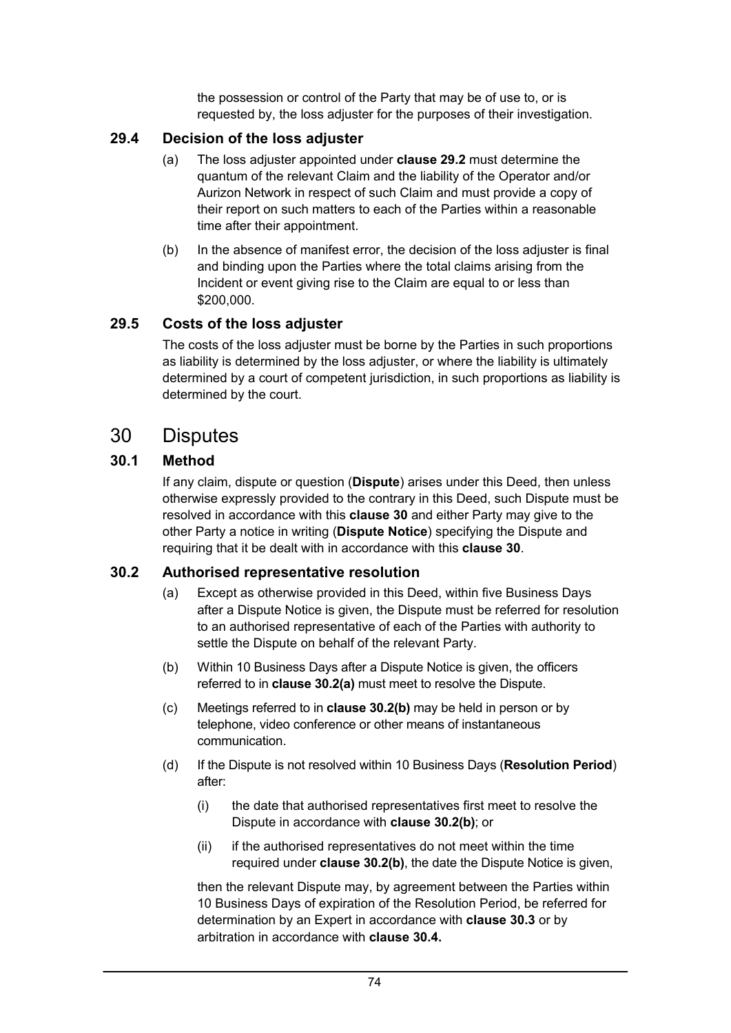the possession or control of the Party that may be of use to, or is requested by, the loss adjuster for the purposes of their investigation.

### 29.4 Decision of the loss adjuster

(a) The loss adjuster appointed under **clause 29.2** must determine the quantum of the relevant Claim and the liability of the Operator and/or Aurizon Network in respect of such Claim and must provide a copy of their report on such matters to each of the Parties within a reasonable time after their appointment.

(b) In the absence of manifest error, the decision of the loss adjuster is final and binding upon the Parties where the total claims arising from the Incident or event giving rise to the Claim are equal to or less than $200,000.

### 29.5 Costs of the loss adjuster

The costs of the loss adjuster must be borne by the Parties in such proportions as liability is determined by the loss adjuster, or where the liability is ultimately determined by a court of competent jurisdiction, in such proportions as liability is determined by the court.

## 30 Disputes

### 30.1 Method

If any claim, dispute or question (**Dispute**) arises under this Deed, then unless otherwise expressly provided to the contrary in this Deed, such Dispute must be resolved in accordance with this **clause 30** and either Party may give to the other Party a notice in writing (**Dispute Notice**) specifying the Dispute and requiring that it be dealt with in accordance with this **clause 30**.

### 30.2 Authorised representative resolution

(a) Except as otherwise provided in this Deed, within five Business Days after a Dispute Notice is given, the Dispute must be referred for resolution to an authorised representative of each of the Parties with authority to settle the Dispute on behalf of the relevant Party.

(b) Within 10 Business Days after a Dispute Notice is given, the officers referred to in **clause 30.2(a)** must meet to resolve the Dispute.

(c) Meetings referred to in **clause 30.2(b)** may be held in person or by telephone, video conference or other means of instantaneous communication.

(d) If the Dispute is not resolved within 10 Business Days (**Resolution Period**) after:

   (i) the date that authorised representatives first meet to resolve the Dispute in accordance with **clause 30.2(b)**; or

   (ii) if the authorised representatives do not meet within the time required under **clause 30.2(b)**, the date the Dispute Notice is given,

then the relevant Dispute may, by agreement between the Parties within 10 Business Days of expiration of the Resolution Period, be referred for determination by an Expert in accordance with **clause 30.3** or by arbitration in accordance with **clause 30.4.**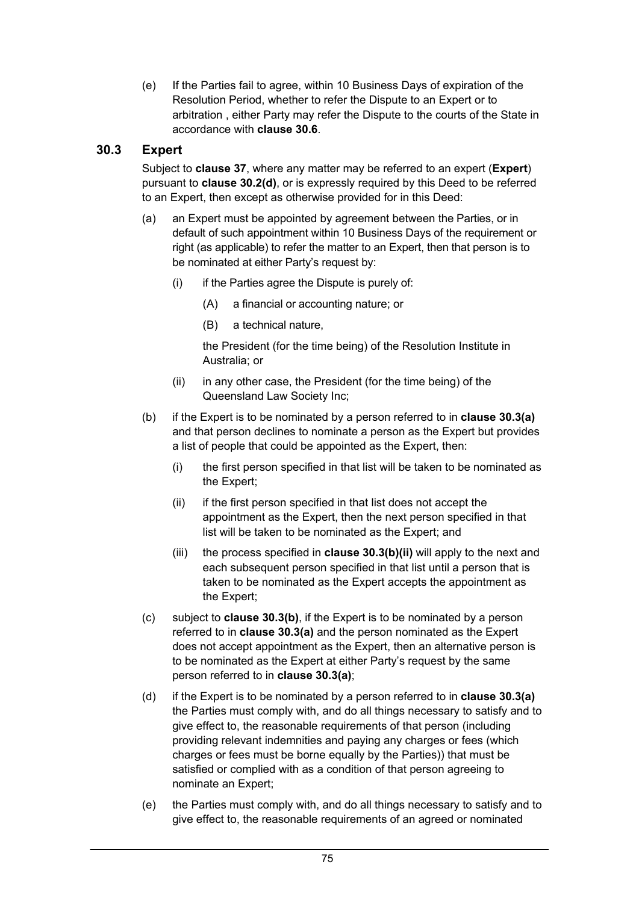(e) If the Parties fail to agree, within 10 Business Days of expiration of the Resolution Period, whether to refer the Dispute to an Expert or to arbitration , either Party may refer the Dispute to the courts of the State in accordance with **clause 30.6**.

## 30.3 Expert

Subject to **clause 37**, where any matter may be referred to an expert (**Expert**) pursuant to **clause 30.2(d)**, or is expressly required by this Deed to be referred to an Expert, then except as otherwise provided for in this Deed:

(a) an Expert must be appointed by agreement between the Parties, or in default of such appointment within 10 Business Days of the requirement or right (as applicable) to refer the matter to an Expert, then that person is to be nominated at either Party's request by:

  (i) if the Parties agree the Dispute is purely of:

    (A) a financial or accounting nature; or

    (B) a technical nature,

  the President (for the time being) of the Resolution Institute in Australia; or

  (ii) in any other case, the President (for the time being) of the Queensland Law Society Inc;

(b) if the Expert is to be nominated by a person referred to in **clause 30.3(a)** and that person declines to nominate a person as the Expert but provides a list of people that could be appointed as the Expert, then:

  (i) the first person specified in that list will be taken to be nominated as the Expert;

  (ii) if the first person specified in that list does not accept the appointment as the Expert, then the next person specified in that list will be taken to be nominated as the Expert; and

  (iii) the process specified in **clause 30.3(b)(ii)** will apply to the next and each subsequent person specified in that list until a person that is taken to be nominated as the Expert accepts the appointment as the Expert;

(c) subject to **clause 30.3(b)**, if the Expert is to be nominated by a person referred to in **clause 30.3(a)** and the person nominated as the Expert does not accept appointment as the Expert, then an alternative person is to be nominated as the Expert at either Party's request by the same person referred to in **clause 30.3(a)**;

(d) if the Expert is to be nominated by a person referred to in **clause 30.3(a)** the Parties must comply with, and do all things necessary to satisfy and to give effect to, the reasonable requirements of that person (including providing relevant indemnities and paying any charges or fees (which charges or fees must be borne equally by the Parties)) that must be satisfied or complied with as a condition of that person agreeing to nominate an Expert;

(e) the Parties must comply with, and do all things necessary to satisfy and to give effect to, the reasonable requirements of an agreed or nominated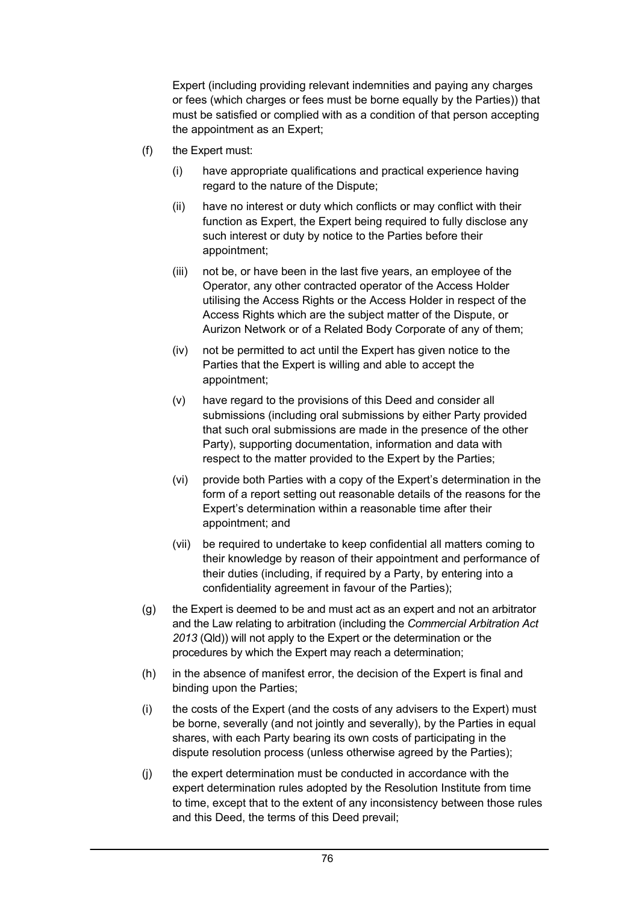Expert (including providing relevant indemnities and paying any charges or fees (which charges or fees must be borne equally by the Parties)) that must be satisfied or complied with as a condition of that person accepting the appointment as an Expert;

(f) the Expert must:

  (i) have appropriate qualifications and practical experience having regard to the nature of the Dispute;

  (ii) have no interest or duty which conflicts or may conflict with their function as Expert, the Expert being required to fully disclose any such interest or duty by notice to the Parties before their appointment;

  (iii) not be, or have been in the last five years, an employee of the Operator, any other contracted operator of the Access Holder utilising the Access Rights or the Access Holder in respect of the Access Rights which are the subject matter of the Dispute, or Aurizon Network or of a Related Body Corporate of any of them;

  (iv) not be permitted to act until the Expert has given notice to the Parties that the Expert is willing and able to accept the appointment;

  (v) have regard to the provisions of this Deed and consider all submissions (including oral submissions by either Party provided that such oral submissions are made in the presence of the other Party), supporting documentation, information and data with respect to the matter provided to the Expert by the Parties;

  (vi) provide both Parties with a copy of the Expert's determination in the form of a report setting out reasonable details of the reasons for the Expert's determination within a reasonable time after their appointment; and

  (vii) be required to undertake to keep confidential all matters coming to their knowledge by reason of their appointment and performance of their duties (including, if required by a Party, by entering into a confidentiality agreement in favour of the Parties);

(g) the Expert is deemed to be and must act as an expert and not an arbitrator and the Law relating to arbitration (including the *Commercial Arbitration Act 2013* (Qld)) will not apply to the Expert or the determination or the procedures by which the Expert may reach a determination;

(h) in the absence of manifest error, the decision of the Expert is final and binding upon the Parties;

(i) the costs of the Expert (and the costs of any advisers to the Expert) must be borne, severally (and not jointly and severally), by the Parties in equal shares, with each Party bearing its own costs of participating in the dispute resolution process (unless otherwise agreed by the Parties);

(j) the expert determination must be conducted in accordance with the expert determination rules adopted by the Resolution Institute from time to time, except that to the extent of any inconsistency between those rules and this Deed, the terms of this Deed prevail;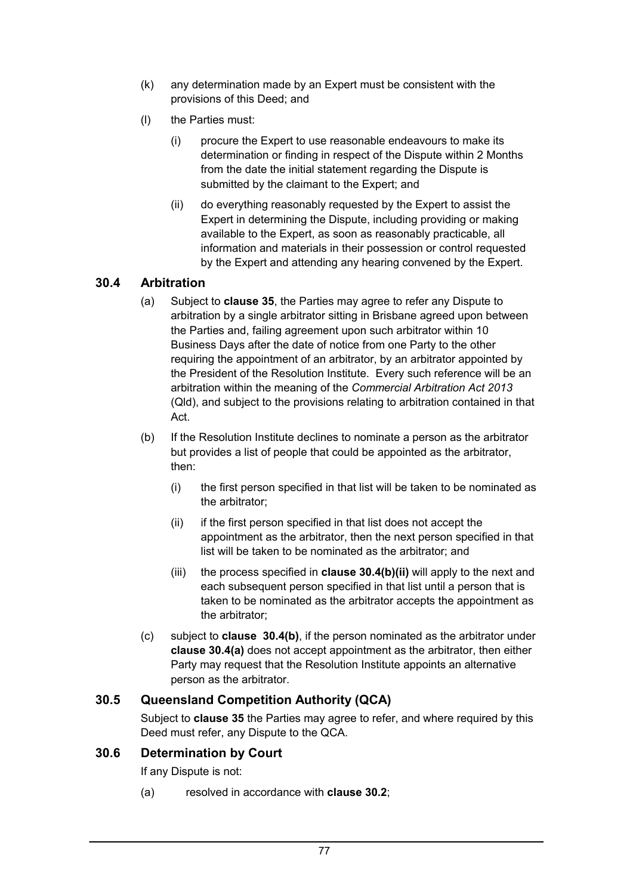(k) any determination made by an Expert must be consistent with the provisions of this Deed; and

(l) the Parties must:

   (i) procure the Expert to use reasonable endeavours to make its determination or finding in respect of the Dispute within 2 Months from the date the initial statement regarding the Dispute is submitted by the claimant to the Expert; and

   (ii) do everything reasonably requested by the Expert to assist the Expert in determining the Dispute, including providing or making available to the Expert, as soon as reasonably practicable, all information and materials in their possession or control requested by the Expert and attending any hearing convened by the Expert.

## 30.4 Arbitration

(a) Subject to **clause 35**, the Parties may agree to refer any Dispute to arbitration by a single arbitrator sitting in Brisbane agreed upon between the Parties and, failing agreement upon such arbitrator within 10 Business Days after the date of notice from one Party to the other requiring the appointment of an arbitrator, by an arbitrator appointed by the President of the Resolution Institute. Every such reference will be an arbitration within the meaning of the *Commercial Arbitration Act 2013* (Qld), and subject to the provisions relating to arbitration contained in that Act.

(b) If the Resolution Institute declines to nominate a person as the arbitrator but provides a list of people that could be appointed as the arbitrator, then:

   (i) the first person specified in that list will be taken to be nominated as the arbitrator;

   (ii) if the first person specified in that list does not accept the appointment as the arbitrator, then the next person specified in that list will be taken to be nominated as the arbitrator; and

   (iii) the process specified in **clause 30.4(b)(ii)** will apply to the next and each subsequent person specified in that list until a person that is taken to be nominated as the arbitrator accepts the appointment as the arbitrator;

(c) subject to **clause 30.4(b)**, if the person nominated as the arbitrator under **clause 30.4(a)** does not accept appointment as the arbitrator, then either Party may request that the Resolution Institute appoints an alternative person as the arbitrator.

## 30.5 Queensland Competition Authority (QCA)

Subject to **clause 35** the Parties may agree to refer, and where required by this Deed must refer, any Dispute to the QCA.

## 30.6 Determination by Court

If any Dispute is not:

(a) resolved in accordance with **clause 30.2**;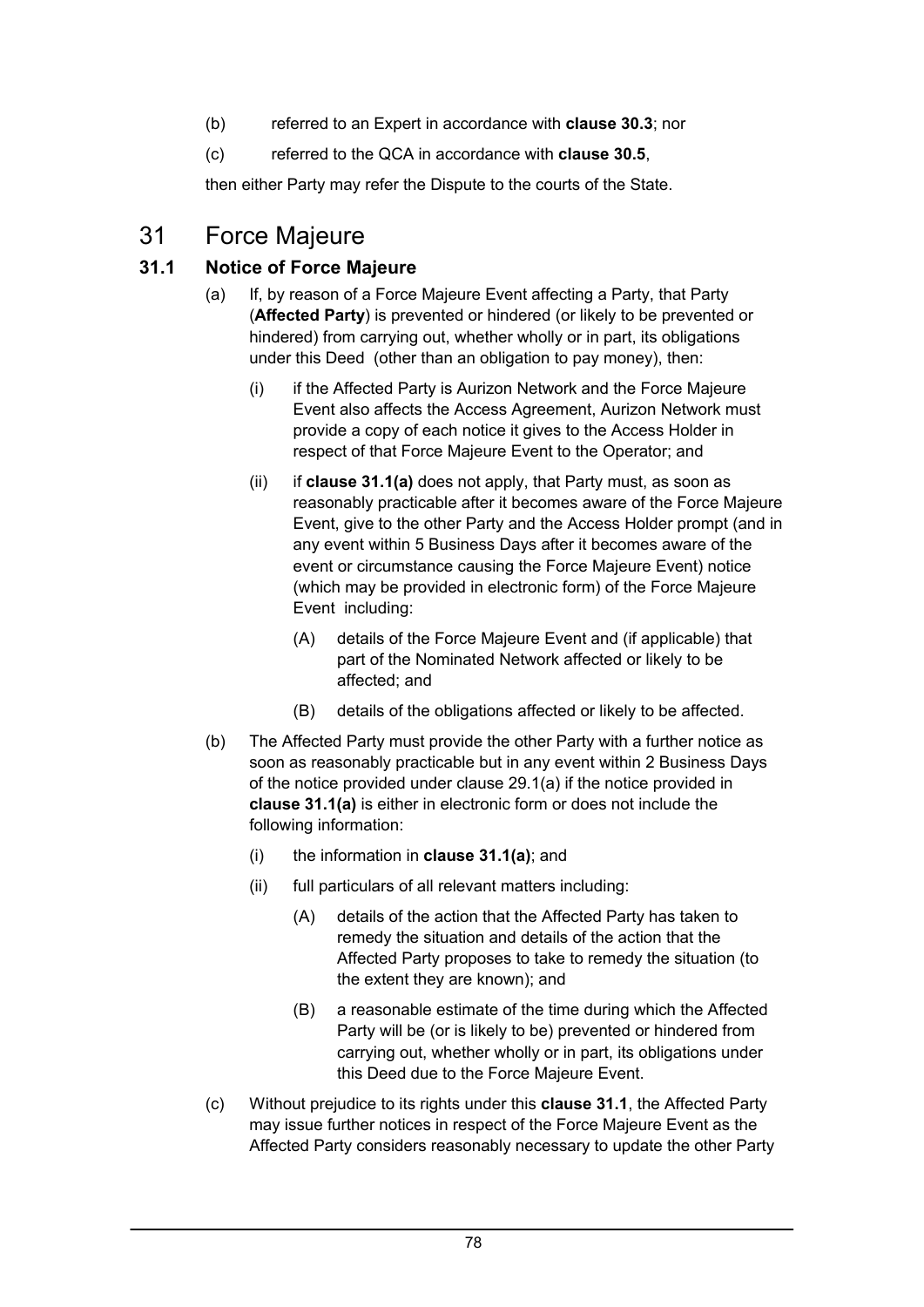(b) referred to an Expert in accordance with **clause 30.3**; nor

(c) referred to the QCA in accordance with **clause 30.5**,

then either Party may refer the Dispute to the courts of the State.

# 31 Force Majeure

## 31.1 Notice of Force Majeure

(a) If, by reason of a Force Majeure Event affecting a Party, that Party (**Affected Party**) is prevented or hindered (or likely to be prevented or hindered) from carrying out, whether wholly or in part, its obligations under this Deed (other than an obligation to pay money), then:

(i) if the Affected Party is Aurizon Network and the Force Majeure Event also affects the Access Agreement, Aurizon Network must provide a copy of each notice it gives to the Access Holder in respect of that Force Majeure Event to the Operator; and

(ii) if **clause 31.1(a)** does not apply, that Party must, as soon as reasonably practicable after it becomes aware of the Force Majeure Event, give to the other Party and the Access Holder prompt (and in any event within 5 Business Days after it becomes aware of the event or circumstance causing the Force Majeure Event) notice (which may be provided in electronic form) of the Force Majeure Event including:

(A) details of the Force Majeure Event and (if applicable) that part of the Nominated Network affected or likely to be affected; and

(B) details of the obligations affected or likely to be affected.

(b) The Affected Party must provide the other Party with a further notice as soon as reasonably practicable but in any event within 2 Business Days of the notice provided under clause 29.1(a) if the notice provided in **clause 31.1(a)** is either in electronic form or does not include the following information:

(i) the information in **clause 31.1(a)**; and

(ii) full particulars of all relevant matters including:

(A) details of the action that the Affected Party has taken to remedy the situation and details of the action that the Affected Party proposes to take to remedy the situation (to the extent they are known); and

(B) a reasonable estimate of the time during which the Affected Party will be (or is likely to be) prevented or hindered from carrying out, whether wholly or in part, its obligations under this Deed due to the Force Majeure Event.

(c) Without prejudice to its rights under this **clause 31.1**, the Affected Party may issue further notices in respect of the Force Majeure Event as the Affected Party considers reasonably necessary to update the other Party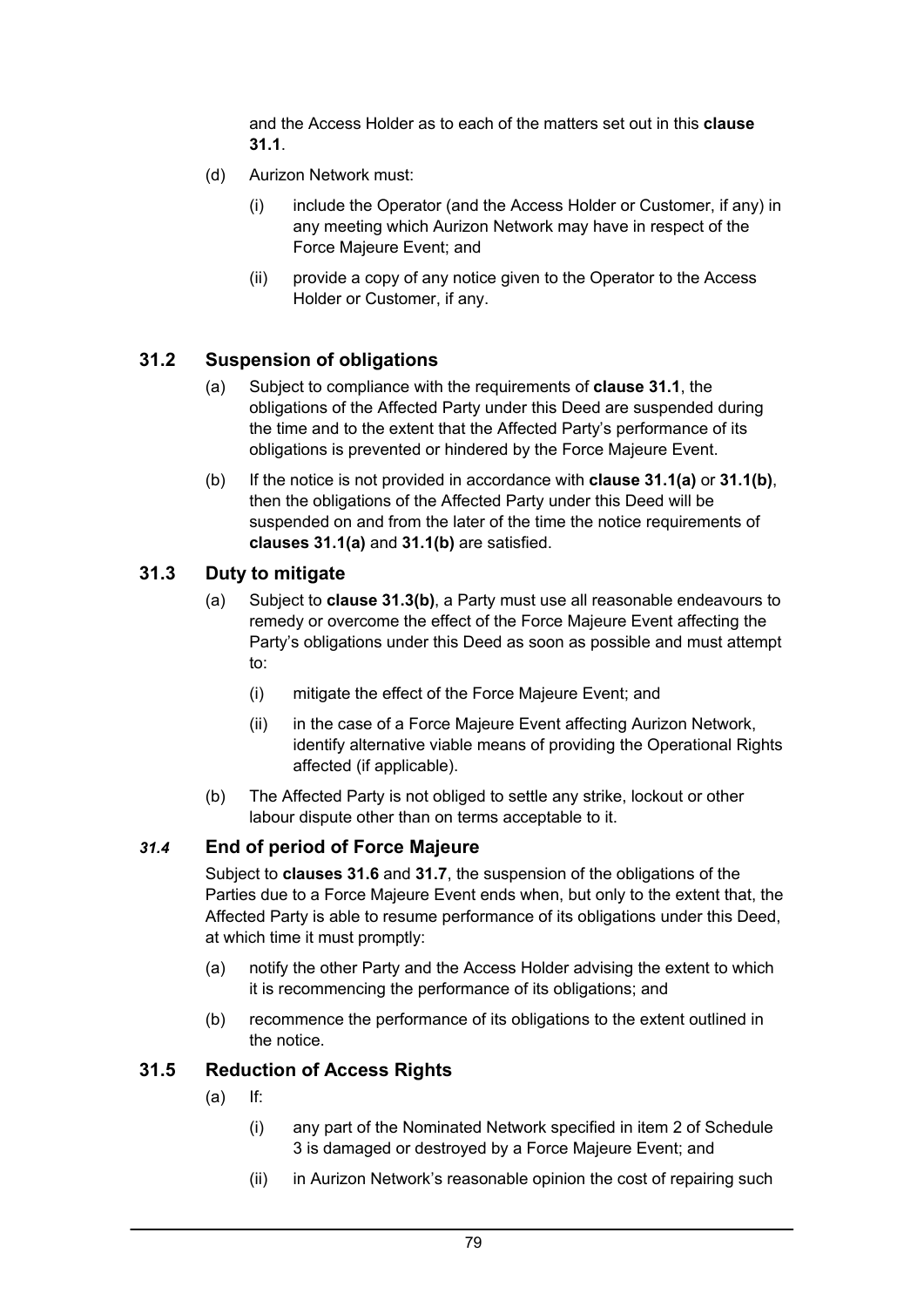and the Access Holder as to each of the matters set out in this **clause 31.1**.

(d) Aurizon Network must:

(i) include the Operator (and the Access Holder or Customer, if any) in any meeting which Aurizon Network may have in respect of the Force Majeure Event; and

(ii) provide a copy of any notice given to the Operator to the Access Holder or Customer, if any.

## 31.2 Suspension of obligations

(a) Subject to compliance with the requirements of **clause 31.1**, the obligations of the Affected Party under this Deed are suspended during the time and to the extent that the Affected Party's performance of its obligations is prevented or hindered by the Force Majeure Event.

(b) If the notice is not provided in accordance with **clause 31.1(a)** or **31.1(b)**, then the obligations of the Affected Party under this Deed will be suspended on and from the later of the time the notice requirements of **clauses 31.1(a)** and **31.1(b)** are satisfied.

## 31.3 Duty to mitigate

(a) Subject to **clause 31.3(b)**, a Party must use all reasonable endeavours to remedy or overcome the effect of the Force Majeure Event affecting the Party's obligations under this Deed as soon as possible and must attempt to:

(i) mitigate the effect of the Force Majeure Event; and

(ii) in the case of a Force Majeure Event affecting Aurizon Network, identify alternative viable means of providing the Operational Rights affected (if applicable).

(b) The Affected Party is not obliged to settle any strike, lockout or other labour dispute other than on terms acceptable to it.

## *31.4* End of period of Force Majeure

Subject to **clauses 31.6** and **31.7**, the suspension of the obligations of the Parties due to a Force Majeure Event ends when, but only to the extent that, the Affected Party is able to resume performance of its obligations under this Deed, at which time it must promptly:

(a) notify the other Party and the Access Holder advising the extent to which it is recommencing the performance of its obligations; and

(b) recommence the performance of its obligations to the extent outlined in the notice.

## 31.5 Reduction of Access Rights

(a) If:

(i) any part of the Nominated Network specified in item 2 of Schedule 3 is damaged or destroyed by a Force Majeure Event; and

(ii) in Aurizon Network's reasonable opinion the cost of repairing such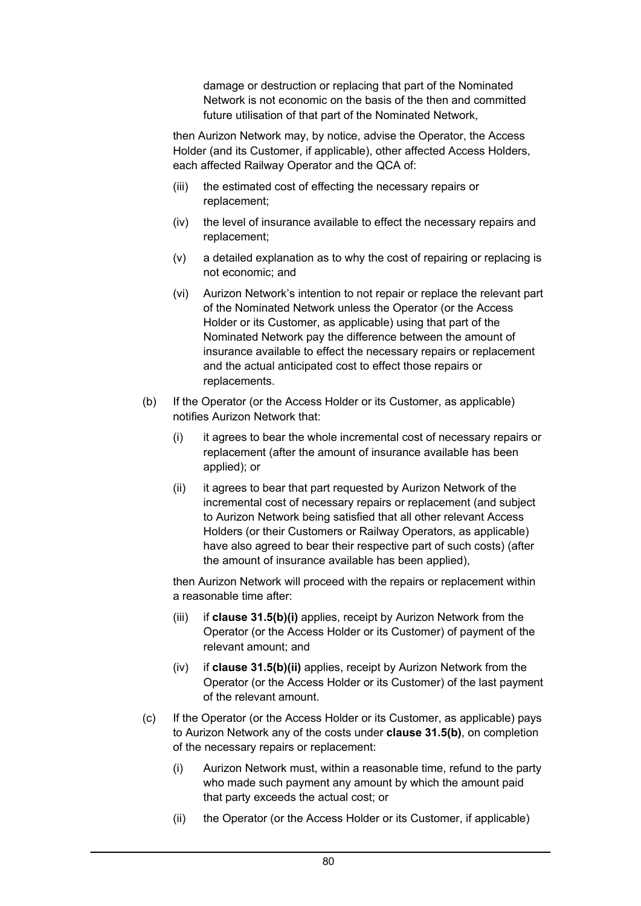damage or destruction or replacing that part of the Nominated Network is not economic on the basis of the then and committed future utilisation of that part of the Nominated Network,

then Aurizon Network may, by notice, advise the Operator, the Access Holder (and its Customer, if applicable), other affected Access Holders, each affected Railway Operator and the QCA of:

(iii) the estimated cost of effecting the necessary repairs or replacement;

(iv) the level of insurance available to effect the necessary repairs and replacement;

(v) a detailed explanation as to why the cost of repairing or replacing is not economic; and

(vi) Aurizon Network's intention to not repair or replace the relevant part of the Nominated Network unless the Operator (or the Access Holder or its Customer, as applicable) using that part of the Nominated Network pay the difference between the amount of insurance available to effect the necessary repairs or replacement and the actual anticipated cost to effect those repairs or replacements.

(b) If the Operator (or the Access Holder or its Customer, as applicable) notifies Aurizon Network that:

(i) it agrees to bear the whole incremental cost of necessary repairs or replacement (after the amount of insurance available has been applied); or

(ii) it agrees to bear that part requested by Aurizon Network of the incremental cost of necessary repairs or replacement (and subject to Aurizon Network being satisfied that all other relevant Access Holders (or their Customers or Railway Operators, as applicable) have also agreed to bear their respective part of such costs) (after the amount of insurance available has been applied),

then Aurizon Network will proceed with the repairs or replacement within a reasonable time after:

(iii) if **clause 31.5(b)(i)** applies, receipt by Aurizon Network from the Operator (or the Access Holder or its Customer) of payment of the relevant amount; and

(iv) if **clause 31.5(b)(ii)** applies, receipt by Aurizon Network from the Operator (or the Access Holder or its Customer) of the last payment of the relevant amount.

(c) If the Operator (or the Access Holder or its Customer, as applicable) pays to Aurizon Network any of the costs under **clause 31.5(b)**, on completion of the necessary repairs or replacement:

(i) Aurizon Network must, within a reasonable time, refund to the party who made such payment any amount by which the amount paid that party exceeds the actual cost; or

(ii) the Operator (or the Access Holder or its Customer, if applicable)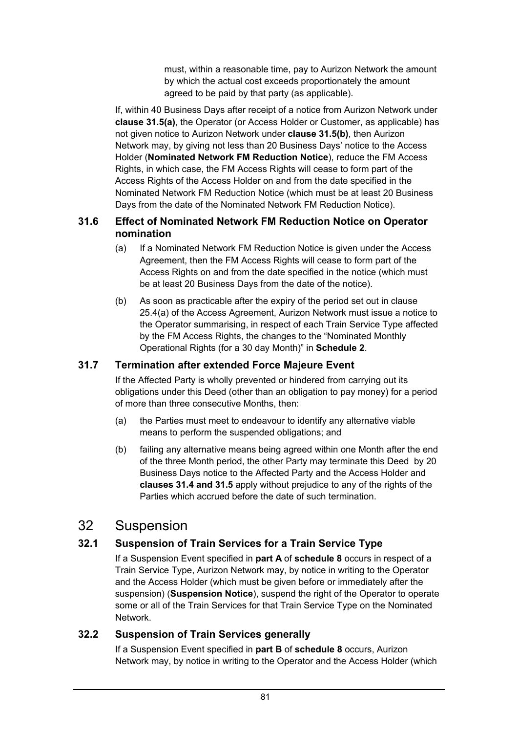must, within a reasonable time, pay to Aurizon Network the amount by which the actual cost exceeds proportionately the amount agreed to be paid by that party (as applicable).

If, within 40 Business Days after receipt of a notice from Aurizon Network under **clause 31.5(a)**, the Operator (or Access Holder or Customer, as applicable) has not given notice to Aurizon Network under **clause 31.5(b)**, then Aurizon Network may, by giving not less than 20 Business Days' notice to the Access Holder (**Nominated Network FM Reduction Notice**), reduce the FM Access Rights, in which case, the FM Access Rights will cease to form part of the Access Rights of the Access Holder on and from the date specified in the Nominated Network FM Reduction Notice (which must be at least 20 Business Days from the date of the Nominated Network FM Reduction Notice).

### 31.6 Effect of Nominated Network FM Reduction Notice on Operator nomination

(a) If a Nominated Network FM Reduction Notice is given under the Access Agreement, then the FM Access Rights will cease to form part of the Access Rights on and from the date specified in the notice (which must be at least 20 Business Days from the date of the notice).

(b) As soon as practicable after the expiry of the period set out in clause 25.4(a) of the Access Agreement, Aurizon Network must issue a notice to the Operator summarising, in respect of each Train Service Type affected by the FM Access Rights, the changes to the "Nominated Monthly Operational Rights (for a 30 day Month)" in **Schedule 2**.

### 31.7 Termination after extended Force Majeure Event

If the Affected Party is wholly prevented or hindered from carrying out its obligations under this Deed (other than an obligation to pay money) for a period of more than three consecutive Months, then:

(a) the Parties must meet to endeavour to identify any alternative viable means to perform the suspended obligations; and

(b) failing any alternative means being agreed within one Month after the end of the three Month period, the other Party may terminate this Deed by 20 Business Days notice to the Affected Party and the Access Holder and **clauses 31.4 and 31.5** apply without prejudice to any of the rights of the Parties which accrued before the date of such termination.

## 32 Suspension

### 32.1 Suspension of Train Services for a Train Service Type

If a Suspension Event specified in **part A** of **schedule 8** occurs in respect of a Train Service Type, Aurizon Network may, by notice in writing to the Operator and the Access Holder (which must be given before or immediately after the suspension) (**Suspension Notice**), suspend the right of the Operator to operate some or all of the Train Services for that Train Service Type on the Nominated Network.

### 32.2 Suspension of Train Services generally

If a Suspension Event specified in **part B** of **schedule 8** occurs, Aurizon Network may, by notice in writing to the Operator and the Access Holder (which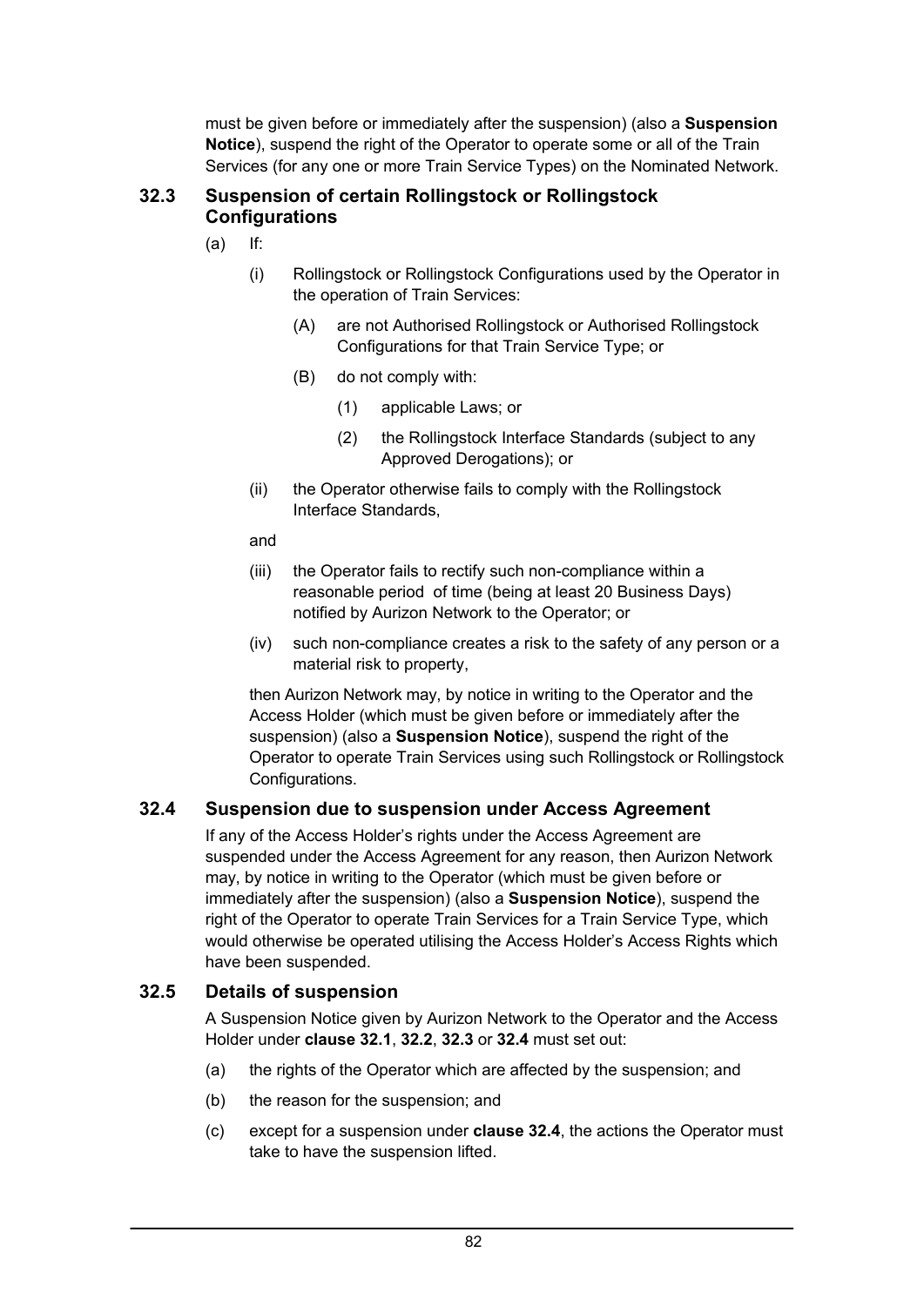must be given before or immediately after the suspension) (also a **Suspension Notice**), suspend the right of the Operator to operate some or all of the Train Services (for any one or more Train Service Types) on the Nominated Network.

### 32.3 Suspension of certain Rollingstock or Rollingstock Configurations

(a) If:

(i) Rollingstock or Rollingstock Configurations used by the Operator in the operation of Train Services:

(A) are not Authorised Rollingstock or Authorised Rollingstock Configurations for that Train Service Type; or

(B) do not comply with:

(1) applicable Laws; or

(2) the Rollingstock Interface Standards (subject to any Approved Derogations); or

(ii) the Operator otherwise fails to comply with the Rollingstock Interface Standards,

and

(iii) the Operator fails to rectify such non-compliance within a reasonable period of time (being at least 20 Business Days) notified by Aurizon Network to the Operator; or

(iv) such non-compliance creates a risk to the safety of any person or a material risk to property,

then Aurizon Network may, by notice in writing to the Operator and the Access Holder (which must be given before or immediately after the suspension) (also a **Suspension Notice**), suspend the right of the Operator to operate Train Services using such Rollingstock or Rollingstock Configurations.

### 32.4 Suspension due to suspension under Access Agreement

If any of the Access Holder's rights under the Access Agreement are suspended under the Access Agreement for any reason, then Aurizon Network may, by notice in writing to the Operator (which must be given before or immediately after the suspension) (also a **Suspension Notice**), suspend the right of the Operator to operate Train Services for a Train Service Type, which would otherwise be operated utilising the Access Holder's Access Rights which have been suspended.

### 32.5 Details of suspension

A Suspension Notice given by Aurizon Network to the Operator and the Access Holder under **clause 32.1**, **32.2**, **32.3** or **32.4** must set out:

(a) the rights of the Operator which are affected by the suspension; and

(b) the reason for the suspension; and

(c) except for a suspension under **clause 32.4**, the actions the Operator must take to have the suspension lifted.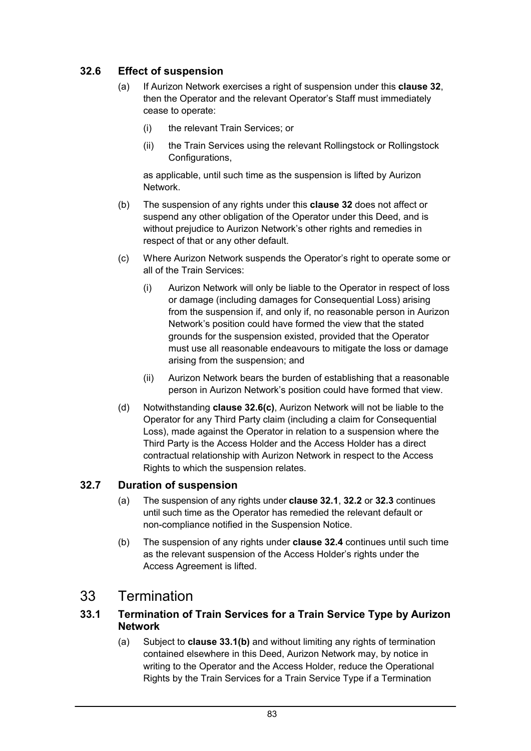### 32.6 Effect of suspension

(a) If Aurizon Network exercises a right of suspension under this **clause 32**, then the Operator and the relevant Operator's Staff must immediately cease to operate:

   (i) the relevant Train Services; or

   (ii) the Train Services using the relevant Rollingstock or Rollingstock Configurations,

   as applicable, until such time as the suspension is lifted by Aurizon Network.

(b) The suspension of any rights under this **clause 32** does not affect or suspend any other obligation of the Operator under this Deed, and is without prejudice to Aurizon Network's other rights and remedies in respect of that or any other default.

(c) Where Aurizon Network suspends the Operator's right to operate some or all of the Train Services:

   (i) Aurizon Network will only be liable to the Operator in respect of loss or damage (including damages for Consequential Loss) arising from the suspension if, and only if, no reasonable person in Aurizon Network's position could have formed the view that the stated grounds for the suspension existed, provided that the Operator must use all reasonable endeavours to mitigate the loss or damage arising from the suspension; and

   (ii) Aurizon Network bears the burden of establishing that a reasonable person in Aurizon Network's position could have formed that view.

(d) Notwithstanding **clause 32.6(c)**, Aurizon Network will not be liable to the Operator for any Third Party claim (including a claim for Consequential Loss), made against the Operator in relation to a suspension where the Third Party is the Access Holder and the Access Holder has a direct contractual relationship with Aurizon Network in respect to the Access Rights to which the suspension relates.

### 32.7 Duration of suspension

(a) The suspension of any rights under **clause 32.1**, **32.2** or **32.3** continues until such time as the Operator has remedied the relevant default or non-compliance notified in the Suspension Notice.

(b) The suspension of any rights under **clause 32.4** continues until such time as the relevant suspension of the Access Holder's rights under the Access Agreement is lifted.

## 33 Termination

### 33.1 Termination of Train Services for a Train Service Type by Aurizon Network

(a) Subject to **clause 33.1(b)** and without limiting any rights of termination contained elsewhere in this Deed, Aurizon Network may, by notice in writing to the Operator and the Access Holder, reduce the Operational Rights by the Train Services for a Train Service Type if a Termination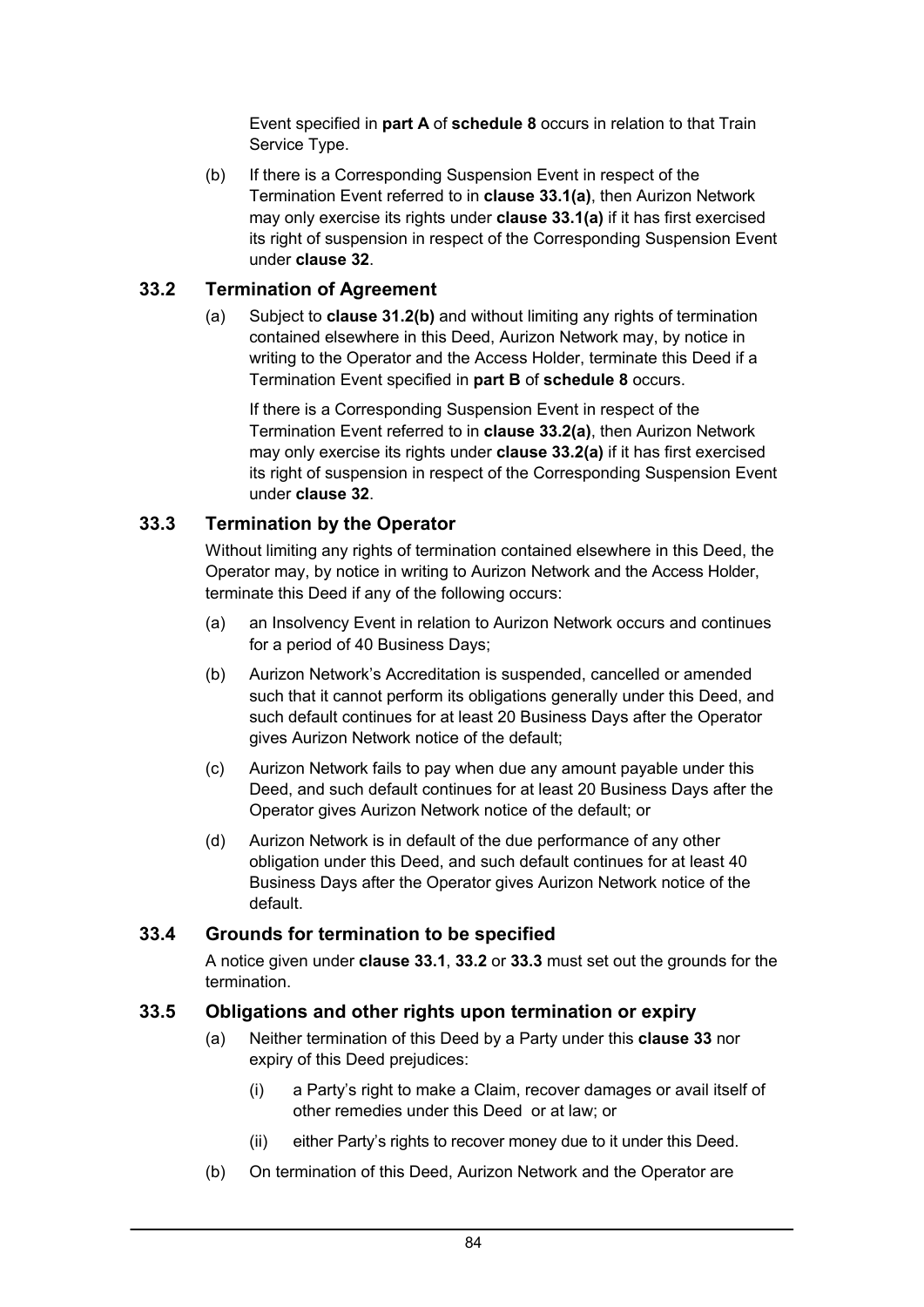Event specified in **part A** of **schedule 8** occurs in relation to that Train Service Type.

(b) If there is a Corresponding Suspension Event in respect of the Termination Event referred to in **clause 33.1(a)**, then Aurizon Network may only exercise its rights under **clause 33.1(a)** if it has first exercised its right of suspension in respect of the Corresponding Suspension Event under **clause 32**.

### 33.2 Termination of Agreement

(a) Subject to **clause 31.2(b)** and without limiting any rights of termination contained elsewhere in this Deed, Aurizon Network may, by notice in writing to the Operator and the Access Holder, terminate this Deed if a Termination Event specified in **part B** of **schedule 8** occurs.

If there is a Corresponding Suspension Event in respect of the Termination Event referred to in **clause 33.2(a)**, then Aurizon Network may only exercise its rights under **clause 33.2(a)** if it has first exercised its right of suspension in respect of the Corresponding Suspension Event under **clause 32**.

### 33.3 Termination by the Operator

Without limiting any rights of termination contained elsewhere in this Deed, the Operator may, by notice in writing to Aurizon Network and the Access Holder, terminate this Deed if any of the following occurs:

(a) an Insolvency Event in relation to Aurizon Network occurs and continues for a period of 40 Business Days;

(b) Aurizon Network's Accreditation is suspended, cancelled or amended such that it cannot perform its obligations generally under this Deed, and such default continues for at least 20 Business Days after the Operator gives Aurizon Network notice of the default;

(c) Aurizon Network fails to pay when due any amount payable under this Deed, and such default continues for at least 20 Business Days after the Operator gives Aurizon Network notice of the default; or

(d) Aurizon Network is in default of the due performance of any other obligation under this Deed, and such default continues for at least 40 Business Days after the Operator gives Aurizon Network notice of the default.

### 33.4 Grounds for termination to be specified

A notice given under **clause 33.1**, **33.2** or **33.3** must set out the grounds for the termination.

### 33.5 Obligations and other rights upon termination or expiry

(a) Neither termination of this Deed by a Party under this **clause 33** nor expiry of this Deed prejudices:

(i) a Party's right to make a Claim, recover damages or avail itself of other remedies under this Deed or at law; or

(ii) either Party's rights to recover money due to it under this Deed.

(b) On termination of this Deed, Aurizon Network and the Operator are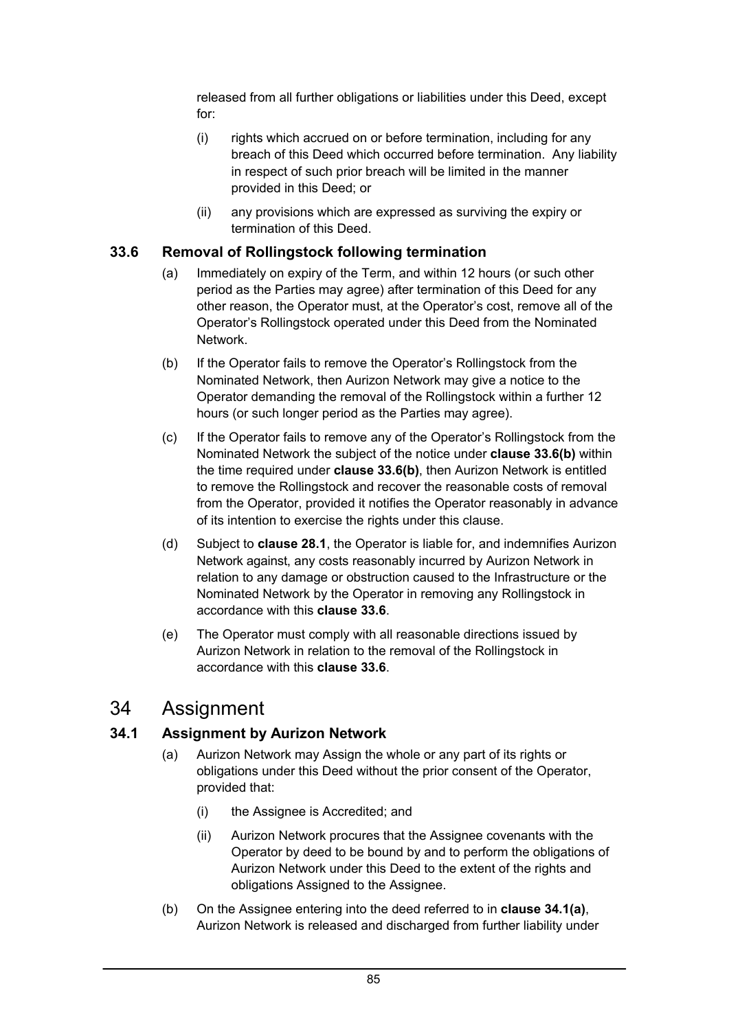released from all further obligations or liabilities under this Deed, except for:

(i) rights which accrued on or before termination, including for any breach of this Deed which occurred before termination. Any liability in respect of such prior breach will be limited in the manner provided in this Deed; or

(ii) any provisions which are expressed as surviving the expiry or termination of this Deed.

### 33.6 Removal of Rollingstock following termination

(a) Immediately on expiry of the Term, and within 12 hours (or such other period as the Parties may agree) after termination of this Deed for any other reason, the Operator must, at the Operator's cost, remove all of the Operator's Rollingstock operated under this Deed from the Nominated Network.

(b) If the Operator fails to remove the Operator's Rollingstock from the Nominated Network, then Aurizon Network may give a notice to the Operator demanding the removal of the Rollingstock within a further 12 hours (or such longer period as the Parties may agree).

(c) If the Operator fails to remove any of the Operator's Rollingstock from the Nominated Network the subject of the notice under **clause 33.6(b)** within the time required under **clause 33.6(b)**, then Aurizon Network is entitled to remove the Rollingstock and recover the reasonable costs of removal from the Operator, provided it notifies the Operator reasonably in advance of its intention to exercise the rights under this clause.

(d) Subject to **clause 28.1**, the Operator is liable for, and indemnifies Aurizon Network against, any costs reasonably incurred by Aurizon Network in relation to any damage or obstruction caused to the Infrastructure or the Nominated Network by the Operator in removing any Rollingstock in accordance with this **clause 33.6**.

(e) The Operator must comply with all reasonable directions issued by Aurizon Network in relation to the removal of the Rollingstock in accordance with this **clause 33.6**.

## 34 Assignment

### 34.1 Assignment by Aurizon Network

(a) Aurizon Network may Assign the whole or any part of its rights or obligations under this Deed without the prior consent of the Operator, provided that:

(i) the Assignee is Accredited; and

(ii) Aurizon Network procures that the Assignee covenants with the Operator by deed to be bound by and to perform the obligations of Aurizon Network under this Deed to the extent of the rights and obligations Assigned to the Assignee.

(b) On the Assignee entering into the deed referred to in **clause 34.1(a)**, Aurizon Network is released and discharged from further liability under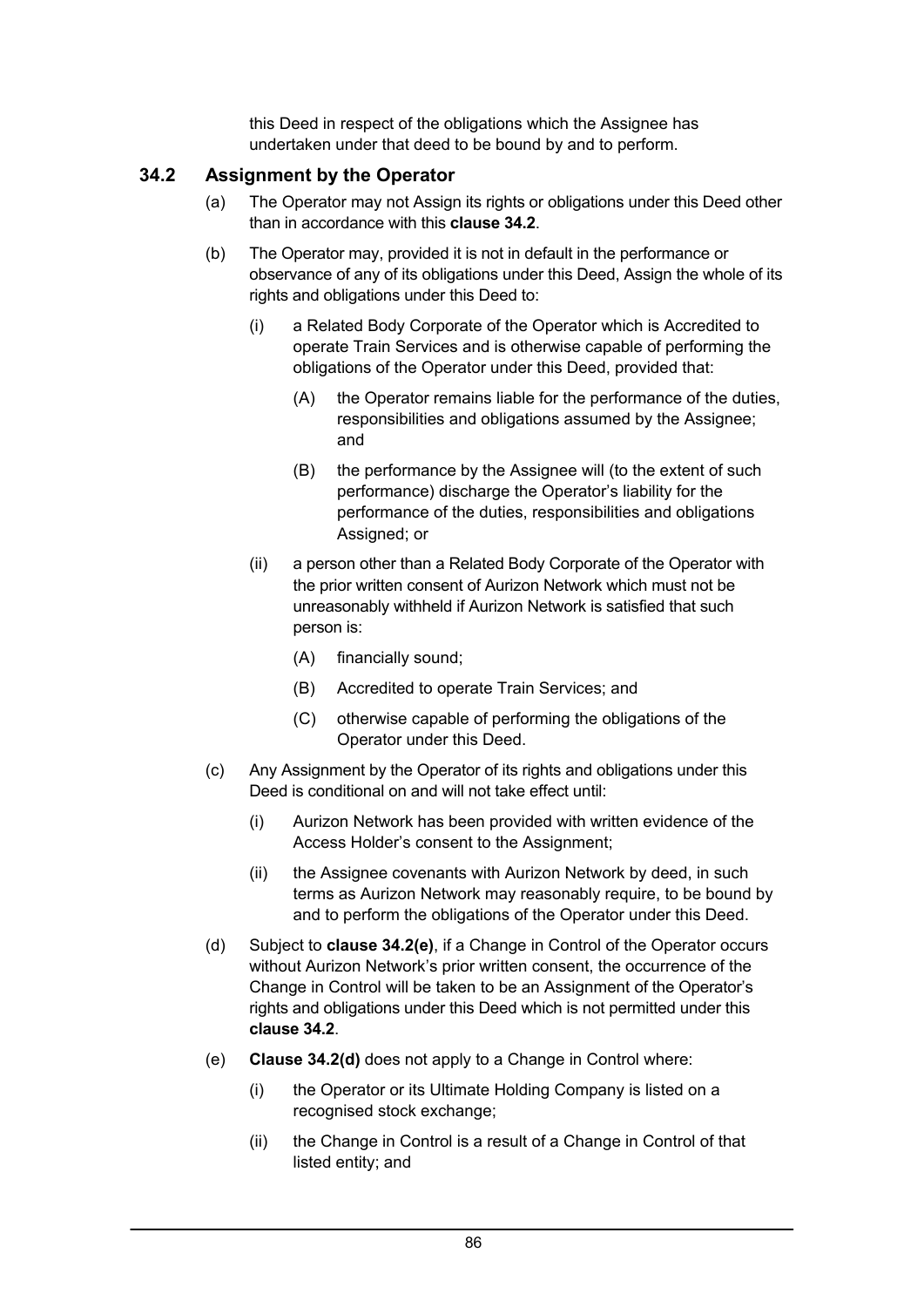this Deed in respect of the obligations which the Assignee has undertaken under that deed to be bound by and to perform.

### 34.2 Assignment by the Operator

(a) The Operator may not Assign its rights or obligations under this Deed other than in accordance with this **clause 34.2**.

(b) The Operator may, provided it is not in default in the performance or observance of any of its obligations under this Deed, Assign the whole of its rights and obligations under this Deed to:

   (i) a Related Body Corporate of the Operator which is Accredited to operate Train Services and is otherwise capable of performing the obligations of the Operator under this Deed, provided that:

      (A) the Operator remains liable for the performance of the duties, responsibilities and obligations assumed by the Assignee; and

      (B) the performance by the Assignee will (to the extent of such performance) discharge the Operator's liability for the performance of the duties, responsibilities and obligations Assigned; or

   (ii) a person other than a Related Body Corporate of the Operator with the prior written consent of Aurizon Network which must not be unreasonably withheld if Aurizon Network is satisfied that such person is:

      (A) financially sound;

      (B) Accredited to operate Train Services; and

      (C) otherwise capable of performing the obligations of the Operator under this Deed.

(c) Any Assignment by the Operator of its rights and obligations under this Deed is conditional on and will not take effect until:

   (i) Aurizon Network has been provided with written evidence of the Access Holder's consent to the Assignment;

   (ii) the Assignee covenants with Aurizon Network by deed, in such terms as Aurizon Network may reasonably require, to be bound by and to perform the obligations of the Operator under this Deed.

(d) Subject to **clause 34.2(e)**, if a Change in Control of the Operator occurs without Aurizon Network's prior written consent, the occurrence of the Change in Control will be taken to be an Assignment of the Operator's rights and obligations under this Deed which is not permitted under this **clause 34.2**.

(e) **Clause 34.2(d)** does not apply to a Change in Control where:

   (i) the Operator or its Ultimate Holding Company is listed on a recognised stock exchange;

   (ii) the Change in Control is a result of a Change in Control of that listed entity; and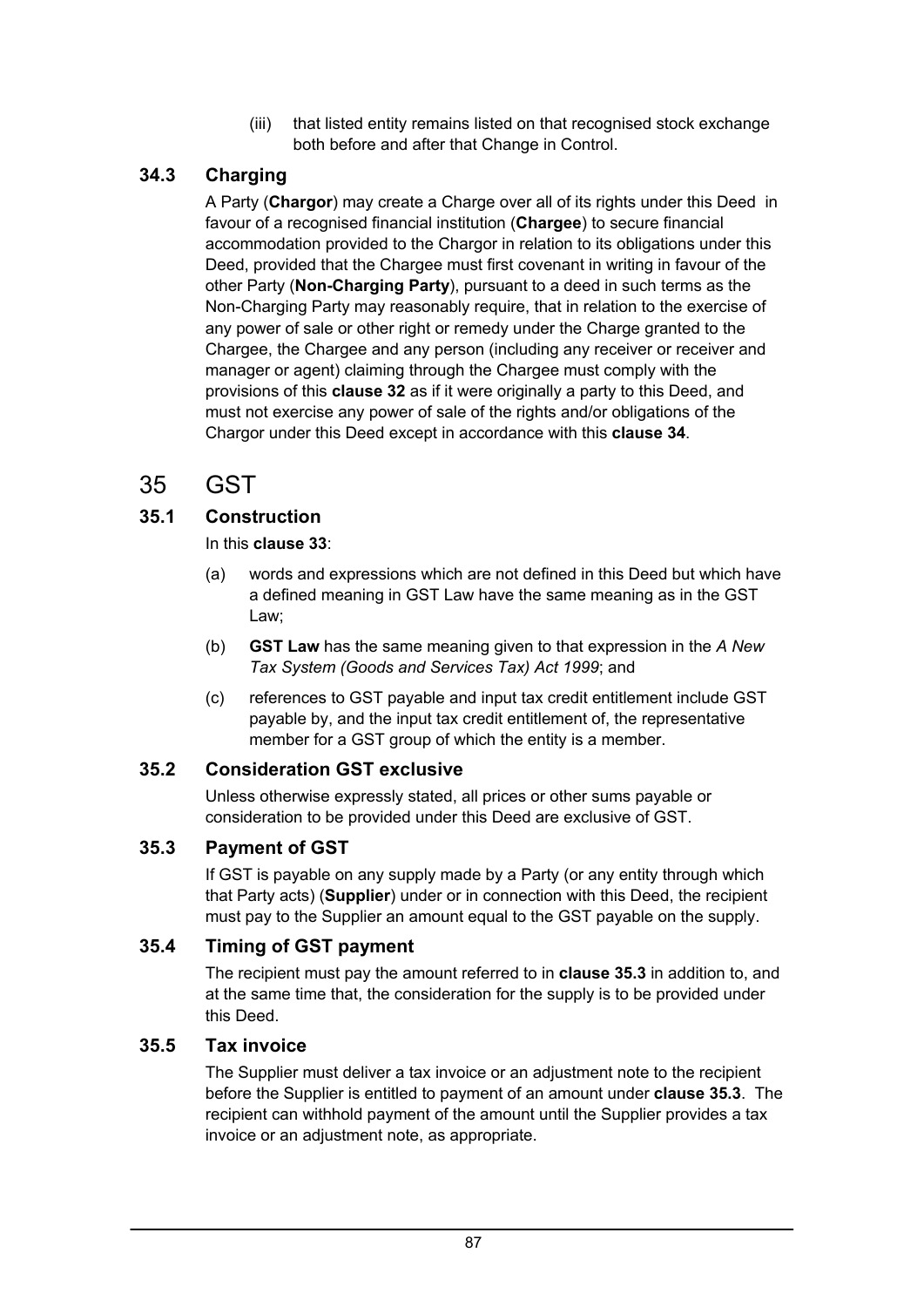(iii) that listed entity remains listed on that recognised stock exchange both before and after that Change in Control.

### 34.3 Charging

A Party (**Chargor**) may create a Charge over all of its rights under this Deed in favour of a recognised financial institution (**Chargee**) to secure financial accommodation provided to the Chargor in relation to its obligations under this Deed, provided that the Chargee must first covenant in writing in favour of the other Party (**Non-Charging Party**), pursuant to a deed in such terms as the Non-Charging Party may reasonably require, that in relation to the exercise of any power of sale or other right or remedy under the Charge granted to the Chargee, the Chargee and any person (including any receiver or receiver and manager or agent) claiming through the Chargee must comply with the provisions of this **clause 32** as if it were originally a party to this Deed, and must not exercise any power of sale of the rights and/or obligations of the Chargor under this Deed except in accordance with this **clause 34**.

## 35 GST

### 35.1 Construction

In this **clause 33**:

(a) words and expressions which are not defined in this Deed but which have a defined meaning in GST Law have the same meaning as in the GST Law;

(b) **GST Law** has the same meaning given to that expression in the *A New Tax System (Goods and Services Tax) Act 1999*; and

(c) references to GST payable and input tax credit entitlement include GST payable by, and the input tax credit entitlement of, the representative member for a GST group of which the entity is a member.

### 35.2 Consideration GST exclusive

Unless otherwise expressly stated, all prices or other sums payable or consideration to be provided under this Deed are exclusive of GST.

### 35.3 Payment of GST

If GST is payable on any supply made by a Party (or any entity through which that Party acts) (**Supplier**) under or in connection with this Deed, the recipient must pay to the Supplier an amount equal to the GST payable on the supply.

### 35.4 Timing of GST payment

The recipient must pay the amount referred to in **clause 35.3** in addition to, and at the same time that, the consideration for the supply is to be provided under this Deed.

### 35.5 Tax invoice

The Supplier must deliver a tax invoice or an adjustment note to the recipient before the Supplier is entitled to payment of an amount under **clause 35.3**. The recipient can withhold payment of the amount until the Supplier provides a tax invoice or an adjustment note, as appropriate.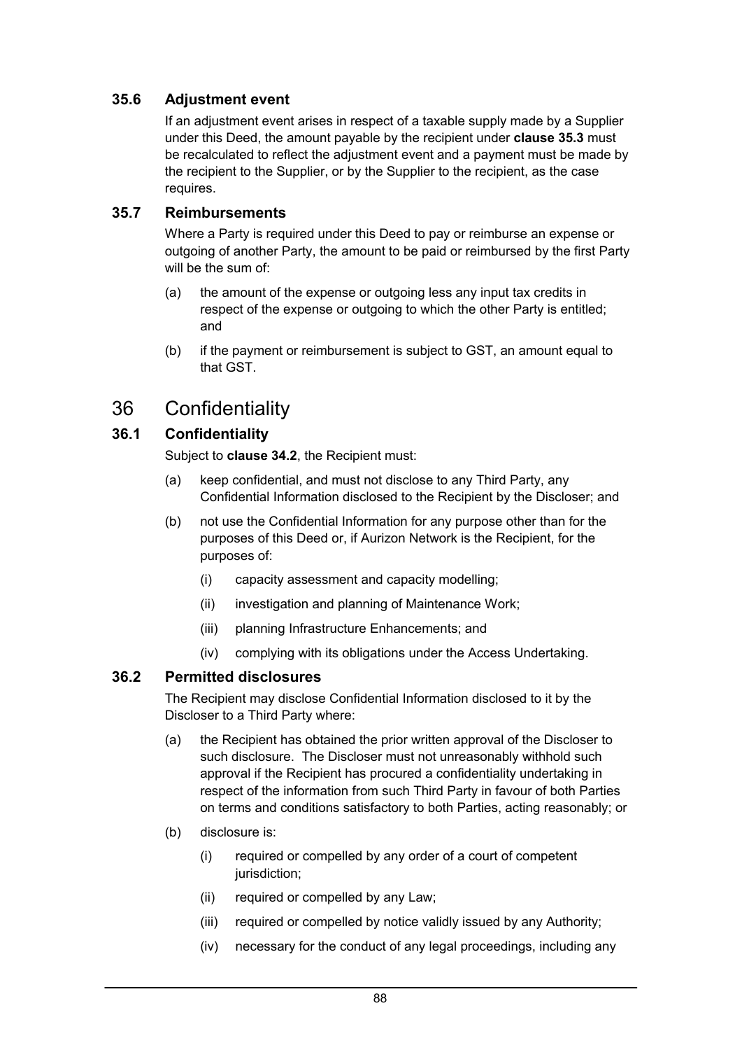### 35.6 Adjustment event

If an adjustment event arises in respect of a taxable supply made by a Supplier under this Deed, the amount payable by the recipient under **clause 35.3** must be recalculated to reflect the adjustment event and a payment must be made by the recipient to the Supplier, or by the Supplier to the recipient, as the case requires.

### 35.7 Reimbursements

Where a Party is required under this Deed to pay or reimburse an expense or outgoing of another Party, the amount to be paid or reimbursed by the first Party will be the sum of:

(a) the amount of the expense or outgoing less any input tax credits in respect of the expense or outgoing to which the other Party is entitled; and

(b) if the payment or reimbursement is subject to GST, an amount equal to that GST.

## 36 Confidentiality

### 36.1 Confidentiality

Subject to **clause 34.2**, the Recipient must:

(a) keep confidential, and must not disclose to any Third Party, any Confidential Information disclosed to the Recipient by the Discloser; and

(b) not use the Confidential Information for any purpose other than for the purposes of this Deed or, if Aurizon Network is the Recipient, for the purposes of:

   (i) capacity assessment and capacity modelling;

   (ii) investigation and planning of Maintenance Work;

   (iii) planning Infrastructure Enhancements; and

   (iv) complying with its obligations under the Access Undertaking.

### 36.2 Permitted disclosures

The Recipient may disclose Confidential Information disclosed to it by the Discloser to a Third Party where:

(a) the Recipient has obtained the prior written approval of the Discloser to such disclosure. The Discloser must not unreasonably withhold such approval if the Recipient has procured a confidentiality undertaking in respect of the information from such Third Party in favour of both Parties on terms and conditions satisfactory to both Parties, acting reasonably; or

(b) disclosure is:

   (i) required or compelled by any order of a court of competent jurisdiction;

   (ii) required or compelled by any Law;

   (iii) required or compelled by notice validly issued by any Authority;

   (iv) necessary for the conduct of any legal proceedings, including any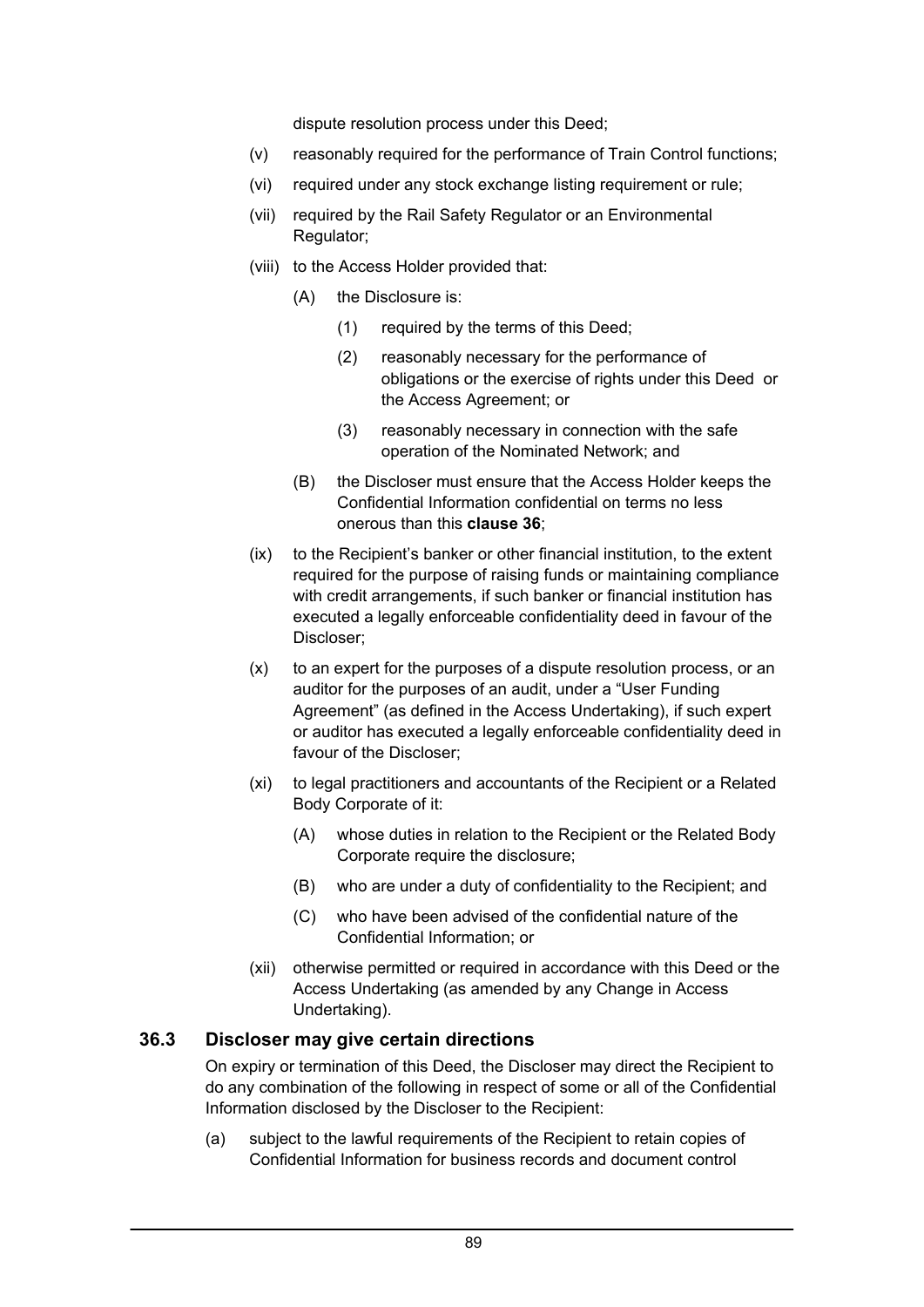dispute resolution process under this Deed;

(v) reasonably required for the performance of Train Control functions;

(vi) required under any stock exchange listing requirement or rule;

(vii) required by the Rail Safety Regulator or an Environmental Regulator;

(viii) to the Access Holder provided that:

  (A) the Disclosure is:

    (1) required by the terms of this Deed;

    (2) reasonably necessary for the performance of obligations or the exercise of rights under this Deed or the Access Agreement; or

    (3) reasonably necessary in connection with the safe operation of the Nominated Network; and

  (B) the Discloser must ensure that the Access Holder keeps the Confidential Information confidential on terms no less onerous than this **clause 36**;

(ix) to the Recipient's banker or other financial institution, to the extent required for the purpose of raising funds or maintaining compliance with credit arrangements, if such banker or financial institution has executed a legally enforceable confidentiality deed in favour of the Discloser;

(x) to an expert for the purposes of a dispute resolution process, or an auditor for the purposes of an audit, under a "User Funding Agreement" (as defined in the Access Undertaking), if such expert or auditor has executed a legally enforceable confidentiality deed in favour of the Discloser;

(xi) to legal practitioners and accountants of the Recipient or a Related Body Corporate of it:

  (A) whose duties in relation to the Recipient or the Related Body Corporate require the disclosure;

  (B) who are under a duty of confidentiality to the Recipient; and

  (C) who have been advised of the confidential nature of the Confidential Information; or

(xii) otherwise permitted or required in accordance with this Deed or the Access Undertaking (as amended by any Change in Access Undertaking).

### 36.3 Discloser may give certain directions

On expiry or termination of this Deed, the Discloser may direct the Recipient to do any combination of the following in respect of some or all of the Confidential Information disclosed by the Discloser to the Recipient:

(a) subject to the lawful requirements of the Recipient to retain copies of Confidential Information for business records and document control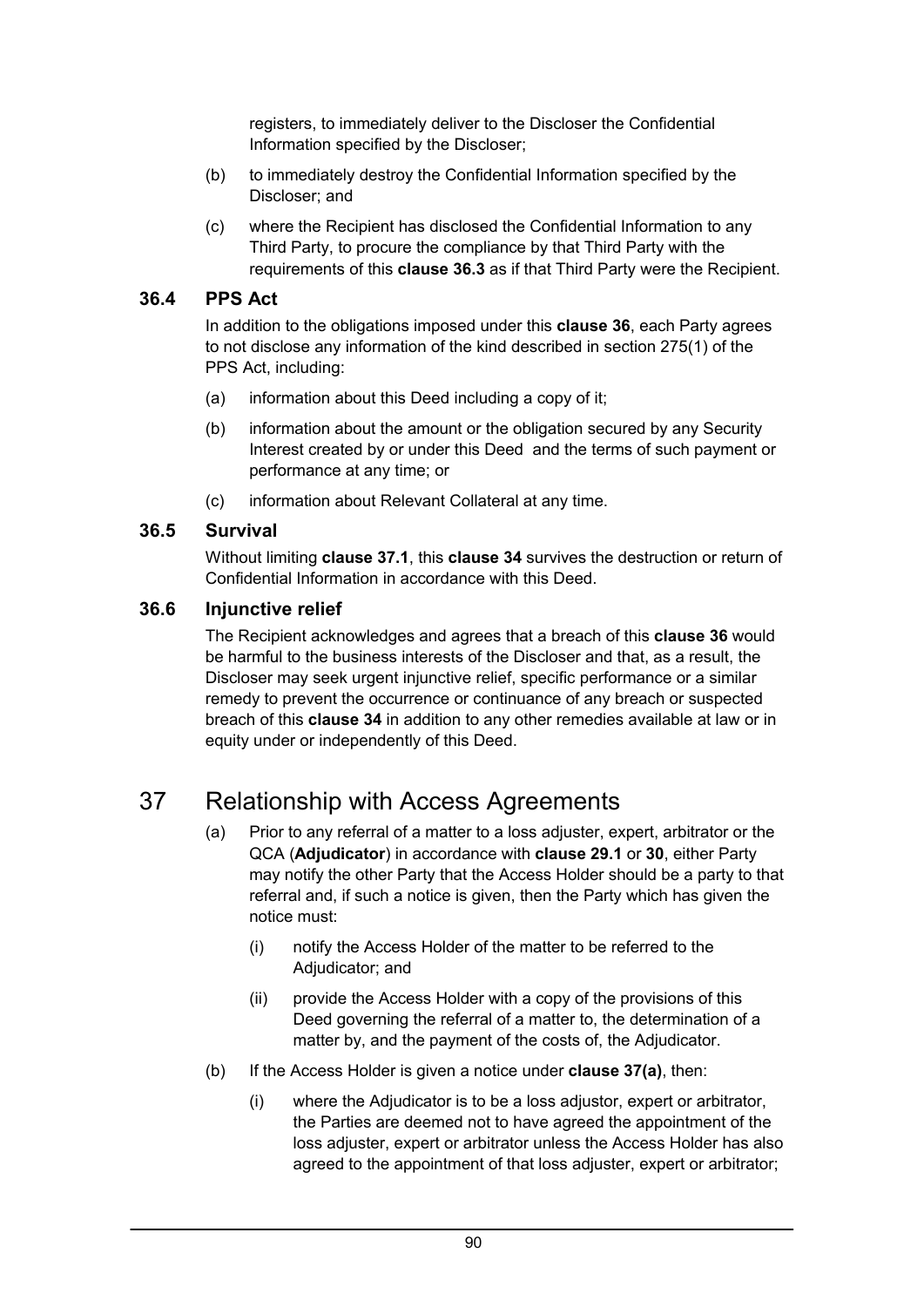registers, to immediately deliver to the Discloser the Confidential Information specified by the Discloser;

(b) to immediately destroy the Confidential Information specified by the Discloser; and

(c) where the Recipient has disclosed the Confidential Information to any Third Party, to procure the compliance by that Third Party with the requirements of this **clause 36.3** as if that Third Party were the Recipient.

### 36.4 PPS Act

In addition to the obligations imposed under this **clause 36**, each Party agrees to not disclose any information of the kind described in section 275(1) of the PPS Act, including:

(a) information about this Deed including a copy of it;

(b) information about the amount or the obligation secured by any Security Interest created by or under this Deed and the terms of such payment or performance at any time; or

(c) information about Relevant Collateral at any time.

### 36.5 Survival

Without limiting **clause 37.1**, this **clause 34** survives the destruction or return of Confidential Information in accordance with this Deed.

### 36.6 Injunctive relief

The Recipient acknowledges and agrees that a breach of this **clause 36** would be harmful to the business interests of the Discloser and that, as a result, the Discloser may seek urgent injunctive relief, specific performance or a similar remedy to prevent the occurrence or continuance of any breach or suspected breach of this **clause 34** in addition to any other remedies available at law or in equity under or independently of this Deed.

## 37 Relationship with Access Agreements

(a) Prior to any referral of a matter to a loss adjuster, expert, arbitrator or the QCA (**Adjudicator**) in accordance with **clause 29.1** or **30**, either Party may notify the other Party that the Access Holder should be a party to that referral and, if such a notice is given, then the Party which has given the notice must:

(i) notify the Access Holder of the matter to be referred to the Adjudicator; and

(ii) provide the Access Holder with a copy of the provisions of this Deed governing the referral of a matter to, the determination of a matter by, and the payment of the costs of, the Adjudicator.

(b) If the Access Holder is given a notice under **clause 37(a)**, then:

(i) where the Adjudicator is to be a loss adjustor, expert or arbitrator, the Parties are deemed not to have agreed the appointment of the loss adjuster, expert or arbitrator unless the Access Holder has also agreed to the appointment of that loss adjuster, expert or arbitrator;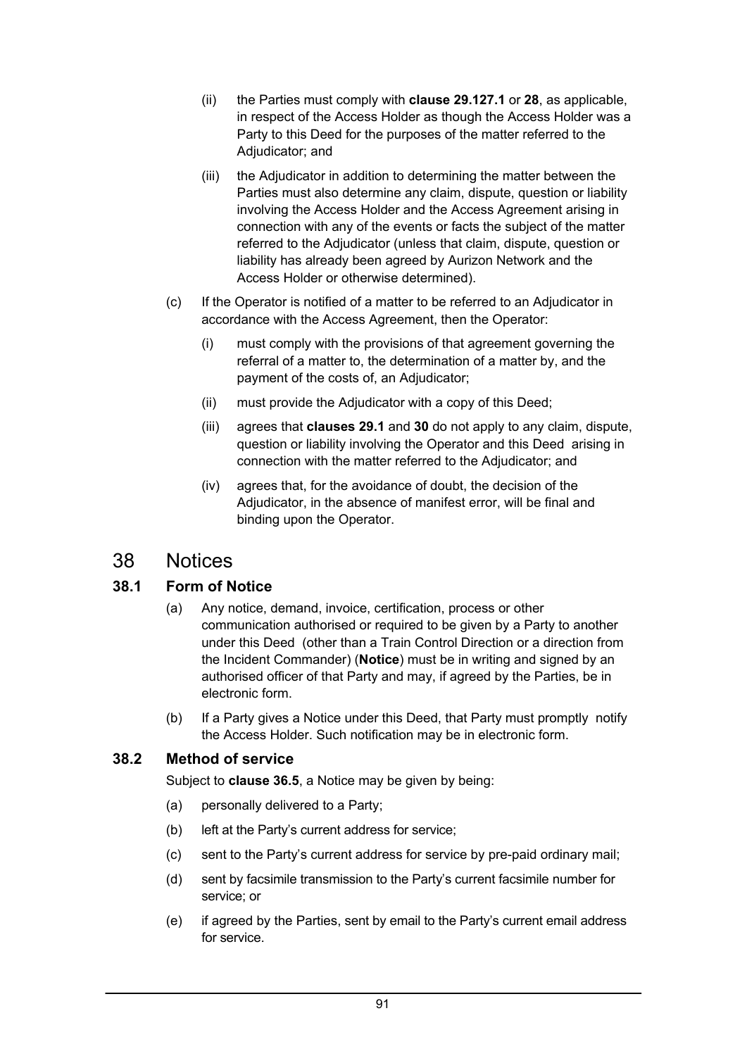(ii) the Parties must comply with **clause 29.127.1** or **28**, as applicable, in respect of the Access Holder as though the Access Holder was a Party to this Deed for the purposes of the matter referred to the Adjudicator; and

(iii) the Adjudicator in addition to determining the matter between the Parties must also determine any claim, dispute, question or liability involving the Access Holder and the Access Agreement arising in connection with any of the events or facts the subject of the matter referred to the Adjudicator (unless that claim, dispute, question or liability has already been agreed by Aurizon Network and the Access Holder or otherwise determined).

(c) If the Operator is notified of a matter to be referred to an Adjudicator in accordance with the Access Agreement, then the Operator:

(i) must comply with the provisions of that agreement governing the referral of a matter to, the determination of a matter by, and the payment of the costs of, an Adjudicator;

(ii) must provide the Adjudicator with a copy of this Deed;

(iii) agrees that **clauses 29.1** and **30** do not apply to any claim, dispute, question or liability involving the Operator and this Deed arising in connection with the matter referred to the Adjudicator; and

(iv) agrees that, for the avoidance of doubt, the decision of the Adjudicator, in the absence of manifest error, will be final and binding upon the Operator.

# 38 Notices

## 38.1 Form of Notice

(a) Any notice, demand, invoice, certification, process or other communication authorised or required to be given by a Party to another under this Deed (other than a Train Control Direction or a direction from the Incident Commander) (**Notice**) must be in writing and signed by an authorised officer of that Party and may, if agreed by the Parties, be in electronic form.

(b) If a Party gives a Notice under this Deed, that Party must promptly notify the Access Holder. Such notification may be in electronic form.

## 38.2 Method of service

Subject to **clause 36.5**, a Notice may be given by being:

(a) personally delivered to a Party;

(b) left at the Party's current address for service;

(c) sent to the Party's current address for service by pre-paid ordinary mail;

(d) sent by facsimile transmission to the Party's current facsimile number for service; or

(e) if agreed by the Parties, sent by email to the Party's current email address for service.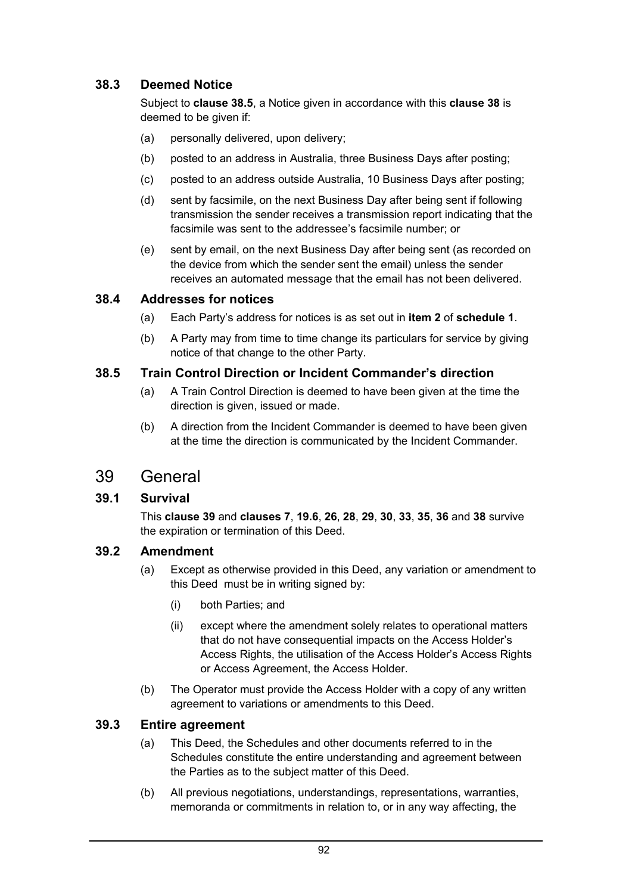### 38.3 Deemed Notice

Subject to **clause 38.5**, a Notice given in accordance with this **clause 38** is deemed to be given if:

(a) personally delivered, upon delivery;

(b) posted to an address in Australia, three Business Days after posting;

(c) posted to an address outside Australia, 10 Business Days after posting;

(d) sent by facsimile, on the next Business Day after being sent if following transmission the sender receives a transmission report indicating that the facsimile was sent to the addressee's facsimile number; or

(e) sent by email, on the next Business Day after being sent (as recorded on the device from which the sender sent the email) unless the sender receives an automated message that the email has not been delivered.

### 38.4 Addresses for notices

(a) Each Party's address for notices is as set out in **item 2** of **schedule 1**.

(b) A Party may from time to time change its particulars for service by giving notice of that change to the other Party.

### 38.5 Train Control Direction or Incident Commander's direction

(a) A Train Control Direction is deemed to have been given at the time the direction is given, issued or made.

(b) A direction from the Incident Commander is deemed to have been given at the time the direction is communicated by the Incident Commander.

## 39 General

### 39.1 Survival

This **clause 39** and **clauses 7**, **19.6**, **26**, **28**, **29**, **30**, **33**, **35**, **36** and **38** survive the expiration or termination of this Deed.

### 39.2 Amendment

(a) Except as otherwise provided in this Deed, any variation or amendment to this Deed must be in writing signed by:

(i) both Parties; and

(ii) except where the amendment solely relates to operational matters that do not have consequential impacts on the Access Holder's Access Rights, the utilisation of the Access Holder's Access Rights or Access Agreement, the Access Holder.

(b) The Operator must provide the Access Holder with a copy of any written agreement to variations or amendments to this Deed.

### 39.3 Entire agreement

(a) This Deed, the Schedules and other documents referred to in the Schedules constitute the entire understanding and agreement between the Parties as to the subject matter of this Deed.

(b) All previous negotiations, understandings, representations, warranties, memoranda or commitments in relation to, or in any way affecting, the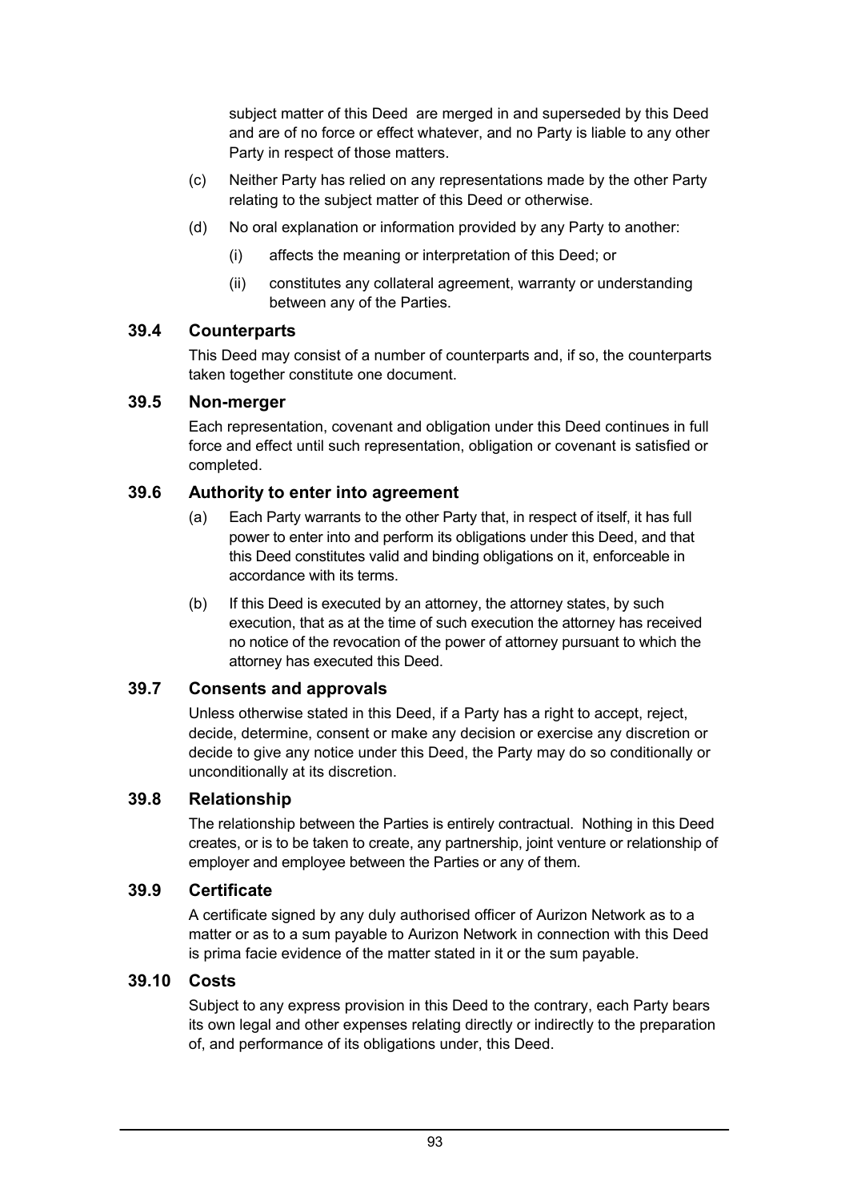subject matter of this Deed are merged in and superseded by this Deed and are of no force or effect whatever, and no Party is liable to any other Party in respect of those matters.

(c) Neither Party has relied on any representations made by the other Party relating to the subject matter of this Deed or otherwise.

(d) No oral explanation or information provided by any Party to another:

  (i) affects the meaning or interpretation of this Deed; or

  (ii) constitutes any collateral agreement, warranty or understanding between any of the Parties.

### 39.4 Counterparts

This Deed may consist of a number of counterparts and, if so, the counterparts taken together constitute one document.

### 39.5 Non-merger

Each representation, covenant and obligation under this Deed continues in full force and effect until such representation, obligation or covenant is satisfied or completed.

### 39.6 Authority to enter into agreement

(a) Each Party warrants to the other Party that, in respect of itself, it has full power to enter into and perform its obligations under this Deed, and that this Deed constitutes valid and binding obligations on it, enforceable in accordance with its terms.

(b) If this Deed is executed by an attorney, the attorney states, by such execution, that as at the time of such execution the attorney has received no notice of the revocation of the power of attorney pursuant to which the attorney has executed this Deed.

### 39.7 Consents and approvals

Unless otherwise stated in this Deed, if a Party has a right to accept, reject, decide, determine, consent or make any decision or exercise any discretion or decide to give any notice under this Deed, the Party may do so conditionally or unconditionally at its discretion.

### 39.8 Relationship

The relationship between the Parties is entirely contractual. Nothing in this Deed creates, or is to be taken to create, any partnership, joint venture or relationship of employer and employee between the Parties or any of them.

### 39.9 Certificate

A certificate signed by any duly authorised officer of Aurizon Network as to a matter or as to a sum payable to Aurizon Network in connection with this Deed is prima facie evidence of the matter stated in it or the sum payable.

### 39.10 Costs

Subject to any express provision in this Deed to the contrary, each Party bears its own legal and other expenses relating directly or indirectly to the preparation of, and performance of its obligations under, this Deed.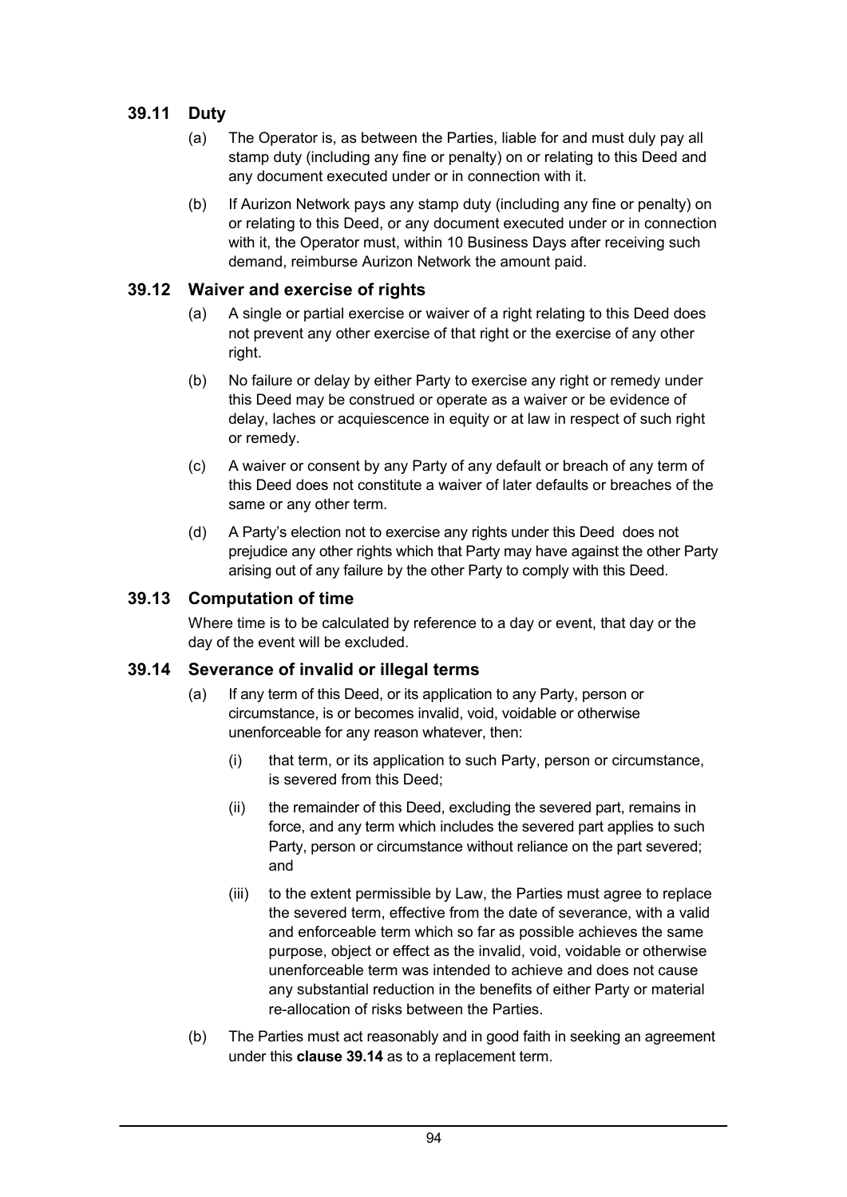### 39.11 Duty

(a) The Operator is, as between the Parties, liable for and must duly pay all stamp duty (including any fine or penalty) on or relating to this Deed and any document executed under or in connection with it.

(b) If Aurizon Network pays any stamp duty (including any fine or penalty) on or relating to this Deed, or any document executed under or in connection with it, the Operator must, within 10 Business Days after receiving such demand, reimburse Aurizon Network the amount paid.

### 39.12 Waiver and exercise of rights

(a) A single or partial exercise or waiver of a right relating to this Deed does not prevent any other exercise of that right or the exercise of any other right.

(b) No failure or delay by either Party to exercise any right or remedy under this Deed may be construed or operate as a waiver or be evidence of delay, laches or acquiescence in equity or at law in respect of such right or remedy.

(c) A waiver or consent by any Party of any default or breach of any term of this Deed does not constitute a waiver of later defaults or breaches of the same or any other term.

(d) A Party's election not to exercise any rights under this Deed does not prejudice any other rights which that Party may have against the other Party arising out of any failure by the other Party to comply with this Deed.

### 39.13 Computation of time

Where time is to be calculated by reference to a day or event, that day or the day of the event will be excluded.

### 39.14 Severance of invalid or illegal terms

(a) If any term of this Deed, or its application to any Party, person or circumstance, is or becomes invalid, void, voidable or otherwise unenforceable for any reason whatever, then:

(i) that term, or its application to such Party, person or circumstance, is severed from this Deed;

(ii) the remainder of this Deed, excluding the severed part, remains in force, and any term which includes the severed part applies to such Party, person or circumstance without reliance on the part severed; and

(iii) to the extent permissible by Law, the Parties must agree to replace the severed term, effective from the date of severance, with a valid and enforceable term which so far as possible achieves the same purpose, object or effect as the invalid, void, voidable or otherwise unenforceable term was intended to achieve and does not cause any substantial reduction in the benefits of either Party or material re-allocation of risks between the Parties.

(b) The Parties must act reasonably and in good faith in seeking an agreement under this **clause 39.14** as to a replacement term.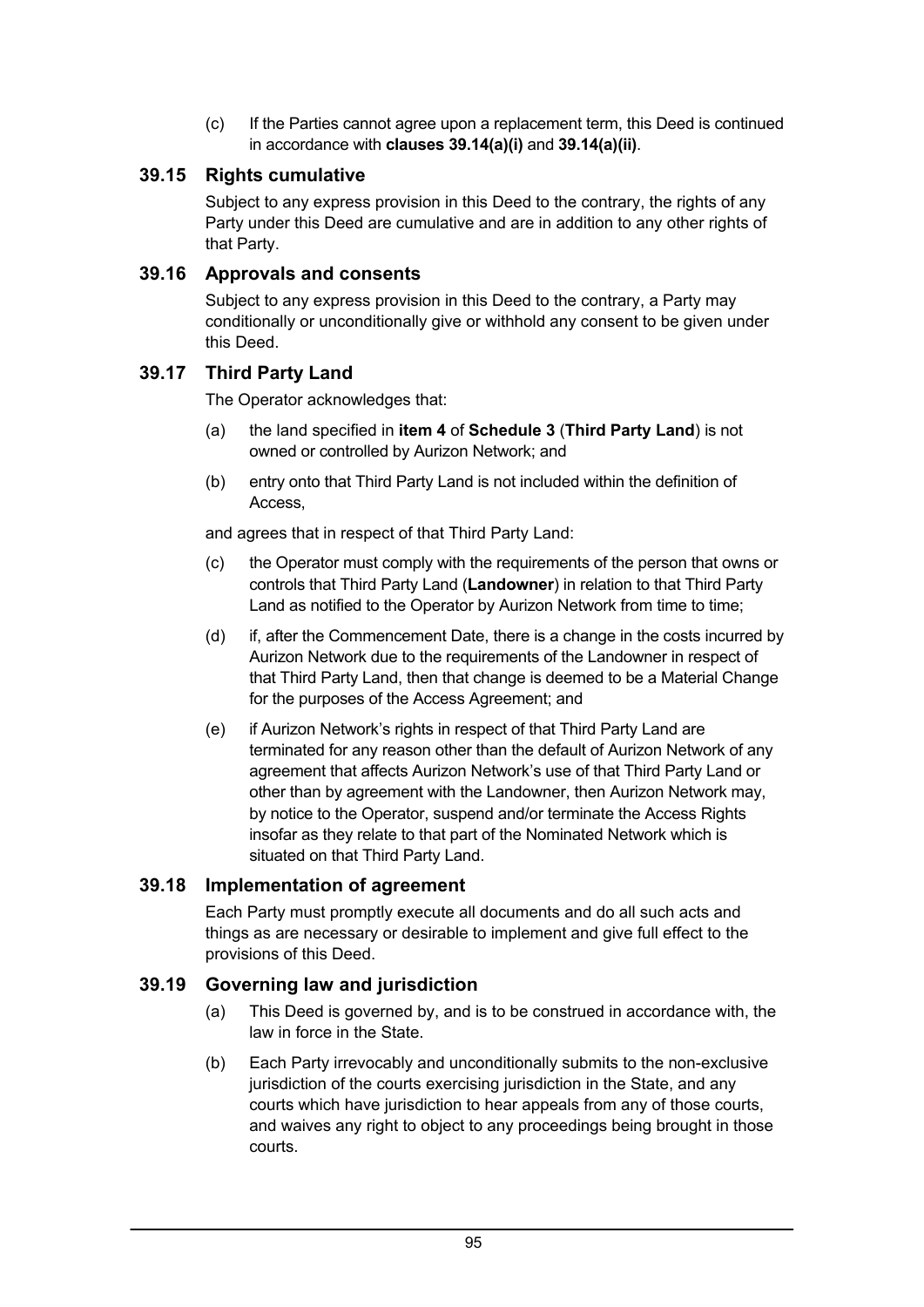(c) If the Parties cannot agree upon a replacement term, this Deed is continued in accordance with **clauses 39.14(a)(i)** and **39.14(a)(ii)**.

## 39.15 Rights cumulative

Subject to any express provision in this Deed to the contrary, the rights of any Party under this Deed are cumulative and are in addition to any other rights of that Party.

## 39.16 Approvals and consents

Subject to any express provision in this Deed to the contrary, a Party may conditionally or unconditionally give or withhold any consent to be given under this Deed.

## 39.17 Third Party Land

The Operator acknowledges that:

(a) the land specified in **item 4** of **Schedule 3** (**Third Party Land**) is not owned or controlled by Aurizon Network; and

(b) entry onto that Third Party Land is not included within the definition of Access,

and agrees that in respect of that Third Party Land:

(c) the Operator must comply with the requirements of the person that owns or controls that Third Party Land (**Landowner**) in relation to that Third Party Land as notified to the Operator by Aurizon Network from time to time;

(d) if, after the Commencement Date, there is a change in the costs incurred by Aurizon Network due to the requirements of the Landowner in respect of that Third Party Land, then that change is deemed to be a Material Change for the purposes of the Access Agreement; and

(e) if Aurizon Network's rights in respect of that Third Party Land are terminated for any reason other than the default of Aurizon Network of any agreement that affects Aurizon Network's use of that Third Party Land or other than by agreement with the Landowner, then Aurizon Network may, by notice to the Operator, suspend and/or terminate the Access Rights insofar as they relate to that part of the Nominated Network which is situated on that Third Party Land.

## 39.18 Implementation of agreement

Each Party must promptly execute all documents and do all such acts and things as are necessary or desirable to implement and give full effect to the provisions of this Deed.

## 39.19 Governing law and jurisdiction

(a) This Deed is governed by, and is to be construed in accordance with, the law in force in the State.

(b) Each Party irrevocably and unconditionally submits to the non-exclusive jurisdiction of the courts exercising jurisdiction in the State, and any courts which have jurisdiction to hear appeals from any of those courts, and waives any right to object to any proceedings being brought in those courts.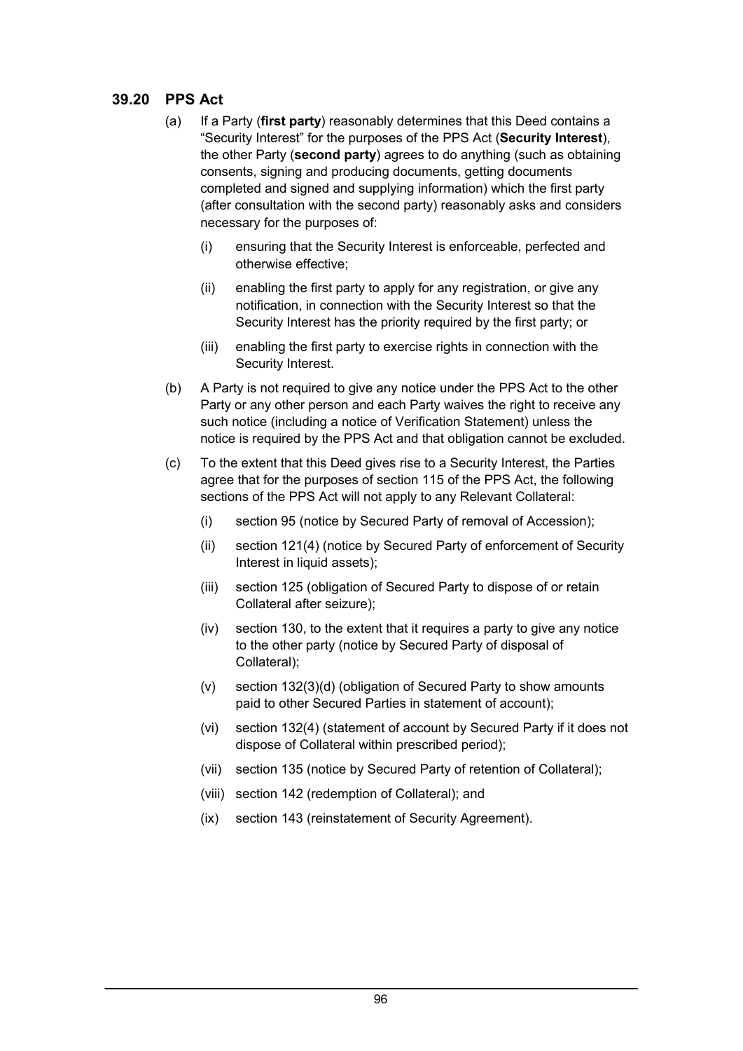## 39.20 PPS Act

(a) If a Party (**first party**) reasonably determines that this Deed contains a "Security Interest" for the purposes of the PPS Act (**Security Interest**), the other Party (**second party**) agrees to do anything (such as obtaining consents, signing and producing documents, getting documents completed and signed and supplying information) which the first party (after consultation with the second party) reasonably asks and considers necessary for the purposes of:

   (i) ensuring that the Security Interest is enforceable, perfected and otherwise effective;

   (ii) enabling the first party to apply for any registration, or give any notification, in connection with the Security Interest so that the Security Interest has the priority required by the first party; or

   (iii) enabling the first party to exercise rights in connection with the Security Interest.

(b) A Party is not required to give any notice under the PPS Act to the other Party or any other person and each Party waives the right to receive any such notice (including a notice of Verification Statement) unless the notice is required by the PPS Act and that obligation cannot be excluded.

(c) To the extent that this Deed gives rise to a Security Interest, the Parties agree that for the purposes of section 115 of the PPS Act, the following sections of the PPS Act will not apply to any Relevant Collateral:

   (i) section 95 (notice by Secured Party of removal of Accession);

   (ii) section 121(4) (notice by Secured Party of enforcement of Security Interest in liquid assets);

   (iii) section 125 (obligation of Secured Party to dispose of or retain Collateral after seizure);

   (iv) section 130, to the extent that it requires a party to give any notice to the other party (notice by Secured Party of disposal of Collateral);

   (v) section 132(3)(d) (obligation of Secured Party to show amounts paid to other Secured Parties in statement of account);

   (vi) section 132(4) (statement of account by Secured Party if it does not dispose of Collateral within prescribed period);

   (vii) section 135 (notice by Secured Party of retention of Collateral);

   (viii) section 142 (redemption of Collateral); and

   (ix) section 143 (reinstatement of Security Agreement).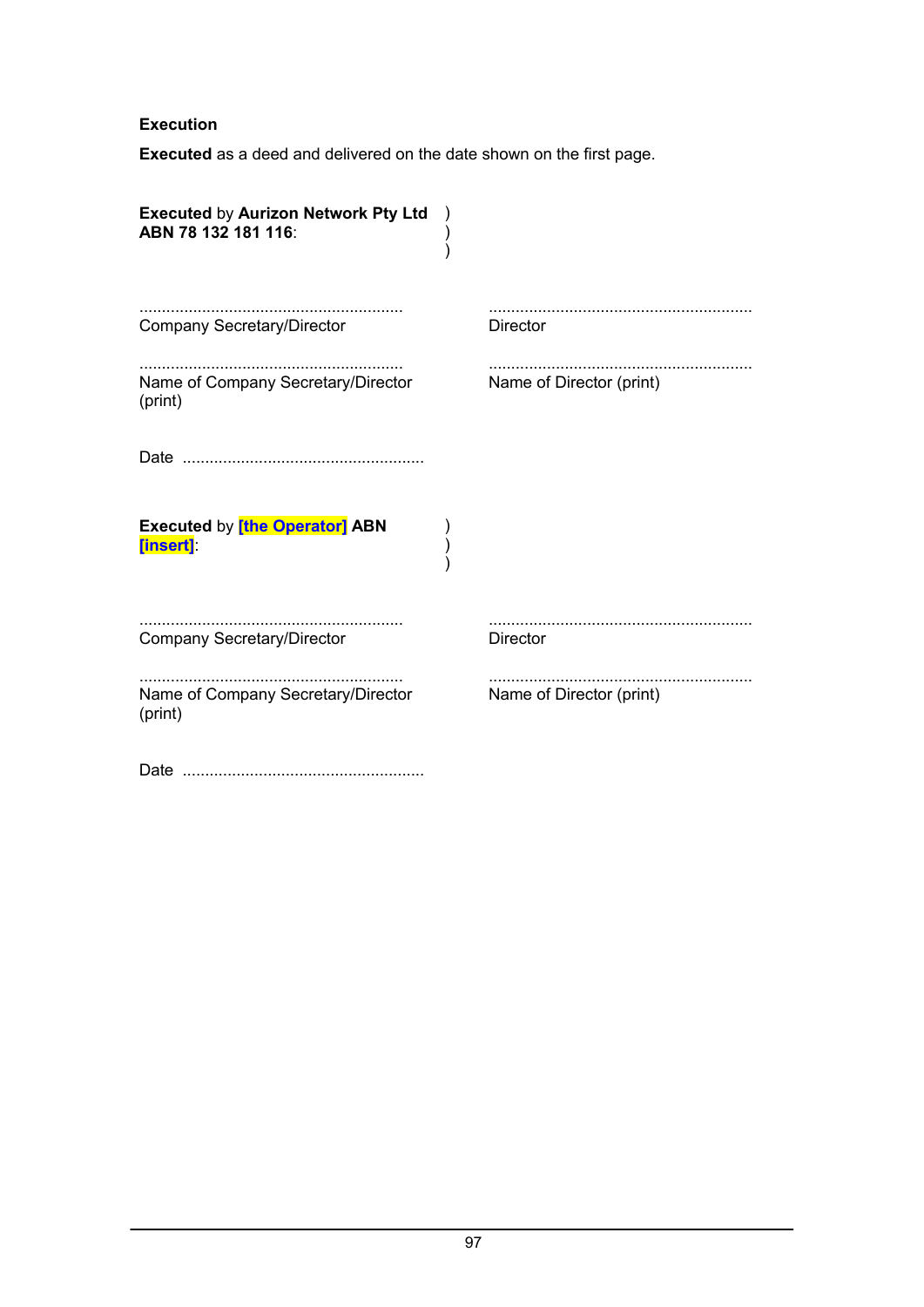**Execution**

**Executed** as a deed and delivered on the date shown on the first page.

**Executed** by **Aurizon Network Pty Ltd ABN 78 132 181 116**: )
)
)

| | |
|---|---|
| ........................................................... | ........................................................... |
| Company Secretary/Director | Director |
| ........................................................... | ........................................................... |
| Name of Company Secretary/Director (print) | Name of Director (print) |

Date ......................................................

**Executed** by **[the Operator] ABN [insert]**: )
)
)

| | |
|---|---|
| ........................................................... | ........................................................... |
| Company Secretary/Director | Director |
| ........................................................... | ........................................................... |
| Name of Company Secretary/Director (print) | Name of Director (print) |

Date ......................................................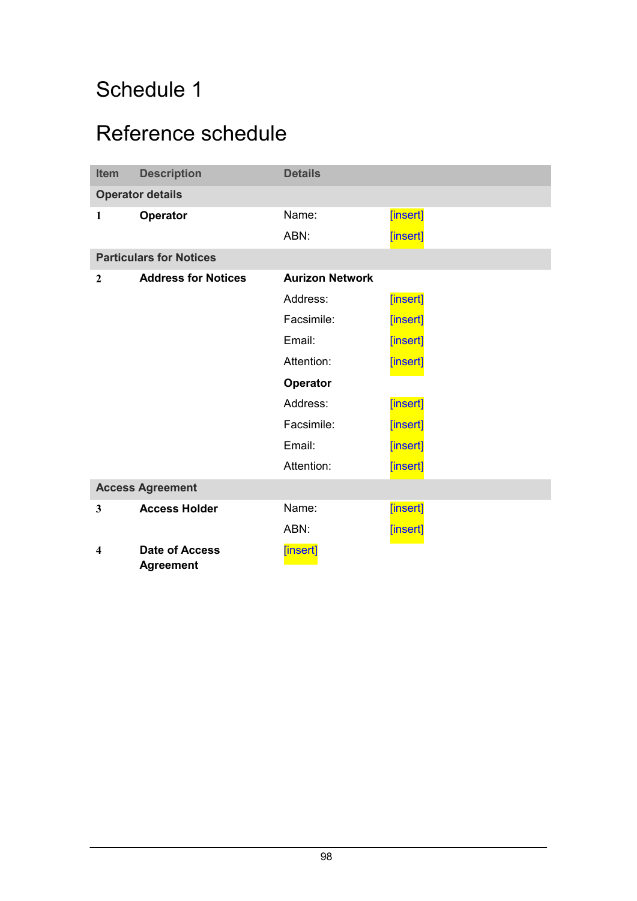# Schedule 1

# Reference schedule

| Item | Description | Details | |
|---|---|---|---|
| **Operator details** | | | |
| **1** | **Operator** | Name: | [insert] |
| | | ABN: | [insert] |
| **Particulars for Notices** | | | |
| **2** | **Address for Notices** | **Aurizon Network** | |
| | | Address: | [insert] |
| | | Facsimile: | [insert] |
| | | Email: | [insert] |
| | | Attention: | [insert] |
| | | **Operator** | |
| | | Address: | [insert] |
| | | Facsimile: | [insert] |
| | | Email: | [insert] |
| | | Attention: | [insert] |
| **Access Agreement** | | | |
| **3** | **Access Holder** | Name: | [insert] |
| | | ABN: | [insert] |
| **4** | **Date of Access Agreement** | [insert] | |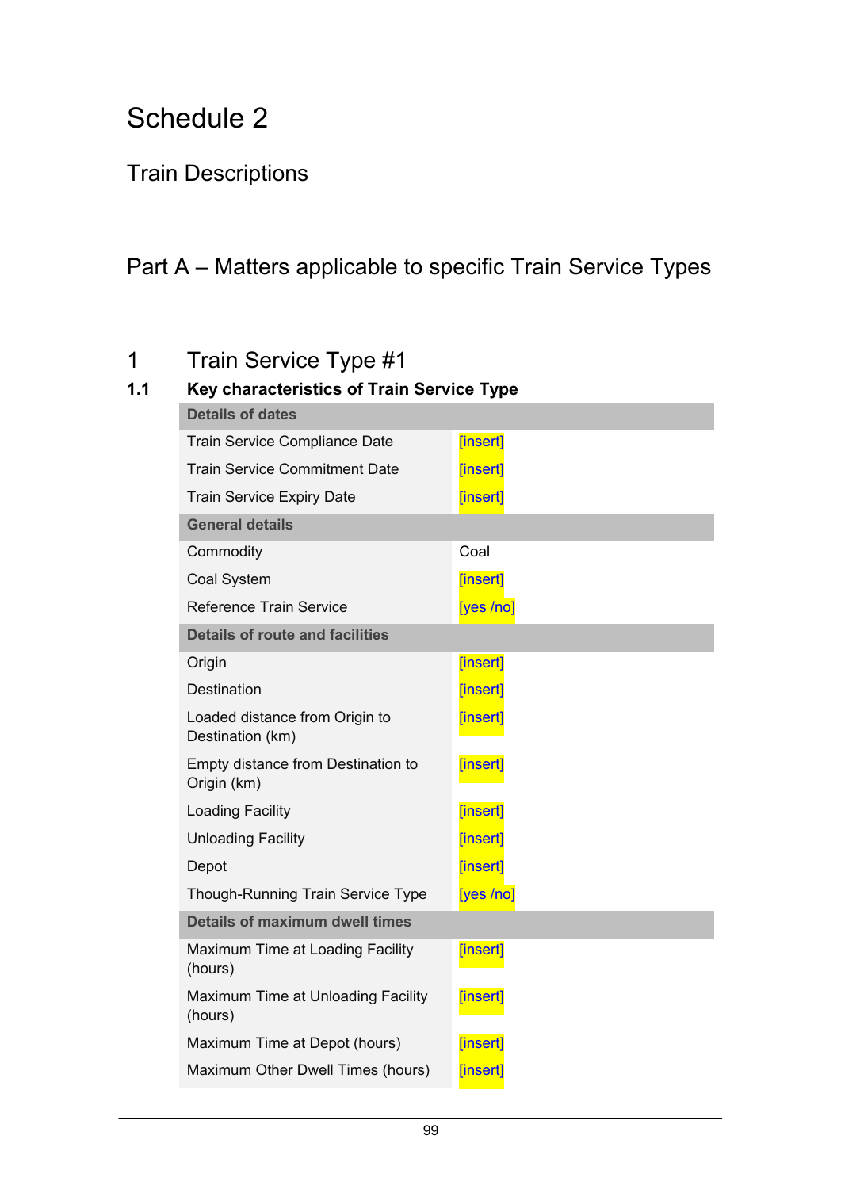# Schedule 2

## Train Descriptions

## Part A – Matters applicable to specific Train Service Types

### 1 Train Service Type #1

#### 1.1 Key characteristics of Train Service Type

| **Details of dates** | |
|---|---|
| Train Service Compliance Date | [insert] |
| Train Service Commitment Date | [insert] |
| Train Service Expiry Date | [insert] |
| **General details** | |
| Commodity | Coal |
| Coal System | [insert] |
| Reference Train Service | [yes /no] |
| **Details of route and facilities** | |
| Origin | [insert] |
| Destination | [insert] |
| Loaded distance from Origin to Destination (km) | [insert] |
| Empty distance from Destination to Origin (km) | [insert] |
| Loading Facility | [insert] |
| Unloading Facility | [insert] |
| Depot | [insert] |
| Though-Running Train Service Type | [yes /no] |
| **Details of maximum dwell times** | |
| Maximum Time at Loading Facility (hours) | [insert] |
| Maximum Time at Unloading Facility (hours) | [insert] |
| Maximum Time at Depot (hours) | [insert] |
| Maximum Other Dwell Times (hours) | [insert] |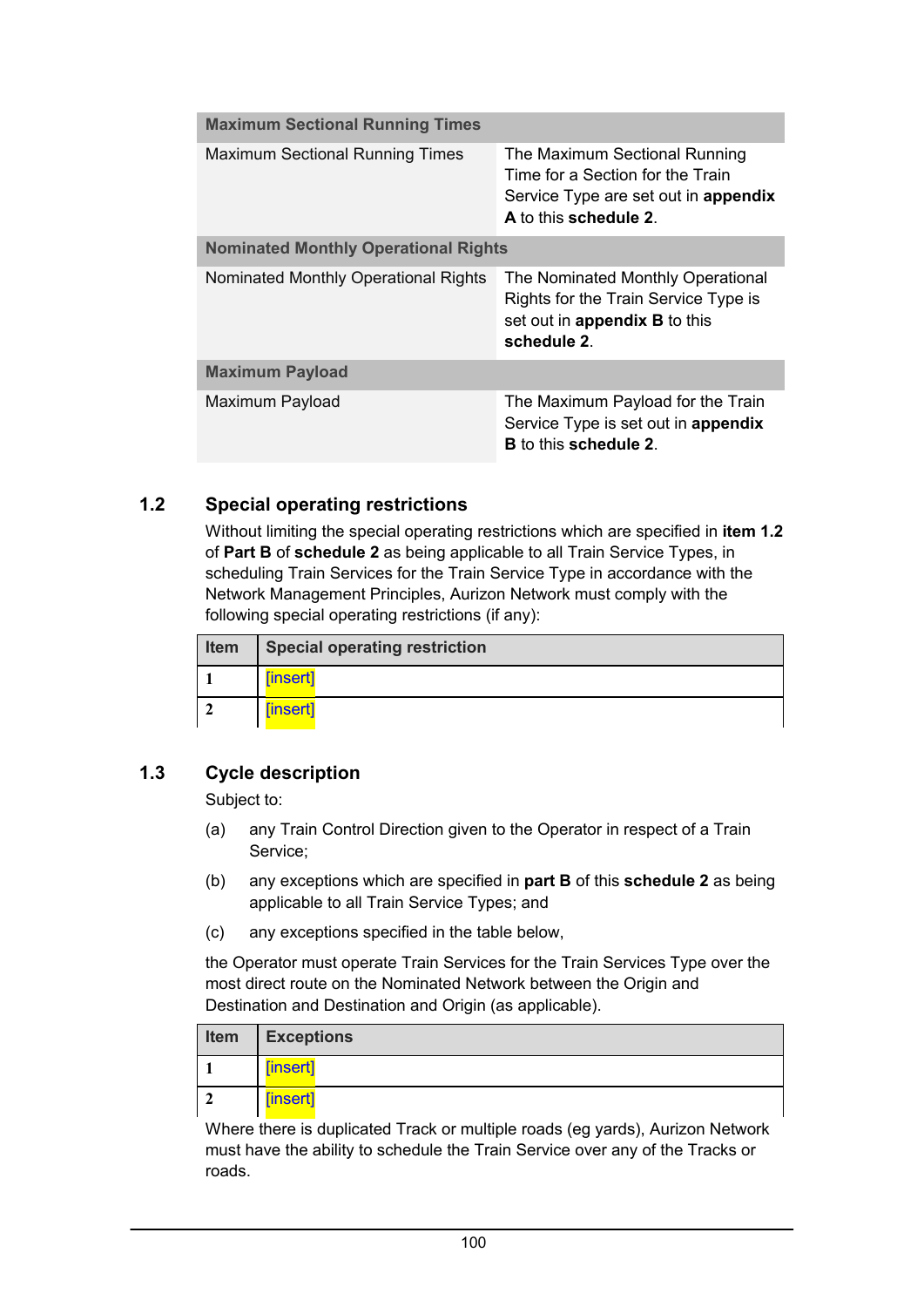| Maximum Sectional Running Times | |
|---|---|
| Maximum Sectional Running Times | The Maximum Sectional Running Time for a Section for the Train Service Type are set out in **appendix A** to this **schedule 2**. |
| **Nominated Monthly Operational Rights** | |
| Nominated Monthly Operational Rights | The Nominated Monthly Operational Rights for the Train Service Type is set out in **appendix B** to this **schedule 2**. |
| **Maximum Payload** | |
| Maximum Payload | The Maximum Payload for the Train Service Type is set out in **appendix B** to this **schedule 2**. |

## 1.2 Special operating restrictions

Without limiting the special operating restrictions which are specified in **item 1.2** of **Part B** of **schedule 2** as being applicable to all Train Service Types, in scheduling Train Services for the Train Service Type in accordance with the Network Management Principles, Aurizon Network must comply with the following special operating restrictions (if any):

| Item | Special operating restriction |
|---|---|
| 1 | [insert] |
| 2 | [insert] |

## 1.3 Cycle description

Subject to:

(a) any Train Control Direction given to the Operator in respect of a Train Service;

(b) any exceptions which are specified in **part B** of this **schedule 2** as being applicable to all Train Service Types; and

(c) any exceptions specified in the table below,

the Operator must operate Train Services for the Train Services Type over the most direct route on the Nominated Network between the Origin and Destination and Destination and Origin (as applicable).

| Item | Exceptions |
|---|---|
| 1 | [insert] |
| 2 | [insert] |

Where there is duplicated Track or multiple roads (eg yards), Aurizon Network must have the ability to schedule the Train Service over any of the Tracks or roads.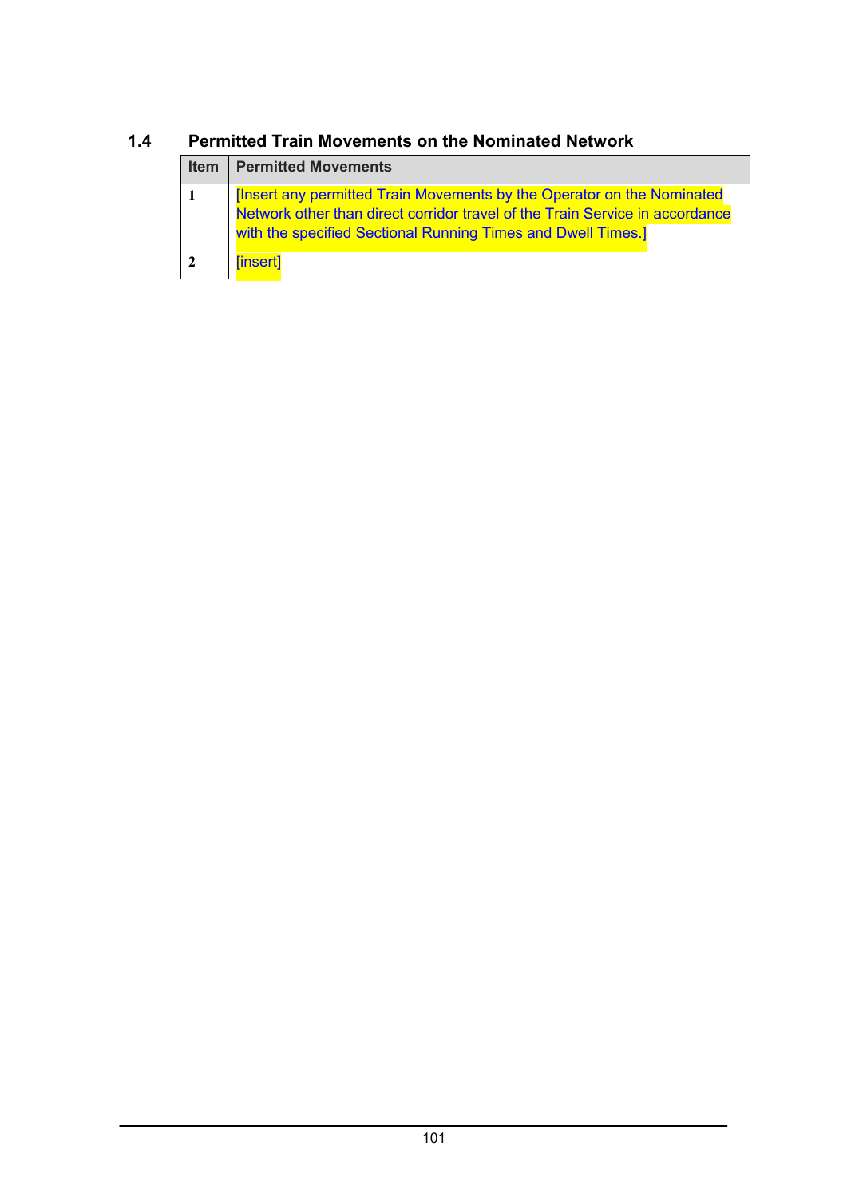### 1.4 Permitted Train Movements on the Nominated Network

| Item | Permitted Movements |
| --- | --- |
| 1 | [Insert any permitted Train Movements by the Operator on the Nominated Network other than direct corridor travel of the Train Service in accordance with the specified Sectional Running Times and Dwell Times.] |
| 2 | [insert] |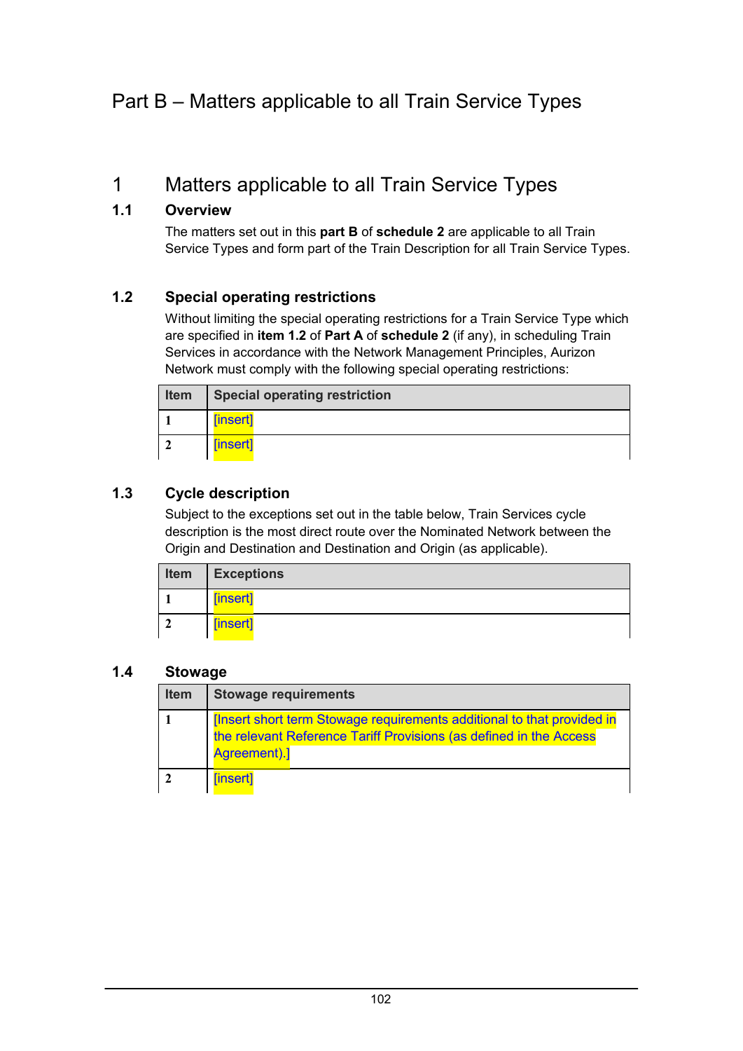# Part B – Matters applicable to all Train Service Types

## 1 Matters applicable to all Train Service Types

### 1.1 Overview

The matters set out in this **part B** of **schedule 2** are applicable to all Train Service Types and form part of the Train Description for all Train Service Types.

### 1.2 Special operating restrictions

Without limiting the special operating restrictions for a Train Service Type which are specified in **item 1.2** of **Part A** of **schedule 2** (if any), in scheduling Train Services in accordance with the Network Management Principles, Aurizon Network must comply with the following special operating restrictions:

| Item | Special operating restriction |
|---|---|
| 1 | [insert] |
| 2 | [insert] |

### 1.3 Cycle description

Subject to the exceptions set out in the table below, Train Services cycle description is the most direct route over the Nominated Network between the Origin and Destination and Destination and Origin (as applicable).

| Item | Exceptions |
|---|---|
| 1 | [insert] |
| 2 | [insert] |

### 1.4 Stowage

| Item | Stowage requirements |
|---|---|
| 1 | [Insert short term Stowage requirements additional to that provided in the relevant Reference Tariff Provisions (as defined in the Access Agreement).] |
| 2 | [insert] |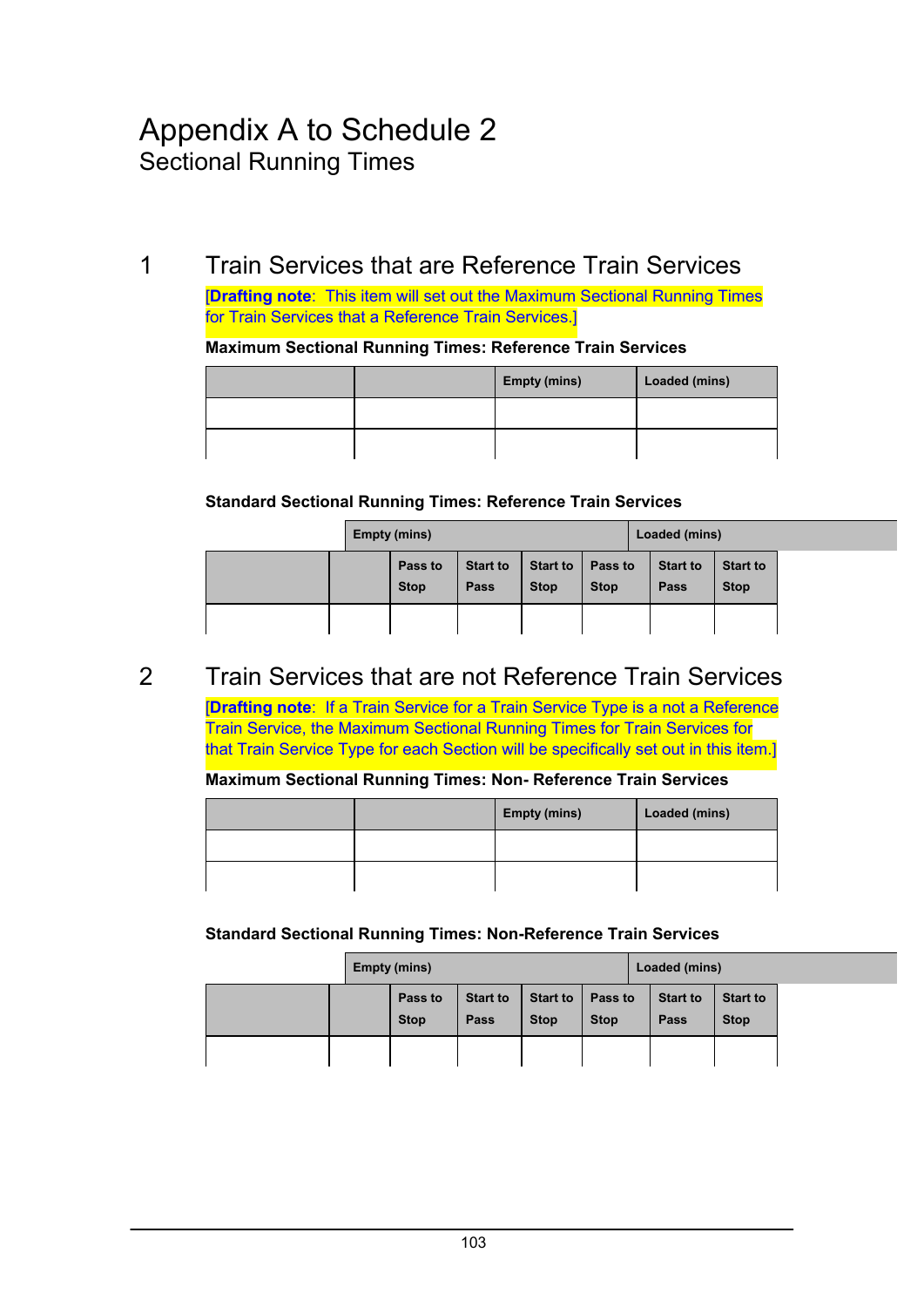# Appendix A to Schedule 2

## Sectional Running Times

## 1 Train Services that are Reference Train Services

[**Drafting note**: This item will set out the Maximum Sectional Running Times for Train Services that a Reference Train Services.]

**Maximum Sectional Running Times: Reference Train Services**

| | | Empty (mins) | Loaded (mins) |
|---|---|---|---|
| | | | |
| | | | |

**Standard Sectional Running Times: Reference Train Services**

| | Empty (mins) | | | | Loaded (mins) | | |
|---|---|---|---|---|---|---|---|
| | | Pass to Stop | Start to Pass | Start to Stop | Pass to Stop | Start to Pass | Start to Stop |
| | | | | | | | |

## 2 Train Services that are not Reference Train Services

[**Drafting note**: If a Train Service for a Train Service Type is a not a Reference Train Service, the Maximum Sectional Running Times for Train Services for that Train Service Type for each Section will be specifically set out in this item.]

**Maximum Sectional Running Times: Non- Reference Train Services**

| | | Empty (mins) | Loaded (mins) |
|---|---|---|---|
| | | | |
| | | | |

**Standard Sectional Running Times: Non-Reference Train Services**

| | Empty (mins) | | | | Loaded (mins) | | |
|---|---|---|---|---|---|---|---|
| | | Pass to Stop | Start to Pass | Start to Stop | Pass to Stop | Start to Pass | Start to Stop |
| | | | | | | | |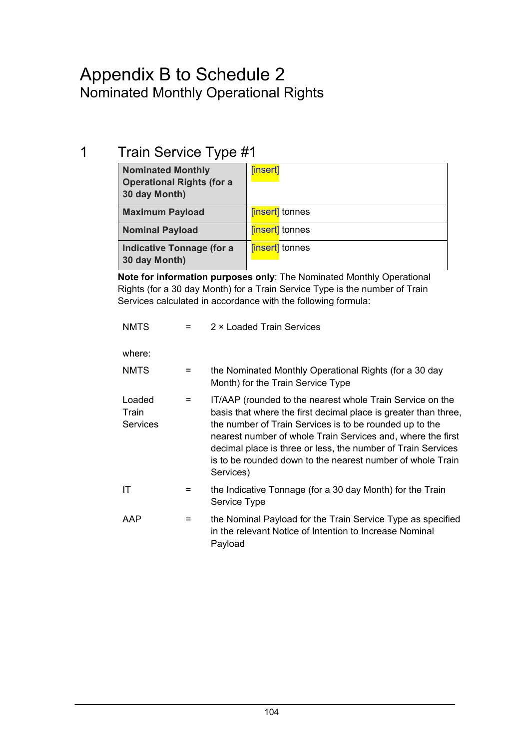# Appendix B to Schedule 2

## Nominated Monthly Operational Rights

### 1 Train Service Type #1

| | |
|---|---|
| **Nominated Monthly Operational Rights (for a 30 day Month)** | [insert] |
| **Maximum Payload** | [insert] tonnes |
| **Nominal Payload** | [insert] tonnes |
| **Indicative Tonnage (for a 30 day Month)** | [insert] tonnes |

**Note for information purposes only**: The Nominated Monthly Operational Rights (for a 30 day Month) for a Train Service Type is the number of Train Services calculated in accordance with the following formula:

NMTS = 2 × Loaded Train Services

where:

NMTS = the Nominated Monthly Operational Rights (for a 30 day Month) for the Train Service Type

Loaded Train Services = IT/AAP (rounded to the nearest whole Train Service on the basis that where the first decimal place is greater than three, the number of Train Services is to be rounded up to the nearest number of whole Train Services and, where the first decimal place is three or less, the number of Train Services is to be rounded down to the nearest number of whole Train Services)

IT = the Indicative Tonnage (for a 30 day Month) for the Train Service Type

AAP = the Nominal Payload for the Train Service Type as specified in the relevant Notice of Intention to Increase Nominal Payload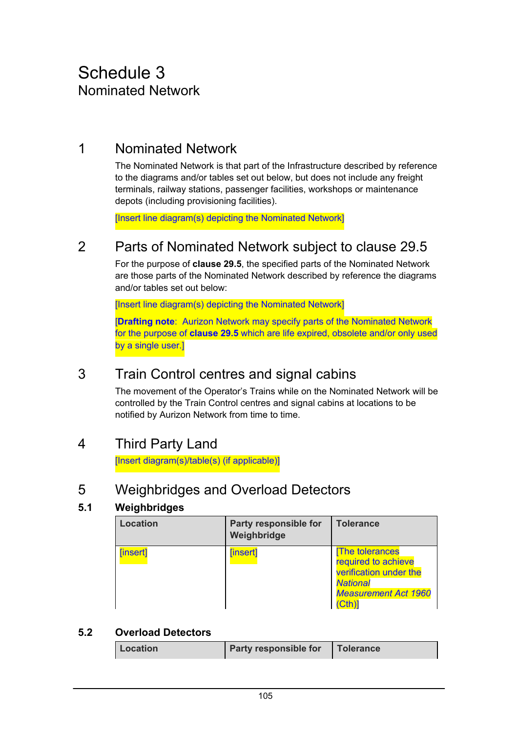# Schedule 3

## Nominated Network

## 1 Nominated Network

The Nominated Network is that part of the Infrastructure described by reference to the diagrams and/or tables set out below, but does not include any freight terminals, railway stations, passenger facilities, workshops or maintenance depots (including provisioning facilities).

[Insert line diagram(s) depicting the Nominated Network]

## 2 Parts of Nominated Network subject to clause 29.5

For the purpose of **clause 29.5**, the specified parts of the Nominated Network are those parts of the Nominated Network described by reference the diagrams and/or tables set out below:

[Insert line diagram(s) depicting the Nominated Network]

[**Drafting note**: Aurizon Network may specify parts of the Nominated Network for the purpose of **clause 29.5** which are life expired, obsolete and/or only used by a single user.]

## 3 Train Control centres and signal cabins

The movement of the Operator's Trains while on the Nominated Network will be controlled by the Train Control centres and signal cabins at locations to be notified by Aurizon Network from time to time.

## 4 Third Party Land

[Insert diagram(s)/table(s) (if applicable)]

## 5 Weighbridges and Overload Detectors

### 5.1 Weighbridges

| Location | Party responsible for Weighbridge | Tolerance |
|---|---|---|
| [insert] | [insert] | [The tolerances required to achieve verification under the *National Measurement Act 1960* (Cth)] |

### 5.2 Overload Detectors

| Location | Party responsible for | Tolerance |
|---|---|---|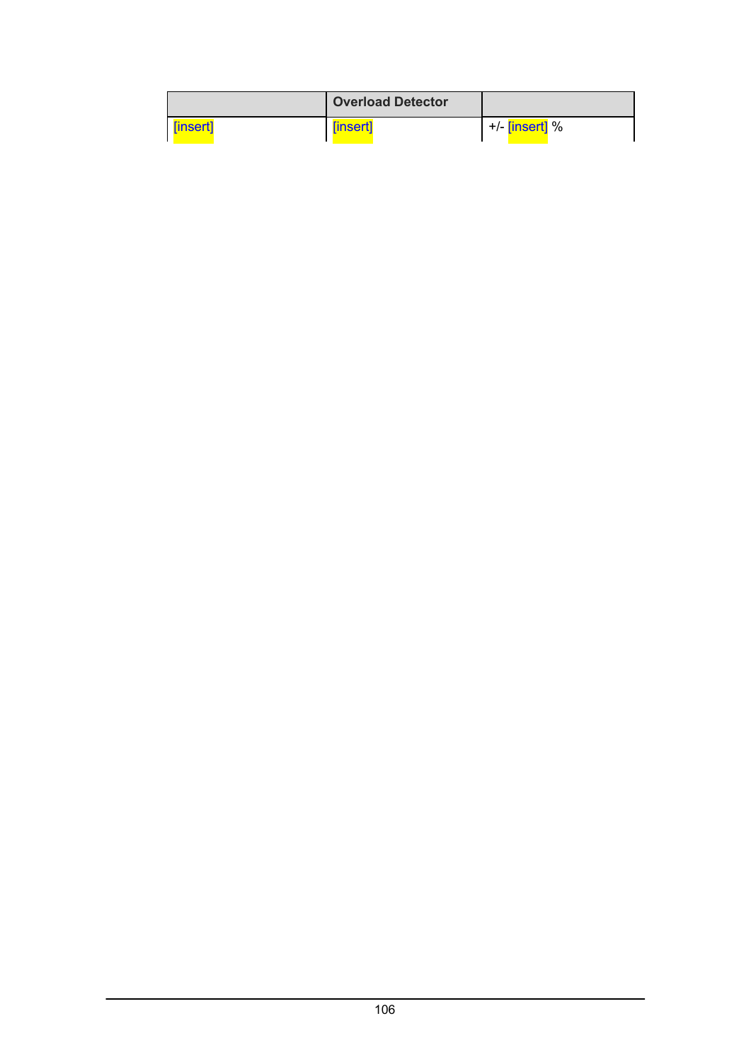| | Overload Detector | |
|---|---|---|
| [insert] | [insert] | +/- [insert] % |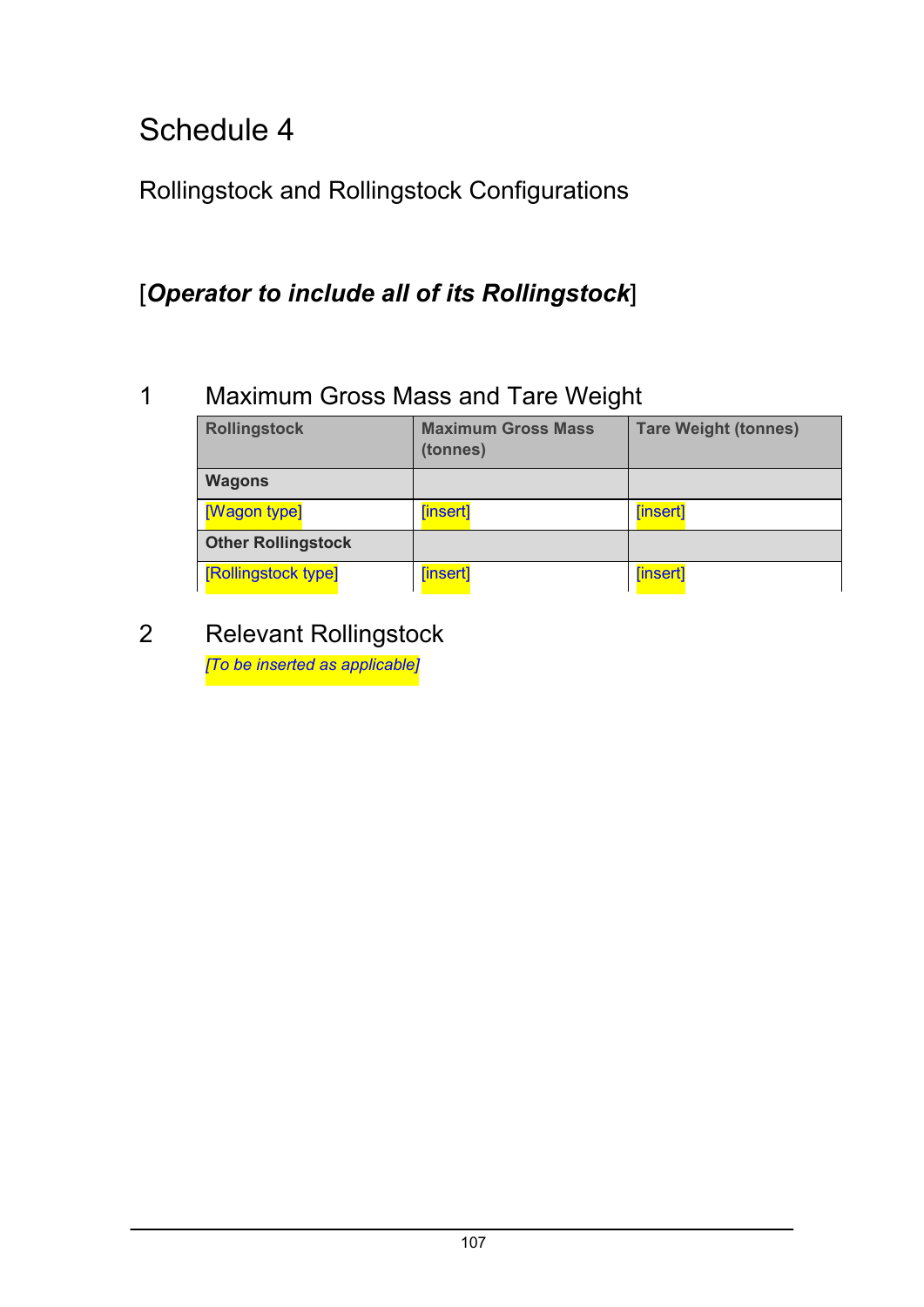# Schedule 4

## Rollingstock and Rollingstock Configurations

[***Operator to include all of its Rollingstock***]

## 1 Maximum Gross Mass and Tare Weight

| Rollingstock | Maximum Gross Mass (tonnes) | Tare Weight (tonnes) |
|---|---|---|
| **Wagons** | | |
| [Wagon type] | [insert] | [insert] |
| **Other Rollingstock** | | |
| [Rollingstock type] | [insert] | [insert] |

## 2 Relevant Rollingstock

*[To be inserted as applicable]*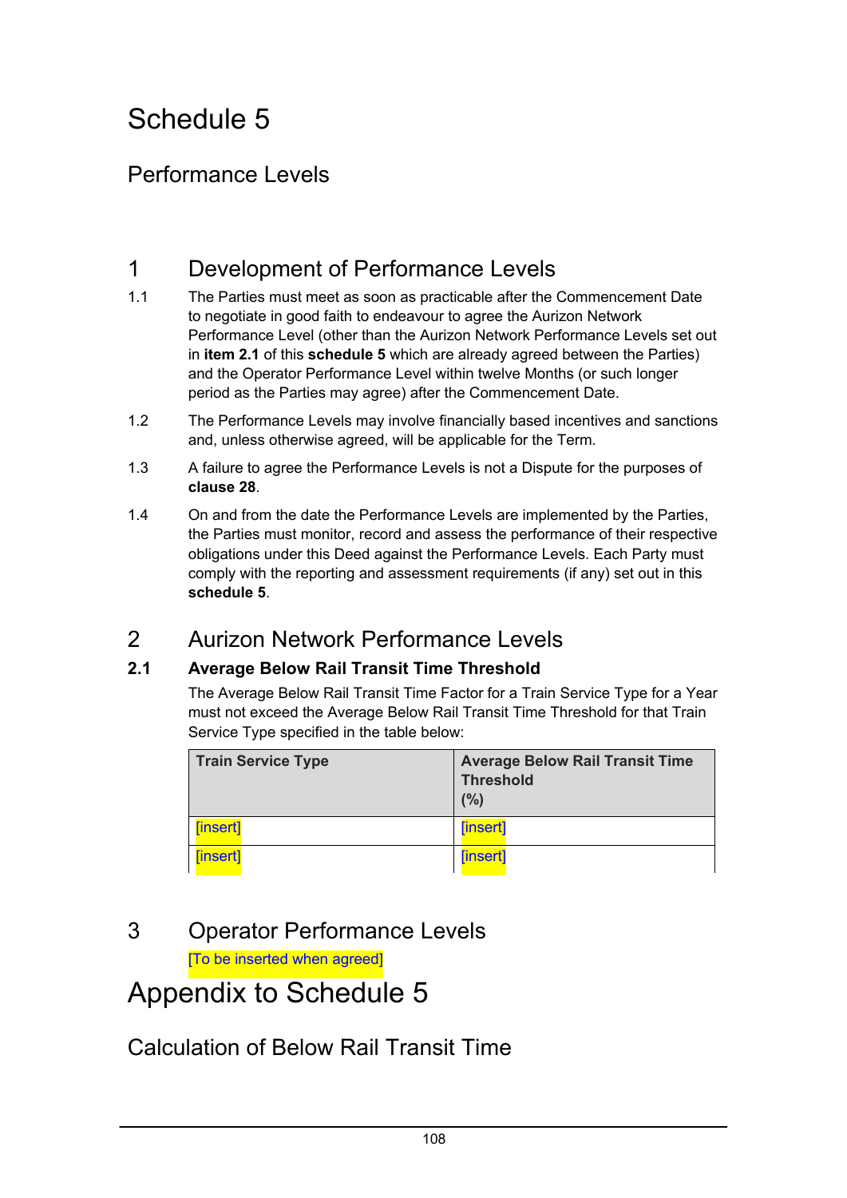# Schedule 5

## Performance Levels

## 1 Development of Performance Levels

1.1 The Parties must meet as soon as practicable after the Commencement Date to negotiate in good faith to endeavour to agree the Aurizon Network Performance Level (other than the Aurizon Network Performance Levels set out in **item 2.1** of this **schedule 5** which are already agreed between the Parties) and the Operator Performance Level within twelve Months (or such longer period as the Parties may agree) after the Commencement Date.

1.2 The Performance Levels may involve financially based incentives and sanctions and, unless otherwise agreed, will be applicable for the Term.

1.3 A failure to agree the Performance Levels is not a Dispute for the purposes of **clause 28**.

1.4 On and from the date the Performance Levels are implemented by the Parties, the Parties must monitor, record and assess the performance of their respective obligations under this Deed against the Performance Levels. Each Party must comply with the reporting and assessment requirements (if any) set out in this **schedule 5**.

## 2 Aurizon Network Performance Levels

### 2.1 Average Below Rail Transit Time Threshold

The Average Below Rail Transit Time Factor for a Train Service Type for a Year must not exceed the Average Below Rail Transit Time Threshold for that Train Service Type specified in the table below:

| Train Service Type | Average Below Rail Transit Time Threshold (%) |
|---|---|
| [insert] | [insert] |
| [insert] | [insert] |

## 3 Operator Performance Levels

[To be inserted when agreed]

# Appendix to Schedule 5

## Calculation of Below Rail Transit Time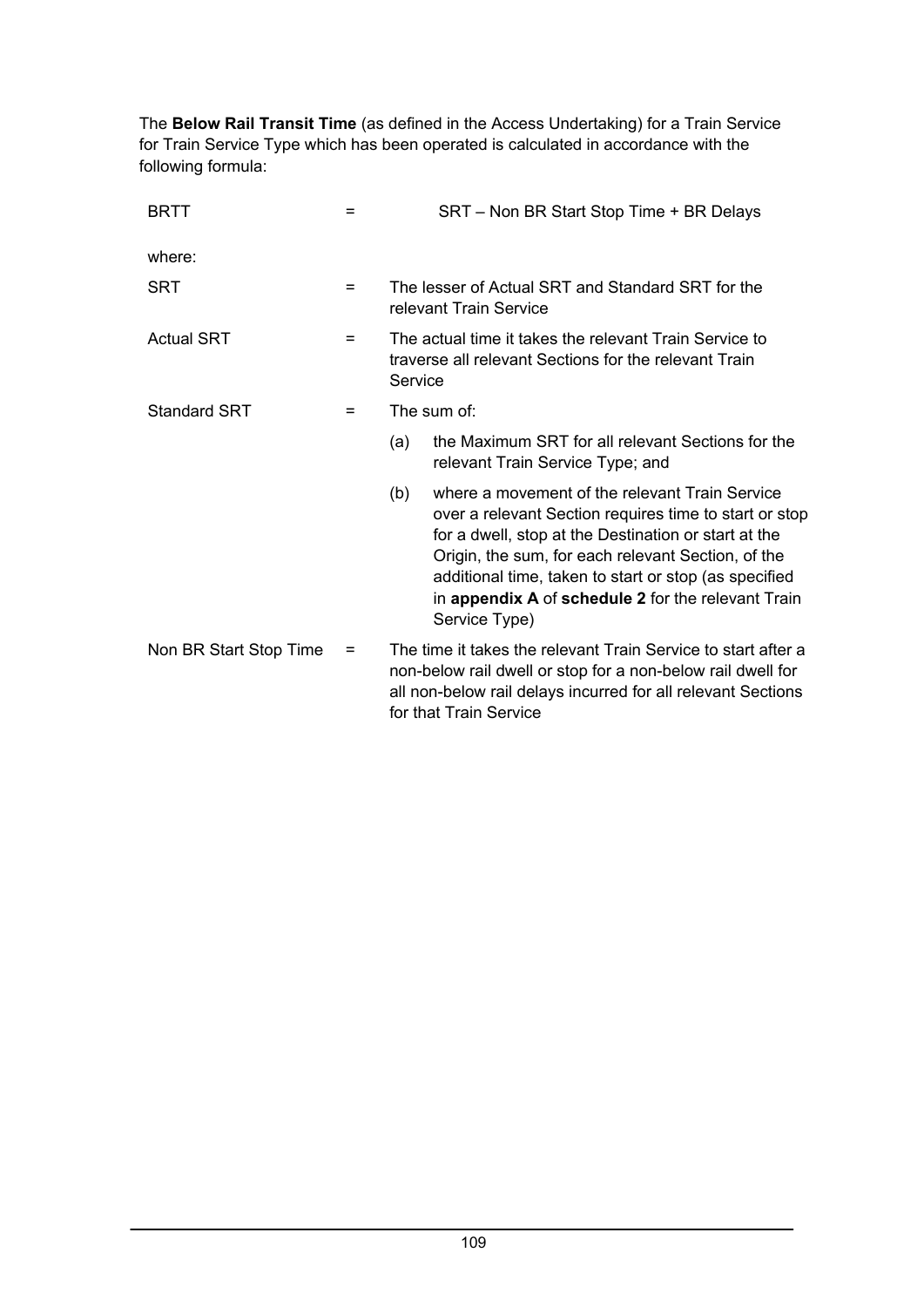The **Below Rail Transit Time** (as defined in the Access Undertaking) for a Train Service for Train Service Type which has been operated is calculated in accordance with the following formula:

| | | |
|---|---|---|
| BRTT | = | SRT – Non BR Start Stop Time + BR Delays |
| where: | | |
| SRT | = | The lesser of Actual SRT and Standard SRT for the relevant Train Service |
| Actual SRT | = | The actual time it takes the relevant Train Service to traverse all relevant Sections for the relevant Train Service |
| Standard SRT | = | The sum of: (a) the Maximum SRT for all relevant Sections for the relevant Train Service Type; and (b) where a movement of the relevant Train Service over a relevant Section requires time to start or stop for a dwell, stop at the Destination or start at the Origin, the sum, for each relevant Section, of the additional time, taken to start or stop (as specified in **appendix A** of **schedule 2** for the relevant Train Service Type) |
| Non BR Start Stop Time | = | The time it takes the relevant Train Service to start after a non-below rail dwell or stop for a non-below rail dwell for all non-below rail delays incurred for all relevant Sections for that Train Service |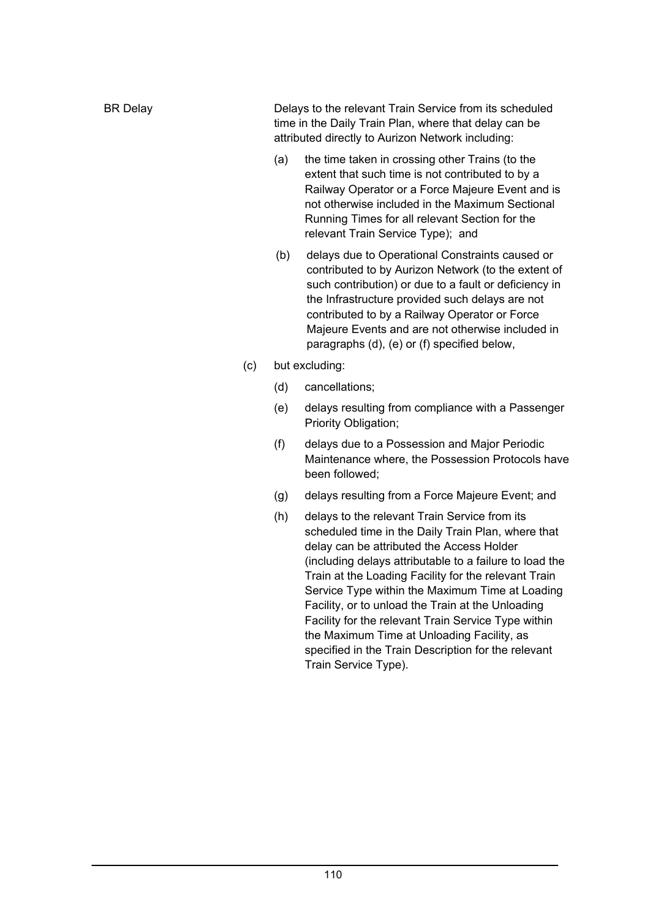**BR Delay**

Delays to the relevant Train Service from its scheduled time in the Daily Train Plan, where that delay can be attributed directly to Aurizon Network including:

(a) the time taken in crossing other Trains (to the extent that such time is not contributed to by a Railway Operator or a Force Majeure Event and is not otherwise included in the Maximum Sectional Running Times for all relevant Section for the relevant Train Service Type); and

(b) delays due to Operational Constraints caused or contributed to by Aurizon Network (to the extent of such contribution) or due to a fault or deficiency in the Infrastructure provided such delays are not contributed to by a Railway Operator or Force Majeure Events and are not otherwise included in paragraphs (d), (e) or (f) specified below,

(c) but excluding:

(d) cancellations;

(e) delays resulting from compliance with a Passenger Priority Obligation;

(f) delays due to a Possession and Major Periodic Maintenance where, the Possession Protocols have been followed;

(g) delays resulting from a Force Majeure Event; and

(h) delays to the relevant Train Service from its scheduled time in the Daily Train Plan, where that delay can be attributed the Access Holder (including delays attributable to a failure to load the Train at the Loading Facility for the relevant Train Service Type within the Maximum Time at Loading Facility, or to unload the Train at the Unloading Facility for the relevant Train Service Type within the Maximum Time at Unloading Facility, as specified in the Train Description for the relevant Train Service Type).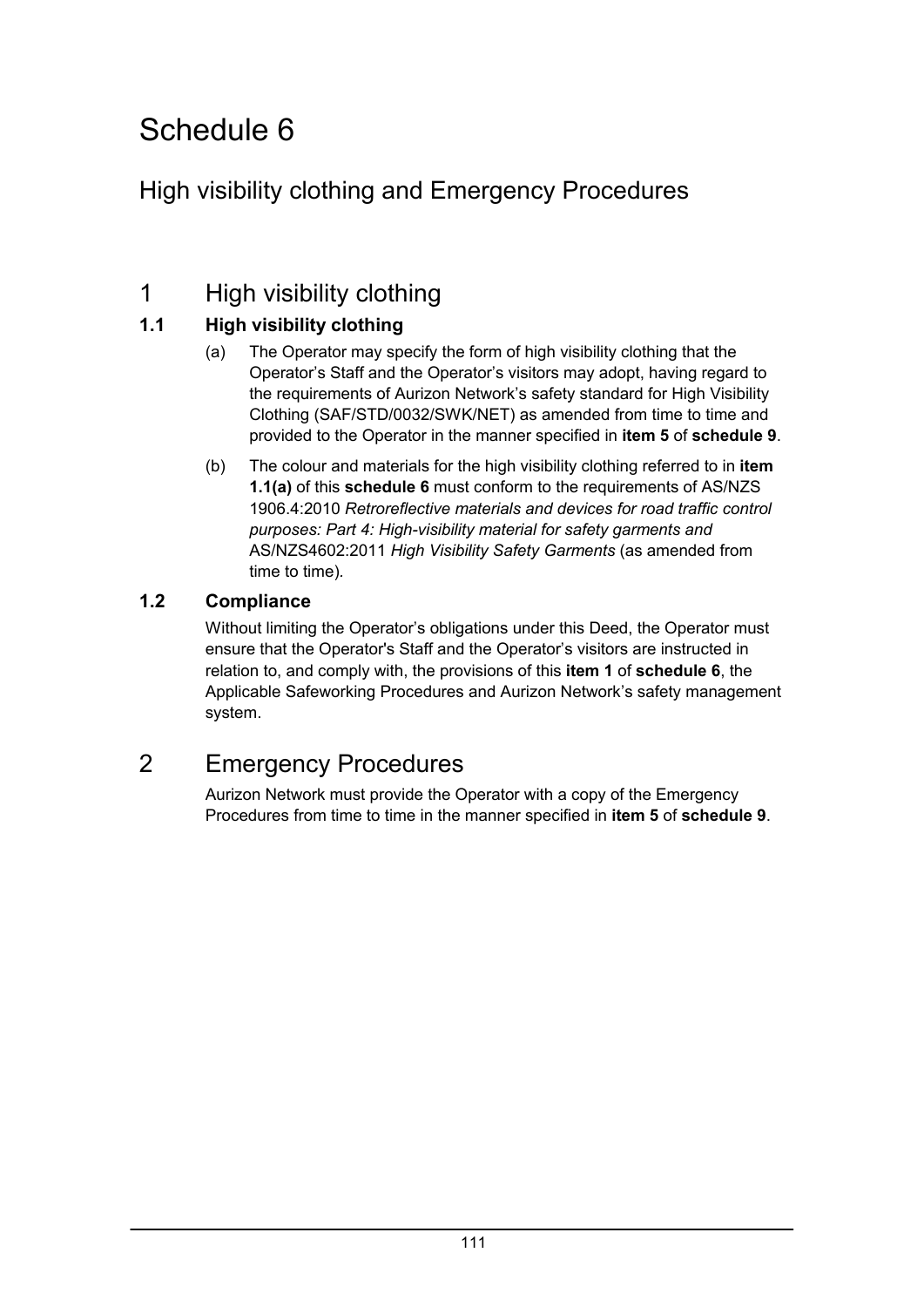# Schedule 6

## High visibility clothing and Emergency Procedures

## 1 High visibility clothing

### 1.1 High visibility clothing

(a) The Operator may specify the form of high visibility clothing that the Operator's Staff and the Operator's visitors may adopt, having regard to the requirements of Aurizon Network's safety standard for High Visibility Clothing (SAF/STD/0032/SWK/NET) as amended from time to time and provided to the Operator in the manner specified in **item 5** of **schedule 9**.

(b) The colour and materials for the high visibility clothing referred to in **item 1.1(a)** of this **schedule 6** must conform to the requirements of AS/NZS 1906.4:2010 *Retroreflective materials and devices for road traffic control purposes: Part 4: High-visibility material for safety garments and* AS/NZS4602:2011 *High Visibility Safety Garments* (as amended from time to time).

### 1.2 Compliance

Without limiting the Operator's obligations under this Deed, the Operator must ensure that the Operator's Staff and the Operator's visitors are instructed in relation to, and comply with, the provisions of this **item 1** of **schedule 6**, the Applicable Safeworking Procedures and Aurizon Network's safety management system.

## 2 Emergency Procedures

Aurizon Network must provide the Operator with a copy of the Emergency Procedures from time to time in the manner specified in **item 5** of **schedule 9**.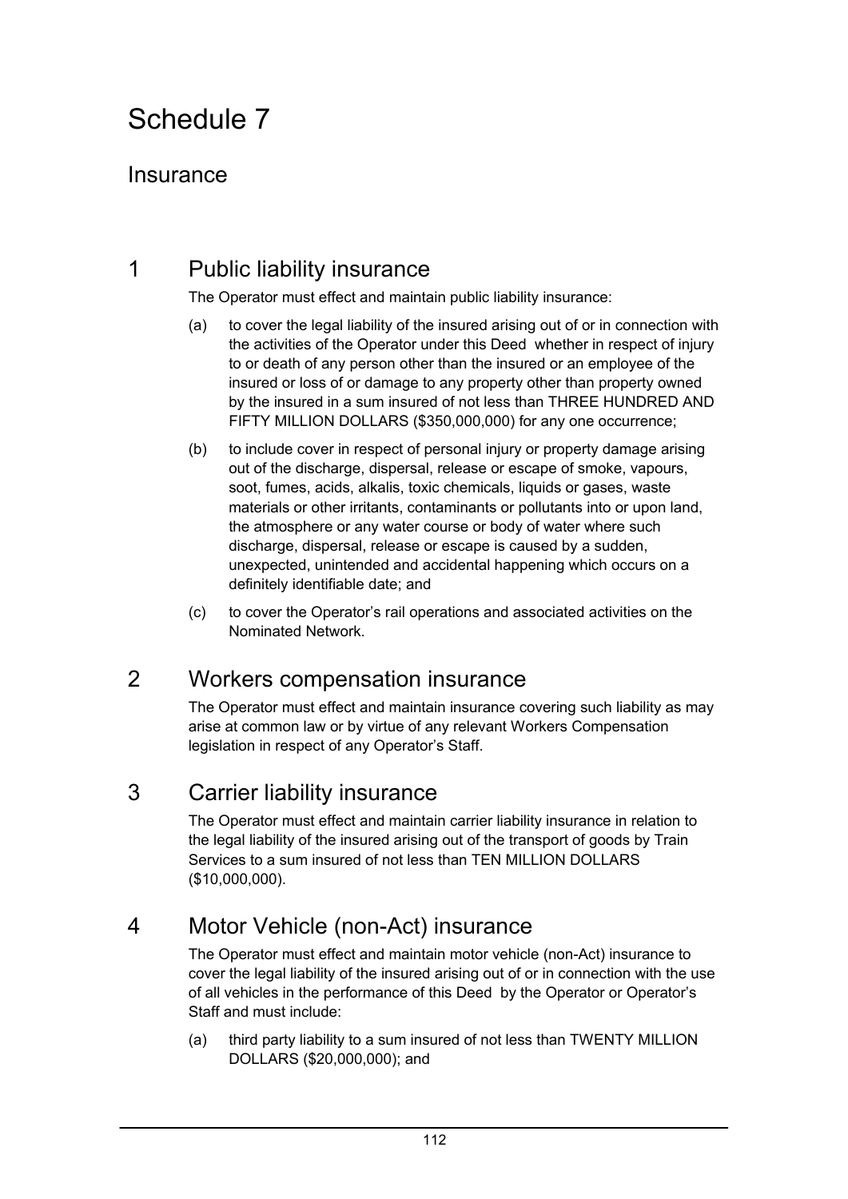# Schedule 7

## Insurance

### 1 Public liability insurance

The Operator must effect and maintain public liability insurance:

(a) to cover the legal liability of the insured arising out of or in connection with the activities of the Operator under this Deed whether in respect of injury to or death of any person other than the insured or an employee of the insured or loss of or damage to any property other than property owned by the insured in a sum insured of not less than THREE HUNDRED AND FIFTY MILLION DOLLARS ($350,000,000) for any one occurrence;

(b) to include cover in respect of personal injury or property damage arising out of the discharge, dispersal, release or escape of smoke, vapours, soot, fumes, acids, alkalis, toxic chemicals, liquids or gases, waste materials or other irritants, contaminants or pollutants into or upon land, the atmosphere or any water course or body of water where such discharge, dispersal, release or escape is caused by a sudden, unexpected, unintended and accidental happening which occurs on a definitely identifiable date; and

(c) to cover the Operator's rail operations and associated activities on the Nominated Network.

### 2 Workers compensation insurance

The Operator must effect and maintain insurance covering such liability as may arise at common law or by virtue of any relevant Workers Compensation legislation in respect of any Operator's Staff.

### 3 Carrier liability insurance

The Operator must effect and maintain carrier liability insurance in relation to the legal liability of the insured arising out of the transport of goods by Train Services to a sum insured of not less than TEN MILLION DOLLARS ($10,000,000).

### 4 Motor Vehicle (non-Act) insurance

The Operator must effect and maintain motor vehicle (non-Act) insurance to cover the legal liability of the insured arising out of or in connection with the use of all vehicles in the performance of this Deed by the Operator or Operator's Staff and must include:

(a) third party liability to a sum insured of not less than TWENTY MILLION DOLLARS ($20,000,000); and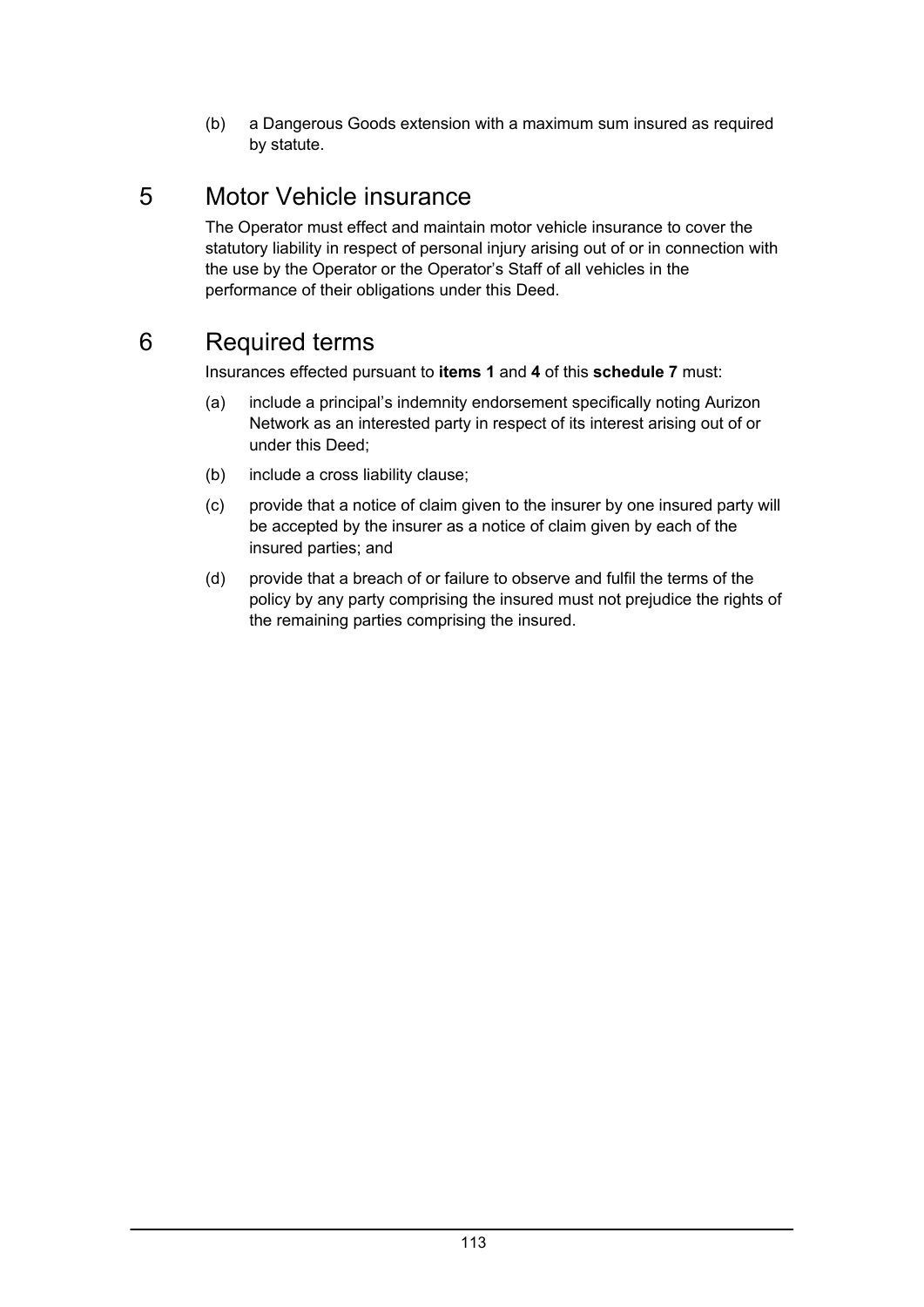(b) a Dangerous Goods extension with a maximum sum insured as required by statute.

# 5 Motor Vehicle insurance

The Operator must effect and maintain motor vehicle insurance to cover the statutory liability in respect of personal injury arising out of or in connection with the use by the Operator or the Operator's Staff of all vehicles in the performance of their obligations under this Deed.

# 6 Required terms

Insurances effected pursuant to **items 1** and **4** of this **schedule 7** must:

(a) include a principal's indemnity endorsement specifically noting Aurizon Network as an interested party in respect of its interest arising out of or under this Deed;

(b) include a cross liability clause;

(c) provide that a notice of claim given to the insurer by one insured party will be accepted by the insurer as a notice of claim given by each of the insured parties; and

(d) provide that a breach of or failure to observe and fulfil the terms of the policy by any party comprising the insured must not prejudice the rights of the remaining parties comprising the insured.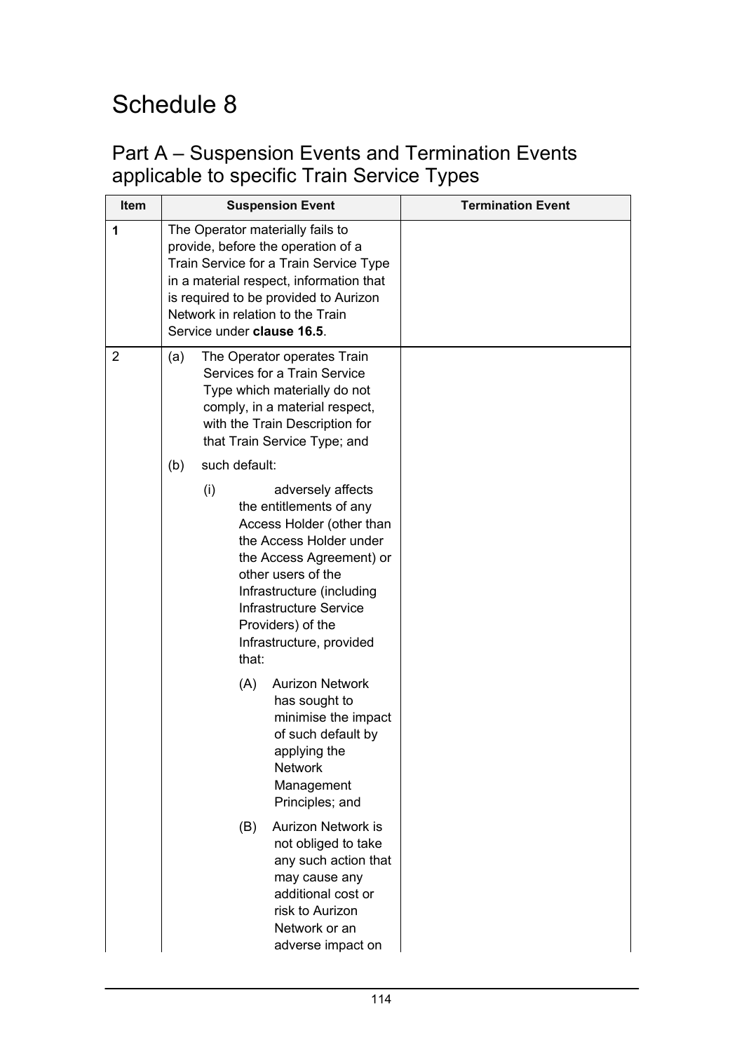# Schedule 8

## Part A – Suspension Events and Termination Events applicable to specific Train Service Types

| Item | Suspension Event | Termination Event |
|---|---|---|
| **1** | The Operator materially fails to provide, before the operation of a Train Service for a Train Service Type in a material respect, information that is required to be provided to Aurizon Network in relation to the Train Service under **clause 16.5**. | |
| 2 | (a) The Operator operates Train Services for a Train Service Type which materially do not comply, in a material respect, with the Train Description for that Train Service Type; and<br><br>(b) such default:<br><br>(i) adversely affects the entitlements of any Access Holder (other than the Access Holder under the Access Agreement) or other users of the Infrastructure (including Infrastructure Service Providers) of the Infrastructure, provided that:<br><br>(A) Aurizon Network has sought to minimise the impact of such default by applying the Network Management Principles; and<br><br>(B) Aurizon Network is not obliged to take any such action that may cause any additional cost or risk to Aurizon Network or an adverse impact on | |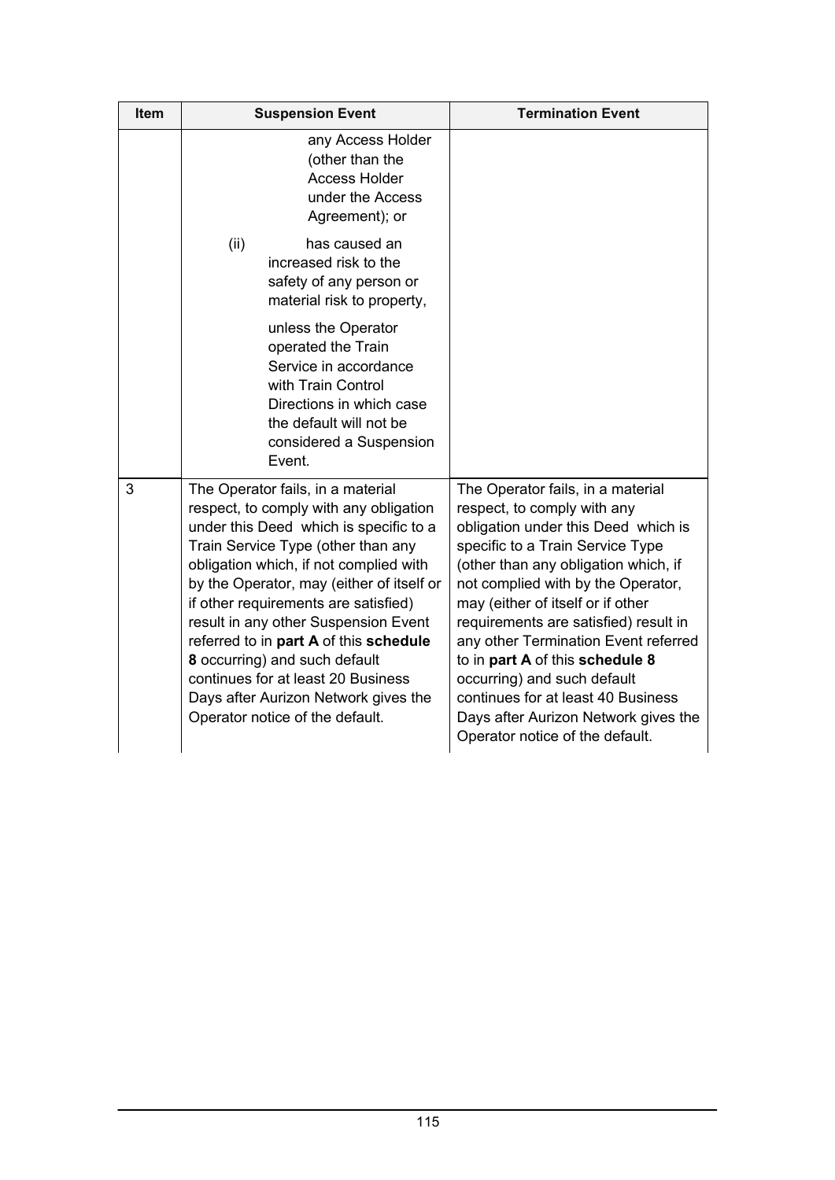| Item | Suspension Event | Termination Event |
|---|---|---|
| | any Access Holder (other than the Access Holder under the Access Agreement); or<br><br>(ii) has caused an increased risk to the safety of any person or material risk to property,<br><br>unless the Operator operated the Train Service in accordance with Train Control Directions in which case the default will not be considered a Suspension Event. | |
| 3 | The Operator fails, in a material respect, to comply with any obligation under this Deed which is specific to a Train Service Type (other than any obligation which, if not complied with by the Operator, may (either of itself or if other requirements are satisfied) result in any other Suspension Event referred to in **part A** of this **schedule 8** occurring) and such default continues for at least 20 Business Days after Aurizon Network gives the Operator notice of the default. | The Operator fails, in a material respect, to comply with any obligation under this Deed which is specific to a Train Service Type (other than any obligation which, if not complied with by the Operator, may (either of itself or if other requirements are satisfied) result in any other Termination Event referred to in **part A** of this **schedule 8** occurring) and such default continues for at least 40 Business Days after Aurizon Network gives the Operator notice of the default. |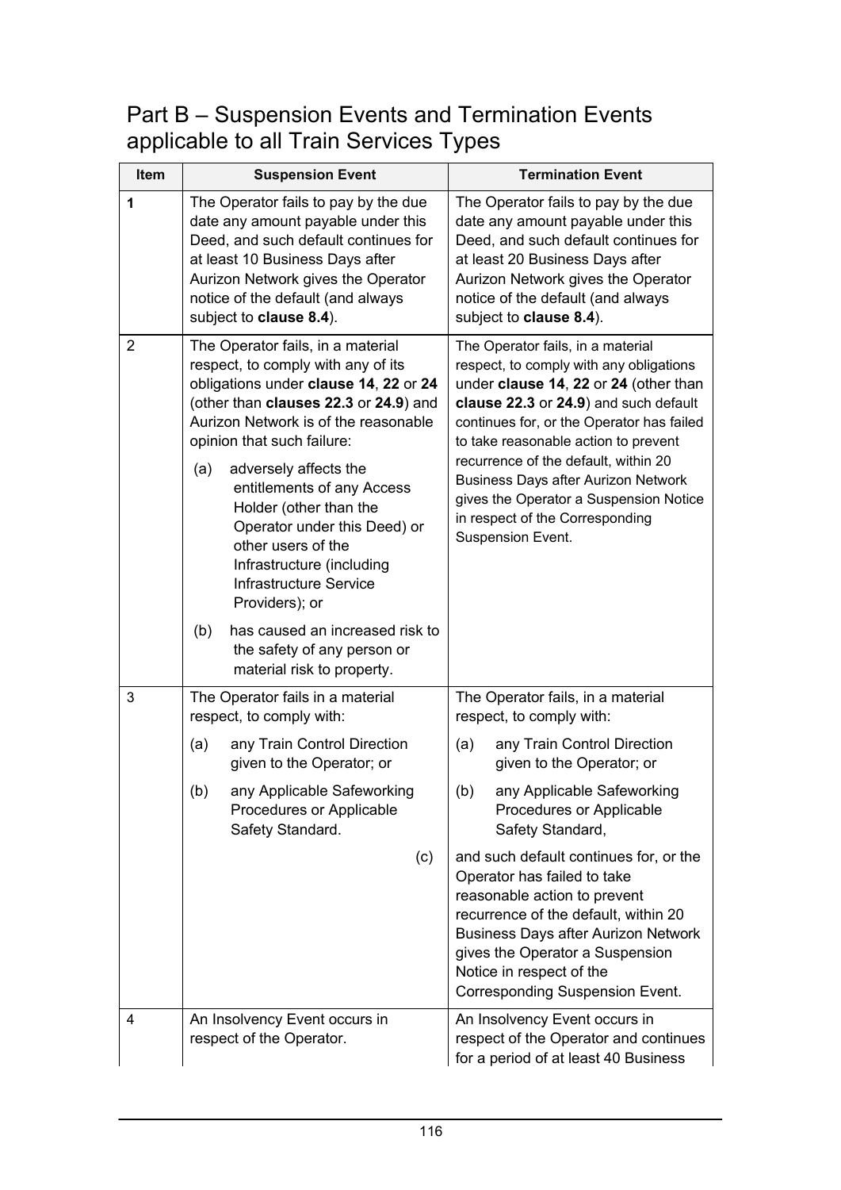## Part B – Suspension Events and Termination Events applicable to all Train Services Types

| Item | Suspension Event | Termination Event |
|---|---|---|
| **1** | The Operator fails to pay by the due date any amount payable under this Deed, and such default continues for at least 10 Business Days after Aurizon Network gives the Operator notice of the default (and always subject to **clause 8.4**). | The Operator fails to pay by the due date any amount payable under this Deed, and such default continues for at least 20 Business Days after Aurizon Network gives the Operator notice of the default (and always subject to **clause 8.4**). |
| 2 | The Operator fails, in a material respect, to comply with any of its obligations under **clause 14**, **22** or **24** (other than **clauses 22.3** or **24.9**) and Aurizon Network is of the reasonable opinion that such failure:<br>(a) adversely affects the entitlements of any Access Holder (other than the Operator under this Deed) or other users of the Infrastructure (including Infrastructure Service Providers); or<br>(b) has caused an increased risk to the safety of any person or material risk to property. | The Operator fails, in a material respect, to comply with any obligations under **clause 14**, **22** or **24** (other than **clause 22.3** or **24.9**) and such default continues for, or the Operator has failed to take reasonable action to prevent recurrence of the default, within 20 Business Days after Aurizon Network gives the Operator a Suspension Notice in respect of the Corresponding Suspension Event. |
| 3 | The Operator fails in a material respect, to comply with:<br>(a) any Train Control Direction given to the Operator; or<br>(b) any Applicable Safeworking Procedures or Applicable Safety Standard.<br>(c) | The Operator fails, in a material respect, to comply with:<br>(a) any Train Control Direction given to the Operator; or<br>(b) any Applicable Safeworking Procedures or Applicable Safety Standard,<br>and such default continues for, or the Operator has failed to take reasonable action to prevent recurrence of the default, within 20 Business Days after Aurizon Network gives the Operator a Suspension Notice in respect of the Corresponding Suspension Event. |
| 4 | An Insolvency Event occurs in respect of the Operator. | An Insolvency Event occurs in respect of the Operator and continues for a period of at least 40 Business |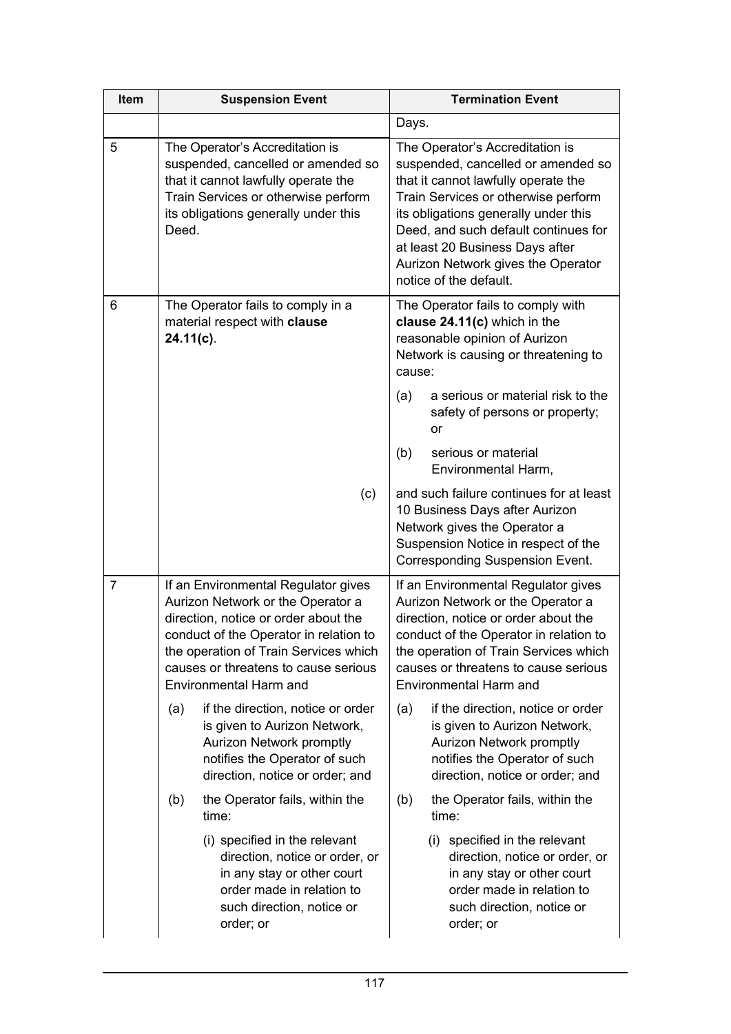| Item | Suspension Event | Termination Event |
| --- | --- | --- |
| | | Days. |
| 5 | The Operator's Accreditation is suspended, cancelled or amended so that it cannot lawfully operate the Train Services or otherwise perform its obligations generally under this Deed. | The Operator's Accreditation is suspended, cancelled or amended so that it cannot lawfully operate the Train Services or otherwise perform its obligations generally under this Deed, and such default continues for at least 20 Business Days after Aurizon Network gives the Operator notice of the default. |
| 6 | The Operator fails to comply in a material respect with **clause 24.11(c)**. | The Operator fails to comply with **clause 24.11(c)** which in the reasonable opinion of Aurizon Network is causing or threatening to cause:<br>(a) a serious or material risk to the safety of persons or property; or<br>(b) serious or material Environmental Harm,<br>(c) and such failure continues for at least 10 Business Days after Aurizon Network gives the Operator a Suspension Notice in respect of the Corresponding Suspension Event. |
| 7 | If an Environmental Regulator gives Aurizon Network or the Operator a direction, notice or order about the conduct of the Operator in relation to the operation of Train Services which causes or threatens to cause serious Environmental Harm and<br>(a) if the direction, notice or order is given to Aurizon Network, Aurizon Network promptly notifies the Operator of such direction, notice or order; and<br>(b) the Operator fails, within the time:<br>(i) specified in the relevant direction, notice or order, or in any stay or other court order made in relation to such direction, notice or order; or | If an Environmental Regulator gives Aurizon Network or the Operator a direction, notice or order about the conduct of the Operator in relation to the operation of Train Services which causes or threatens to cause serious Environmental Harm and<br>(a) if the direction, notice or order is given to Aurizon Network, Aurizon Network promptly notifies the Operator of such direction, notice or order; and<br>(b) the Operator fails, within the time:<br>(i) specified in the relevant direction, notice or order, or in any stay or other court order made in relation to such direction, notice or order; or |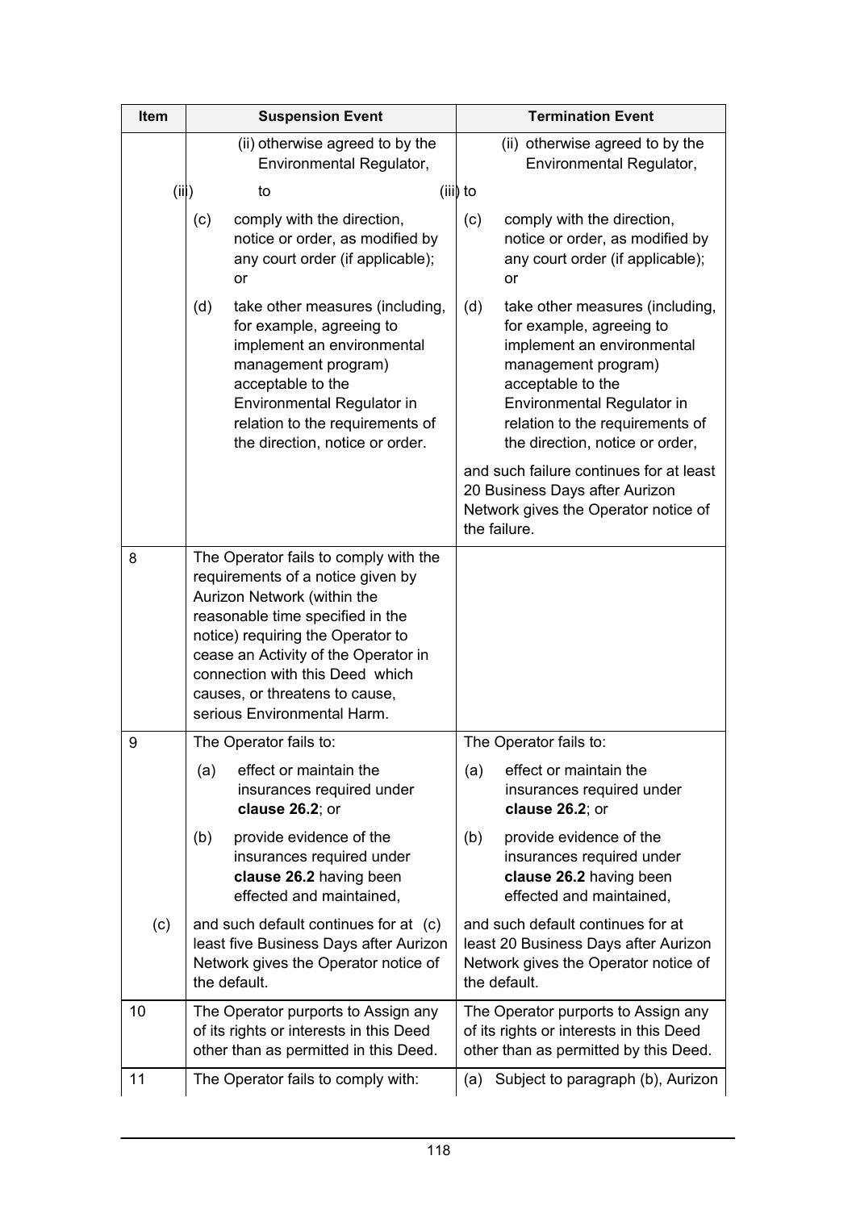| Item | Suspension Event | Termination Event |
|---|---|---|
| | (ii) otherwise agreed to by the Environmental Regulator, | (ii) otherwise agreed to by the Environmental Regulator, |
| (iii) | to | (iii) to |
| | (c) comply with the direction, notice or order, as modified by any court order (if applicable); or | (c) comply with the direction, notice or order, as modified by any court order (if applicable); or |
| | (d) take other measures (including, for example, agreeing to implement an environmental management program) acceptable to the Environmental Regulator in relation to the requirements of the direction, notice or order. | (d) take other measures (including, for example, agreeing to implement an environmental management program) acceptable to the Environmental Regulator in relation to the requirements of the direction, notice or order, |
| | | and such failure continues for at least 20 Business Days after Aurizon Network gives the Operator notice of the failure. |
| 8 | The Operator fails to comply with the requirements of a notice given by Aurizon Network (within the reasonable time specified in the notice) requiring the Operator to cease an Activity of the Operator in connection with this Deed which causes, or threatens to cause, serious Environmental Harm. | |
| 9 | The Operator fails to: | The Operator fails to: |
| | (a) effect or maintain the insurances required under **clause 26.2**; or | (a) effect or maintain the insurances required under **clause 26.2**; or |
| | (b) provide evidence of the insurances required under **clause 26.2** having been effected and maintained, | (b) provide evidence of the insurances required under **clause 26.2** having been effected and maintained, |
| (c) | and such default continues for at (c) least five Business Days after Aurizon Network gives the Operator notice of the default. | and such default continues for at least 20 Business Days after Aurizon Network gives the Operator notice of the default. |
| 10 | The Operator purports to Assign any of its rights or interests in this Deed other than as permitted in this Deed. | The Operator purports to Assign any of its rights or interests in this Deed other than as permitted by this Deed. |
| 11 | The Operator fails to comply with: | (a) Subject to paragraph (b), Aurizon |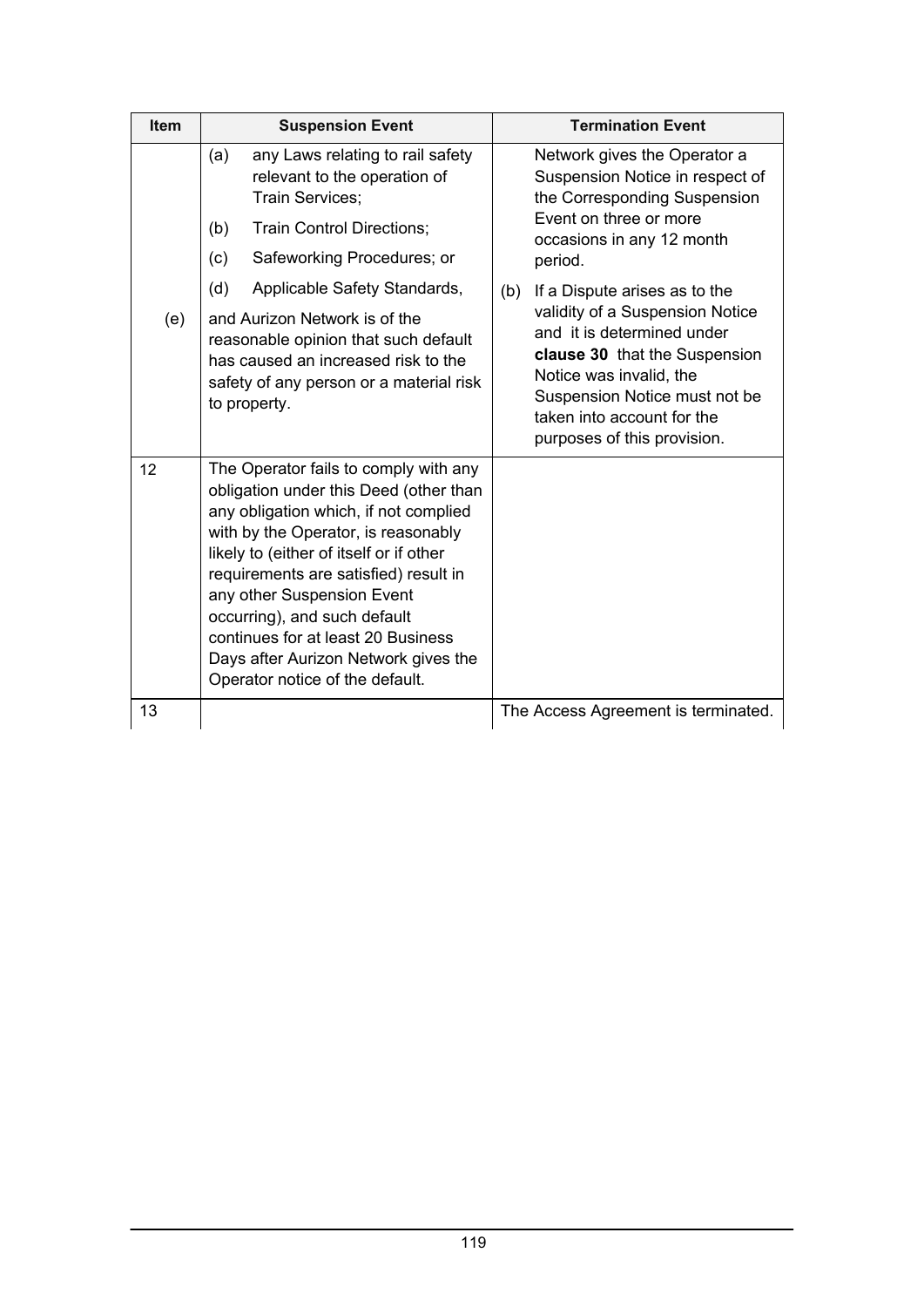| Item | Suspension Event | Termination Event |
|---|---|---|
| (e) | (a) any Laws relating to rail safety relevant to the operation of Train Services;<br>(b) Train Control Directions;<br>(c) Safeworking Procedures; or<br>(d) Applicable Safety Standards,<br>and Aurizon Network is of the reasonable opinion that such default has caused an increased risk to the safety of any person or a material risk to property. | Network gives the Operator a Suspension Notice in respect of the Corresponding Suspension Event on three or more occasions in any 12 month period.<br>(b) If a Dispute arises as to the validity of a Suspension Notice and it is determined under **clause 30** that the Suspension Notice was invalid, the Suspension Notice must not be taken into account for the purposes of this provision. |
| 12 | The Operator fails to comply with any obligation under this Deed (other than any obligation which, if not complied with by the Operator, is reasonably likely to (either of itself or if other requirements are satisfied) result in any other Suspension Event occurring), and such default continues for at least 20 Business Days after Aurizon Network gives the Operator notice of the default. | |
| 13 | | The Access Agreement is terminated. |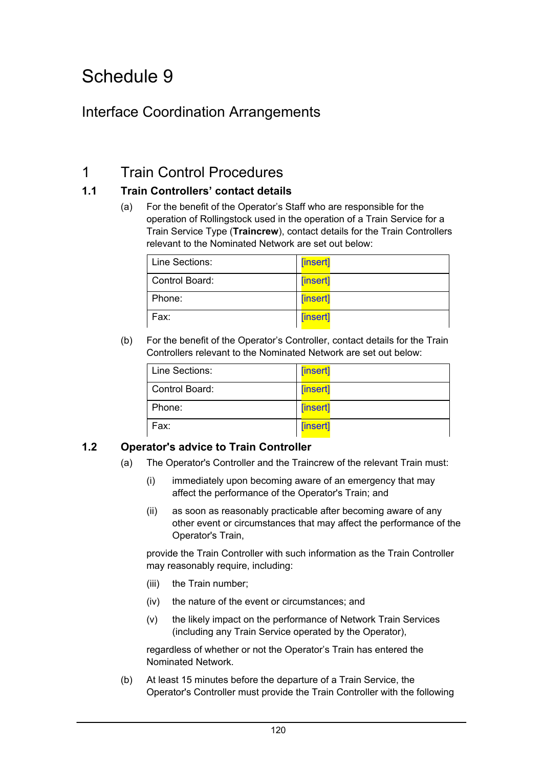# Schedule 9

## Interface Coordination Arrangements

## 1 Train Control Procedures

### 1.1 Train Controllers' contact details

(a) For the benefit of the Operator's Staff who are responsible for the operation of Rollingstock used in the operation of a Train Service for a Train Service Type (**Traincrew**), contact details for the Train Controllers relevant to the Nominated Network are set out below:

| Line Sections: | [insert] |
|---|---|
| Control Board: | [insert] |
| Phone: | [insert] |
| Fax: | [insert] |

(b) For the benefit of the Operator's Controller, contact details for the Train Controllers relevant to the Nominated Network are set out below:

| Line Sections: | [insert] |
|---|---|
| Control Board: | [insert] |
| Phone: | [insert] |
| Fax: | [insert] |

### 1.2 Operator's advice to Train Controller

(a) The Operator's Controller and the Traincrew of the relevant Train must:

(i) immediately upon becoming aware of an emergency that may affect the performance of the Operator's Train; and

(ii) as soon as reasonably practicable after becoming aware of any other event or circumstances that may affect the performance of the Operator's Train,

provide the Train Controller with such information as the Train Controller may reasonably require, including:

(iii) the Train number;

(iv) the nature of the event or circumstances; and

(v) the likely impact on the performance of Network Train Services (including any Train Service operated by the Operator),

regardless of whether or not the Operator's Train has entered the Nominated Network.

(b) At least 15 minutes before the departure of a Train Service, the Operator's Controller must provide the Train Controller with the following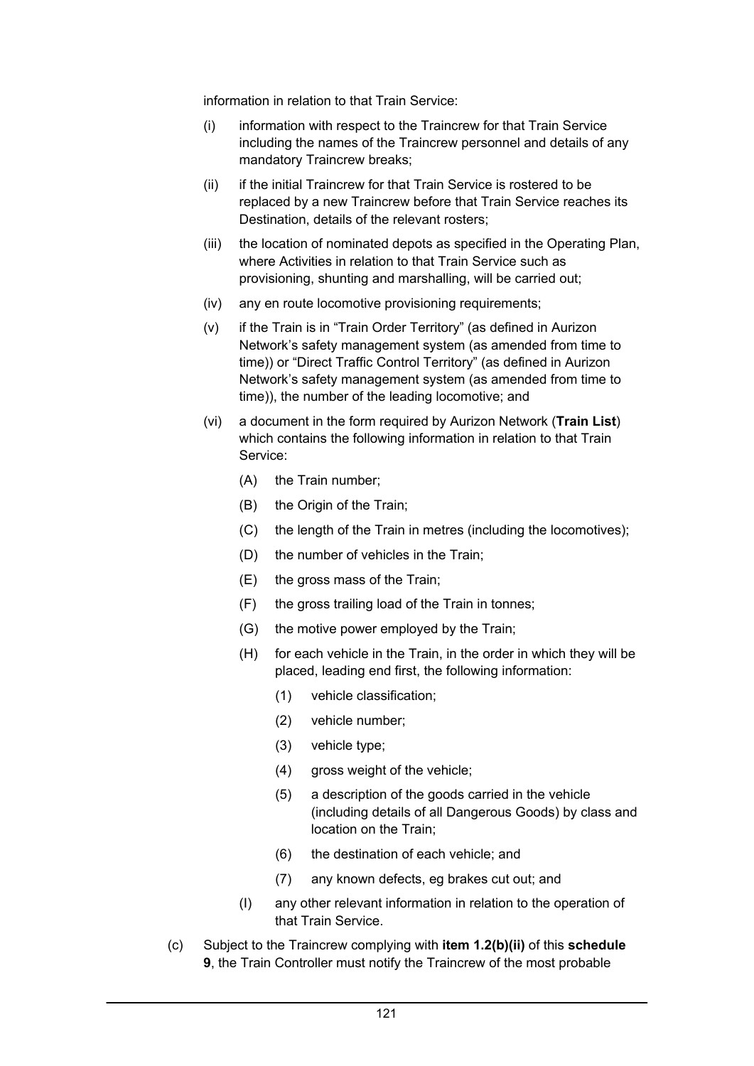information in relation to that Train Service:

(i) information with respect to the Traincrew for that Train Service including the names of the Traincrew personnel and details of any mandatory Traincrew breaks;

(ii) if the initial Traincrew for that Train Service is rostered to be replaced by a new Traincrew before that Train Service reaches its Destination, details of the relevant rosters;

(iii) the location of nominated depots as specified in the Operating Plan, where Activities in relation to that Train Service such as provisioning, shunting and marshalling, will be carried out;

(iv) any en route locomotive provisioning requirements;

(v) if the Train is in "Train Order Territory" (as defined in Aurizon Network's safety management system (as amended from time to time)) or "Direct Traffic Control Territory" (as defined in Aurizon Network's safety management system (as amended from time to time)), the number of the leading locomotive; and

(vi) a document in the form required by Aurizon Network (**Train List**) which contains the following information in relation to that Train Service:

   (A) the Train number;

   (B) the Origin of the Train;

   (C) the length of the Train in metres (including the locomotives);

   (D) the number of vehicles in the Train;

   (E) the gross mass of the Train;

   (F) the gross trailing load of the Train in tonnes;

   (G) the motive power employed by the Train;

   (H) for each vehicle in the Train, in the order in which they will be placed, leading end first, the following information:

      (1) vehicle classification;

      (2) vehicle number;

      (3) vehicle type;

      (4) gross weight of the vehicle;

      (5) a description of the goods carried in the vehicle (including details of all Dangerous Goods) by class and location on the Train;

      (6) the destination of each vehicle; and

      (7) any known defects, eg brakes cut out; and

   (I) any other relevant information in relation to the operation of that Train Service.

(c) Subject to the Traincrew complying with **item 1.2(b)(ii)** of this **schedule 9**, the Train Controller must notify the Traincrew of the most probable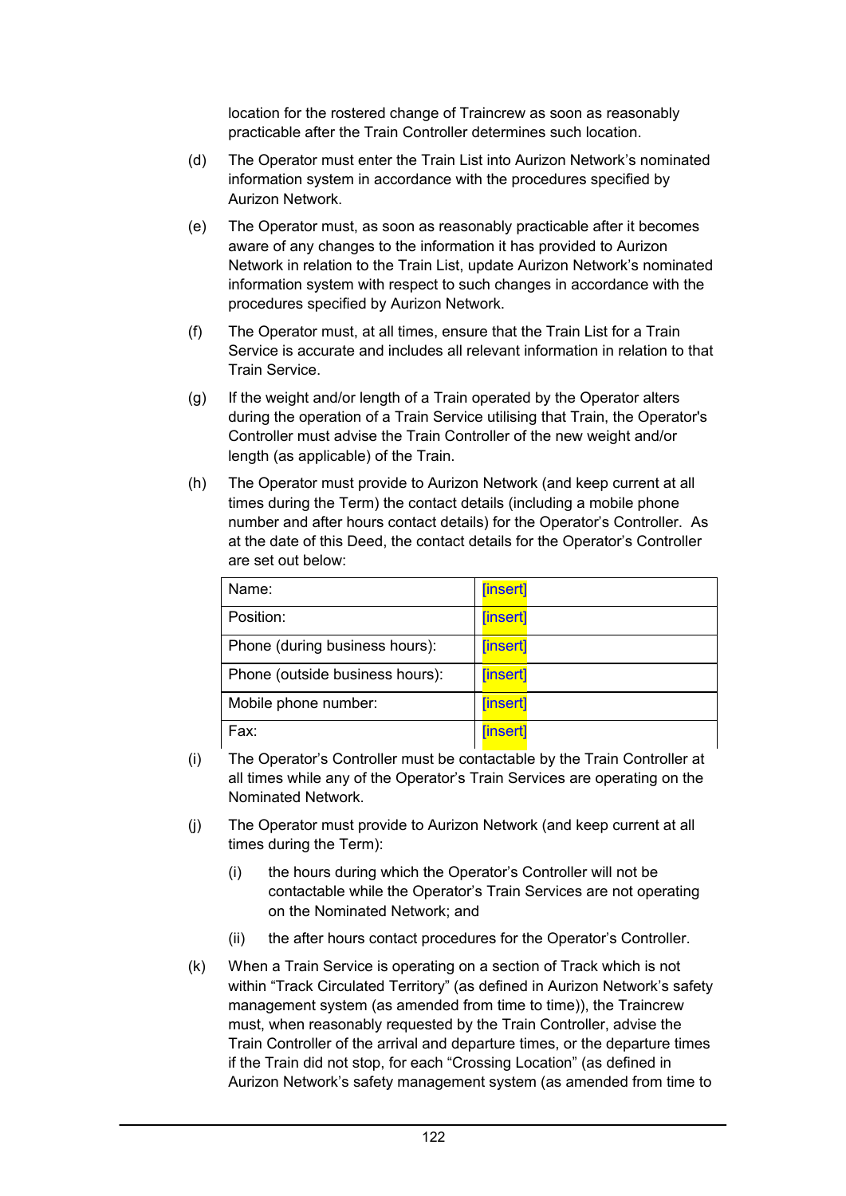location for the rostered change of Traincrew as soon as reasonably practicable after the Train Controller determines such location.

(d) The Operator must enter the Train List into Aurizon Network's nominated information system in accordance with the procedures specified by Aurizon Network.

(e) The Operator must, as soon as reasonably practicable after it becomes aware of any changes to the information it has provided to Aurizon Network in relation to the Train List, update Aurizon Network's nominated information system with respect to such changes in accordance with the procedures specified by Aurizon Network.

(f) The Operator must, at all times, ensure that the Train List for a Train Service is accurate and includes all relevant information in relation to that Train Service.

(g) If the weight and/or length of a Train operated by the Operator alters during the operation of a Train Service utilising that Train, the Operator's Controller must advise the Train Controller of the new weight and/or length (as applicable) of the Train.

(h) The Operator must provide to Aurizon Network (and keep current at all times during the Term) the contact details (including a mobile phone number and after hours contact details) for the Operator's Controller. As at the date of this Deed, the contact details for the Operator's Controller are set out below:

| Name: | [insert] |
|---|---|
| Position: | [insert] |
| Phone (during business hours): | [insert] |
| Phone (outside business hours): | [insert] |
| Mobile phone number: | [insert] |
| Fax: | [insert] |

(i) The Operator's Controller must be contactable by the Train Controller at all times while any of the Operator's Train Services are operating on the Nominated Network.

(j) The Operator must provide to Aurizon Network (and keep current at all times during the Term):

(i) the hours during which the Operator's Controller will not be contactable while the Operator's Train Services are not operating on the Nominated Network; and

(ii) the after hours contact procedures for the Operator's Controller.

(k) When a Train Service is operating on a section of Track which is not within "Track Circulated Territory" (as defined in Aurizon Network's safety management system (as amended from time to time)), the Traincrew must, when reasonably requested by the Train Controller, advise the Train Controller of the arrival and departure times, or the departure times if the Train did not stop, for each "Crossing Location" (as defined in Aurizon Network's safety management system (as amended from time to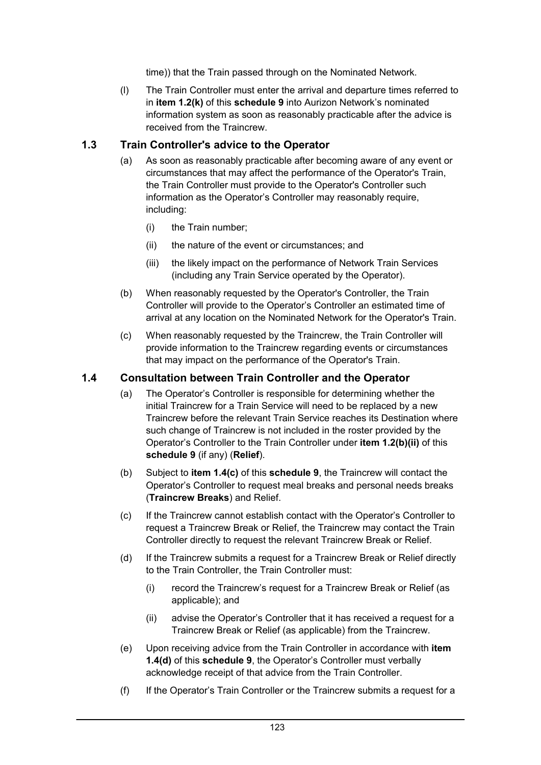time)) that the Train passed through on the Nominated Network.

(l) The Train Controller must enter the arrival and departure times referred to in **item 1.2(k)** of this **schedule 9** into Aurizon Network's nominated information system as soon as reasonably practicable after the advice is received from the Traincrew.

### 1.3 Train Controller's advice to the Operator

(a) As soon as reasonably practicable after becoming aware of any event or circumstances that may affect the performance of the Operator's Train, the Train Controller must provide to the Operator's Controller such information as the Operator's Controller may reasonably require, including:

(i) the Train number;

(ii) the nature of the event or circumstances; and

(iii) the likely impact on the performance of Network Train Services (including any Train Service operated by the Operator).

(b) When reasonably requested by the Operator's Controller, the Train Controller will provide to the Operator's Controller an estimated time of arrival at any location on the Nominated Network for the Operator's Train.

(c) When reasonably requested by the Traincrew, the Train Controller will provide information to the Traincrew regarding events or circumstances that may impact on the performance of the Operator's Train.

### 1.4 Consultation between Train Controller and the Operator

(a) The Operator's Controller is responsible for determining whether the initial Traincrew for a Train Service will need to be replaced by a new Traincrew before the relevant Train Service reaches its Destination where such change of Traincrew is not included in the roster provided by the Operator's Controller to the Train Controller under **item 1.2(b)(ii)** of this **schedule 9** (if any) (**Relief**).

(b) Subject to **item 1.4(c)** of this **schedule 9**, the Traincrew will contact the Operator's Controller to request meal breaks and personal needs breaks (**Traincrew Breaks**) and Relief.

(c) If the Traincrew cannot establish contact with the Operator's Controller to request a Traincrew Break or Relief, the Traincrew may contact the Train Controller directly to request the relevant Traincrew Break or Relief.

(d) If the Traincrew submits a request for a Traincrew Break or Relief directly to the Train Controller, the Train Controller must:

(i) record the Traincrew's request for a Traincrew Break or Relief (as applicable); and

(ii) advise the Operator's Controller that it has received a request for a Traincrew Break or Relief (as applicable) from the Traincrew.

(e) Upon receiving advice from the Train Controller in accordance with **item 1.4(d)** of this **schedule 9**, the Operator's Controller must verbally acknowledge receipt of that advice from the Train Controller.

(f) If the Operator's Train Controller or the Traincrew submits a request for a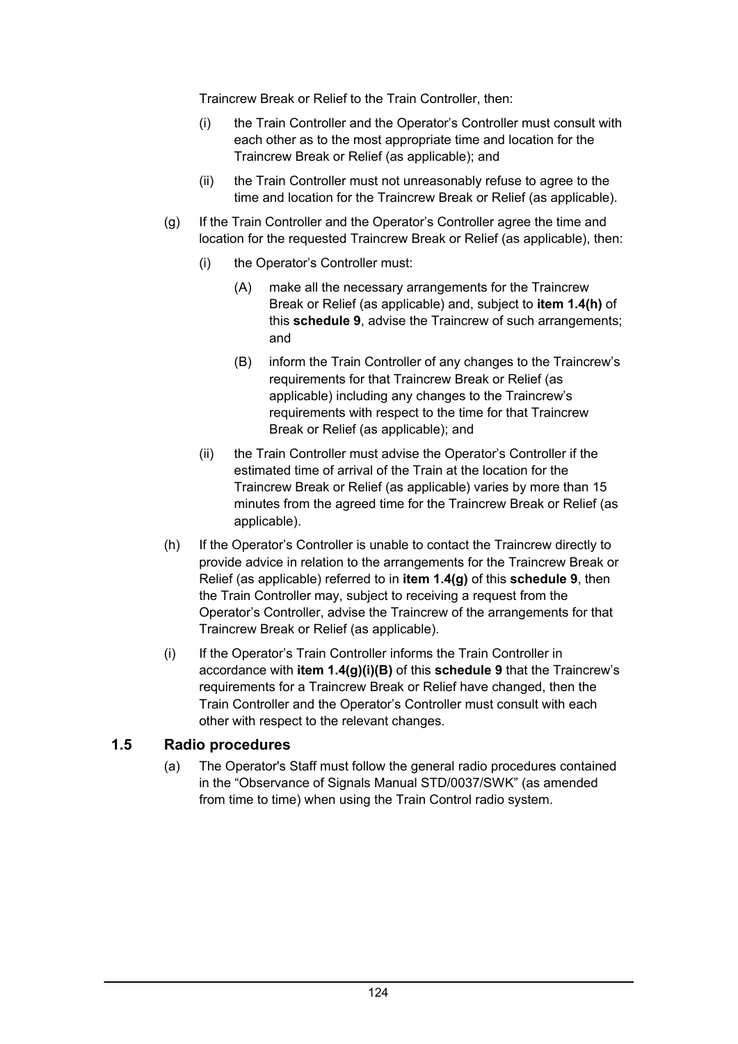Traincrew Break or Relief to the Train Controller, then:

(i) the Train Controller and the Operator's Controller must consult with each other as to the most appropriate time and location for the Traincrew Break or Relief (as applicable); and

(ii) the Train Controller must not unreasonably refuse to agree to the time and location for the Traincrew Break or Relief (as applicable).

(g) If the Train Controller and the Operator's Controller agree the time and location for the requested Traincrew Break or Relief (as applicable), then:

(i) the Operator's Controller must:

(A) make all the necessary arrangements for the Traincrew Break or Relief (as applicable) and, subject to **item 1.4(h)** of this **schedule 9**, advise the Traincrew of such arrangements; and

(B) inform the Train Controller of any changes to the Traincrew's requirements for that Traincrew Break or Relief (as applicable) including any changes to the Traincrew's requirements with respect to the time for that Traincrew Break or Relief (as applicable); and

(ii) the Train Controller must advise the Operator's Controller if the estimated time of arrival of the Train at the location for the Traincrew Break or Relief (as applicable) varies by more than 15 minutes from the agreed time for the Traincrew Break or Relief (as applicable).

(h) If the Operator's Controller is unable to contact the Traincrew directly to provide advice in relation to the arrangements for the Traincrew Break or Relief (as applicable) referred to in **item 1.4(g)** of this **schedule 9**, then the Train Controller may, subject to receiving a request from the Operator's Controller, advise the Traincrew of the arrangements for that Traincrew Break or Relief (as applicable).

(i) If the Operator's Train Controller informs the Train Controller in accordance with **item 1.4(g)(i)(B)** of this **schedule 9** that the Traincrew's requirements for a Traincrew Break or Relief have changed, then the Train Controller and the Operator's Controller must consult with each other with respect to the relevant changes.

## 1.5 Radio procedures

(a) The Operator's Staff must follow the general radio procedures contained in the "Observance of Signals Manual STD/0037/SWK" (as amended from time to time) when using the Train Control radio system.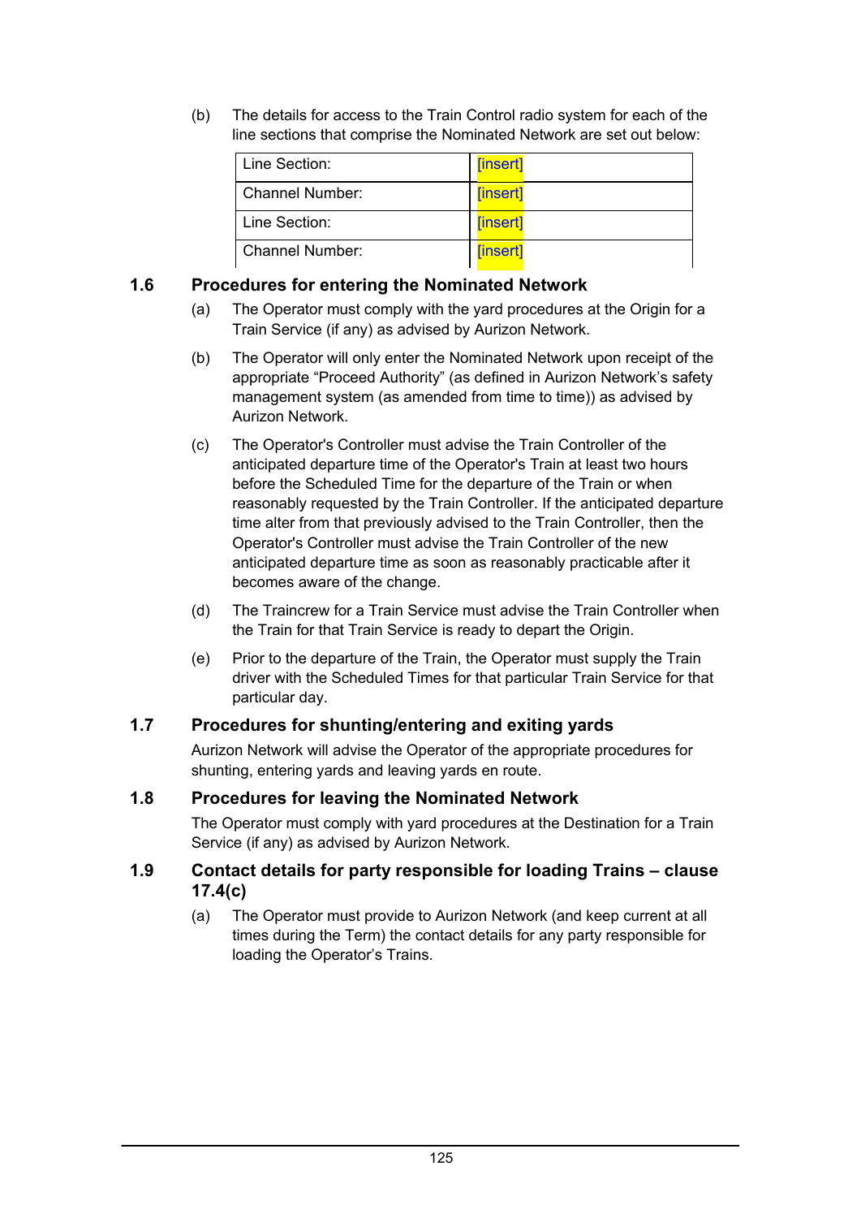(b) The details for access to the Train Control radio system for each of the line sections that comprise the Nominated Network are set out below:

| Line Section: | [insert] |
|---|---|
| Channel Number: | [insert] |
| Line Section: | [insert] |
| Channel Number: | [insert] |

### 1.6 Procedures for entering the Nominated Network

(a) The Operator must comply with the yard procedures at the Origin for a Train Service (if any) as advised by Aurizon Network.

(b) The Operator will only enter the Nominated Network upon receipt of the appropriate "Proceed Authority" (as defined in Aurizon Network's safety management system (as amended from time to time)) as advised by Aurizon Network.

(c) The Operator's Controller must advise the Train Controller of the anticipated departure time of the Operator's Train at least two hours before the Scheduled Time for the departure of the Train or when reasonably requested by the Train Controller. If the anticipated departure time alter from that previously advised to the Train Controller, then the Operator's Controller must advise the Train Controller of the new anticipated departure time as soon as reasonably practicable after it becomes aware of the change.

(d) The Traincrew for a Train Service must advise the Train Controller when the Train for that Train Service is ready to depart the Origin.

(e) Prior to the departure of the Train, the Operator must supply the Train driver with the Scheduled Times for that particular Train Service for that particular day.

### 1.7 Procedures for shunting/entering and exiting yards

Aurizon Network will advise the Operator of the appropriate procedures for shunting, entering yards and leaving yards en route.

### 1.8 Procedures for leaving the Nominated Network

The Operator must comply with yard procedures at the Destination for a Train Service (if any) as advised by Aurizon Network.

### 1.9 Contact details for party responsible for loading Trains – clause 17.4(c)

(a) The Operator must provide to Aurizon Network (and keep current at all times during the Term) the contact details for any party responsible for loading the Operator's Trains.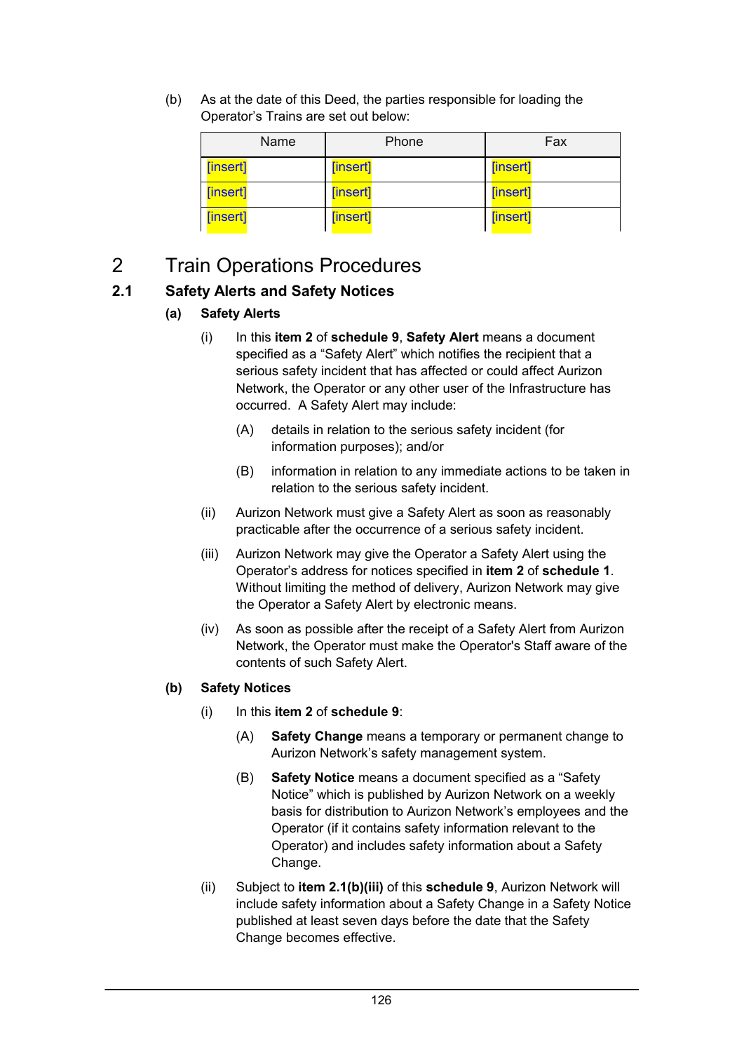(b) As at the date of this Deed, the parties responsible for loading the Operator's Trains are set out below:

| Name | Phone | Fax |
|---|---|---|
| [insert] | [insert] | [insert] |
| [insert] | [insert] | [insert] |
| [insert] | [insert] | [insert] |

# 2 Train Operations Procedures

## 2.1 Safety Alerts and Safety Notices

### (a) Safety Alerts

(i) In this **item 2** of **schedule 9**, **Safety Alert** means a document specified as a "Safety Alert" which notifies the recipient that a serious safety incident that has affected or could affect Aurizon Network, the Operator or any other user of the Infrastructure has occurred. A Safety Alert may include:

(A) details in relation to the serious safety incident (for information purposes); and/or

(B) information in relation to any immediate actions to be taken in relation to the serious safety incident.

(ii) Aurizon Network must give a Safety Alert as soon as reasonably practicable after the occurrence of a serious safety incident.

(iii) Aurizon Network may give the Operator a Safety Alert using the Operator's address for notices specified in **item 2** of **schedule 1**. Without limiting the method of delivery, Aurizon Network may give the Operator a Safety Alert by electronic means.

(iv) As soon as possible after the receipt of a Safety Alert from Aurizon Network, the Operator must make the Operator's Staff aware of the contents of such Safety Alert.

### (b) Safety Notices

(i) In this **item 2** of **schedule 9**:

(A) **Safety Change** means a temporary or permanent change to Aurizon Network's safety management system.

(B) **Safety Notice** means a document specified as a "Safety Notice" which is published by Aurizon Network on a weekly basis for distribution to Aurizon Network's employees and the Operator (if it contains safety information relevant to the Operator) and includes safety information about a Safety Change.

(ii) Subject to **item 2.1(b)(iii)** of this **schedule 9**, Aurizon Network will include safety information about a Safety Change in a Safety Notice published at least seven days before the date that the Safety Change becomes effective.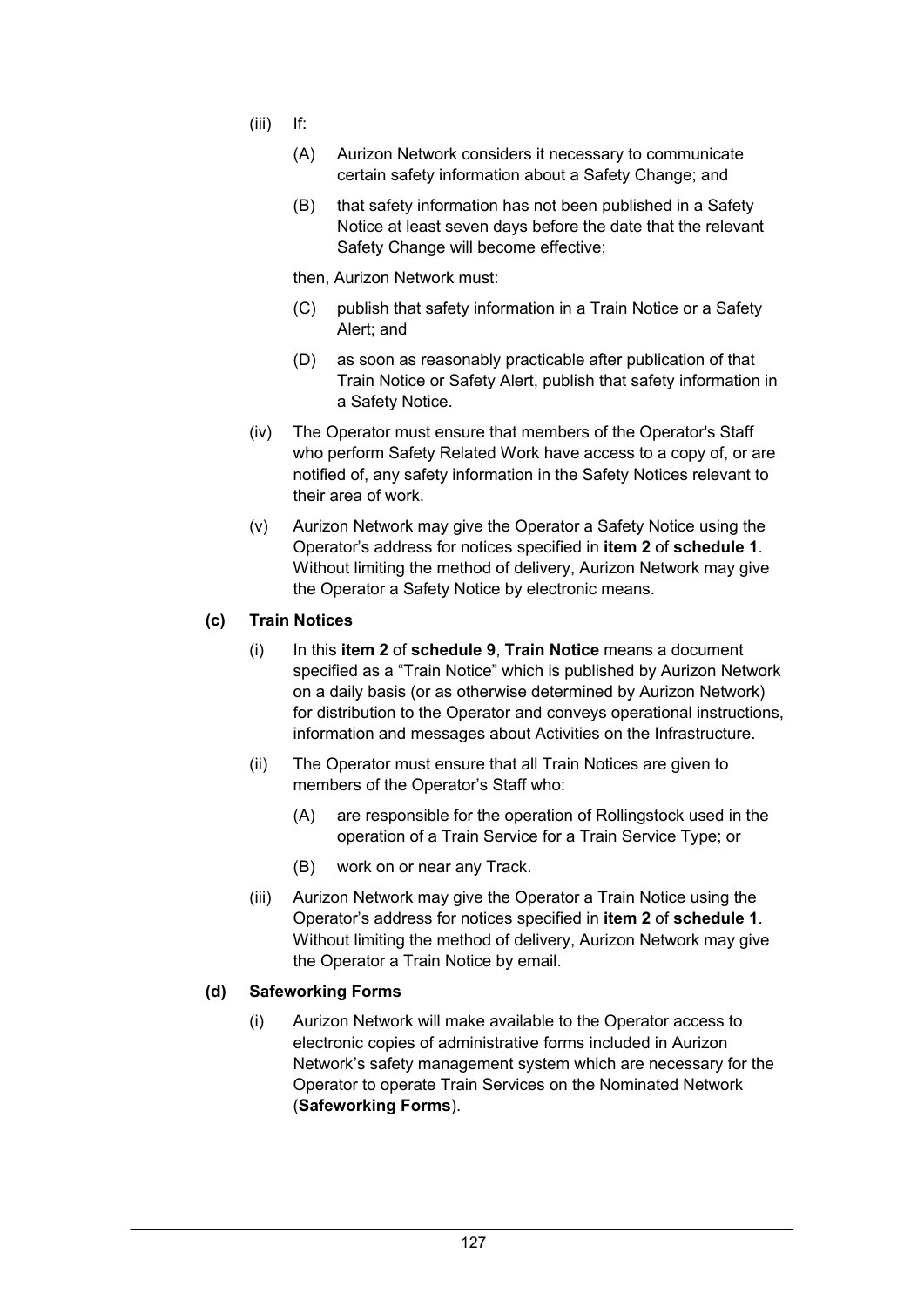(iii) If:

(A) Aurizon Network considers it necessary to communicate certain safety information about a Safety Change; and

(B) that safety information has not been published in a Safety Notice at least seven days before the date that the relevant Safety Change will become effective;

then, Aurizon Network must:

(C) publish that safety information in a Train Notice or a Safety Alert; and

(D) as soon as reasonably practicable after publication of that Train Notice or Safety Alert, publish that safety information in a Safety Notice.

(iv) The Operator must ensure that members of the Operator's Staff who perform Safety Related Work have access to a copy of, or are notified of, any safety information in the Safety Notices relevant to their area of work.

(v) Aurizon Network may give the Operator a Safety Notice using the Operator's address for notices specified in **item 2** of **schedule 1**. Without limiting the method of delivery, Aurizon Network may give the Operator a Safety Notice by electronic means.

**(c) Train Notices**

(i) In this **item 2** of **schedule 9**, **Train Notice** means a document specified as a "Train Notice" which is published by Aurizon Network on a daily basis (or as otherwise determined by Aurizon Network) for distribution to the Operator and conveys operational instructions, information and messages about Activities on the Infrastructure.

(ii) The Operator must ensure that all Train Notices are given to members of the Operator's Staff who:

(A) are responsible for the operation of Rollingstock used in the operation of a Train Service for a Train Service Type; or

(B) work on or near any Track.

(iii) Aurizon Network may give the Operator a Train Notice using the Operator's address for notices specified in **item 2** of **schedule 1**. Without limiting the method of delivery, Aurizon Network may give the Operator a Train Notice by email.

**(d) Safeworking Forms**

(i) Aurizon Network will make available to the Operator access to electronic copies of administrative forms included in Aurizon Network's safety management system which are necessary for the Operator to operate Train Services on the Nominated Network (**Safeworking Forms**).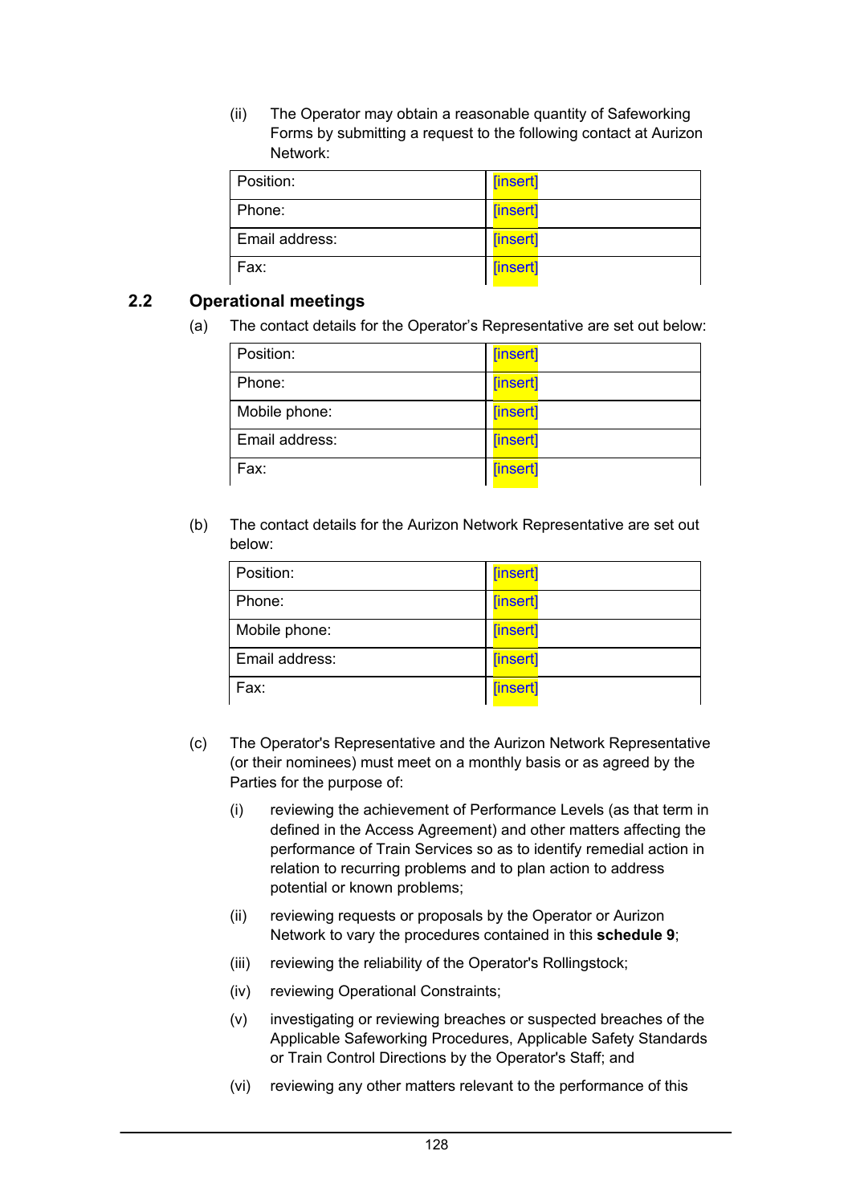(ii) The Operator may obtain a reasonable quantity of Safeworking Forms by submitting a request to the following contact at Aurizon Network:

| | |
|---|---|
| Position: | [insert] |
| Phone: | [insert] |
| Email address: | [insert] |
| Fax: | [insert] |

## 2.2 Operational meetings

(a) The contact details for the Operator's Representative are set out below:

| | |
|---|---|
| Position: | [insert] |
| Phone: | [insert] |
| Mobile phone: | [insert] |
| Email address: | [insert] |
| Fax: | [insert] |

(b) The contact details for the Aurizon Network Representative are set out below:

| | |
|---|---|
| Position: | [insert] |
| Phone: | [insert] |
| Mobile phone: | [insert] |
| Email address: | [insert] |
| Fax: | [insert] |

(c) The Operator's Representative and the Aurizon Network Representative (or their nominees) must meet on a monthly basis or as agreed by the Parties for the purpose of:

(i) reviewing the achievement of Performance Levels (as that term in defined in the Access Agreement) and other matters affecting the performance of Train Services so as to identify remedial action in relation to recurring problems and to plan action to address potential or known problems;

(ii) reviewing requests or proposals by the Operator or Aurizon Network to vary the procedures contained in this **schedule 9**;

(iii) reviewing the reliability of the Operator's Rollingstock;

(iv) reviewing Operational Constraints;

(v) investigating or reviewing breaches or suspected breaches of the Applicable Safeworking Procedures, Applicable Safety Standards or Train Control Directions by the Operator's Staff; and

(vi) reviewing any other matters relevant to the performance of this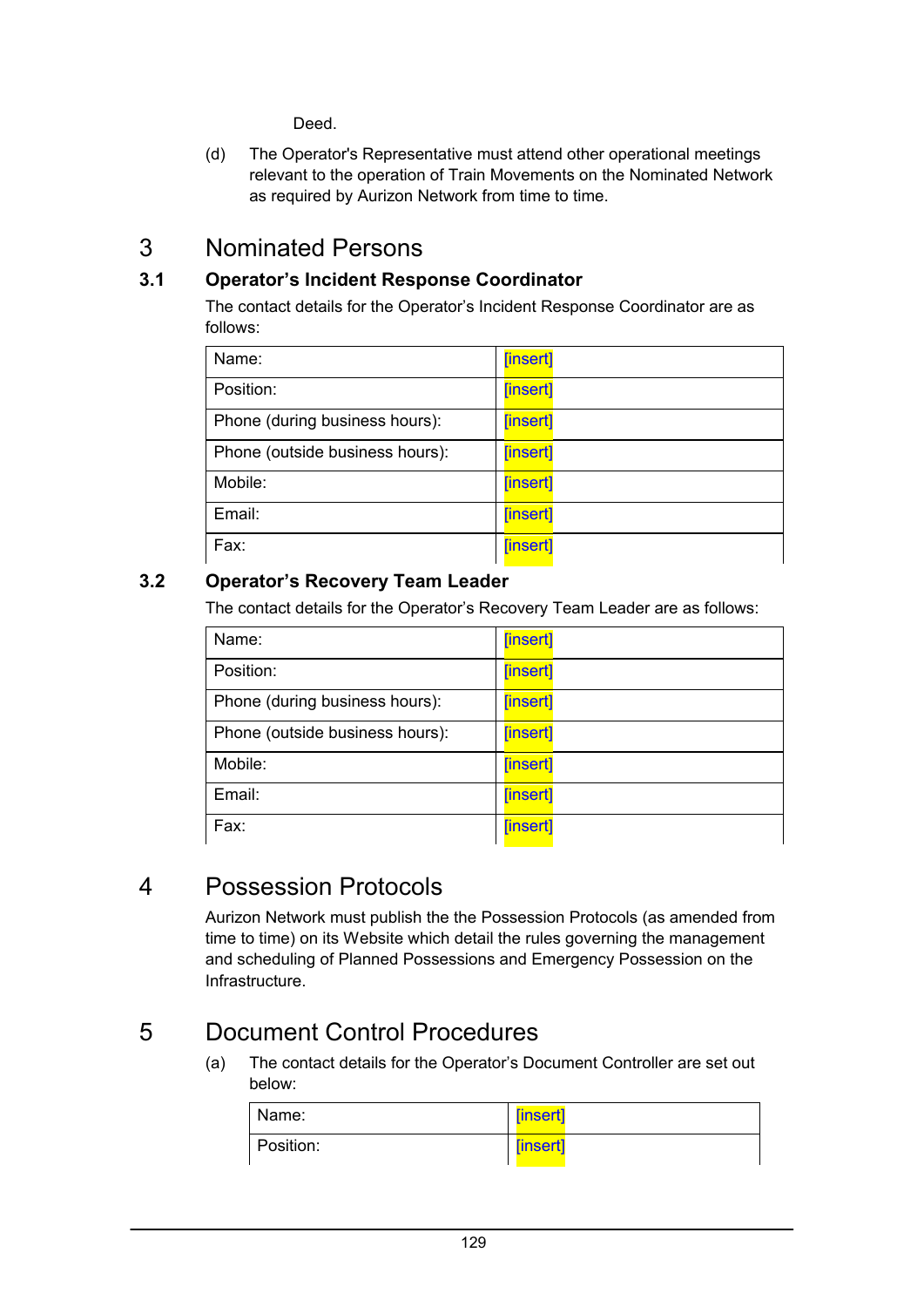Deed.

(d) The Operator's Representative must attend other operational meetings relevant to the operation of Train Movements on the Nominated Network as required by Aurizon Network from time to time.

# 3 Nominated Persons

## 3.1 Operator’s Incident Response Coordinator

The contact details for the Operator’s Incident Response Coordinator are as follows:

| Name: | [insert] |
|---|---|
| Position: | [insert] |
| Phone (during business hours): | [insert] |
| Phone (outside business hours): | [insert] |
| Mobile: | [insert] |
| Email: | [insert] |
| Fax: | [insert] |

## 3.2 Operator’s Recovery Team Leader

The contact details for the Operator’s Recovery Team Leader are as follows:

| Name: | [insert] |
|---|---|
| Position: | [insert] |
| Phone (during business hours): | [insert] |
| Phone (outside business hours): | [insert] |
| Mobile: | [insert] |
| Email: | [insert] |
| Fax: | [insert] |

# 4 Possession Protocols

Aurizon Network must publish the the Possession Protocols (as amended from time to time) on its Website which detail the rules governing the management and scheduling of Planned Possessions and Emergency Possession on the Infrastructure.

# 5 Document Control Procedures

(a) The contact details for the Operator’s Document Controller are set out below:

| Name: | [insert] |
|---|---|
| Position: | [insert] |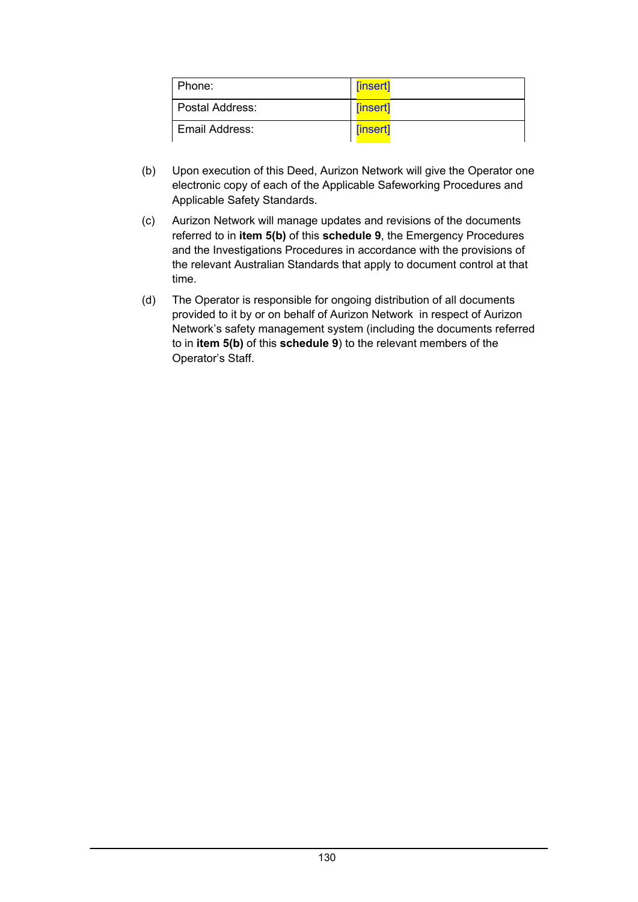| Phone: | [insert] |
|---|---|
| Postal Address: | [insert] |
| Email Address: | [insert] |

(b) Upon execution of this Deed, Aurizon Network will give the Operator one electronic copy of each of the Applicable Safeworking Procedures and Applicable Safety Standards.

(c) Aurizon Network will manage updates and revisions of the documents referred to in **item 5(b)** of this **schedule 9**, the Emergency Procedures and the Investigations Procedures in accordance with the provisions of the relevant Australian Standards that apply to document control at that time.

(d) The Operator is responsible for ongoing distribution of all documents provided to it by or on behalf of Aurizon Network in respect of Aurizon Network's safety management system (including the documents referred to in **item 5(b)** of this **schedule 9**) to the relevant members of the Operator's Staff.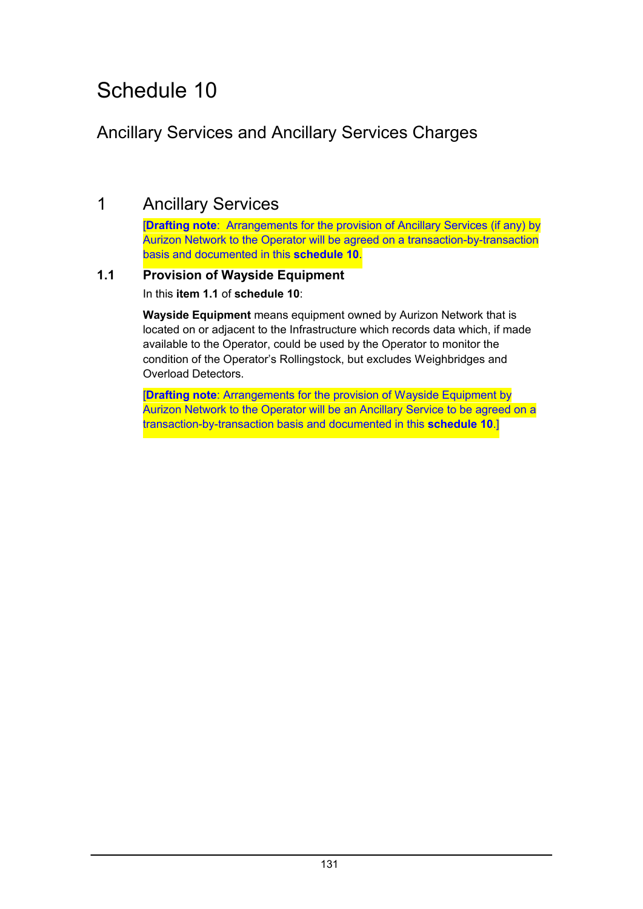# Schedule 10

## Ancillary Services and Ancillary Services Charges

## 1 Ancillary Services

[**Drafting note**: Arrangements for the provision of Ancillary Services (if any) by Aurizon Network to the Operator will be agreed on a transaction-by-transaction basis and documented in this **schedule 10**.

### 1.1 Provision of Wayside Equipment

In this **item 1.1** of **schedule 10**:

**Wayside Equipment** means equipment owned by Aurizon Network that is located on or adjacent to the Infrastructure which records data which, if made available to the Operator, could be used by the Operator to monitor the condition of the Operator's Rollingstock, but excludes Weighbridges and Overload Detectors.

[**Drafting note**: Arrangements for the provision of Wayside Equipment by Aurizon Network to the Operator will be an Ancillary Service to be agreed on a transaction-by-transaction basis and documented in this **schedule 10**.]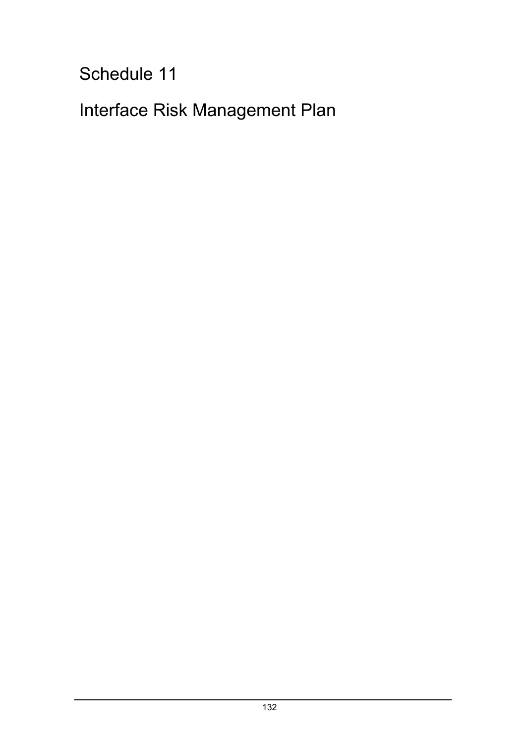# Schedule 11

# Interface Risk Management Plan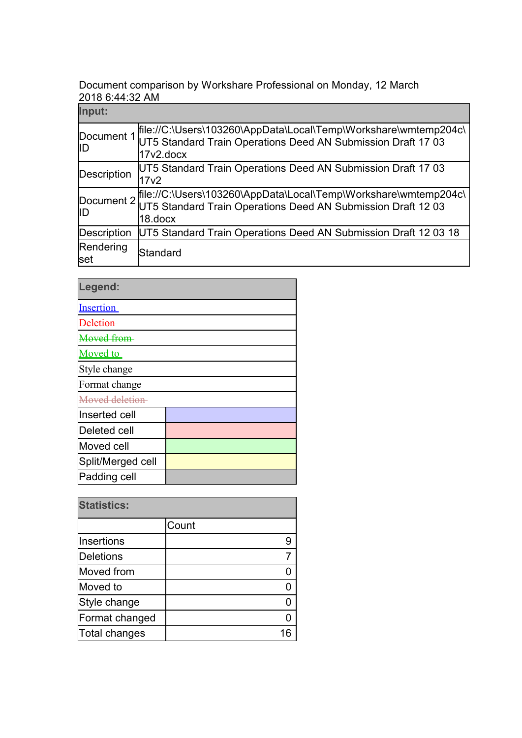Document comparison by Workshare Professional on Monday, 12 March 2018 6:44:32 AM

| Input: | |
|---|---|
| Document 1 ID | file://C:\Users\103260\AppData\Local\Temp\Workshare\wmtemp204c\UT5 Standard Train Operations Deed AN Submission Draft 17 03 17v2.docx |
| Description | UT5 Standard Train Operations Deed AN Submission Draft 17 03 17v2 |
| Document 2 ID | file://C:\Users\103260\AppData\Local\Temp\Workshare\wmtemp204c\UT5 Standard Train Operations Deed AN Submission Draft 12 03 18.docx |
| Description | UT5 Standard Train Operations Deed AN Submission Draft 12 03 18 |
| Rendering set | Standard |

| Legend: | |
|---|---|
| Insertion | |
| ~~Deletion~~ | |
| ~~Moved from~~ | |
| Moved to | |
| Style change | |
| Format change | |
| ~~Moved deletion~~ | |
| Inserted cell | |
| Deleted cell | |
| Moved cell | |
| Split/Merged cell | |
| Padding cell | |

| Statistics: | |
|---|---|
| | Count |
| Insertions | 9 |
| Deletions | 7 |
| Moved from | 0 |
| Moved to | 0 |
| Style change | 0 |
| Format changed | 0 |
| Total changes | 16 |